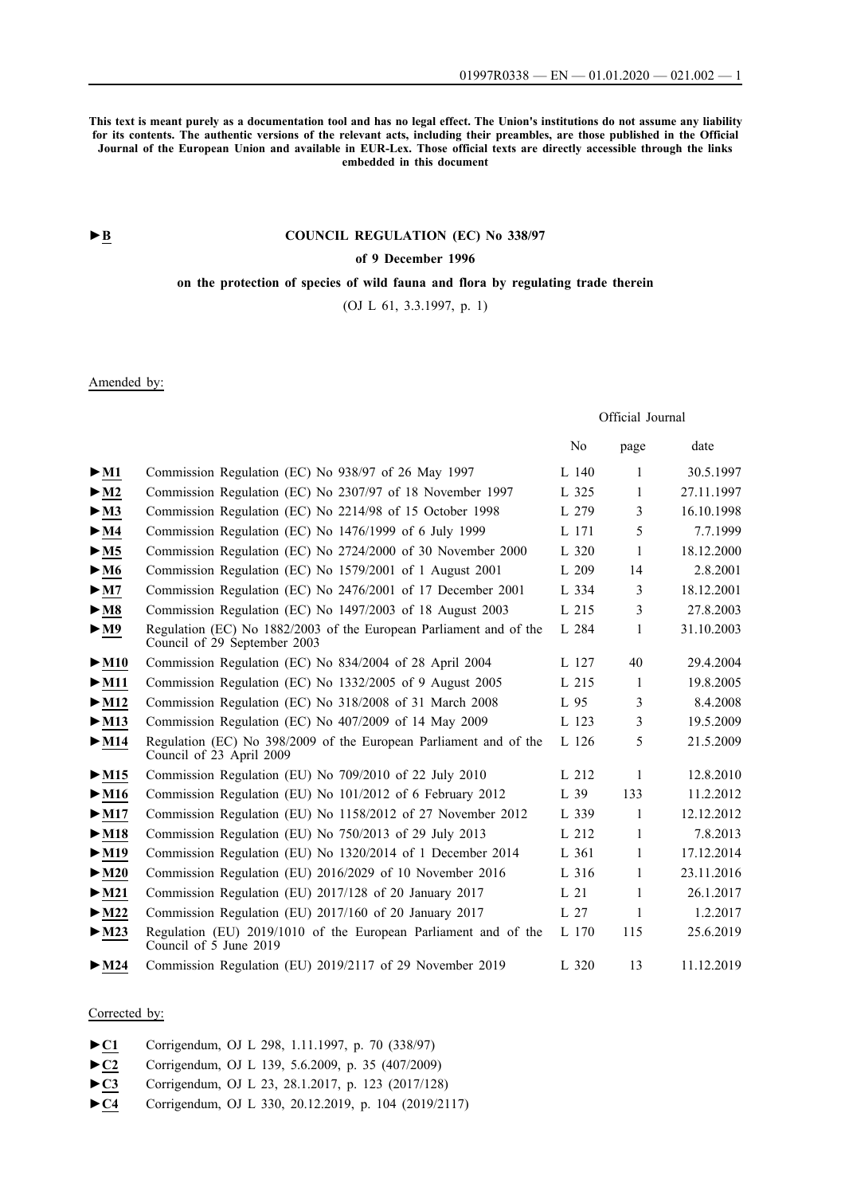**This text is meant purely as a documentation tool and has no legal effect. The Union's institutions do not assume any liability for its contents. The authentic versions of the relevant acts, including their preambles, are those published in the Official Journal of the European Union and available in EUR-Lex. Those official texts are directly accessible through the links embedded in this document**

►B

# COUNCIL REGULATION (EC) No 338/97

## of 9 December 1996

## on the protection of species of wild fauna and flora by regulating trade therein

(OJ L 61, 3.3.1997, p. 1)

Amended by:

| | | Official Journal | | |
|---|---|---|---|---|
| | | No | page | date |
| ►M1 | Commission Regulation (EC) No 938/97 of 26 May 1997 | L 140 | 1 | 30.5.1997 |
| ►M2 | Commission Regulation (EC) No 2307/97 of 18 November 1997 | L 325 | 1 | 27.11.1997 |
| ►M3 | Commission Regulation (EC) No 2214/98 of 15 October 1998 | L 279 | 3 | 16.10.1998 |
| ►M4 | Commission Regulation (EC) No 1476/1999 of 6 July 1999 | L 171 | 5 | 7.7.1999 |
| ►M5 | Commission Regulation (EC) No 2724/2000 of 30 November 2000 | L 320 | 1 | 18.12.2000 |
| ►M6 | Commission Regulation (EC) No 1579/2001 of 1 August 2001 | L 209 | 14 | 2.8.2001 |
| ►M7 | Commission Regulation (EC) No 2476/2001 of 17 December 2001 | L 334 | 3 | 18.12.2001 |
| ►M8 | Commission Regulation (EC) No 1497/2003 of 18 August 2003 | L 215 | 3 | 27.8.2003 |
| ►M9 | Regulation (EC) No 1882/2003 of the European Parliament and of the Council of 29 September 2003 | L 284 | 1 | 31.10.2003 |
| ►M10 | Commission Regulation (EC) No 834/2004 of 28 April 2004 | L 127 | 40 | 29.4.2004 |
| ►M11 | Commission Regulation (EC) No 1332/2005 of 9 August 2005 | L 215 | 1 | 19.8.2005 |
| ►M12 | Commission Regulation (EC) No 318/2008 of 31 March 2008 | L 95 | 3 | 8.4.2008 |
| ►M13 | Commission Regulation (EC) No 407/2009 of 14 May 2009 | L 123 | 3 | 19.5.2009 |
| ►M14 | Regulation (EC) No 398/2009 of the European Parliament and of the Council of 23 April 2009 | L 126 | 5 | 21.5.2009 |
| ►M15 | Commission Regulation (EU) No 709/2010 of 22 July 2010 | L 212 | 1 | 12.8.2010 |
| ►M16 | Commission Regulation (EU) No 101/2012 of 6 February 2012 | L 39 | 133 | 11.2.2012 |
| ►M17 | Commission Regulation (EU) No 1158/2012 of 27 November 2012 | L 339 | 1 | 12.12.2012 |
| ►M18 | Commission Regulation (EU) No 750/2013 of 29 July 2013 | L 212 | 1 | 7.8.2013 |
| ►M19 | Commission Regulation (EU) No 1320/2014 of 1 December 2014 | L 361 | 1 | 17.12.2014 |
| ►M20 | Commission Regulation (EU) 2016/2029 of 10 November 2016 | L 316 | 1 | 23.11.2016 |
| ►M21 | Commission Regulation (EU) 2017/128 of 20 January 2017 | L 21 | 1 | 26.1.2017 |
| ►M22 | Commission Regulation (EU) 2017/160 of 20 January 2017 | L 27 | 1 | 1.2.2017 |
| ►M23 | Regulation (EU) 2019/1010 of the European Parliament and of the Council of 5 June 2019 | L 170 | 115 | 25.6.2019 |
| ►M24 | Commission Regulation (EU) 2019/2117 of 29 November 2019 | L 320 | 13 | 11.12.2019 |

Corrected by:

- ►C1 Corrigendum, OJ L 298, 1.11.1997, p. 70 (338/97)
- ►C2 Corrigendum, OJ L 139, 5.6.2009, p. 35 (407/2009)
- ►C3 Corrigendum, OJ L 23, 28.1.2017, p. 123 (2017/128)
- ►C4 Corrigendum, OJ L 330, 20.12.2019, p. 104 (2019/2117)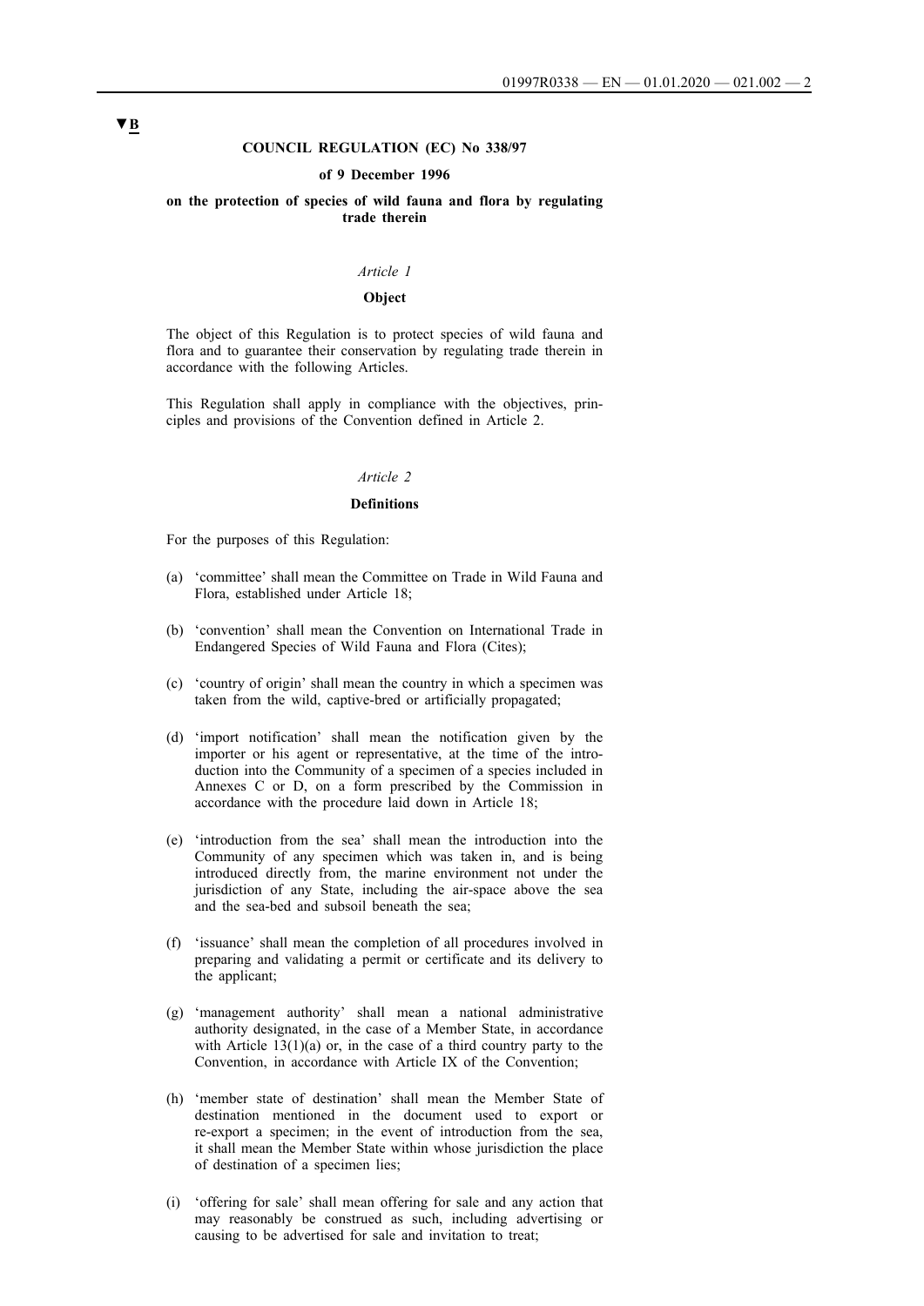▼B

# COUNCIL REGULATION (EC) No 338/97

## of 9 December 1996

## on the protection of species of wild fauna and flora by regulating trade therein

*Article 1*

**Object**

The object of this Regulation is to protect species of wild fauna and flora and to guarantee their conservation by regulating trade therein in accordance with the following Articles.

This Regulation shall apply in compliance with the objectives, principles and provisions of the Convention defined in Article 2.

*Article 2*

**Definitions**

For the purposes of this Regulation:

(a) 'committee' shall mean the Committee on Trade in Wild Fauna and Flora, established under Article 18;

(b) 'convention' shall mean the Convention on International Trade in Endangered Species of Wild Fauna and Flora (Cites);

(c) 'country of origin' shall mean the country in which a specimen was taken from the wild, captive-bred or artificially propagated;

(d) 'import notification' shall mean the notification given by the importer or his agent or representative, at the time of the introduction into the Community of a specimen of a species included in Annexes C or D, on a form prescribed by the Commission in accordance with the procedure laid down in Article 18;

(e) 'introduction from the sea' shall mean the introduction into the Community of any specimen which was taken in, and is being introduced directly from, the marine environment not under the jurisdiction of any State, including the air-space above the sea and the sea-bed and subsoil beneath the sea;

(f) 'issuance' shall mean the completion of all procedures involved in preparing and validating a permit or certificate and its delivery to the applicant;

(g) 'management authority' shall mean a national administrative authority designated, in the case of a Member State, in accordance with Article 13(1)(a) or, in the case of a third country party to the Convention, in accordance with Article IX of the Convention;

(h) 'member state of destination' shall mean the Member State of destination mentioned in the document used to export or re-export a specimen; in the event of introduction from the sea, it shall mean the Member State within whose jurisdiction the place of destination of a specimen lies;

(i) 'offering for sale' shall mean offering for sale and any action that may reasonably be construed as such, including advertising or causing to be advertised for sale and invitation to treat;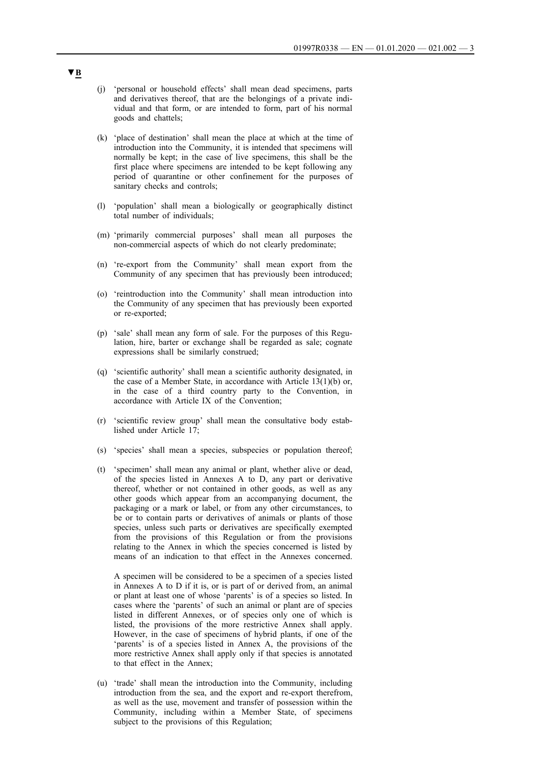▼B

(j) 'personal or household effects' shall mean dead specimens, parts and derivatives thereof, that are the belongings of a private individual and that form, or are intended to form, part of his normal goods and chattels;

(k) 'place of destination' shall mean the place at which at the time of introduction into the Community, it is intended that specimens will normally be kept; in the case of live specimens, this shall be the first place where specimens are intended to be kept following any period of quarantine or other confinement for the purposes of sanitary checks and controls;

(l) 'population' shall mean a biologically or geographically distinct total number of individuals;

(m) 'primarily commercial purposes' shall mean all purposes the non-commercial aspects of which do not clearly predominate;

(n) 're-export from the Community' shall mean export from the Community of any specimen that has previously been introduced;

(o) 'reintroduction into the Community' shall mean introduction into the Community of any specimen that has previously been exported or re-exported;

(p) 'sale' shall mean any form of sale. For the purposes of this Regulation, hire, barter or exchange shall be regarded as sale; cognate expressions shall be similarly construed;

(q) 'scientific authority' shall mean a scientific authority designated, in the case of a Member State, in accordance with Article 13(1)(b) or, in the case of a third country party to the Convention, in accordance with Article IX of the Convention;

(r) 'scientific review group' shall mean the consultative body established under Article 17;

(s) 'species' shall mean a species, subspecies or population thereof;

(t) 'specimen' shall mean any animal or plant, whether alive or dead, of the species listed in Annexes A to D, any part or derivative thereof, whether or not contained in other goods, as well as any other goods which appear from an accompanying document, the packaging or a mark or label, or from any other circumstances, to be or to contain parts or derivatives of animals or plants of those species, unless such parts or derivatives are specifically exempted from the provisions of this Regulation or from the provisions relating to the Annex in which the species concerned is listed by means of an indication to that effect in the Annexes concerned.

A specimen will be considered to be a specimen of a species listed in Annexes A to D if it is, or is part of or derived from, an animal or plant at least one of whose 'parents' is of a species so listed. In cases where the 'parents' of such an animal or plant are of species listed in different Annexes, or of species only one of which is listed, the provisions of the more restrictive Annex shall apply. However, in the case of specimens of hybrid plants, if one of the 'parents' is of a species listed in Annex A, the provisions of the more restrictive Annex shall apply only if that species is annotated to that effect in the Annex;

(u) 'trade' shall mean the introduction into the Community, including introduction from the sea, and the export and re-export therefrom, as well as the use, movement and transfer of possession within the Community, including within a Member State, of specimens subject to the provisions of this Regulation;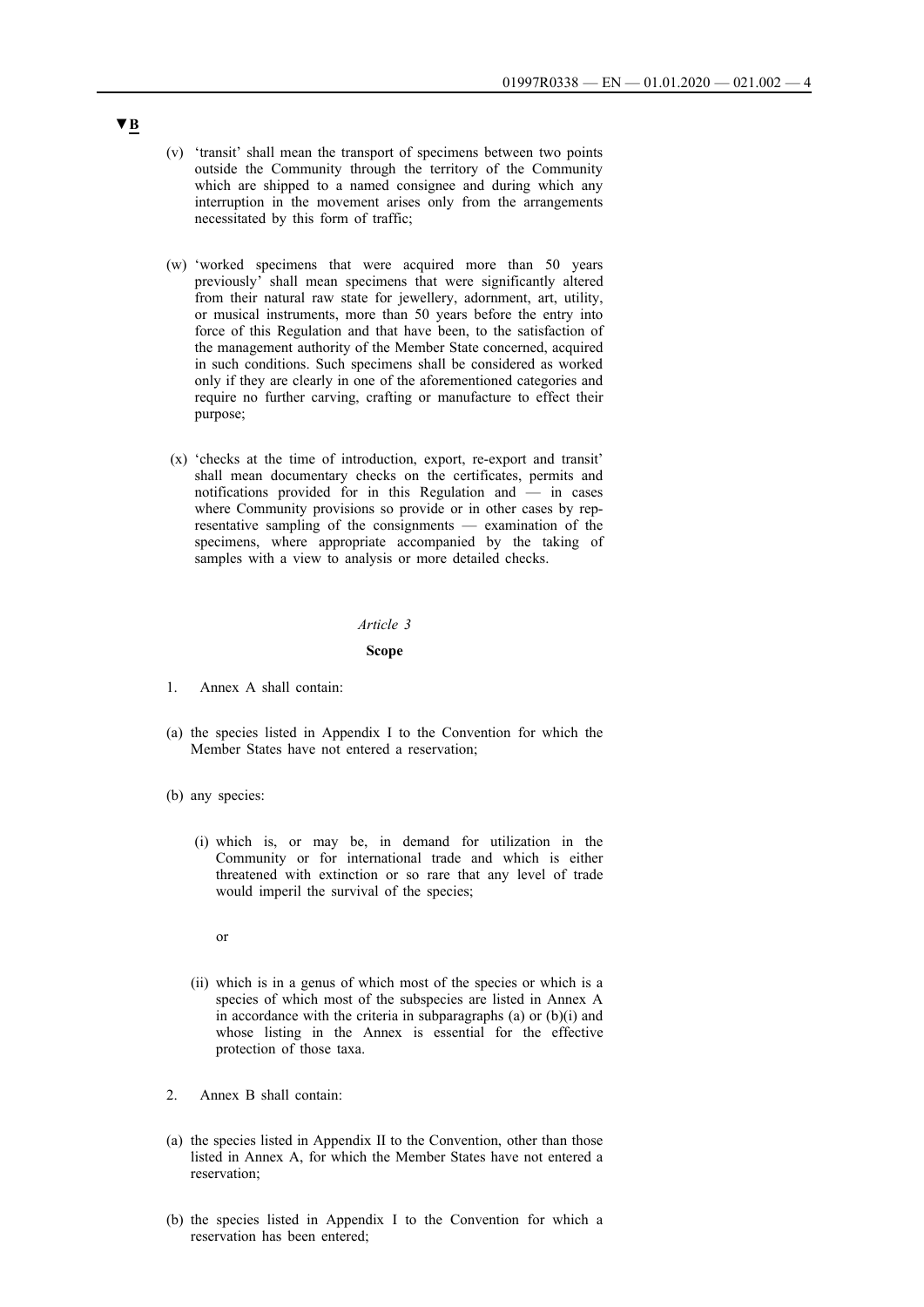▼B

(v) 'transit' shall mean the transport of specimens between two points outside the Community through the territory of the Community which are shipped to a named consignee and during which any interruption in the movement arises only from the arrangements necessitated by this form of traffic;

(w) 'worked specimens that were acquired more than 50 years previously' shall mean specimens that were significantly altered from their natural raw state for jewellery, adornment, art, utility, or musical instruments, more than 50 years before the entry into force of this Regulation and that have been, to the satisfaction of the management authority of the Member State concerned, acquired in such conditions. Such specimens shall be considered as worked only if they are clearly in one of the aforementioned categories and require no further carving, crafting or manufacture to effect their purpose;

(x) 'checks at the time of introduction, export, re-export and transit' shall mean documentary checks on the certificates, permits and notifications provided for in this Regulation and — in cases where Community provisions so provide or in other cases by representative sampling of the consignments — examination of the specimens, where appropriate accompanied by the taking of samples with a view to analysis or more detailed checks.

*Article 3*

**Scope**

1. Annex A shall contain:

(a) the species listed in Appendix I to the Convention for which the Member States have not entered a reservation;

(b) any species:

(i) which is, or may be, in demand for utilization in the Community or for international trade and which is either threatened with extinction or so rare that any level of trade would imperil the survival of the species;

or

(ii) which is in a genus of which most of the species or which is a species of which most of the subspecies are listed in Annex A in accordance with the criteria in subparagraphs (a) or (b)(i) and whose listing in the Annex is essential for the effective protection of those taxa.

2. Annex B shall contain:

(a) the species listed in Appendix II to the Convention, other than those listed in Annex A, for which the Member States have not entered a reservation;

(b) the species listed in Appendix I to the Convention for which a reservation has been entered;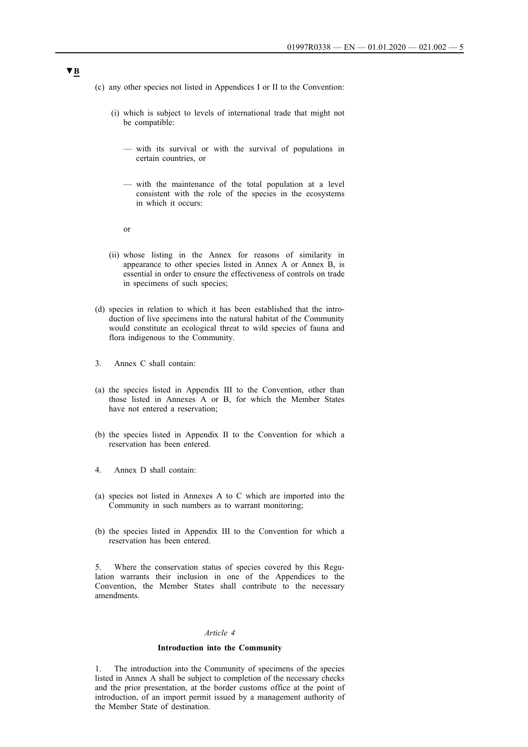▼B

(c) any other species not listed in Appendices I or II to the Convention:

(i) which is subject to levels of international trade that might not be compatible:

— with its survival or with the survival of populations in certain countries, or

— with the maintenance of the total population at a level consistent with the role of the species in the ecosystems in which it occurs:

or

(ii) whose listing in the Annex for reasons of similarity in appearance to other species listed in Annex A or Annex B, is essential in order to ensure the effectiveness of controls on trade in specimens of such species;

(d) species in relation to which it has been established that the introduction of live specimens into the natural habitat of the Community would constitute an ecological threat to wild species of fauna and flora indigenous to the Community.

3. Annex C shall contain:

(a) the species listed in Appendix III to the Convention, other than those listed in Annexes A or B, for which the Member States have not entered a reservation;

(b) the species listed in Appendix II to the Convention for which a reservation has been entered.

4. Annex D shall contain:

(a) species not listed in Annexes A to C which are imported into the Community in such numbers as to warrant monitoring;

(b) the species listed in Appendix III to the Convention for which a reservation has been entered.

5. Where the conservation status of species covered by this Regulation warrants their inclusion in one of the Appendices to the Convention, the Member States shall contribute to the necessary amendments.

*Article 4*

**Introduction into the Community**

1. The introduction into the Community of specimens of the species listed in Annex A shall be subject to completion of the necessary checks and the prior presentation, at the border customs office at the point of introduction, of an import permit issued by a management authority of the Member State of destination.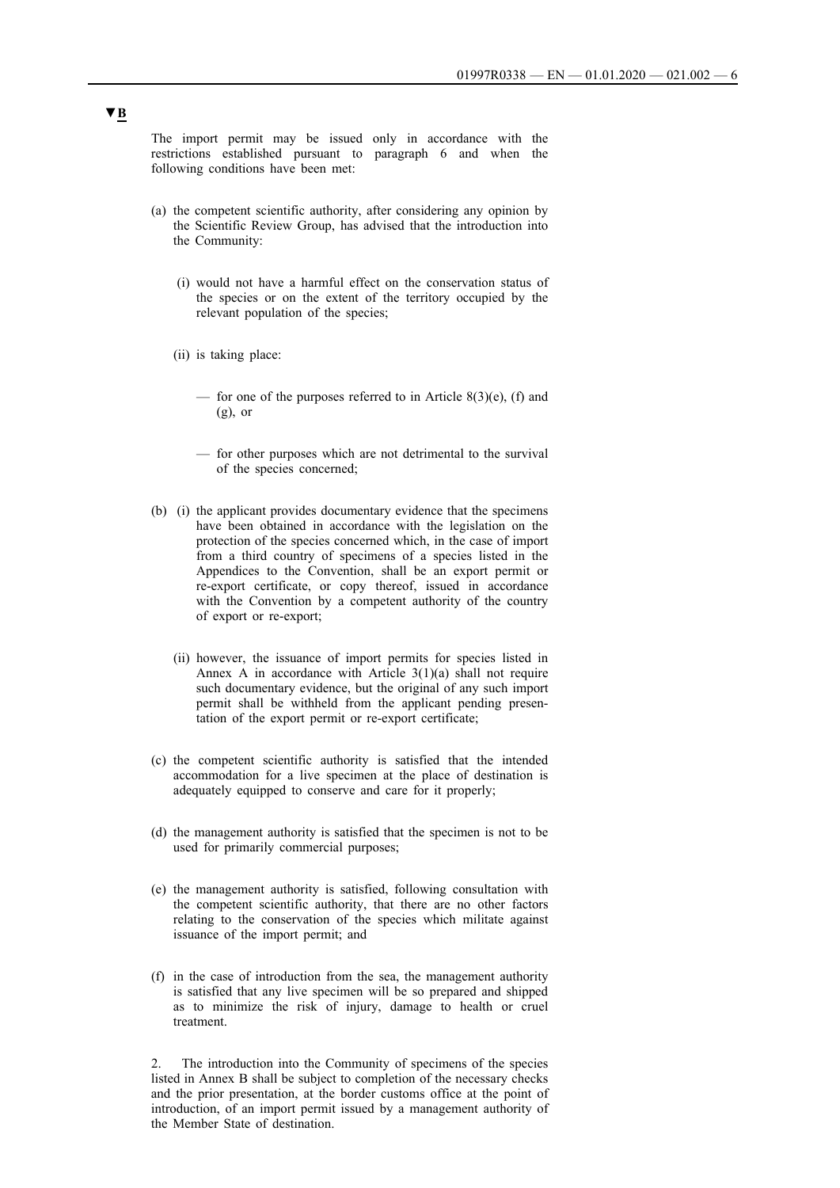▼B

The import permit may be issued only in accordance with the restrictions established pursuant to paragraph 6 and when the following conditions have been met:

(a) the competent scientific authority, after considering any opinion by the Scientific Review Group, has advised that the introduction into the Community:

 (i) would not have a harmful effect on the conservation status of the species or on the extent of the territory occupied by the relevant population of the species;

 (ii) is taking place:

 — for one of the purposes referred to in Article 8(3)(e), (f) and (g), or

 — for other purposes which are not detrimental to the survival of the species concerned;

(b) (i) the applicant provides documentary evidence that the specimens have been obtained in accordance with the legislation on the protection of the species concerned which, in the case of import from a third country of specimens of a species listed in the Appendices to the Convention, shall be an export permit or re-export certificate, or copy thereof, issued in accordance with the Convention by a competent authority of the country of export or re-export;

 (ii) however, the issuance of import permits for species listed in Annex A in accordance with Article 3(1)(a) shall not require such documentary evidence, but the original of any such import permit shall be withheld from the applicant pending presentation of the export permit or re-export certificate;

(c) the competent scientific authority is satisfied that the intended accommodation for a live specimen at the place of destination is adequately equipped to conserve and care for it properly;

(d) the management authority is satisfied that the specimen is not to be used for primarily commercial purposes;

(e) the management authority is satisfied, following consultation with the competent scientific authority, that there are no other factors relating to the conservation of the species which militate against issuance of the import permit; and

(f) in the case of introduction from the sea, the management authority is satisfied that any live specimen will be so prepared and shipped as to minimize the risk of injury, damage to health or cruel treatment.

2. The introduction into the Community of specimens of the species listed in Annex B shall be subject to completion of the necessary checks and the prior presentation, at the border customs office at the point of introduction, of an import permit issued by a management authority of the Member State of destination.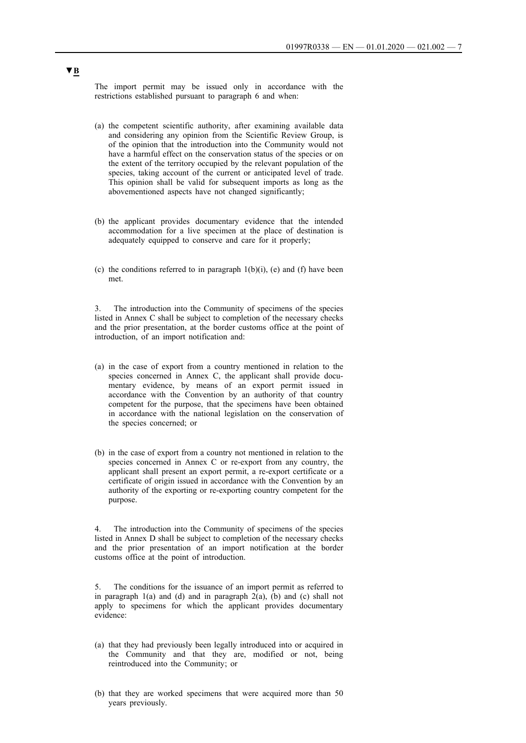▼B

The import permit may be issued only in accordance with the restrictions established pursuant to paragraph 6 and when:

(a) the competent scientific authority, after examining available data and considering any opinion from the Scientific Review Group, is of the opinion that the introduction into the Community would not have a harmful effect on the conservation status of the species or on the extent of the territory occupied by the relevant population of the species, taking account of the current or anticipated level of trade. This opinion shall be valid for subsequent imports as long as the abovementioned aspects have not changed significantly;

(b) the applicant provides documentary evidence that the intended accommodation for a live specimen at the place of destination is adequately equipped to conserve and care for it properly;

(c) the conditions referred to in paragraph 1(b)(i), (e) and (f) have been met.

3. The introduction into the Community of specimens of the species listed in Annex C shall be subject to completion of the necessary checks and the prior presentation, at the border customs office at the point of introduction, of an import notification and:

(a) in the case of export from a country mentioned in relation to the species concerned in Annex C, the applicant shall provide documentary evidence, by means of an export permit issued in accordance with the Convention by an authority of that country competent for the purpose, that the specimens have been obtained in accordance with the national legislation on the conservation of the species concerned; or

(b) in the case of export from a country not mentioned in relation to the species concerned in Annex C or re-export from any country, the applicant shall present an export permit, a re-export certificate or a certificate of origin issued in accordance with the Convention by an authority of the exporting or re-exporting country competent for the purpose.

4. The introduction into the Community of specimens of the species listed in Annex D shall be subject to completion of the necessary checks and the prior presentation of an import notification at the border customs office at the point of introduction.

5. The conditions for the issuance of an import permit as referred to in paragraph 1(a) and (d) and in paragraph 2(a), (b) and (c) shall not apply to specimens for which the applicant provides documentary evidence:

(a) that they had previously been legally introduced into or acquired in the Community and that they are, modified or not, being reintroduced into the Community; or

(b) that they are worked specimens that were acquired more than 50 years previously.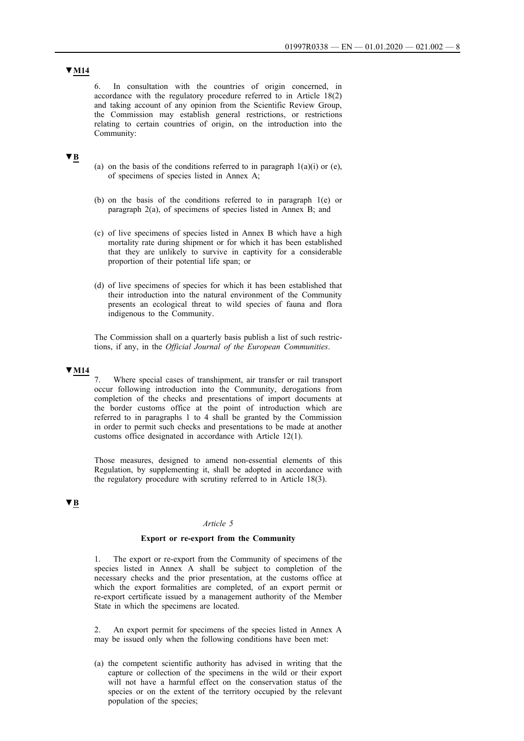▼M14

6. In consultation with the countries of origin concerned, in accordance with the regulatory procedure referred to in Article 18(2) and taking account of any opinion from the Scientific Review Group, the Commission may establish general restrictions, or restrictions relating to certain countries of origin, on the introduction into the Community:

▼B

(a) on the basis of the conditions referred to in paragraph 1(a)(i) or (e), of specimens of species listed in Annex A;

(b) on the basis of the conditions referred to in paragraph 1(e) or paragraph 2(a), of specimens of species listed in Annex B; and

(c) of live specimens of species listed in Annex B which have a high mortality rate during shipment or for which it has been established that they are unlikely to survive in captivity for a considerable proportion of their potential life span; or

(d) of live specimens of species for which it has been established that their introduction into the natural environment of the Community presents an ecological threat to wild species of fauna and flora indigenous to the Community.

The Commission shall on a quarterly basis publish a list of such restrictions, if any, in the *Official Journal of the European Communities*.

▼M14

7. Where special cases of transhipment, air transfer or rail transport occur following introduction into the Community, derogations from completion of the checks and presentations of import documents at the border customs office at the point of introduction which are referred to in paragraphs 1 to 4 shall be granted by the Commission in order to permit such checks and presentations to be made at another customs office designated in accordance with Article 12(1).

Those measures, designed to amend non-essential elements of this Regulation, by supplementing it, shall be adopted in accordance with the regulatory procedure with scrutiny referred to in Article 18(3).

▼B

*Article 5*

**Export or re-export from the Community**

1. The export or re-export from the Community of specimens of the species listed in Annex A shall be subject to completion of the necessary checks and the prior presentation, at the customs office at which the export formalities are completed, of an export permit or re-export certificate issued by a management authority of the Member State in which the specimens are located.

2. An export permit for specimens of the species listed in Annex A may be issued only when the following conditions have been met:

(a) the competent scientific authority has advised in writing that the capture or collection of the specimens in the wild or their export will not have a harmful effect on the conservation status of the species or on the extent of the territory occupied by the relevant population of the species;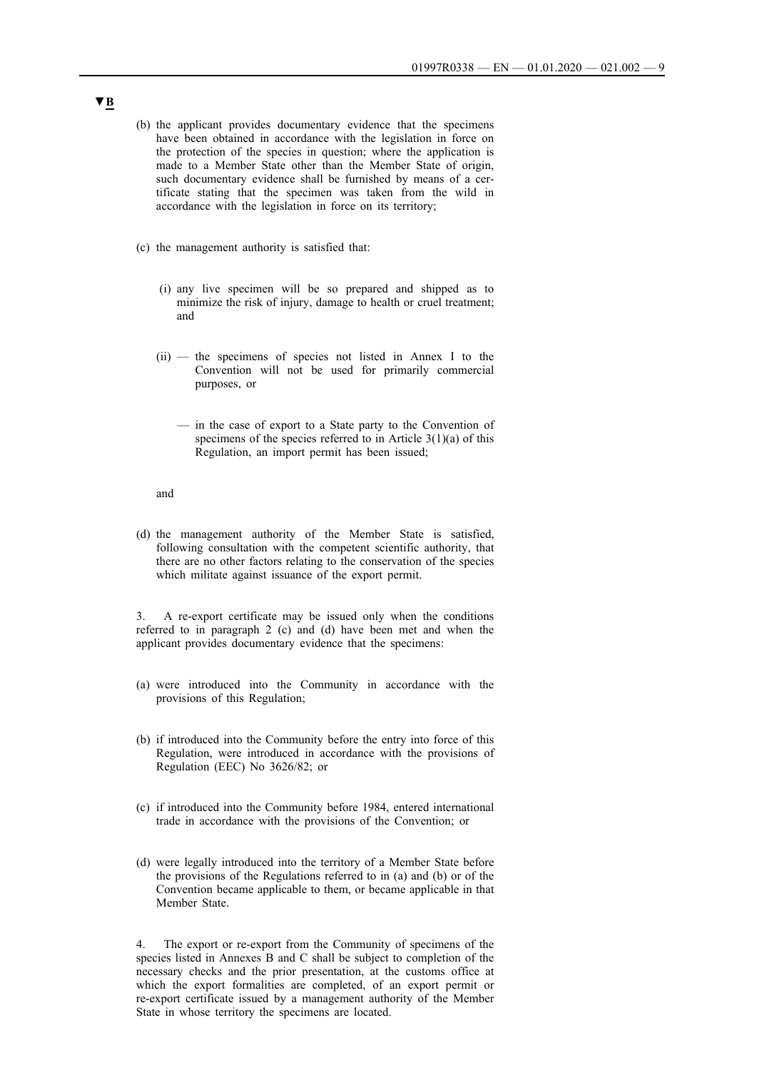▼B

(b) the applicant provides documentary evidence that the specimens have been obtained in accordance with the legislation in force on the protection of the species in question; where the application is made to a Member State other than the Member State of origin, such documentary evidence shall be furnished by means of a certificate stating that the specimen was taken from the wild in accordance with the legislation in force on its territory;

(c) the management authority is satisfied that:

   (i) any live specimen will be so prepared and shipped as to minimize the risk of injury, damage to health or cruel treatment; and

   (ii) — the specimens of species not listed in Annex I to the Convention will not be used for primarily commercial purposes, or

   — in the case of export to a State party to the Convention of specimens of the species referred to in Article 3(1)(a) of this Regulation, an import permit has been issued;

and

(d) the management authority of the Member State is satisfied, following consultation with the competent scientific authority, that there are no other factors relating to the conservation of the species which militate against issuance of the export permit.

3. A re-export certificate may be issued only when the conditions referred to in paragraph 2 (c) and (d) have been met and when the applicant provides documentary evidence that the specimens:

(a) were introduced into the Community in accordance with the provisions of this Regulation;

(b) if introduced into the Community before the entry into force of this Regulation, were introduced in accordance with the provisions of Regulation (EEC) No 3626/82; or

(c) if introduced into the Community before 1984, entered international trade in accordance with the provisions of the Convention; or

(d) were legally introduced into the territory of a Member State before the provisions of the Regulations referred to in (a) and (b) or of the Convention became applicable to them, or became applicable in that Member State.

4. The export or re-export from the Community of specimens of the species listed in Annexes B and C shall be subject to completion of the necessary checks and the prior presentation, at the customs office at which the export formalities are completed, of an export permit or re-export certificate issued by a management authority of the Member State in whose territory the specimens are located.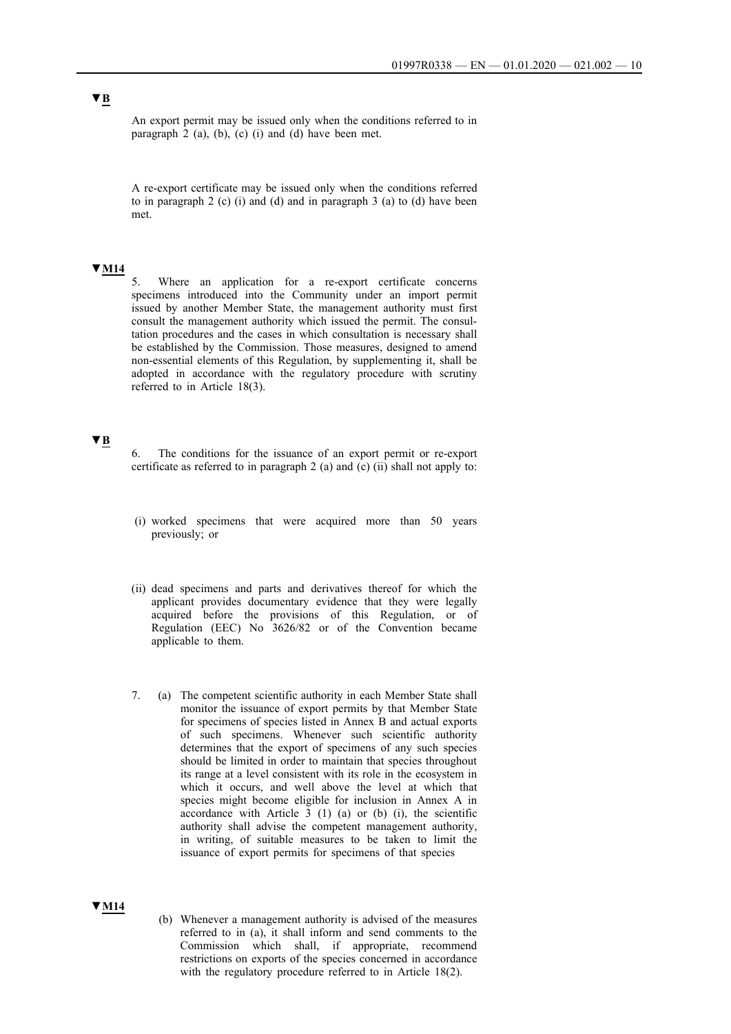▼B

An export permit may be issued only when the conditions referred to in paragraph 2 (a), (b), (c) (i) and (d) have been met.

A re-export certificate may be issued only when the conditions referred to in paragraph 2 (c) (i) and (d) and in paragraph 3 (a) to (d) have been met.

▼M14

5. Where an application for a re-export certificate concerns specimens introduced into the Community under an import permit issued by another Member State, the management authority must first consult the management authority which issued the permit. The consultation procedures and the cases in which consultation is necessary shall be established by the Commission. Those measures, designed to amend non-essential elements of this Regulation, by supplementing it, shall be adopted in accordance with the regulatory procedure with scrutiny referred to in Article 18(3).

▼B

6. The conditions for the issuance of an export permit or re-export certificate as referred to in paragraph 2 (a) and (c) (ii) shall not apply to:

(i) worked specimens that were acquired more than 50 years previously; or

(ii) dead specimens and parts and derivatives thereof for which the applicant provides documentary evidence that they were legally acquired before the provisions of this Regulation, or of Regulation (EEC) No 3626/82 or of the Convention became applicable to them.

7. (a) The competent scientific authority in each Member State shall monitor the issuance of export permits by that Member State for specimens of species listed in Annex B and actual exports of such specimens. Whenever such scientific authority determines that the export of specimens of any such species should be limited in order to maintain that species throughout its range at a level consistent with its role in the ecosystem in which it occurs, and well above the level at which that species might become eligible for inclusion in Annex A in accordance with Article 3 (1) (a) or (b) (i), the scientific authority shall advise the competent management authority, in writing, of suitable measures to be taken to limit the issuance of export permits for specimens of that species

▼M14

(b) Whenever a management authority is advised of the measures referred to in (a), it shall inform and send comments to the Commission which shall, if appropriate, recommend restrictions on exports of the species concerned in accordance with the regulatory procedure referred to in Article 18(2).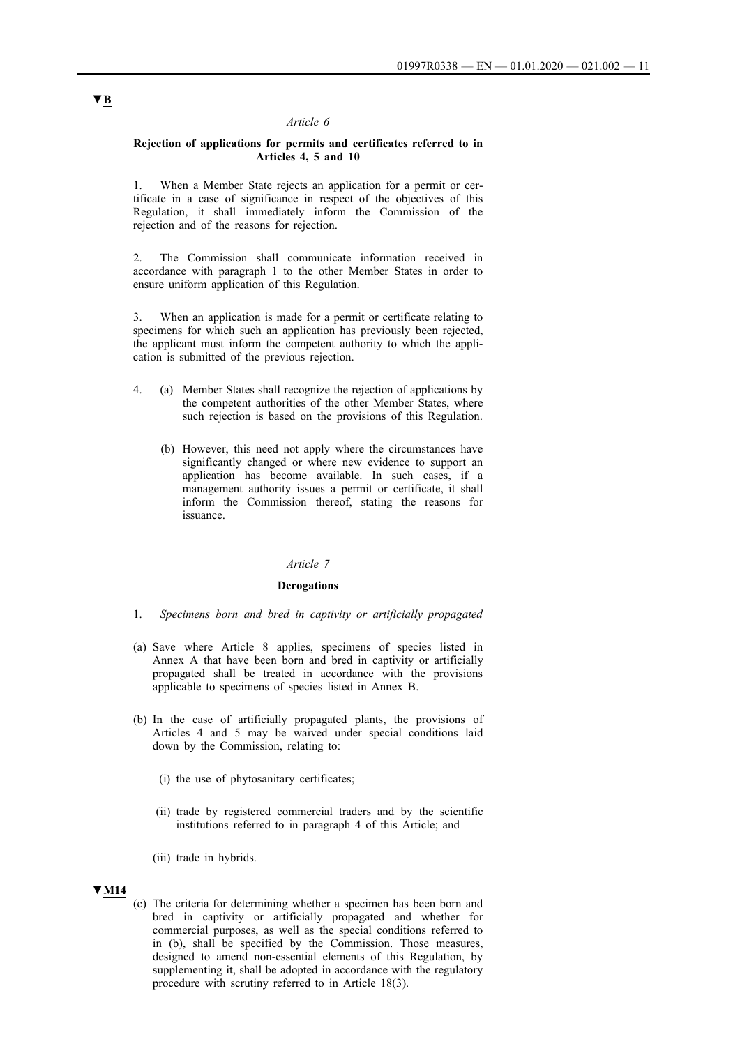▼B

*Article 6*

**Rejection of applications for permits and certificates referred to in Articles 4, 5 and 10**

1. When a Member State rejects an application for a permit or certificate in a case of significance in respect of the objectives of this Regulation, it shall immediately inform the Commission of the rejection and of the reasons for rejection.

2. The Commission shall communicate information received in accordance with paragraph 1 to the other Member States in order to ensure uniform application of this Regulation.

3. When an application is made for a permit or certificate relating to specimens for which such an application has previously been rejected, the applicant must inform the competent authority to which the application is submitted of the previous rejection.

4. (a) Member States shall recognize the rejection of applications by the competent authorities of the other Member States, where such rejection is based on the provisions of this Regulation.

(b) However, this need not apply where the circumstances have significantly changed or where new evidence to support an application has become available. In such cases, if a management authority issues a permit or certificate, it shall inform the Commission thereof, stating the reasons for issuance.

*Article 7*

**Derogations**

1. *Specimens born and bred in captivity or artificially propagated*

(a) Save where Article 8 applies, specimens of species listed in Annex A that have been born and bred in captivity or artificially propagated shall be treated in accordance with the provisions applicable to specimens of species listed in Annex B.

(b) In the case of artificially propagated plants, the provisions of Articles 4 and 5 may be waived under special conditions laid down by the Commission, relating to:

(i) the use of phytosanitary certificates;

(ii) trade by registered commercial traders and by the scientific institutions referred to in paragraph 4 of this Article; and

(iii) trade in hybrids.

▼M14

(c) The criteria for determining whether a specimen has been born and bred in captivity or artificially propagated and whether for commercial purposes, as well as the special conditions referred to in (b), shall be specified by the Commission. Those measures, designed to amend non-essential elements of this Regulation, by supplementing it, shall be adopted in accordance with the regulatory procedure with scrutiny referred to in Article 18(3).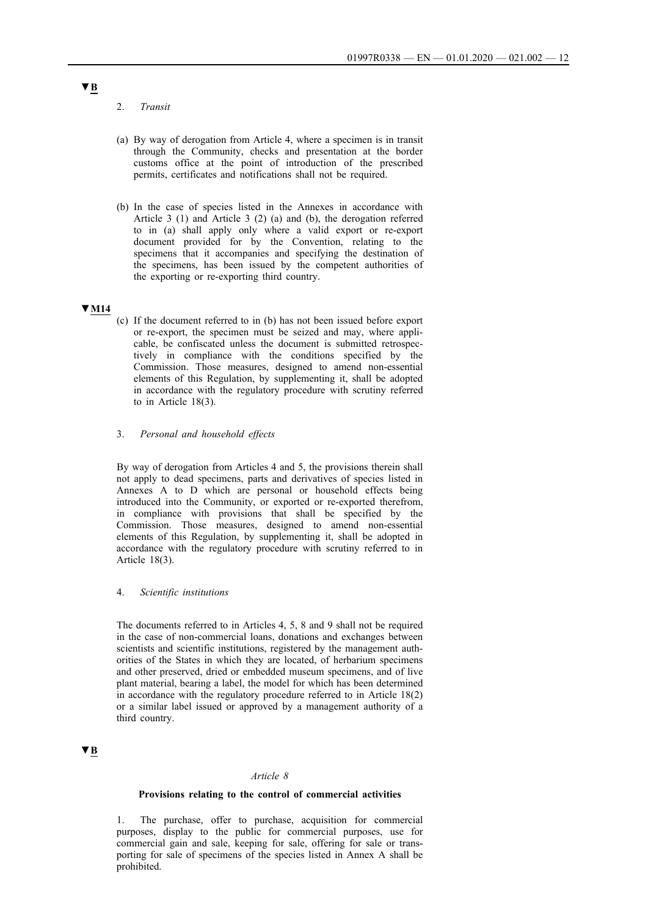▼B

2. *Transit*

(a) By way of derogation from Article 4, where a specimen is in transit through the Community, checks and presentation at the border customs office at the point of introduction of the prescribed permits, certificates and notifications shall not be required.

(b) In the case of species listed in the Annexes in accordance with Article 3 (1) and Article 3 (2) (a) and (b), the derogation referred to in (a) shall apply only where a valid export or re-export document provided for by the Convention, relating to the specimens that it accompanies and specifying the destination of the specimens, has been issued by the competent authorities of the exporting or re-exporting third country.

▼M14

(c) If the document referred to in (b) has not been issued before export or re-export, the specimen must be seized and may, where applicable, be confiscated unless the document is submitted retrospectively in compliance with the conditions specified by the Commission. Those measures, designed to amend non-essential elements of this Regulation, by supplementing it, shall be adopted in accordance with the regulatory procedure with scrutiny referred to in Article 18(3).

3. *Personal and household effects*

By way of derogation from Articles 4 and 5, the provisions therein shall not apply to dead specimens, parts and derivatives of species listed in Annexes A to D which are personal or household effects being introduced into the Community, or exported or re-exported therefrom, in compliance with provisions that shall be specified by the Commission. Those measures, designed to amend non-essential elements of this Regulation, by supplementing it, shall be adopted in accordance with the regulatory procedure with scrutiny referred to in Article 18(3).

4. *Scientific institutions*

The documents referred to in Articles 4, 5, 8 and 9 shall not be required in the case of non-commercial loans, donations and exchanges between scientists and scientific institutions, registered by the management authorities of the States in which they are located, of herbarium specimens and other preserved, dried or embedded museum specimens, and of live plant material, bearing a label, the model for which has been determined in accordance with the regulatory procedure referred to in Article 18(2) or a similar label issued or approved by a management authority of a third country.

▼B

*Article 8*

**Provisions relating to the control of commercial activities**

1. The purchase, offer to purchase, acquisition for commercial purposes, display to the public for commercial purposes, use for commercial gain and sale, keeping for sale, offering for sale or transporting for sale of specimens of the species listed in Annex A shall be prohibited.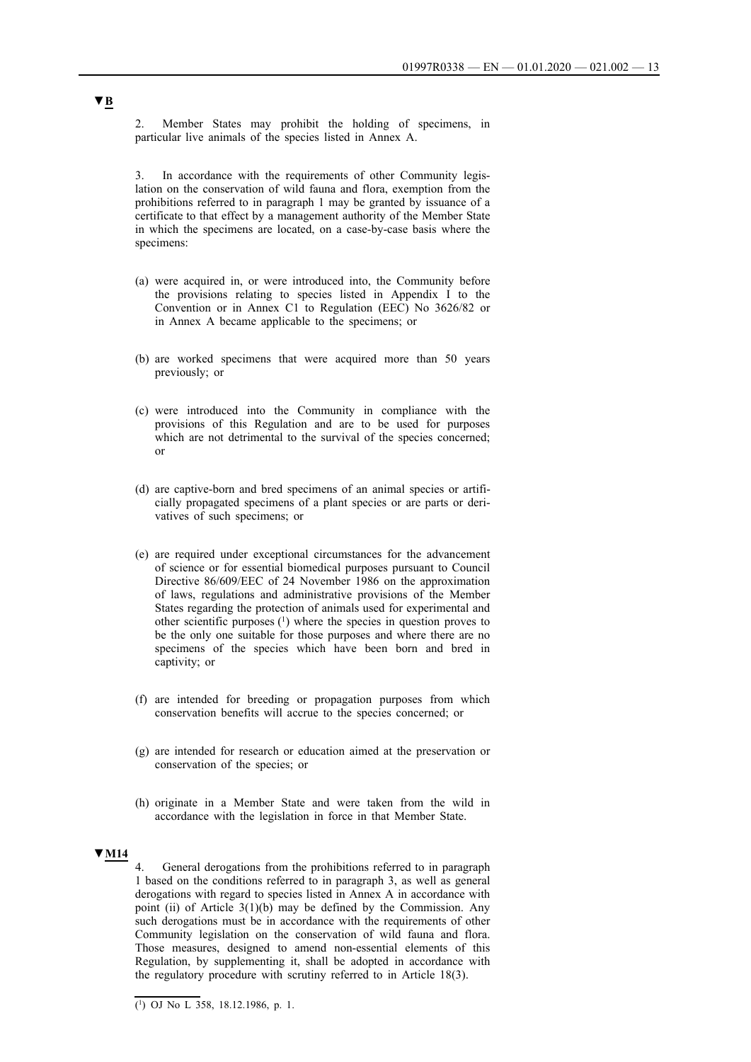▼B

2. Member States may prohibit the holding of specimens, in particular live animals of the species listed in Annex A.

3. In accordance with the requirements of other Community legislation on the conservation of wild fauna and flora, exemption from the prohibitions referred to in paragraph 1 may be granted by issuance of a certificate to that effect by a management authority of the Member State in which the specimens are located, on a case-by-case basis where the specimens:

(a) were acquired in, or were introduced into, the Community before the provisions relating to species listed in Appendix I to the Convention or in Annex C1 to Regulation (EEC) No 3626/82 or in Annex A became applicable to the specimens; or

(b) are worked specimens that were acquired more than 50 years previously; or

(c) were introduced into the Community in compliance with the provisions of this Regulation and are to be used for purposes which are not detrimental to the survival of the species concerned; or

(d) are captive-born and bred specimens of an animal species or artificially propagated specimens of a plant species or are parts or derivatives of such specimens; or

(e) are required under exceptional circumstances for the advancement of science or for essential biomedical purposes pursuant to Council Directive 86/609/EEC of 24 November 1986 on the approximation of laws, regulations and administrative provisions of the Member States regarding the protection of animals used for experimental and other scientific purposes [1] where the species in question proves to be the only one suitable for those purposes and where there are no specimens of the species which have been born and bred in captivity; or

(f) are intended for breeding or propagation purposes from which conservation benefits will accrue to the species concerned; or

(g) are intended for research or education aimed at the preservation or conservation of the species; or

(h) originate in a Member State and were taken from the wild in accordance with the legislation in force in that Member State.

▼M14

4. General derogations from the prohibitions referred to in paragraph 1 based on the conditions referred to in paragraph 3, as well as general derogations with regard to species listed in Annex A in accordance with point (ii) of Article 3(1)(b) may be defined by the Commission. Any such derogations must be in accordance with the requirements of other Community legislation on the conservation of wild fauna and flora. Those measures, designed to amend non-essential elements of this Regulation, by supplementing it, shall be adopted in accordance with the regulatory procedure with scrutiny referred to in Article 18(3).

---

[1] OJ No L 358, 18.12.1986, p. 1.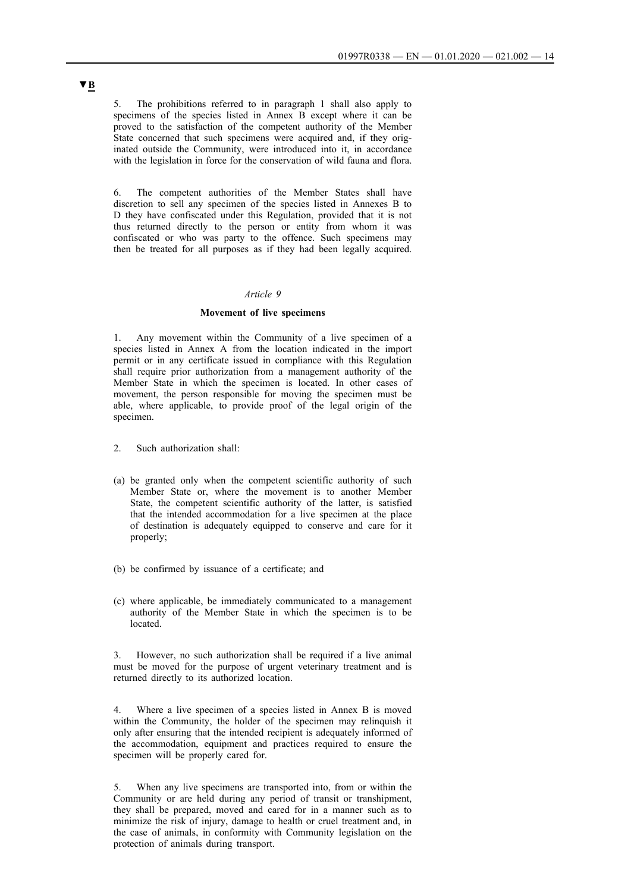▼B

5. The prohibitions referred to in paragraph 1 shall also apply to specimens of the species listed in Annex B except where it can be proved to the satisfaction of the competent authority of the Member State concerned that such specimens were acquired and, if they originated outside the Community, were introduced into it, in accordance with the legislation in force for the conservation of wild fauna and flora.

6. The competent authorities of the Member States shall have discretion to sell any specimen of the species listed in Annexes B to D they have confiscated under this Regulation, provided that it is not thus returned directly to the person or entity from whom it was confiscated or who was party to the offence. Such specimens may then be treated for all purposes as if they had been legally acquired.

*Article 9*

**Movement of live specimens**

1. Any movement within the Community of a live specimen of a species listed in Annex A from the location indicated in the import permit or in any certificate issued in compliance with this Regulation shall require prior authorization from a management authority of the Member State in which the specimen is located. In other cases of movement, the person responsible for moving the specimen must be able, where applicable, to provide proof of the legal origin of the specimen.

2. Such authorization shall:

(a) be granted only when the competent scientific authority of such Member State or, where the movement is to another Member State, the competent scientific authority of the latter, is satisfied that the intended accommodation for a live specimen at the place of destination is adequately equipped to conserve and care for it properly;

(b) be confirmed by issuance of a certificate; and

(c) where applicable, be immediately communicated to a management authority of the Member State in which the specimen is to be located.

3. However, no such authorization shall be required if a live animal must be moved for the purpose of urgent veterinary treatment and is returned directly to its authorized location.

4. Where a live specimen of a species listed in Annex B is moved within the Community, the holder of the specimen may relinquish it only after ensuring that the intended recipient is adequately informed of the accommodation, equipment and practices required to ensure the specimen will be properly cared for.

5. When any live specimens are transported into, from or within the Community or are held during any period of transit or transhipment, they shall be prepared, moved and cared for in a manner such as to minimize the risk of injury, damage to health or cruel treatment and, in the case of animals, in conformity with Community legislation on the protection of animals during transport.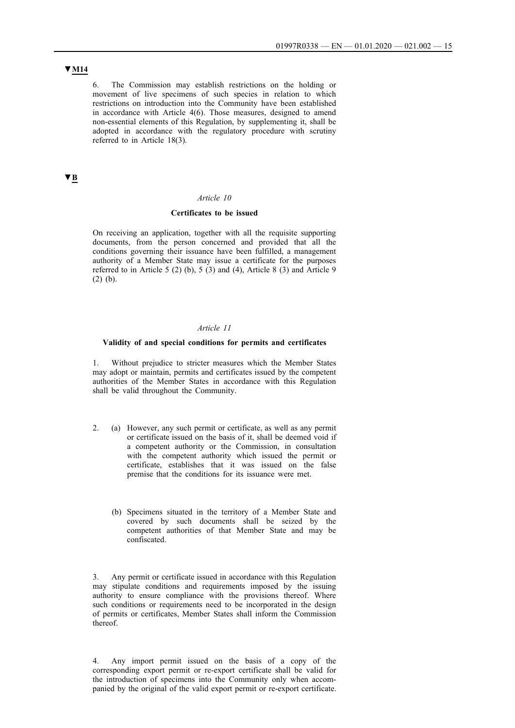▼M14

6. The Commission may establish restrictions on the holding or movement of live specimens of such species in relation to which restrictions on introduction into the Community have been established in accordance with Article 4(6). Those measures, designed to amend non-essential elements of this Regulation, by supplementing it, shall be adopted in accordance with the regulatory procedure with scrutiny referred to in Article 18(3).

▼B

*Article 10*

**Certificates to be issued**

On receiving an application, together with all the requisite supporting documents, from the person concerned and provided that all the conditions governing their issuance have been fulfilled, a management authority of a Member State may issue a certificate for the purposes referred to in Article 5 (2) (b), 5 (3) and (4), Article 8 (3) and Article 9 (2) (b).

*Article 11*

**Validity of and special conditions for permits and certificates**

1. Without prejudice to stricter measures which the Member States may adopt or maintain, permits and certificates issued by the competent authorities of the Member States in accordance with this Regulation shall be valid throughout the Community.

2. (a) However, any such permit or certificate, as well as any permit or certificate issued on the basis of it, shall be deemed void if a competent authority or the Commission, in consultation with the competent authority which issued the permit or certificate, establishes that it was issued on the false premise that the conditions for its issuance were met.

(b) Specimens situated in the territory of a Member State and covered by such documents shall be seized by the competent authorities of that Member State and may be confiscated.

3. Any permit or certificate issued in accordance with this Regulation may stipulate conditions and requirements imposed by the issuing authority to ensure compliance with the provisions thereof. Where such conditions or requirements need to be incorporated in the design of permits or certificates, Member States shall inform the Commission thereof.

4. Any import permit issued on the basis of a copy of the corresponding export permit or re-export certificate shall be valid for the introduction of specimens into the Community only when accompanied by the original of the valid export permit or re-export certificate.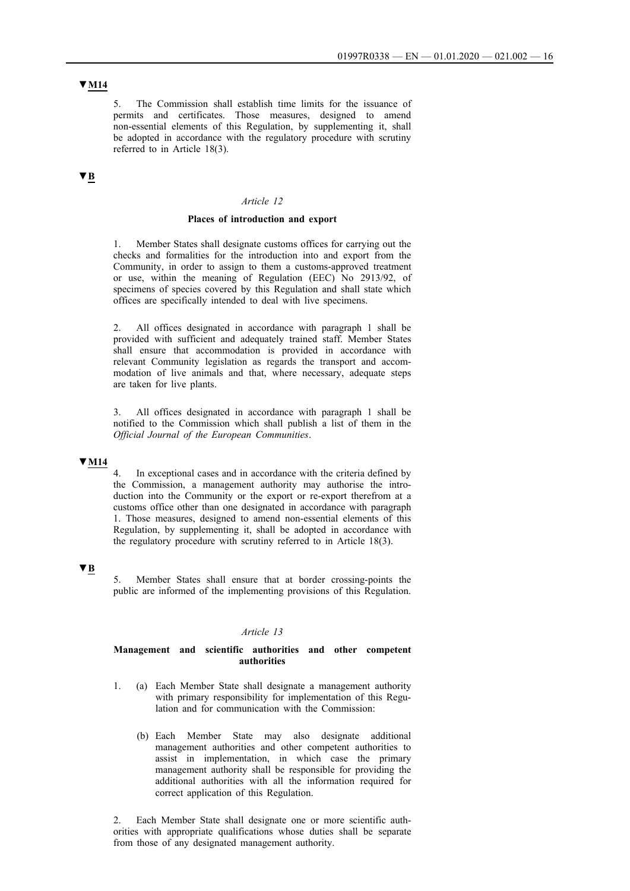▼M14

5. The Commission shall establish time limits for the issuance of permits and certificates. Those measures, designed to amend non-essential elements of this Regulation, by supplementing it, shall be adopted in accordance with the regulatory procedure with scrutiny referred to in Article 18(3).

▼B

*Article 12*

**Places of introduction and export**

1. Member States shall designate customs offices for carrying out the checks and formalities for the introduction into and export from the Community, in order to assign to them a customs-approved treatment or use, within the meaning of Regulation (EEC) No 2913/92, of specimens of species covered by this Regulation and shall state which offices are specifically intended to deal with live specimens.

2. All offices designated in accordance with paragraph 1 shall be provided with sufficient and adequately trained staff. Member States shall ensure that accommodation is provided in accordance with relevant Community legislation as regards the transport and accommodation of live animals and that, where necessary, adequate steps are taken for live plants.

3. All offices designated in accordance with paragraph 1 shall be notified to the Commission which shall publish a list of them in the *Official Journal of the European Communities*.

▼M14

4. In exceptional cases and in accordance with the criteria defined by the Commission, a management authority may authorise the introduction into the Community or the export or re-export therefrom at a customs office other than one designated in accordance with paragraph 1. Those measures, designed to amend non-essential elements of this Regulation, by supplementing it, shall be adopted in accordance with the regulatory procedure with scrutiny referred to in Article 18(3).

▼B

5. Member States shall ensure that at border crossing-points the public are informed of the implementing provisions of this Regulation.

*Article 13*

**Management and scientific authorities and other competent authorities**

1. (a) Each Member State shall designate a management authority with primary responsibility for implementation of this Regulation and for communication with the Commission:

   (b) Each Member State may also designate additional management authorities and other competent authorities to assist in implementation, in which case the primary management authority shall be responsible for providing the additional authorities with all the information required for correct application of this Regulation.

2. Each Member State shall designate one or more scientific authorities with appropriate qualifications whose duties shall be separate from those of any designated management authority.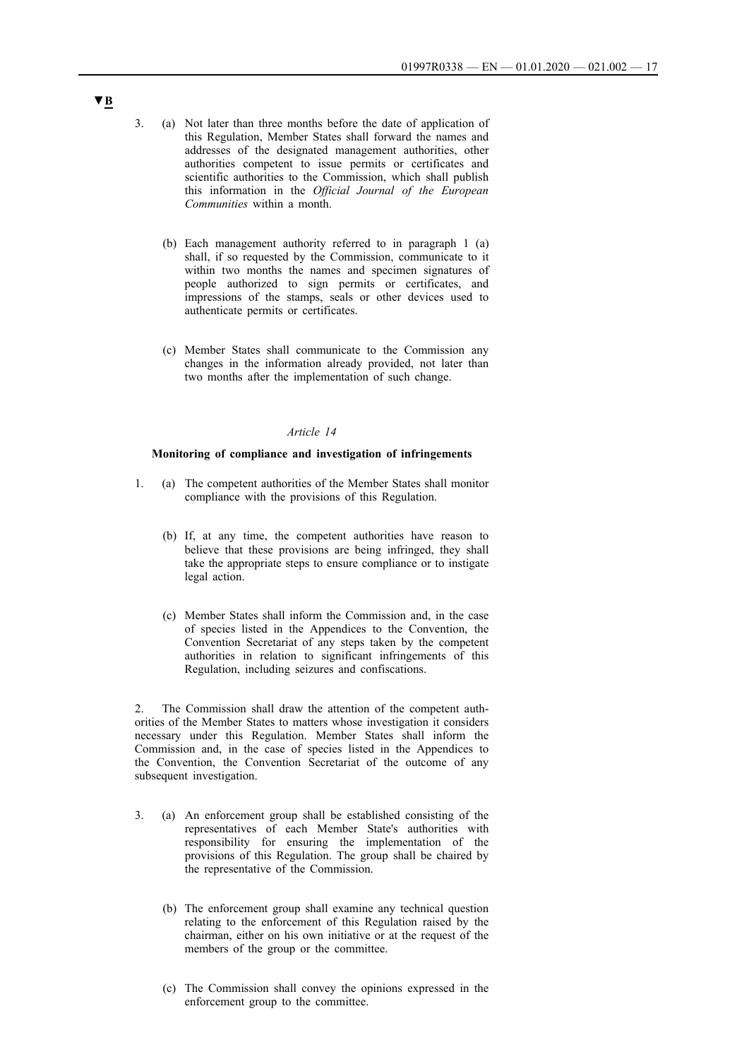▼B

3. (a) Not later than three months before the date of application of this Regulation, Member States shall forward the names and addresses of the designated management authorities, other authorities competent to issue permits or certificates and scientific authorities to the Commission, which shall publish this information in the *Official Journal of the European Communities* within a month.

   (b) Each management authority referred to in paragraph 1 (a) shall, if so requested by the Commission, communicate to it within two months the names and specimen signatures of people authorized to sign permits or certificates, and impressions of the stamps, seals or other devices used to authenticate permits or certificates.

   (c) Member States shall communicate to the Commission any changes in the information already provided, not later than two months after the implementation of such change.

*Article 14*

**Monitoring of compliance and investigation of infringements**

1. (a) The competent authorities of the Member States shall monitor compliance with the provisions of this Regulation.

   (b) If, at any time, the competent authorities have reason to believe that these provisions are being infringed, they shall take the appropriate steps to ensure compliance or to instigate legal action.

   (c) Member States shall inform the Commission and, in the case of species listed in the Appendices to the Convention, the Convention Secretariat of any steps taken by the competent authorities in relation to significant infringements of this Regulation, including seizures and confiscations.

2. The Commission shall draw the attention of the competent authorities of the Member States to matters whose investigation it considers necessary under this Regulation. Member States shall inform the Commission and, in the case of species listed in the Appendices to the Convention, the Convention Secretariat of the outcome of any subsequent investigation.

3. (a) An enforcement group shall be established consisting of the representatives of each Member State's authorities with responsibility for ensuring the implementation of the provisions of this Regulation. The group shall be chaired by the representative of the Commission.

   (b) The enforcement group shall examine any technical question relating to the enforcement of this Regulation raised by the chairman, either on his own initiative or at the request of the members of the group or the committee.

   (c) The Commission shall convey the opinions expressed in the enforcement group to the committee.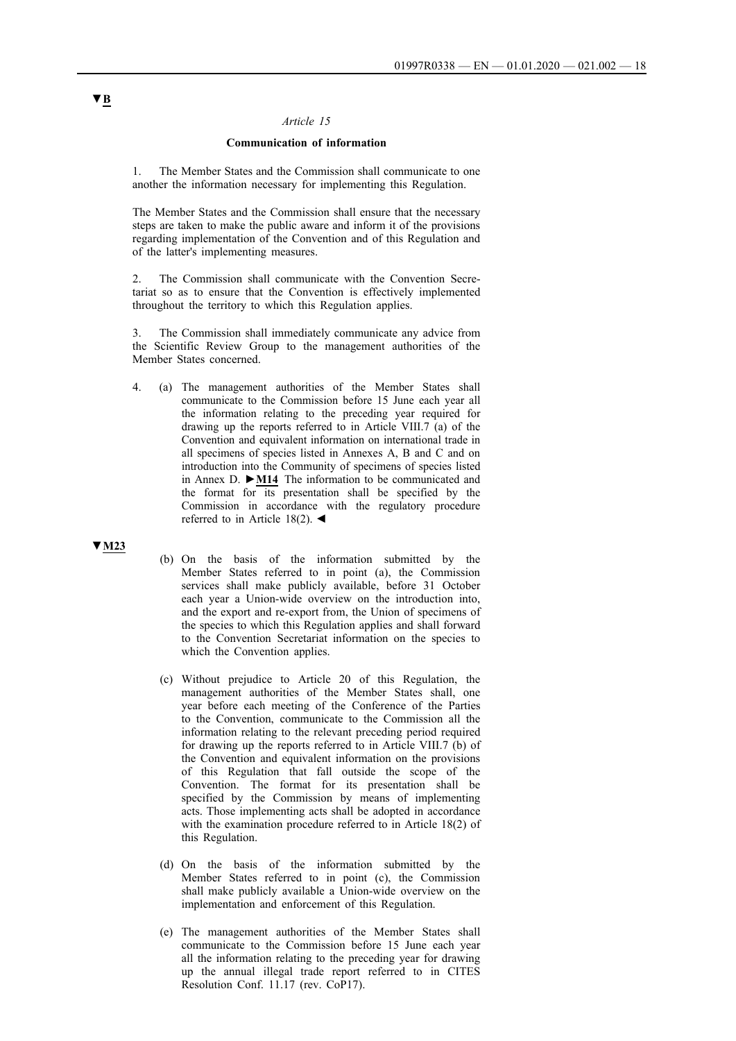▼B

*Article 15*

**Communication of information**

1. The Member States and the Commission shall communicate to one another the information necessary for implementing this Regulation.

The Member States and the Commission shall ensure that the necessary steps are taken to make the public aware and inform it of the provisions regarding implementation of the Convention and of this Regulation and of the latter's implementing measures.

2. The Commission shall communicate with the Convention Secretariat so as to ensure that the Convention is effectively implemented throughout the territory to which this Regulation applies.

3. The Commission shall immediately communicate any advice from the Scientific Review Group to the management authorities of the Member States concerned.

4. (a) The management authorities of the Member States shall communicate to the Commission before 15 June each year all the information relating to the preceding year required for drawing up the reports referred to in Article VIII.7 (a) of the Convention and equivalent information on international trade in all specimens of species listed in Annexes A, B and C and on introduction into the Community of specimens of species listed in Annex D. ►M14 The information to be communicated and the format for its presentation shall be specified by the Commission in accordance with the regulatory procedure referred to in Article 18(2). ◄

▼M23

(b) On the basis of the information submitted by the Member States referred to in point (a), the Commission services shall make publicly available, before 31 October each year a Union-wide overview on the introduction into, and the export and re-export from, the Union of specimens of the species to which this Regulation applies and shall forward to the Convention Secretariat information on the species to which the Convention applies.

(c) Without prejudice to Article 20 of this Regulation, the management authorities of the Member States shall, one year before each meeting of the Conference of the Parties to the Convention, communicate to the Commission all the information relating to the relevant preceding period required for drawing up the reports referred to in Article VIII.7 (b) of the Convention and equivalent information on the provisions of this Regulation that fall outside the scope of the Convention. The format for its presentation shall be specified by the Commission by means of implementing acts. Those implementing acts shall be adopted in accordance with the examination procedure referred to in Article 18(2) of this Regulation.

(d) On the basis of the information submitted by the Member States referred to in point (c), the Commission shall make publicly available a Union-wide overview on the implementation and enforcement of this Regulation.

(e) The management authorities of the Member States shall communicate to the Commission before 15 June each year all the information relating to the preceding year for drawing up the annual illegal trade report referred to in CITES Resolution Conf. 11.17 (rev. CoP17).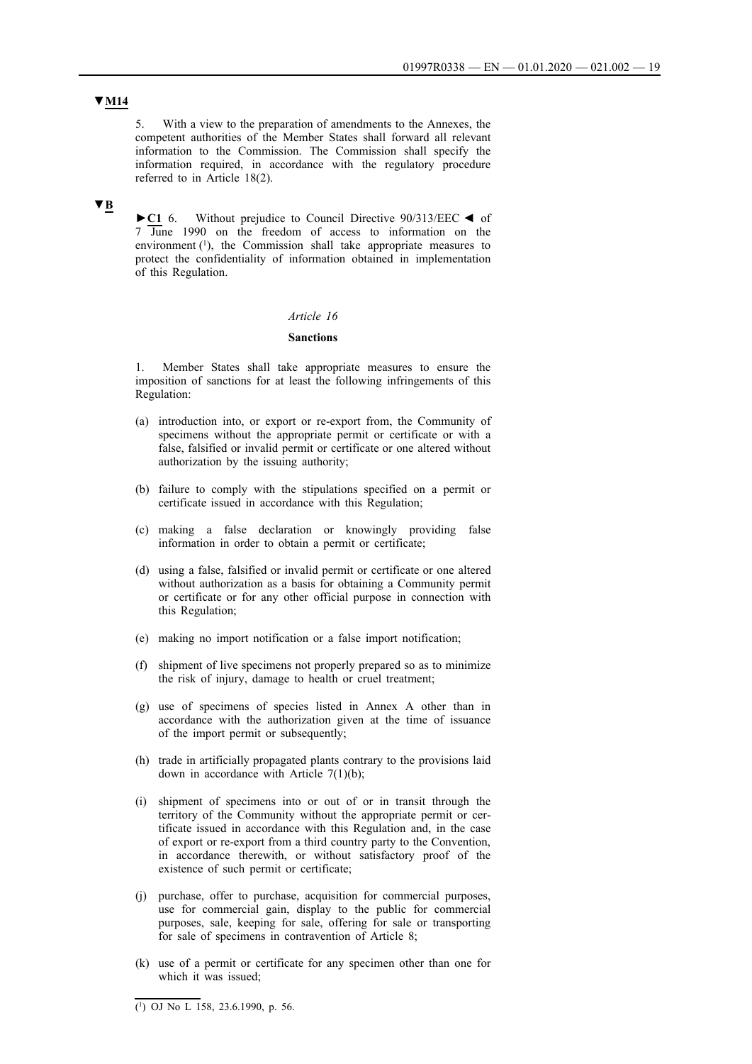▼M14

5. With a view to the preparation of amendments to the Annexes, the competent authorities of the Member States shall forward all relevant information to the Commission. The Commission shall specify the information required, in accordance with the regulatory procedure referred to in Article 18(2).

▼B

►C1 6. Without prejudice to Council Directive 90/313/EEC ◄ of 7 June 1990 on the freedom of access to information on the environment [1], the Commission shall take appropriate measures to protect the confidentiality of information obtained in implementation of this Regulation.

*Article 16*

**Sanctions**

1. Member States shall take appropriate measures to ensure the imposition of sanctions for at least the following infringements of this Regulation:

(a) introduction into, or export or re-export from, the Community of specimens without the appropriate permit or certificate or with a false, falsified or invalid permit or certificate or one altered without authorization by the issuing authority;

(b) failure to comply with the stipulations specified on a permit or certificate issued in accordance with this Regulation;

(c) making a false declaration or knowingly providing false information in order to obtain a permit or certificate;

(d) using a false, falsified or invalid permit or certificate or one altered without authorization as a basis for obtaining a Community permit or certificate or for any other official purpose in connection with this Regulation;

(e) making no import notification or a false import notification;

(f) shipment of live specimens not properly prepared so as to minimize the risk of injury, damage to health or cruel treatment;

(g) use of specimens of species listed in Annex A other than in accordance with the authorization given at the time of issuance of the import permit or subsequently;

(h) trade in artificially propagated plants contrary to the provisions laid down in accordance with Article 7(1)(b);

(i) shipment of specimens into or out of or in transit through the territory of the Community without the appropriate permit or certificate issued in accordance with this Regulation and, in the case of export or re-export from a third country party to the Convention, in accordance therewith, or without satisfactory proof of the existence of such permit or certificate;

(j) purchase, offer to purchase, acquisition for commercial purposes, use for commercial gain, display to the public for commercial purposes, sale, keeping for sale, offering for sale or transporting for sale of specimens in contravention of Article 8;

(k) use of a permit or certificate for any specimen other than one for which it was issued;

---

[1] OJ No L 158, 23.6.1990, p. 56.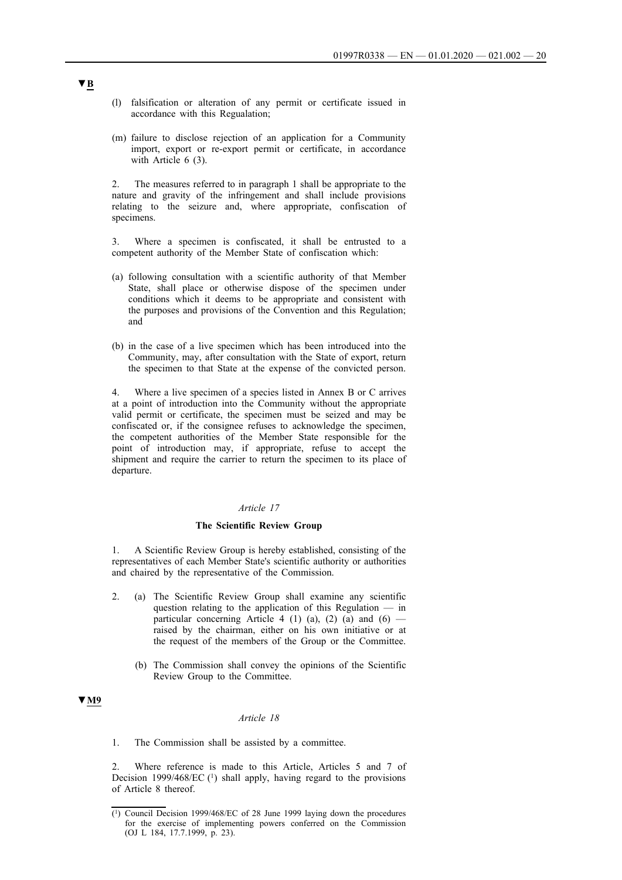▼B

(l) falsification or alteration of any permit or certificate issued in accordance with this Regualation;

(m) failure to disclose rejection of an application for a Community import, export or re-export permit or certificate, in accordance with Article 6 (3).

2. The measures referred to in paragraph 1 shall be appropriate to the nature and gravity of the infringement and shall include provisions relating to the seizure and, where appropriate, confiscation of specimens.

3. Where a specimen is confiscated, it shall be entrusted to a competent authority of the Member State of confiscation which:

(a) following consultation with a scientific authority of that Member State, shall place or otherwise dispose of the specimen under conditions which it deems to be appropriate and consistent with the purposes and provisions of the Convention and this Regulation; and

(b) in the case of a live specimen which has been introduced into the Community, may, after consultation with the State of export, return the specimen to that State at the expense of the convicted person.

4. Where a live specimen of a species listed in Annex B or C arrives at a point of introduction into the Community without the appropriate valid permit or certificate, the specimen must be seized and may be confiscated or, if the consignee refuses to acknowledge the specimen, the competent authorities of the Member State responsible for the point of introduction may, if appropriate, refuse to accept the shipment and require the carrier to return the specimen to its place of departure.

*Article 17*

**The Scientific Review Group**

1. A Scientific Review Group is hereby established, consisting of the representatives of each Member State's scientific authority or authorities and chaired by the representative of the Commission.

2. (a) The Scientific Review Group shall examine any scientific question relating to the application of this Regulation — in particular concerning Article 4 (1) (a), (2) (a) and (6) — raised by the chairman, either on his own initiative or at the request of the members of the Group or the Committee.

(b) The Commission shall convey the opinions of the Scientific Review Group to the Committee.

▼M9

*Article 18*

1. The Commission shall be assisted by a committee.

2. Where reference is made to this Article, Articles 5 and 7 of Decision 1999/468/EC [1] shall apply, having regard to the provisions of Article 8 thereof.

---

[1] Council Decision 1999/468/EC of 28 June 1999 laying down the procedures for the exercise of implementing powers conferred on the Commission (OJ L 184, 17.7.1999, p. 23).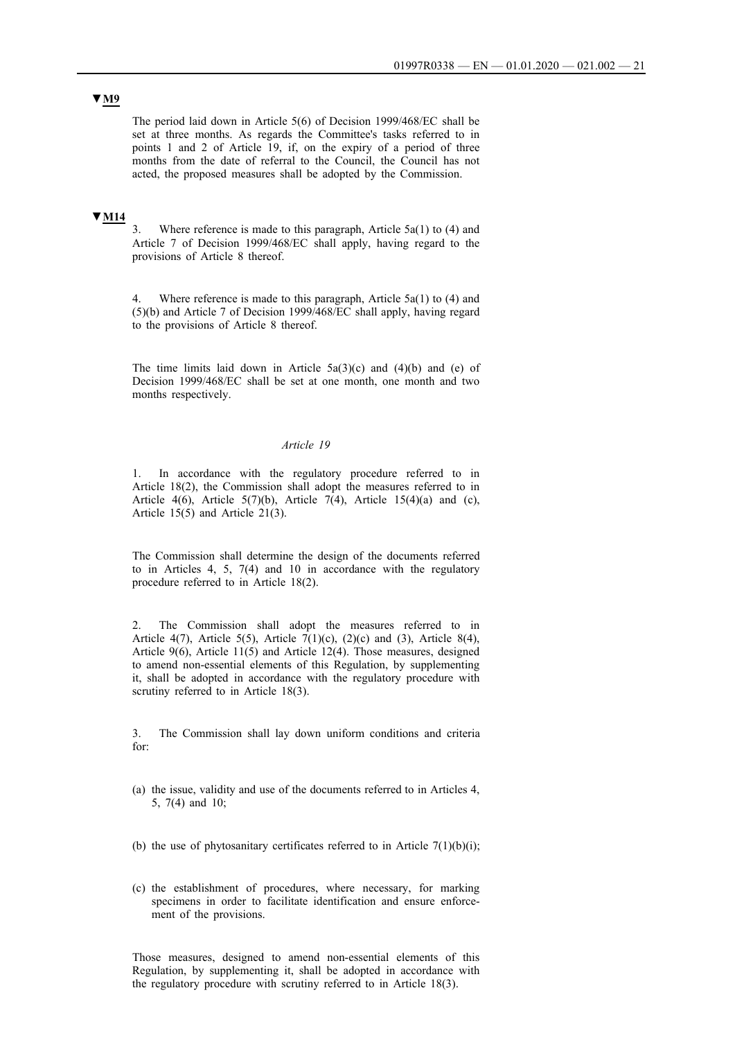**▼M9**

The period laid down in Article 5(6) of Decision 1999/468/EC shall be set at three months. As regards the Committee's tasks referred to in points 1 and 2 of Article 19, if, on the expiry of a period of three months from the date of referral to the Council, the Council has not acted, the proposed measures shall be adopted by the Commission.

**▼M14**

3. Where reference is made to this paragraph, Article 5a(1) to (4) and Article 7 of Decision 1999/468/EC shall apply, having regard to the provisions of Article 8 thereof.

4. Where reference is made to this paragraph, Article 5a(1) to (4) and (5)(b) and Article 7 of Decision 1999/468/EC shall apply, having regard to the provisions of Article 8 thereof.

The time limits laid down in Article 5a(3)(c) and (4)(b) and (e) of Decision 1999/468/EC shall be set at one month, one month and two months respectively.

*Article 19*

1. In accordance with the regulatory procedure referred to in Article 18(2), the Commission shall adopt the measures referred to in Article 4(6), Article 5(7)(b), Article 7(4), Article 15(4)(a) and (c), Article 15(5) and Article 21(3).

The Commission shall determine the design of the documents referred to in Articles 4, 5, 7(4) and 10 in accordance with the regulatory procedure referred to in Article 18(2).

2. The Commission shall adopt the measures referred to in Article 4(7), Article 5(5), Article 7(1)(c), (2)(c) and (3), Article 8(4), Article 9(6), Article 11(5) and Article 12(4). Those measures, designed to amend non-essential elements of this Regulation, by supplementing it, shall be adopted in accordance with the regulatory procedure with scrutiny referred to in Article 18(3).

3. The Commission shall lay down uniform conditions and criteria for:

(a) the issue, validity and use of the documents referred to in Articles 4, 5, 7(4) and 10;

(b) the use of phytosanitary certificates referred to in Article 7(1)(b)(i);

(c) the establishment of procedures, where necessary, for marking specimens in order to facilitate identification and ensure enforcement of the provisions.

Those measures, designed to amend non-essential elements of this Regulation, by supplementing it, shall be adopted in accordance with the regulatory procedure with scrutiny referred to in Article 18(3).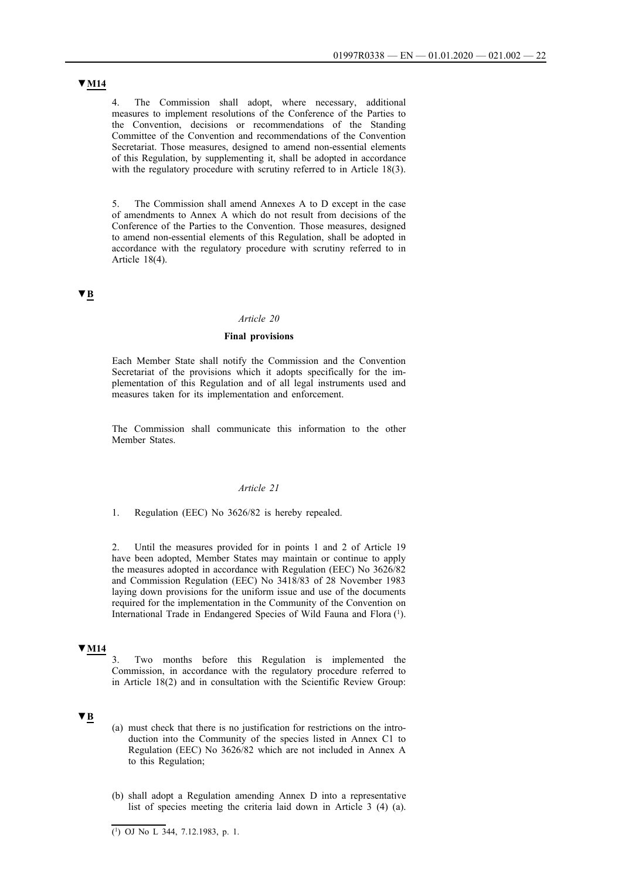▼M14

4. The Commission shall adopt, where necessary, additional measures to implement resolutions of the Conference of the Parties to the Convention, decisions or recommendations of the Standing Committee of the Convention and recommendations of the Convention Secretariat. Those measures, designed to amend non-essential elements of this Regulation, by supplementing it, shall be adopted in accordance with the regulatory procedure with scrutiny referred to in Article 18(3).

5. The Commission shall amend Annexes A to D except in the case of amendments to Annex A which do not result from decisions of the Conference of the Parties to the Convention. Those measures, designed to amend non-essential elements of this Regulation, shall be adopted in accordance with the regulatory procedure with scrutiny referred to in Article 18(4).

▼B

*Article 20*

**Final provisions**

Each Member State shall notify the Commission and the Convention Secretariat of the provisions which it adopts specifically for the implementation of this Regulation and of all legal instruments used and measures taken for its implementation and enforcement.

The Commission shall communicate this information to the other Member States.

*Article 21*

1. Regulation (EEC) No 3626/82 is hereby repealed.

2. Until the measures provided for in points 1 and 2 of Article 19 have been adopted, Member States may maintain or continue to apply the measures adopted in accordance with Regulation (EEC) No 3626/82 and Commission Regulation (EEC) No 3418/83 of 28 November 1983 laying down provisions for the uniform issue and use of the documents required for the implementation in the Community of the Convention on International Trade in Endangered Species of Wild Fauna and Flora [1].

▼M14

3. Two months before this Regulation is implemented the Commission, in accordance with the regulatory procedure referred to in Article 18(2) and in consultation with the Scientific Review Group:

▼B

(a) must check that there is no justification for restrictions on the introduction into the Community of the species listed in Annex C1 to Regulation (EEC) No 3626/82 which are not included in Annex A to this Regulation;

(b) shall adopt a Regulation amending Annex D into a representative list of species meeting the criteria laid down in Article 3 (4) (a).

---

[1] OJ No L 344, 7.12.1983, p. 1.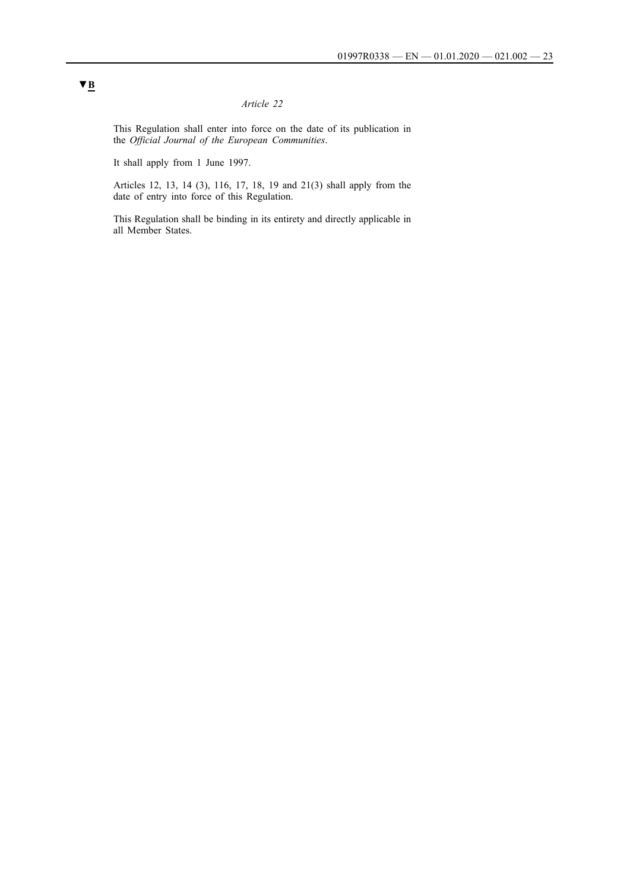▼B

*Article 22*

This Regulation shall enter into force on the date of its publication in the *Official Journal of the European Communities*.

It shall apply from 1 June 1997.

Articles 12, 13, 14 (3), 116, 17, 18, 19 and 21(3) shall apply from the date of entry into force of this Regulation.

This Regulation shall be binding in its entirety and directly applicable in all Member States.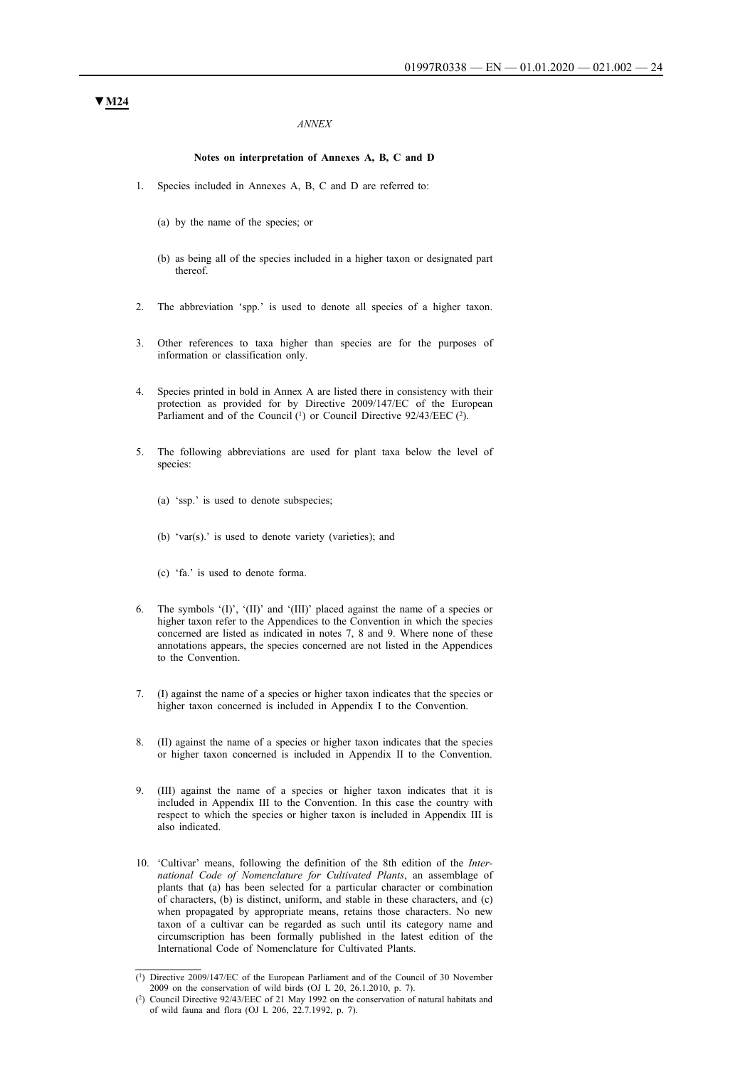▼M24

*ANNEX*

**Notes on interpretation of Annexes A, B, C and D**

1. Species included in Annexes A, B, C and D are referred to:

   (a) by the name of the species; or

   (b) as being all of the species included in a higher taxon or designated part thereof.

2. The abbreviation 'spp.' is used to denote all species of a higher taxon.

3. Other references to taxa higher than species are for the purposes of information or classification only.

4. Species printed in bold in Annex A are listed there in consistency with their protection as provided for by Directive 2009/147/EC of the European Parliament and of the Council [1] or Council Directive 92/43/EEC [2].

5. The following abbreviations are used for plant taxa below the level of species:

   (a) 'ssp.' is used to denote subspecies;

   (b) 'var(s).' is used to denote variety (varieties); and

   (c) 'fa.' is used to denote forma.

6. The symbols '(I)', '(II)' and '(III)' placed against the name of a species or higher taxon refer to the Appendices to the Convention in which the species concerned are listed as indicated in notes 7, 8 and 9. Where none of these annotations appears, the species concerned are not listed in the Appendices to the Convention.

7. (I) against the name of a species or higher taxon indicates that the species or higher taxon concerned is included in Appendix I to the Convention.

8. (II) against the name of a species or higher taxon indicates that the species or higher taxon concerned is included in Appendix II to the Convention.

9. (III) against the name of a species or higher taxon indicates that it is included in Appendix III to the Convention. In this case the country with respect to which the species or higher taxon is included in Appendix III is also indicated.

10. 'Cultivar' means, following the definition of the 8th edition of the *International Code of Nomenclature for Cultivated Plants*, an assemblage of plants that (a) has been selected for a particular character or combination of characters, (b) is distinct, uniform, and stable in these characters, and (c) when propagated by appropriate means, retains those characters. No new taxon of a cultivar can be regarded as such until its category name and circumscription has been formally published in the latest edition of the International Code of Nomenclature for Cultivated Plants.

---

[1] Directive 2009/147/EC of the European Parliament and of the Council of 30 November 2009 on the conservation of wild birds (OJ L 20, 26.1.2010, p. 7).

[2] Council Directive 92/43/EEC of 21 May 1992 on the conservation of natural habitats and of wild fauna and flora (OJ L 206, 22.7.1992, p. 7).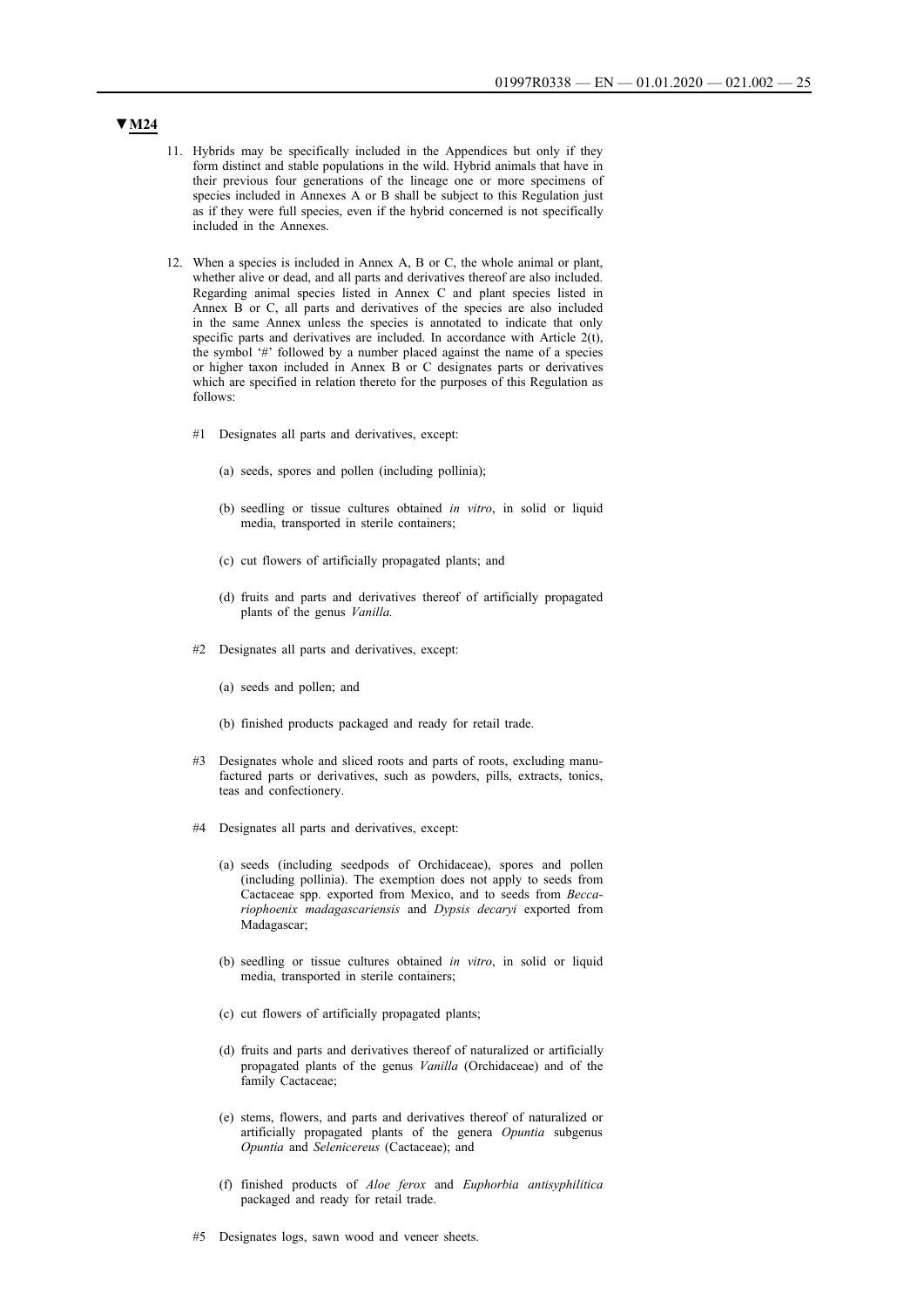**▼M24**

11. Hybrids may be specifically included in the Appendices but only if they form distinct and stable populations in the wild. Hybrid animals that have in their previous four generations of the lineage one or more specimens of species included in Annexes A or B shall be subject to this Regulation just as if they were full species, even if the hybrid concerned is not specifically included in the Annexes.

12. When a species is included in Annex A, B or C, the whole animal or plant, whether alive or dead, and all parts and derivatives thereof are also included. Regarding animal species listed in Annex C and plant species listed in Annex B or C, all parts and derivatives of the species are also included in the same Annex unless the species is annotated to indicate that only specific parts and derivatives are included. In accordance with Article 2(t), the symbol '#' followed by a number placed against the name of a species or higher taxon included in Annex B or C designates parts or derivatives which are specified in relation thereto for the purposes of this Regulation as follows:

    #1 Designates all parts and derivatives, except:

    (a) seeds, spores and pollen (including pollinia);

    (b) seedling or tissue cultures obtained *in vitro*, in solid or liquid media, transported in sterile containers;

    (c) cut flowers of artificially propagated plants; and

    (d) fruits and parts and derivatives thereof of artificially propagated plants of the genus *Vanilla.*

    #2 Designates all parts and derivatives, except:

    (a) seeds and pollen; and

    (b) finished products packaged and ready for retail trade.

    #3 Designates whole and sliced roots and parts of roots, excluding manufactured parts or derivatives, such as powders, pills, extracts, tonics, teas and confectionery.

    #4 Designates all parts and derivatives, except:

    (a) seeds (including seedpods of Orchidaceae), spores and pollen (including pollinia). The exemption does not apply to seeds from Cactaceae spp. exported from Mexico, and to seeds from *Beccariophoenix madagascariensis* and *Dypsis decaryi* exported from Madagascar;

    (b) seedling or tissue cultures obtained *in vitro*, in solid or liquid media, transported in sterile containers;

    (c) cut flowers of artificially propagated plants;

    (d) fruits and parts and derivatives thereof of naturalized or artificially propagated plants of the genus *Vanilla* (Orchidaceae) and of the family Cactaceae;

    (e) stems, flowers, and parts and derivatives thereof of naturalized or artificially propagated plants of the genera *Opuntia* subgenus *Opuntia* and *Selenicereus* (Cactaceae); and

    (f) finished products of *Aloe ferox* and *Euphorbia antisyphilitica* packaged and ready for retail trade.

    #5 Designates logs, sawn wood and veneer sheets.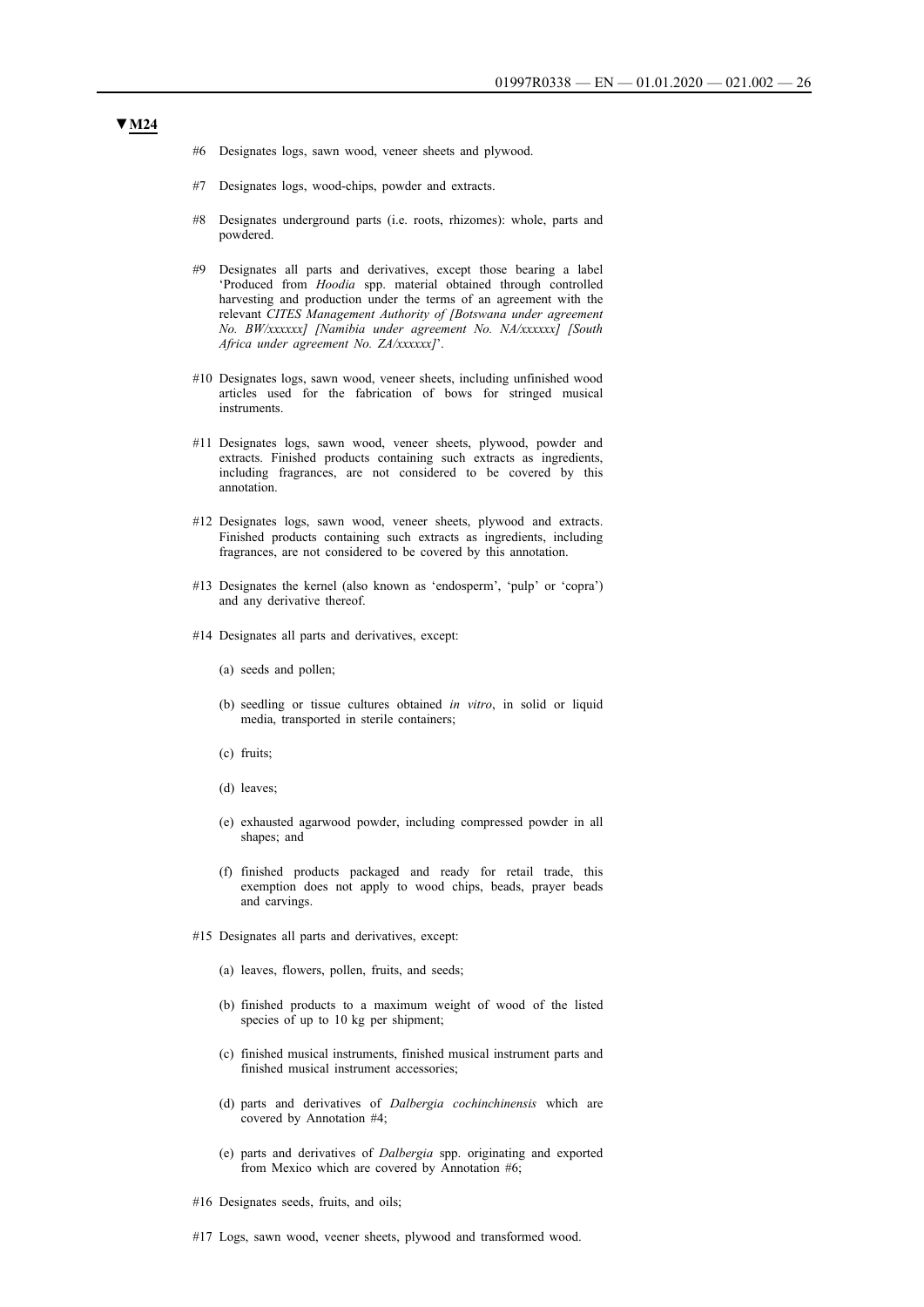▼M24

#6 Designates logs, sawn wood, veneer sheets and plywood.

#7 Designates logs, wood-chips, powder and extracts.

#8 Designates underground parts (i.e. roots, rhizomes): whole, parts and powdered.

#9 Designates all parts and derivatives, except those bearing a label 'Produced from *Hoodia* spp. material obtained through controlled harvesting and production under the terms of an agreement with the relevant *CITES Management Authority of [Botswana under agreement No. BW/xxxxxx] [Namibia under agreement No. NA/xxxxxx] [South Africa under agreement No. ZA/xxxxxx]*'.

#10 Designates logs, sawn wood, veneer sheets, including unfinished wood articles used for the fabrication of bows for stringed musical instruments.

#11 Designates logs, sawn wood, veneer sheets, plywood, powder and extracts. Finished products containing such extracts as ingredients, including fragrances, are not considered to be covered by this annotation.

#12 Designates logs, sawn wood, veneer sheets, plywood and extracts. Finished products containing such extracts as ingredients, including fragrances, are not considered to be covered by this annotation.

#13 Designates the kernel (also known as 'endosperm', 'pulp' or 'copra') and any derivative thereof.

#14 Designates all parts and derivatives, except:

(a) seeds and pollen;

(b) seedling or tissue cultures obtained *in vitro*, in solid or liquid media, transported in sterile containers;

(c) fruits;

(d) leaves;

(e) exhausted agarwood powder, including compressed powder in all shapes; and

(f) finished products packaged and ready for retail trade, this exemption does not apply to wood chips, beads, prayer beads and carvings.

#15 Designates all parts and derivatives, except:

(a) leaves, flowers, pollen, fruits, and seeds;

(b) finished products to a maximum weight of wood of the listed species of up to 10 kg per shipment;

(c) finished musical instruments, finished musical instrument parts and finished musical instrument accessories;

(d) parts and derivatives of *Dalbergia cochinchinensis* which are covered by Annotation #4;

(e) parts and derivatives of *Dalbergia* spp. originating and exported from Mexico which are covered by Annotation #6;

#16 Designates seeds, fruits, and oils;

#17 Logs, sawn wood, veener sheets, plywood and transformed wood.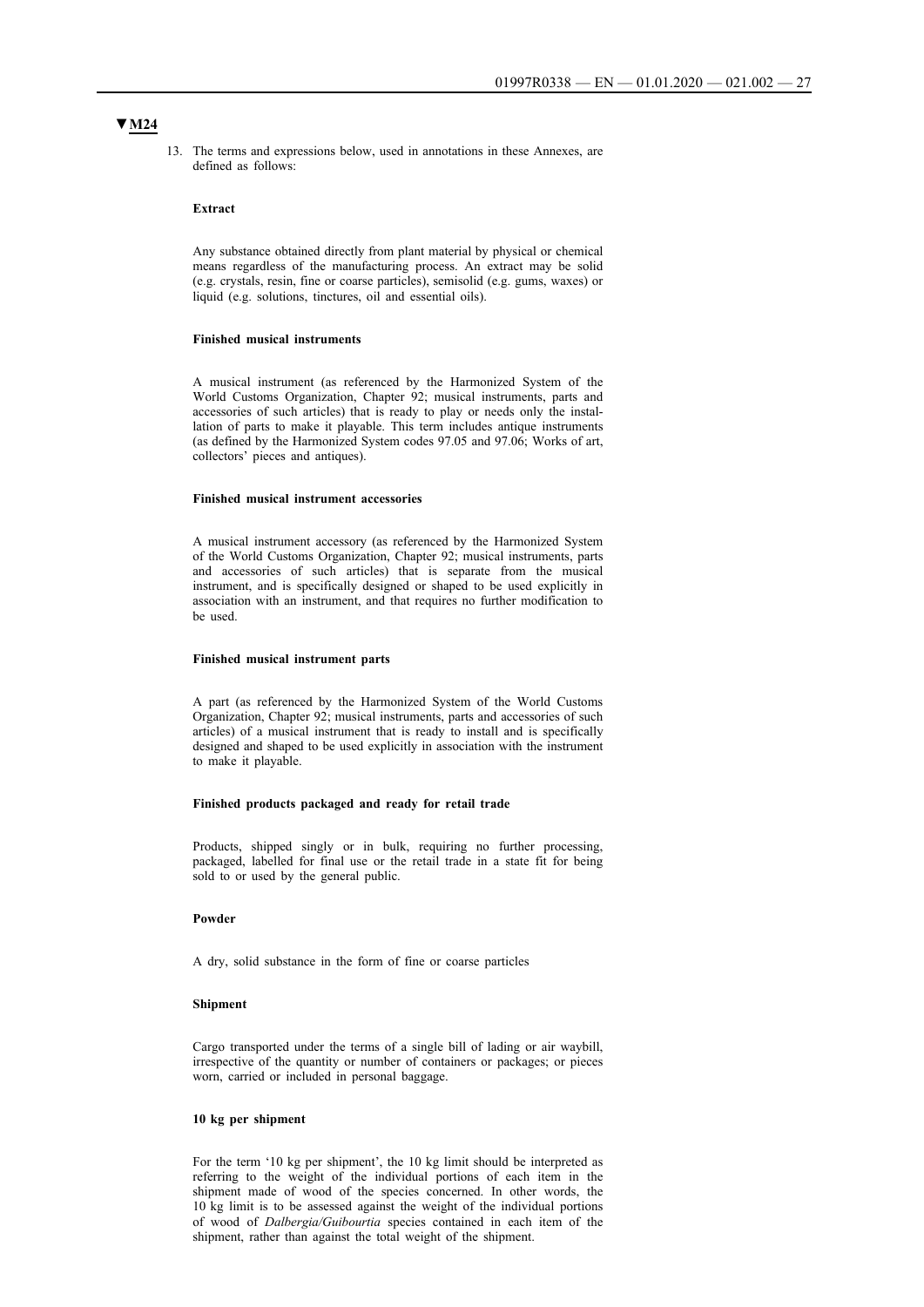**▼M24**

13. The terms and expressions below, used in annotations in these Annexes, are defined as follows:

**Extract**

Any substance obtained directly from plant material by physical or chemical means regardless of the manufacturing process. An extract may be solid (e.g. crystals, resin, fine or coarse particles), semisolid (e.g. gums, waxes) or liquid (e.g. solutions, tinctures, oil and essential oils).

**Finished musical instruments**

A musical instrument (as referenced by the Harmonized System of the World Customs Organization, Chapter 92; musical instruments, parts and accessories of such articles) that is ready to play or needs only the installation of parts to make it playable. This term includes antique instruments (as defined by the Harmonized System codes 97.05 and 97.06; Works of art, collectors' pieces and antiques).

**Finished musical instrument accessories**

A musical instrument accessory (as referenced by the Harmonized System of the World Customs Organization, Chapter 92; musical instruments, parts and accessories of such articles) that is separate from the musical instrument, and is specifically designed or shaped to be used explicitly in association with an instrument, and that requires no further modification to be used.

**Finished musical instrument parts**

A part (as referenced by the Harmonized System of the World Customs Organization, Chapter 92; musical instruments, parts and accessories of such articles) of a musical instrument that is ready to install and is specifically designed and shaped to be used explicitly in association with the instrument to make it playable.

**Finished products packaged and ready for retail trade**

Products, shipped singly or in bulk, requiring no further processing, packaged, labelled for final use or the retail trade in a state fit for being sold to or used by the general public.

**Powder**

A dry, solid substance in the form of fine or coarse particles

**Shipment**

Cargo transported under the terms of a single bill of lading or air waybill, irrespective of the quantity or number of containers or packages; or pieces worn, carried or included in personal baggage.

**10 kg per shipment**

For the term '10 kg per shipment', the 10 kg limit should be interpreted as referring to the weight of the individual portions of each item in the shipment made of wood of the species concerned. In other words, the 10 kg limit is to be assessed against the weight of the individual portions of wood of *Dalbergia/Guibourtia* species contained in each item of the shipment, rather than against the total weight of the shipment.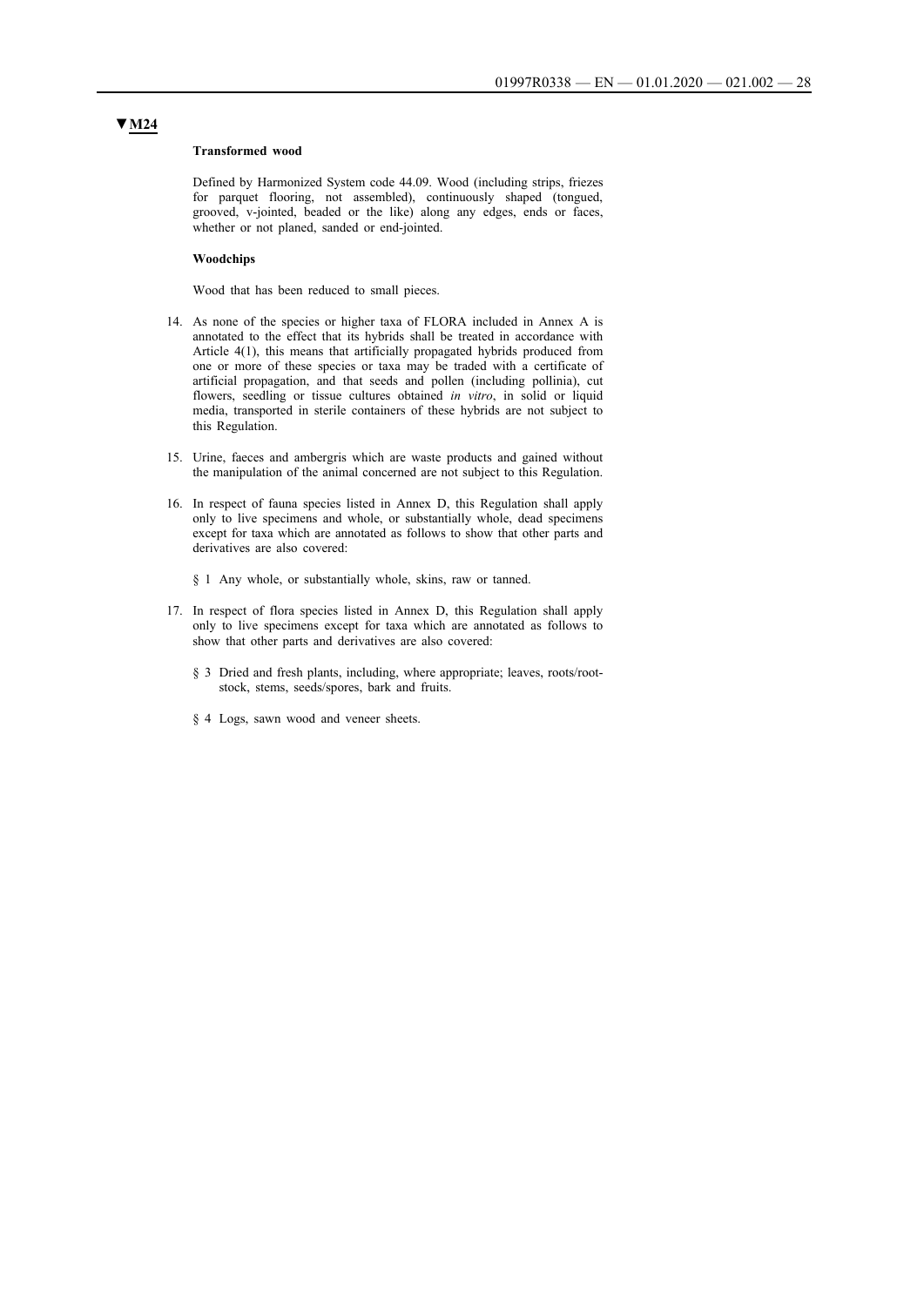▼M24

**Transformed wood**

Defined by Harmonized System code 44.09. Wood (including strips, friezes for parquet flooring, not assembled), continuously shaped (tongued, grooved, v-jointed, beaded or the like) along any edges, ends or faces, whether or not planed, sanded or end-jointed.

**Woodchips**

Wood that has been reduced to small pieces.

14. As none of the species or higher taxa of FLORA included in Annex A is annotated to the effect that its hybrids shall be treated in accordance with Article 4(1), this means that artificially propagated hybrids produced from one or more of these species or taxa may be traded with a certificate of artificial propagation, and that seeds and pollen (including pollinia), cut flowers, seedling or tissue cultures obtained *in vitro*, in solid or liquid media, transported in sterile containers of these hybrids are not subject to this Regulation.

15. Urine, faeces and ambergris which are waste products and gained without the manipulation of the animal concerned are not subject to this Regulation.

16. In respect of fauna species listed in Annex D, this Regulation shall apply only to live specimens and whole, or substantially whole, dead specimens except for taxa which are annotated as follows to show that other parts and derivatives are also covered:

    § 1 Any whole, or substantially whole, skins, raw or tanned.

17. In respect of flora species listed in Annex D, this Regulation shall apply only to live specimens except for taxa which are annotated as follows to show that other parts and derivatives are also covered:

    § 3 Dried and fresh plants, including, where appropriate; leaves, roots/rootstock, stems, seeds/spores, bark and fruits.

    § 4 Logs, sawn wood and veneer sheets.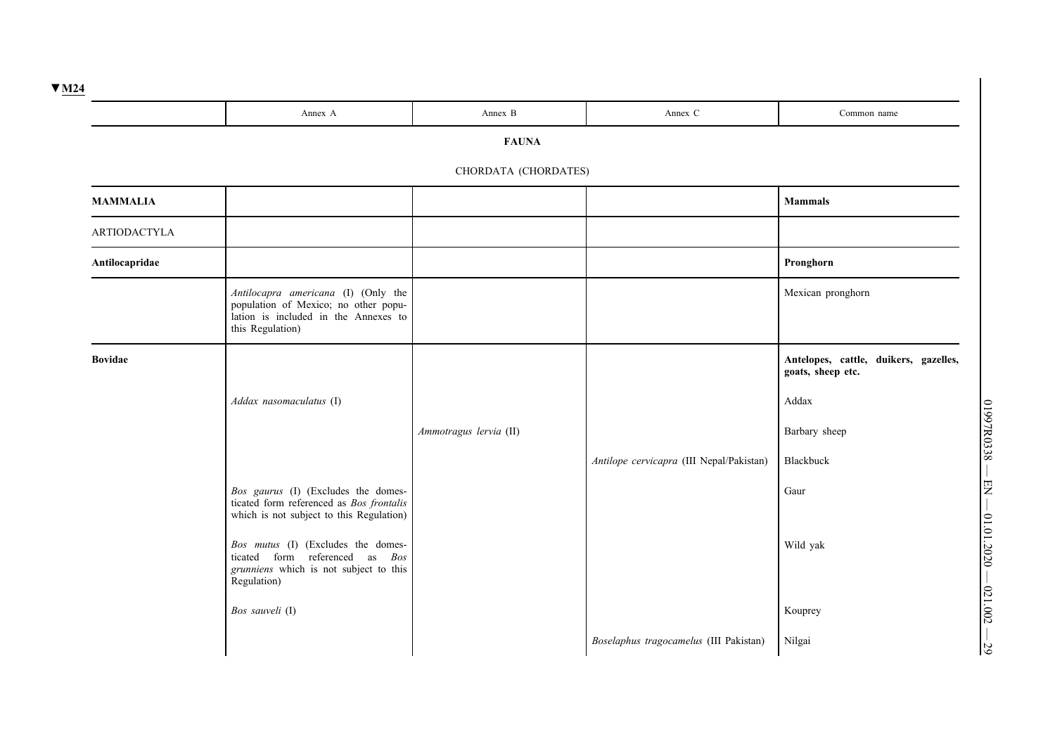▼M24

| | Annex A | Annex B | Annex C | Common name |
|---|---|---|---|---|
| | | **FAUNA** | | |
| | | CHORDATA (CHORDATES) | | |
| **MAMMALIA** | | | | **Mammals** |
| ARTIODACTYLA | | | | |
| **Antilocapridae** | | | | **Pronghorn** |
| | *Antilocapra americana* (I) (Only the population of Mexico; no other population is included in the Annexes to this Regulation) | | | Mexican pronghorn |
| **Bovidae** | | | | **Antelopes, cattle, duikers, gazelles, goats, sheep etc.** |
| | *Addax nasomaculatus* (I) | | | Addax |
| | | *Ammotragus lervia* (II) | | Barbary sheep |
| | | | *Antilope cervicapra* (III Nepal/Pakistan) | Blackbuck |
| | *Bos gaurus* (I) (Excludes the domesticated form referenced as *Bos frontalis* which is not subject to this Regulation) | | | Gaur |
| | *Bos mutus* (I) (Excludes the domesticated form referenced as *Bos grunniens* which is not subject to this Regulation) | | | Wild yak |
| | *Bos sauveli* (I) | | | Kouprey |
| | | | *Boselaphus tragocamelus* (III Pakistan) | Nilgai |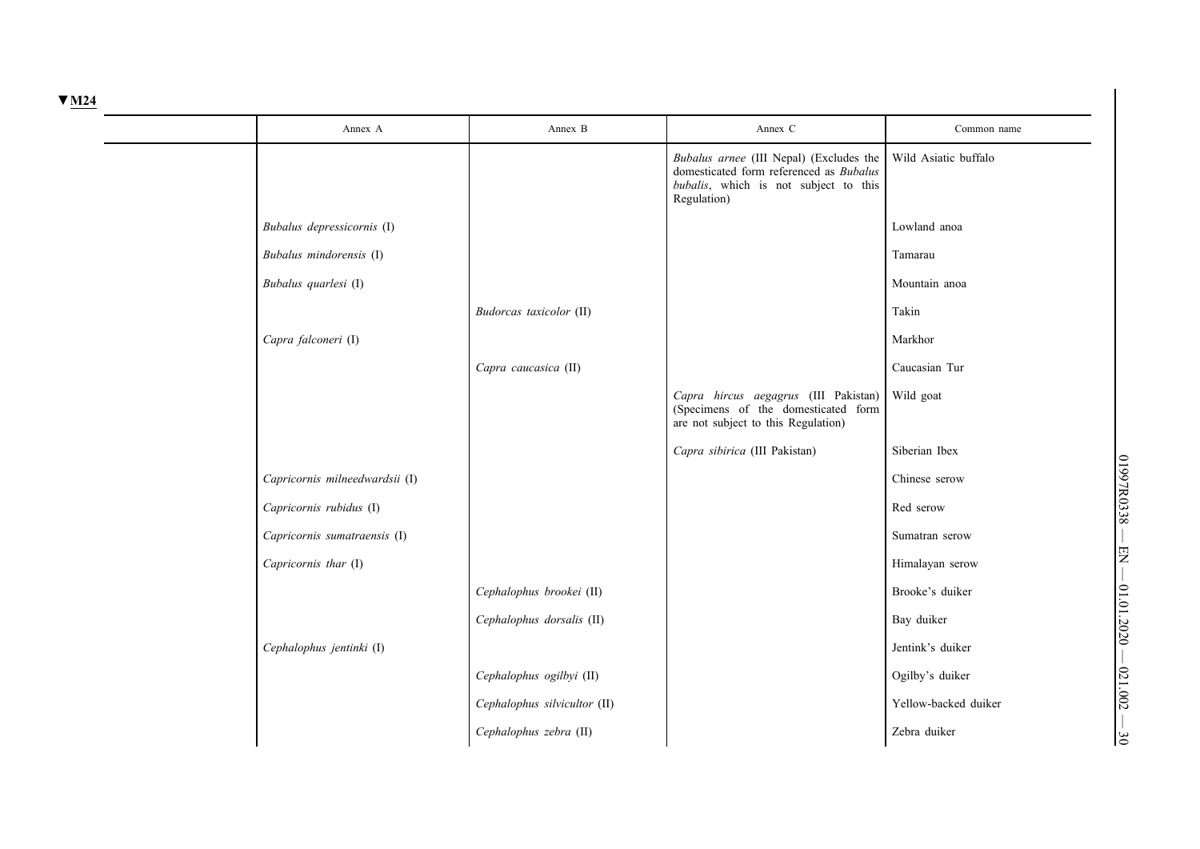▼M24

| | Annex A | Annex B | Annex C | Common name |
|---|---|---|---|---|
| | | | *Bubalus arnee* (III Nepal) (Excludes the domesticated form referenced as *Bubalus bubalis*, which is not subject to this Regulation) | Wild Asiatic buffalo |
| | *Bubalus depressicornis* (I) | | | Lowland anoa |
| | *Bubalus mindorensis* (I) | | | Tamarau |
| | *Bubalus quarlesi* (I) | | | Mountain anoa |
| | | *Budorcas taxicolor* (II) | | Takin |
| | *Capra falconeri* (I) | | | Markhor |
| | | *Capra caucasica* (II) | | Caucasian Tur |
| | | | *Capra hircus aegagrus* (III Pakistan) (Specimens of the domesticated form are not subject to this Regulation) | Wild goat |
| | | | *Capra sibirica* (III Pakistan) | Siberian Ibex |
| | *Capricornis milneedwardsii* (I) | | | Chinese serow |
| | *Capricornis rubidus* (I) | | | Red serow |
| | *Capricornis sumatraensis* (I) | | | Sumatran serow |
| | *Capricornis thar* (I) | | | Himalayan serow |
| | | *Cephalophus brookei* (II) | | Brooke's duiker |
| | | *Cephalophus dorsalis* (II) | | Bay duiker |
| | *Cephalophus jentinki* (I) | | | Jentink's duiker |
| | | *Cephalophus ogilbyi* (II) | | Ogilby's duiker |
| | | *Cephalophus silvicultor* (II) | | Yellow-backed duiker |
| | | *Cephalophus zebra* (II) | | Zebra duiker |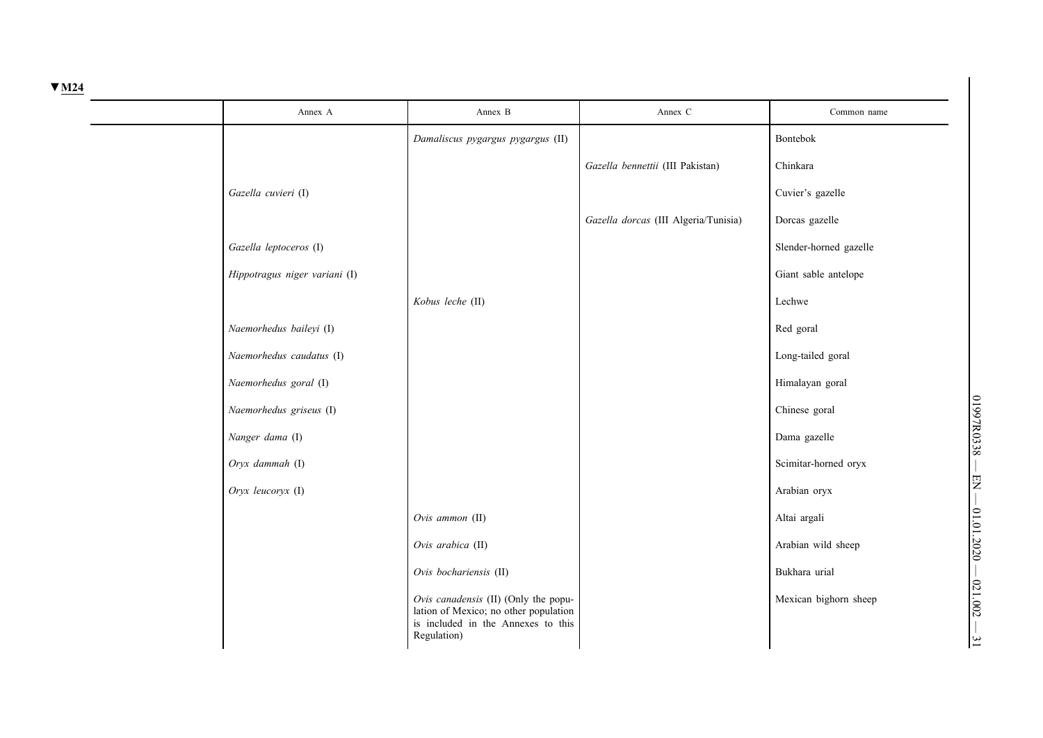▼M24

| | Annex A | Annex B | Annex C | Common name |
|---|---|---|---|---|
| | | *Damaliscus pygargus pygargus* (II) | | Bontebok |
| | | | *Gazella bennettii* (III Pakistan) | Chinkara |
| | *Gazella cuvieri* (I) | | | Cuvier's gazelle |
| | | | *Gazella dorcas* (III Algeria/Tunisia) | Dorcas gazelle |
| | *Gazella leptoceros* (I) | | | Slender-horned gazelle |
| | *Hippotragus niger variani* (I) | | | Giant sable antelope |
| | | *Kobus leche* (II) | | Lechwe |
| | *Naemorhedus baileyi* (I) | | | Red goral |
| | *Naemorhedus caudatus* (I) | | | Long-tailed goral |
| | *Naemorhedus goral* (I) | | | Himalayan goral |
| | *Naemorhedus griseus* (I) | | | Chinese goral |
| | *Nanger dama* (I) | | | Dama gazelle |
| | *Oryx dammah* (I) | | | Scimitar-horned oryx |
| | *Oryx leucoryx* (I) | | | Arabian oryx |
| | | *Ovis ammon* (II) | | Altai argali |
| | | *Ovis arabica* (II) | | Arabian wild sheep |
| | | *Ovis bochariensis* (II) | | Bukhara urial |
| | | *Ovis canadensis* (II) (Only the population of Mexico; no other population is included in the Annexes to this Regulation) | | Mexican bighorn sheep |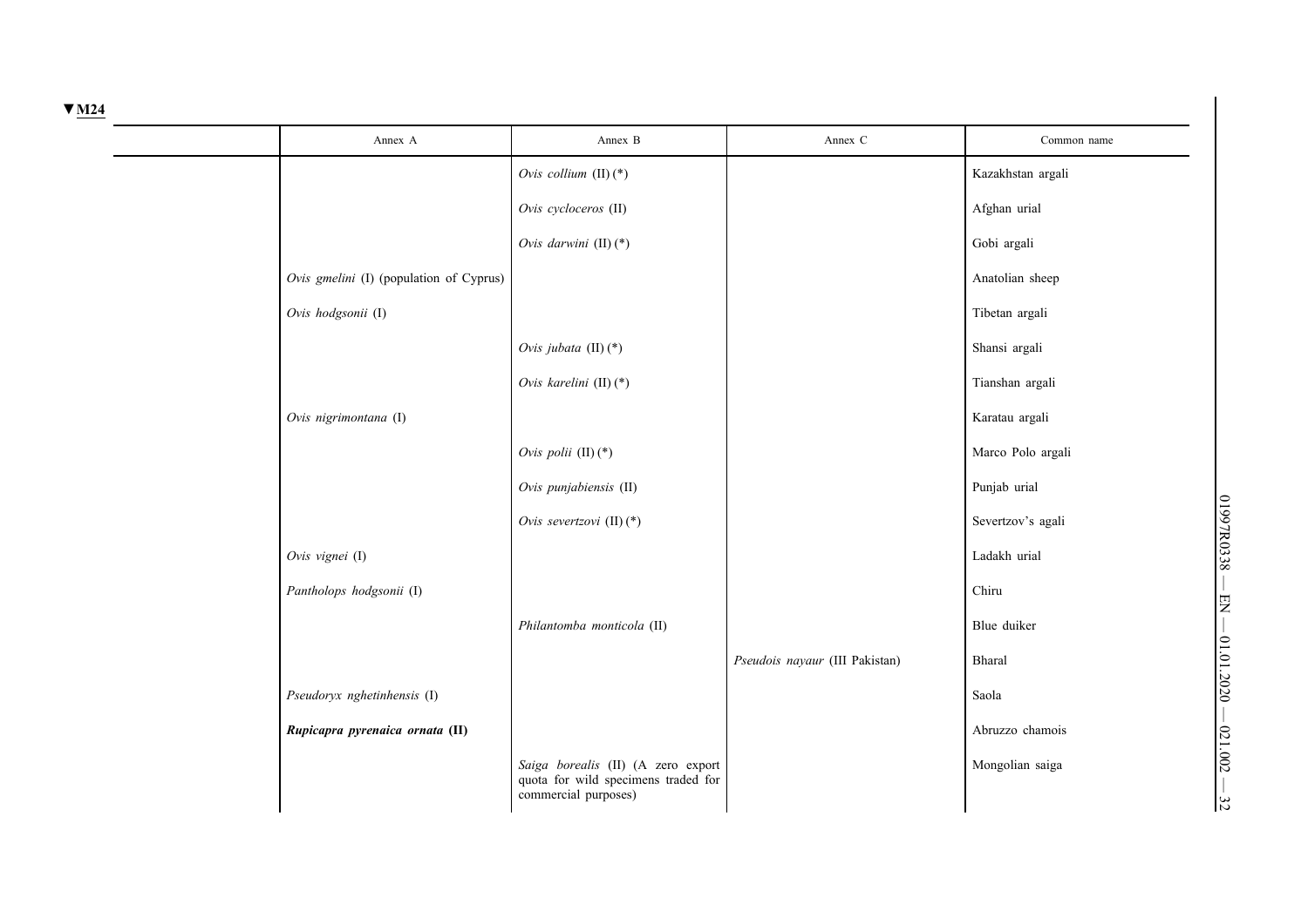▼M24

| | Annex A | Annex B | Annex C | Common name |
|---|---|---|---|---|
| | | *Ovis collium* (II) (*) | | Kazakhstan argali |
| | | *Ovis cycloceros* (II) | | Afghan urial |
| | | *Ovis darwini* (II) (*) | | Gobi argali |
| | *Ovis gmelini* (I) (population of Cyprus) | | | Anatolian sheep |
| | *Ovis hodgsonii* (I) | | | Tibetan argali |
| | | *Ovis jubata* (II) (*) | | Shansi argali |
| | | *Ovis karelini* (II) (*) | | Tianshan argali |
| | *Ovis nigrimontana* (I) | | | Karatau argali |
| | | *Ovis polii* (II) (*) | | Marco Polo argali |
| | | *Ovis punjabiensis* (II) | | Punjab urial |
| | | *Ovis severtzovi* (II) (*) | | Severtzov's agali |
| | *Ovis vignei* (I) | | | Ladakh urial |
| | *Pantholops hodgsonii* (I) | | | Chiru |
| | | *Philantomba monticola* (II) | | Blue duiker |
| | | | *Pseudois nayaur* (III Pakistan) | Bharal |
| | *Pseudoryx nghetinhensis* (I) | | | Saola |
| | ***Rupicapra pyrenaica ornata*** **(II)** | | | Abruzzo chamois |
| | | *Saiga borealis* (II) (A zero export quota for wild specimens traded for commercial purposes) | | Mongolian saiga |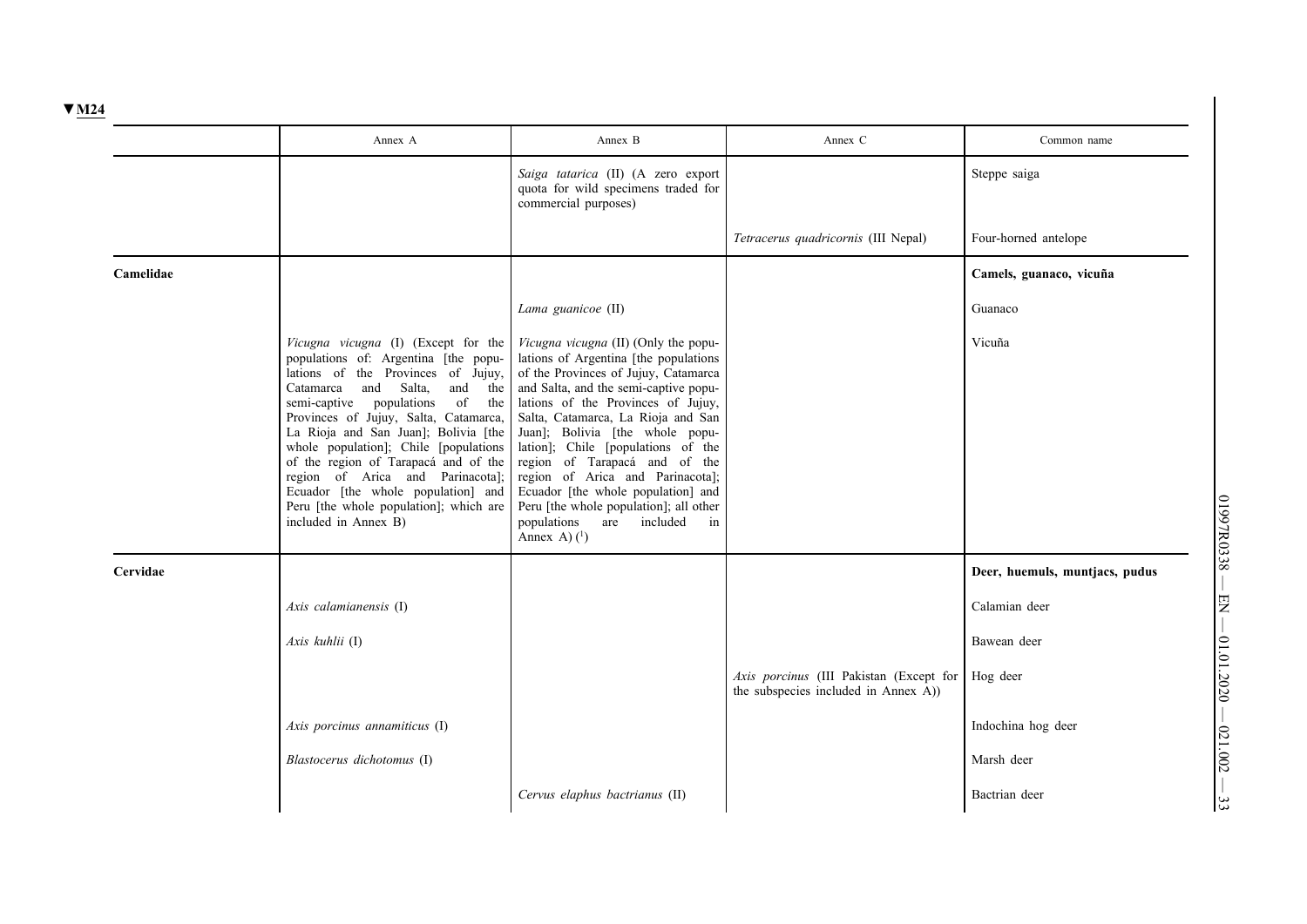▼M24

| | Annex A | Annex B | Annex C | Common name |
|---|---|---|---|---|
| | | *Saiga tatarica* (II) (A zero export quota for wild specimens traded for commercial purposes) | | Steppe saiga |
| | | | *Tetracerus quadricornis* (III Nepal) | Four-horned antelope |
| **Camelidae** | | | | **Camels, guanaco, vicuña** |
| | | *Lama guanicoe* (II) | | Guanaco |
| | *Vicugna vicugna* (I) (Except for the populations of: Argentina [the populations of the Provinces of Jujuy, Catamarca and Salta, and the semi-captive populations of the Provinces of Jujuy, Salta, Catamarca, La Rioja and San Juan]; Bolivia [the whole population]; Chile [populations of the region of Tarapacá and of the region of Arica and Parinacota]; Ecuador [the whole population] and Peru [the whole population]; which are included in Annex B) | *Vicugna vicugna* (II) (Only the populations of Argentina [the populations of the Provinces of Jujuy, Catamarca and Salta, and the semi-captive populations of the Provinces of Jujuy, Salta, Catamarca, La Rioja and San Juan]; Bolivia [the whole population]; Chile [populations of the region of Tarapacá and of the region of Arica and Parinacota]; Ecuador [the whole population] and Peru [the whole population]; all other populations are included in Annex A) [1] | | Vicuña |
| **Cervidae** | | | | **Deer, huemuls, muntjacs, pudus** |
| | *Axis calamianensis* (I) | | | Calamian deer |
| | *Axis kuhlii* (I) | | | Bawean deer |
| | | | *Axis porcinus* (III Pakistan (Except for the subspecies included in Annex A)) | Hog deer |
| | *Axis porcinus annamiticus* (I) | | | Indochina hog deer |
| | *Blastocerus dichotomus* (I) | | | Marsh deer |
| | | *Cervus elaphus bactrianus* (II) | | Bactrian deer |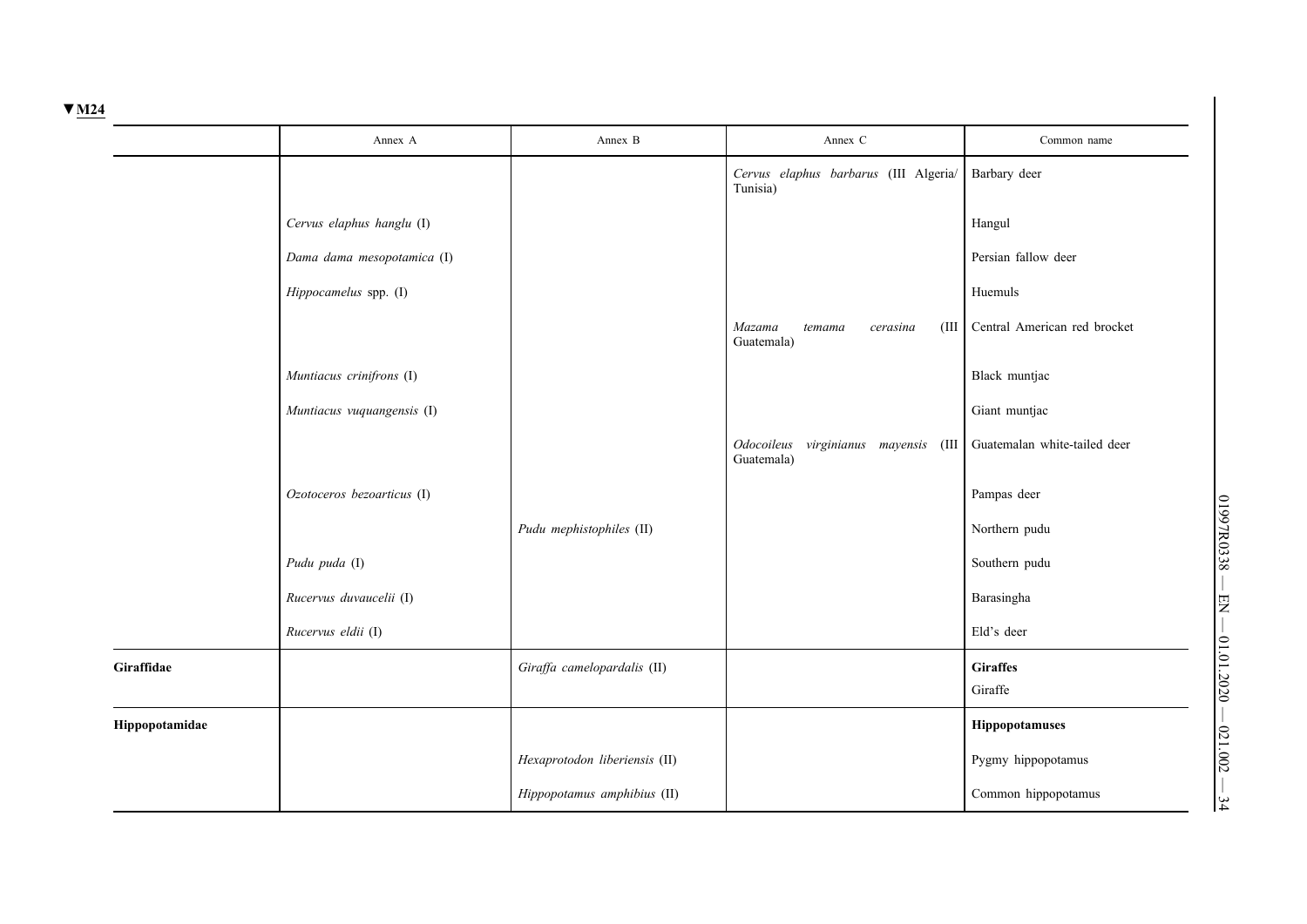▼M24

| | Annex A | Annex B | Annex C | Common name |
|---|---|---|---|---|
| | | | *Cervus elaphus barbarus* (III Algeria/Tunisia) | Barbary deer |
| | *Cervus elaphus hanglu* (I) | | | Hangul |
| | *Dama dama mesopotamica* (I) | | | Persian fallow deer |
| | *Hippocamelus* spp. (I) | | | Huemuls |
| | | | *Mazama temama cerasina* (III Guatemala) | Central American red brocket |
| | *Muntiacus crinifrons* (I) | | | Black muntjac |
| | *Muntiacus vuquangensis* (I) | | | Giant muntjac |
| | | | *Odocoileus virginianus mayensis* (III Guatemala) | Guatemalan white-tailed deer |
| | *Ozotoceros bezoarticus* (I) | | | Pampas deer |
| | | *Pudu mephistophiles* (II) | | Northern pudu |
| | *Pudu puda* (I) | | | Southern pudu |
| | *Rucervus duvaucelii* (I) | | | Barasingha |
| | *Rucervus eldii* (I) | | | Eld's deer |
| **Giraffidae** | | *Giraffa camelopardalis* (II) | | **Giraffes**<br>Giraffe |
| **Hippopotamidae** | | | | **Hippopotamuses** |
| | | *Hexaprotodon liberiensis* (II) | | Pygmy hippopotamus |
| | | *Hippopotamus amphibius* (II) | | Common hippopotamus |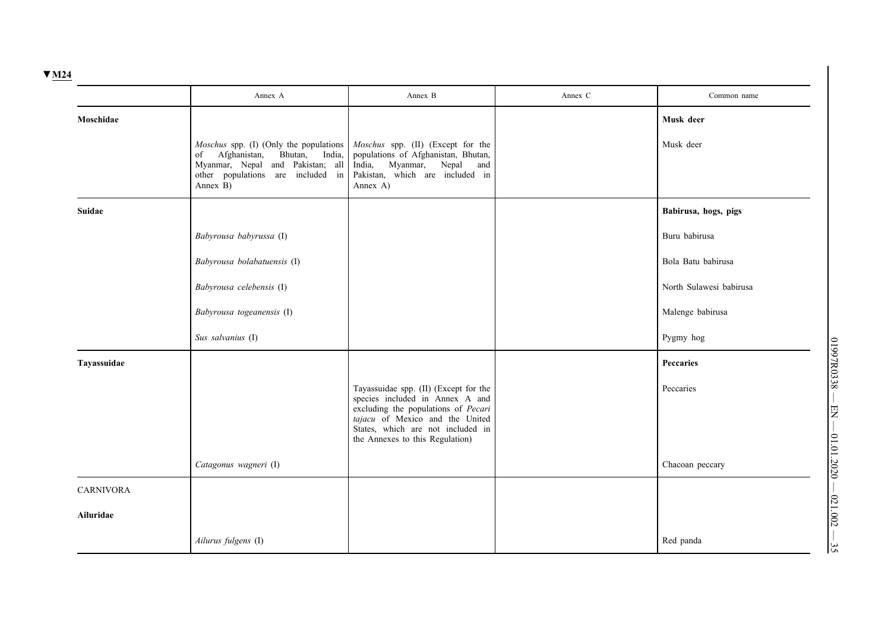▼M24

| | Annex A | Annex B | Annex C | Common name |
|---|---|---|---|---|
| **Moschidae** | | | | **Musk deer** |
| | *Moschus* spp. (I) (Only the populations of Afghanistan, Bhutan, India, Myanmar, Nepal and Pakistan; all other populations are included in Annex B) | *Moschus* spp. (II) (Except for the populations of Afghanistan, Bhutan, India, Myanmar, Nepal and Pakistan, which are included in Annex A) | | Musk deer |
| **Suidae** | | | | **Babirusa, hogs, pigs** |
| | *Babyrousa babyrussa* (I) | | | Buru babirusa |
| | *Babyrousa bolabatuensis* (I) | | | Bola Batu babirusa |
| | *Babyrousa celebensis* (I) | | | North Sulawesi babirusa |
| | *Babyrousa togeanensis* (I) | | | Malenge babirusa |
| | *Sus salvanius* (I) | | | Pygmy hog |
| **Tayassuidae** | | | | **Peccaries** |
| | | Tayassuidae spp. (II) (Except for the species included in Annex A and excluding the populations of *Pecari tajacu* of Mexico and the United States, which are not included in the Annexes to this Regulation) | | Peccaries |
| | *Catagonus wagneri* (I) | | | Chacoan peccary |
| CARNIVORA | | | | |
| **Ailuridae** | | | | |
| | *Ailurus fulgens* (I) | | | Red panda |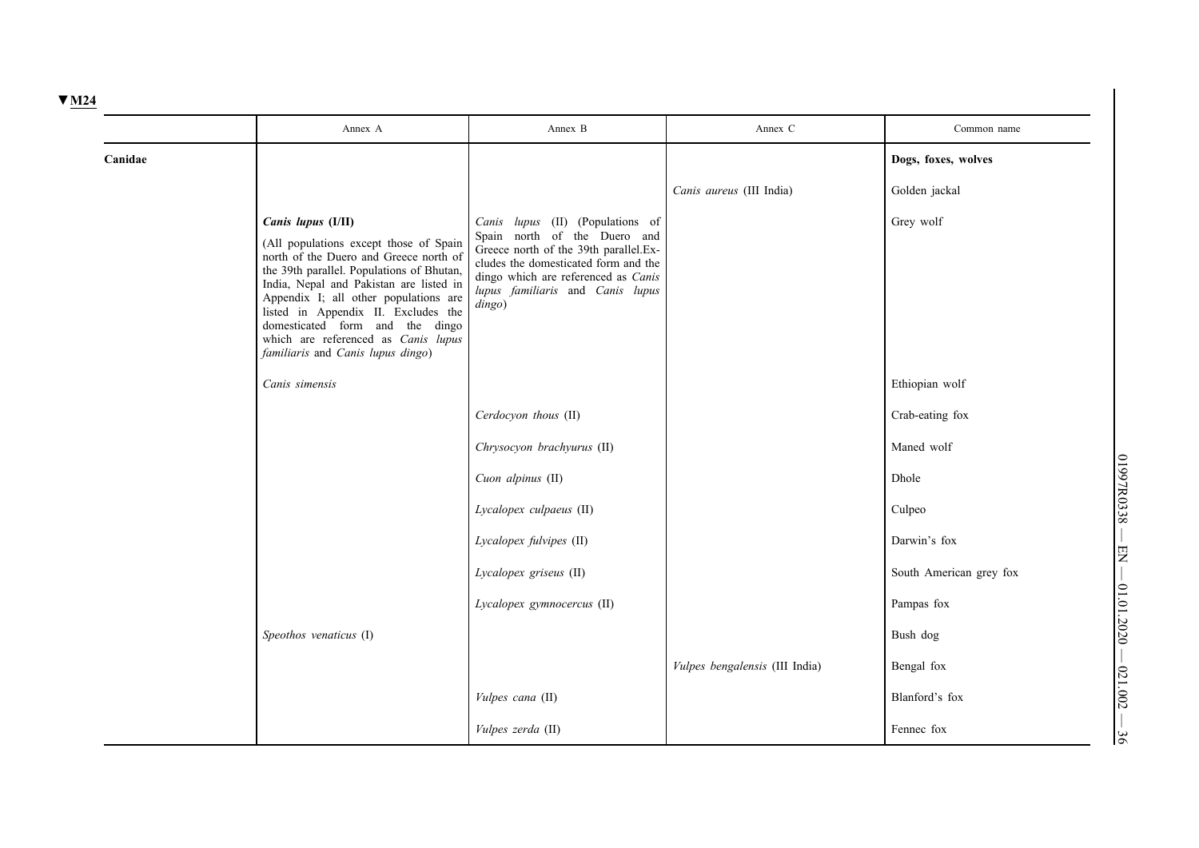▼M24

| | Annex A | Annex B | Annex C | Common name |
|---|---|---|---|---|
| **Canidae** | | | | **Dogs, foxes, wolves** |
| | | | *Canis aureus* (III India) | Golden jackal |
| | ***Canis lupus* (I/II)** (All populations except those of Spain north of the Duero and Greece north of the 39th parallel. Populations of Bhutan, India, Nepal and Pakistan are listed in Appendix I; all other populations are listed in Appendix II. Excludes the domesticated form and the dingo which are referenced as *Canis lupus familiaris* and *Canis lupus dingo*) | *Canis lupus* (II) (Populations of Spain north of the Duero and Greece north of the 39th parallel. Excludes the domesticated form and the dingo which are referenced as *Canis lupus familiaris* and *Canis lupus dingo*) | | Grey wolf |
| | *Canis simensis* | | | Ethiopian wolf |
| | | *Cerdocyon thous* (II) | | Crab-eating fox |
| | | *Chrysocyon brachyurus* (II) | | Maned wolf |
| | | *Cuon alpinus* (II) | | Dhole |
| | | *Lycalopex culpaeus* (II) | | Culpeo |
| | | *Lycalopex fulvipes* (II) | | Darwin's fox |
| | | *Lycalopex griseus* (II) | | South American grey fox |
| | | *Lycalopex gymnocercus* (II) | | Pampas fox |
| | *Speothos venaticus* (I) | | | Bush dog |
| | | | *Vulpes bengalensis* (III India) | Bengal fox |
| | | *Vulpes cana* (II) | | Blanford's fox |
| | | *Vulpes zerda* (II) | | Fennec fox |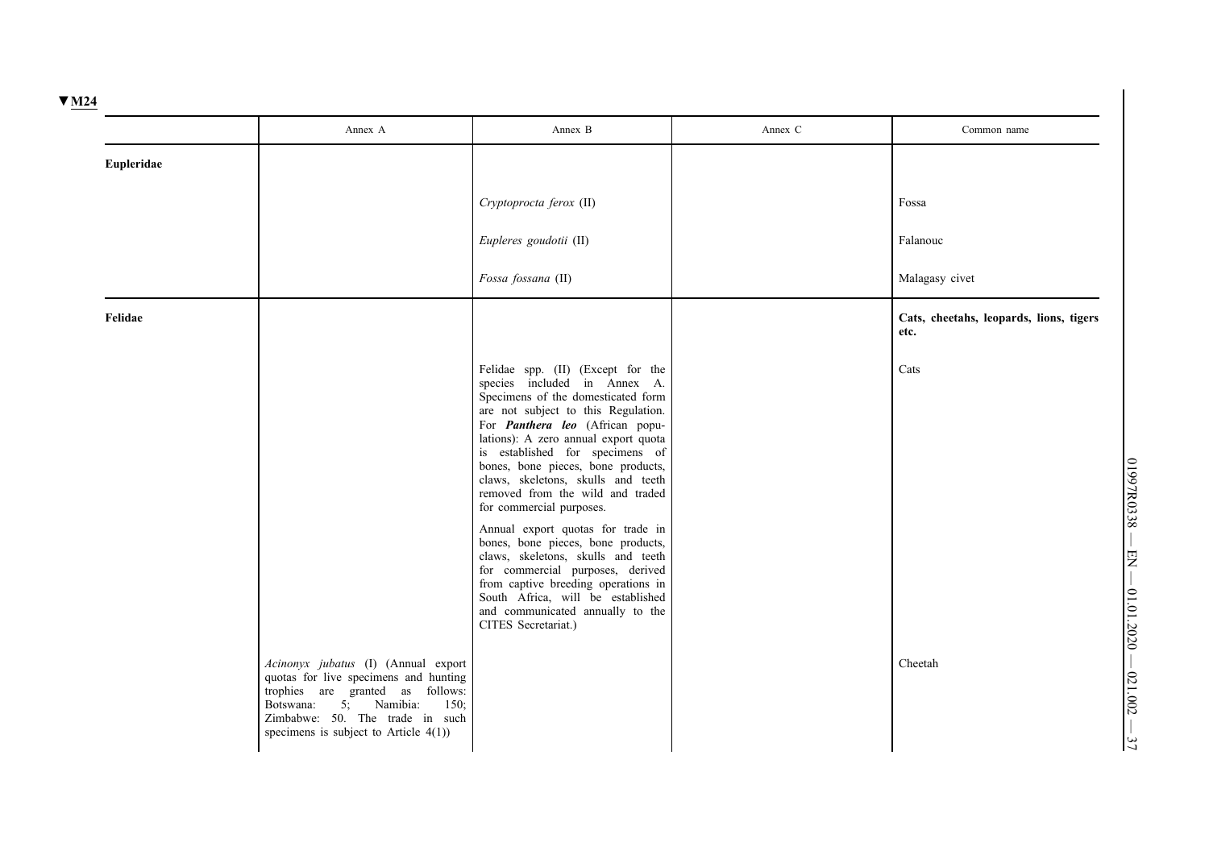▼M24

| | Annex A | Annex B | Annex C | Common name |
|---|---|---|---|---|
| **Eupleridae** | | | | |
| | | *Cryptoprocta ferox* (II) | | Fossa |
| | | *Eupleres goudotii* (II) | | Falanouc |
| | | *Fossa fossana* (II) | | Malagasy civet |
| **Felidae** | | | | **Cats, cheetahs, leopards, lions, tigers etc.** |
| | | Felidae spp. (II) (Except for the species included in Annex A. Specimens of the domesticated form are not subject to this Regulation. For ***Panthera leo*** (African populations): A zero annual export quota is established for specimens of bones, bone pieces, bone products, claws, skeletons, skulls and teeth removed from the wild and traded for commercial purposes. Annual export quotas for trade in bones, bone pieces, bone products, claws, skeletons, skulls and teeth for commercial purposes, derived from captive breeding operations in South Africa, will be established and communicated annually to the CITES Secretariat.) | | Cats |
| | *Acinonyx jubatus* (I) (Annual export quotas for live specimens and hunting trophies are granted as follows: Botswana: 5; Namibia: 150; Zimbabwe: 50. The trade in such specimens is subject to Article 4(1)) | | | Cheetah |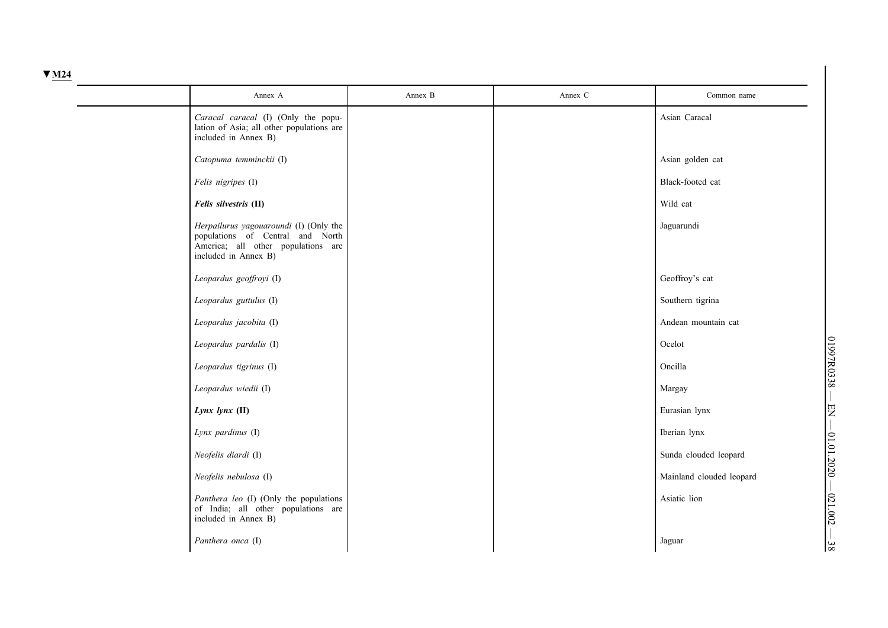▼M24

| | Annex A | Annex B | Annex C | Common name |
|---|---|---|---|---|
| | *Caracal caracal* (I) (Only the population of Asia; all other populations are included in Annex B) | | | Asian Caracal |
| | *Catopuma temminckii* (I) | | | Asian golden cat |
| | *Felis nigripes* (I) | | | Black-footed cat |
| | ***Felis silvestris* (II)** | | | Wild cat |
| | *Herpailurus yagouaroundi* (I) (Only the populations of Central and North America; all other populations are included in Annex B) | | | Jaguarundi |
| | *Leopardus geoffroyi* (I) | | | Geoffroy's cat |
| | *Leopardus guttulus* (I) | | | Southern tigrina |
| | *Leopardus jacobita* (I) | | | Andean mountain cat |
| | *Leopardus pardalis* (I) | | | Ocelot |
| | *Leopardus tigrinus* (I) | | | Oncilla |
| | *Leopardus wiedii* (I) | | | Margay |
| | ***Lynx lynx* (II)** | | | Eurasian lynx |
| | *Lynx pardinus* (I) | | | Iberian lynx |
| | *Neofelis diardi* (I) | | | Sunda clouded leopard |
| | *Neofelis nebulosa* (I) | | | Mainland clouded leopard |
| | *Panthera leo* (I) (Only the populations of India; all other populations are included in Annex B) | | | Asiatic lion |
| | *Panthera onca* (I) | | | Jaguar |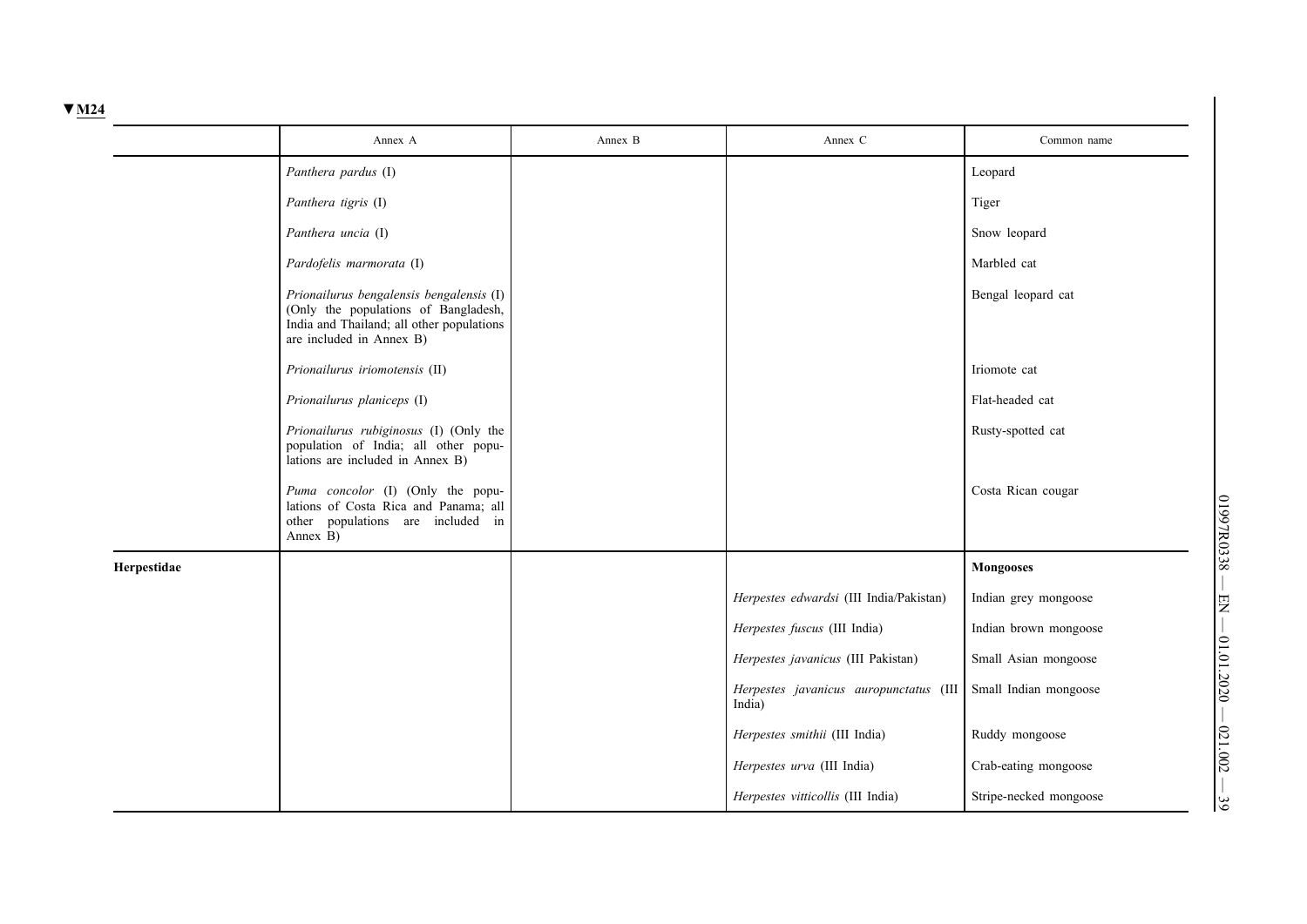▼M24

| | Annex A | Annex B | Annex C | Common name |
|---|---|---|---|---|
| | *Panthera pardus* (I) | | | Leopard |
| | *Panthera tigris* (I) | | | Tiger |
| | *Panthera uncia* (I) | | | Snow leopard |
| | *Pardofelis marmorata* (I) | | | Marbled cat |
| | *Prionailurus bengalensis bengalensis* (I) (Only the populations of Bangladesh, India and Thailand; all other populations are included in Annex B) | | | Bengal leopard cat |
| | *Prionailurus iriomotensis* (II) | | | Iriomote cat |
| | *Prionailurus planiceps* (I) | | | Flat-headed cat |
| | *Prionailurus rubiginosus* (I) (Only the population of India; all other populations are included in Annex B) | | | Rusty-spotted cat |
| | *Puma concolor* (I) (Only the populations of Costa Rica and Panama; all other populations are included in Annex B) | | | Costa Rican cougar |
| **Herpestidae** | | | | **Mongooses** |
| | | | *Herpestes edwardsi* (III India/Pakistan) | Indian grey mongoose |
| | | | *Herpestes fuscus* (III India) | Indian brown mongoose |
| | | | *Herpestes javanicus* (III Pakistan) | Small Asian mongoose |
| | | | *Herpestes javanicus auropunctatus* (III India) | Small Indian mongoose |
| | | | *Herpestes smithii* (III India) | Ruddy mongoose |
| | | | *Herpestes urva* (III India) | Crab-eating mongoose |
| | | | *Herpestes vitticollis* (III India) | Stripe-necked mongoose |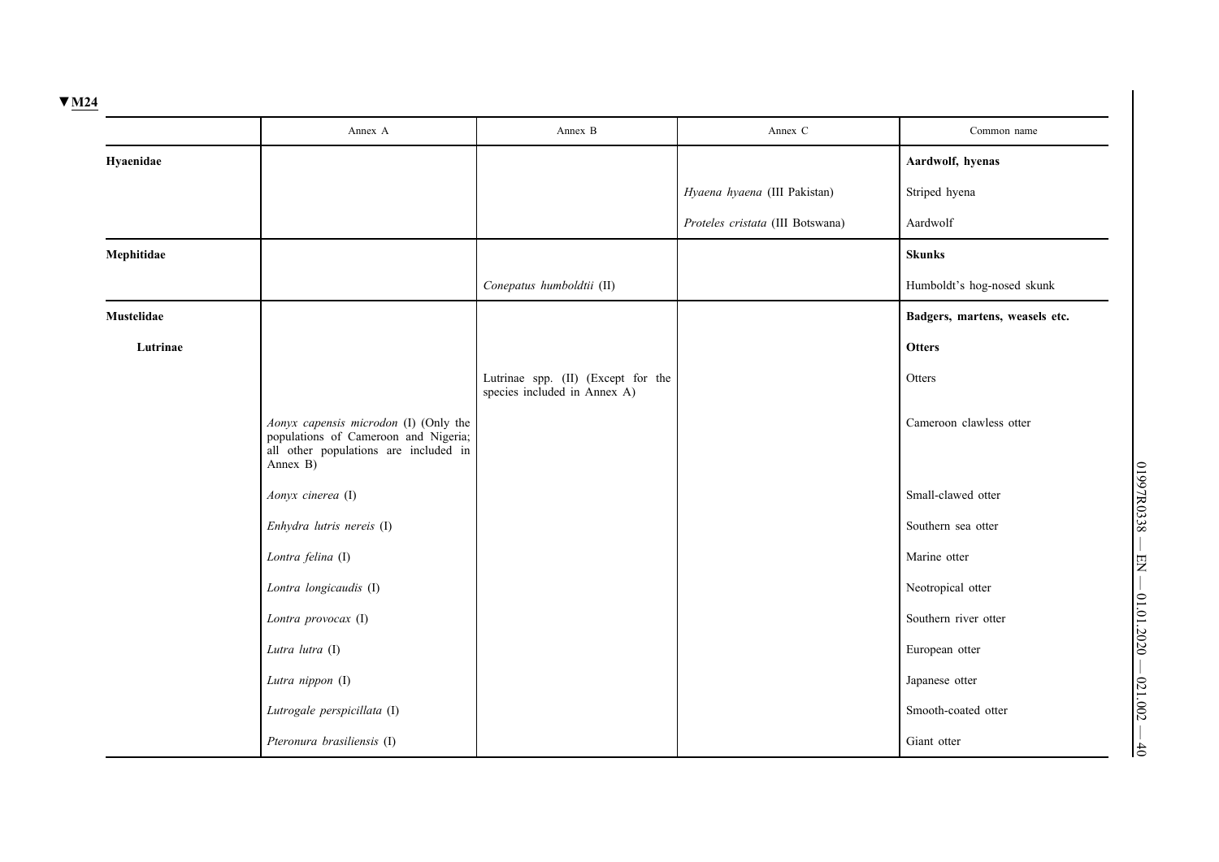▼M24

| | Annex A | Annex B | Annex C | Common name |
|---|---|---|---|---|
| **Hyaenidae** | | | | **Aardwolf, hyenas** |
| | | | *Hyaena hyaena* (III Pakistan) | Striped hyena |
| | | | *Proteles cristata* (III Botswana) | Aardwolf |
| **Mephitidae** | | | | **Skunks** |
| | | *Conepatus humboldtii* (II) | | Humboldt's hog-nosed skunk |
| **Mustelidae** | | | | **Badgers, martens, weasels etc.** |
| **Lutrinae** | | | | **Otters** |
| | | Lutrinae spp. (II) (Except for the species included in Annex A) | | Otters |
| | *Aonyx capensis microdon* (I) (Only the populations of Cameroon and Nigeria; all other populations are included in Annex B) | | | Cameroon clawless otter |
| | *Aonyx cinerea* (I) | | | Small-clawed otter |
| | *Enhydra lutris nereis* (I) | | | Southern sea otter |
| | *Lontra felina* (I) | | | Marine otter |
| | *Lontra longicaudis* (I) | | | Neotropical otter |
| | *Lontra provocax* (I) | | | Southern river otter |
| | *Lutra lutra* (I) | | | European otter |
| | *Lutra nippon* (I) | | | Japanese otter |
| | *Lutrogale perspicillata* (I) | | | Smooth-coated otter |
| | *Pteronura brasiliensis* (I) | | | Giant otter |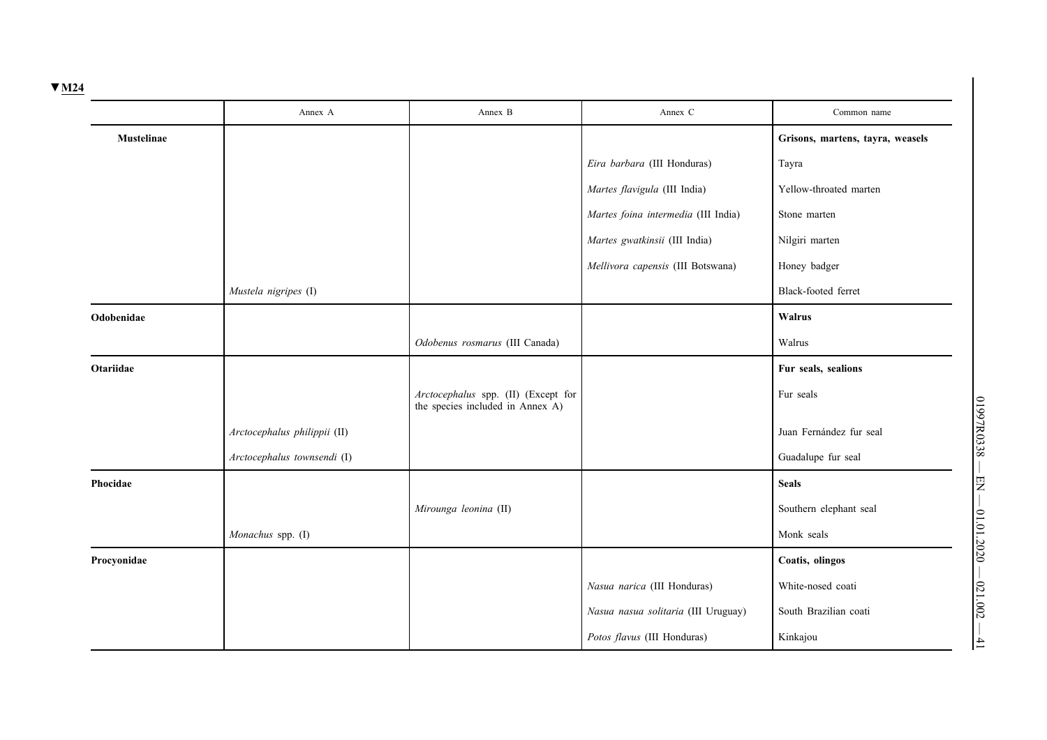▼M24

| | Annex A | Annex B | Annex C | Common name |
|---|---|---|---|---|
| **Mustelinae** | | | | **Grisons, martens, tayra, weasels** |
| | | | *Eira barbara* (III Honduras) | Tayra |
| | | | *Martes flavigula* (III India) | Yellow-throated marten |
| | | | *Martes foina intermedia* (III India) | Stone marten |
| | | | *Martes gwatkinsii* (III India) | Nilgiri marten |
| | | | *Mellivora capensis* (III Botswana) | Honey badger |
| | *Mustela nigripes* (I) | | | Black-footed ferret |
| **Odobenidae** | | | | **Walrus** |
| | | *Odobenus rosmarus* (III Canada) | | Walrus |
| **Otariidae** | | | | **Fur seals, sealions** |
| | | *Arctocephalus* spp. (II) (Except for the species included in Annex A) | | Fur seals |
| | *Arctocephalus philippii* (II) | | | Juan Fernández fur seal |
| | *Arctocephalus townsendi* (I) | | | Guadalupe fur seal |
| **Phocidae** | | | | **Seals** |
| | | *Mirounga leonina* (II) | | Southern elephant seal |
| | *Monachus* spp. (I) | | | Monk seals |
| **Procyonidae** | | | | **Coatis, olingos** |
| | | | *Nasua narica* (III Honduras) | White-nosed coati |
| | | | *Nasua nasua solitaria* (III Uruguay) | South Brazilian coati |
| | | | *Potos flavus* (III Honduras) | Kinkajou |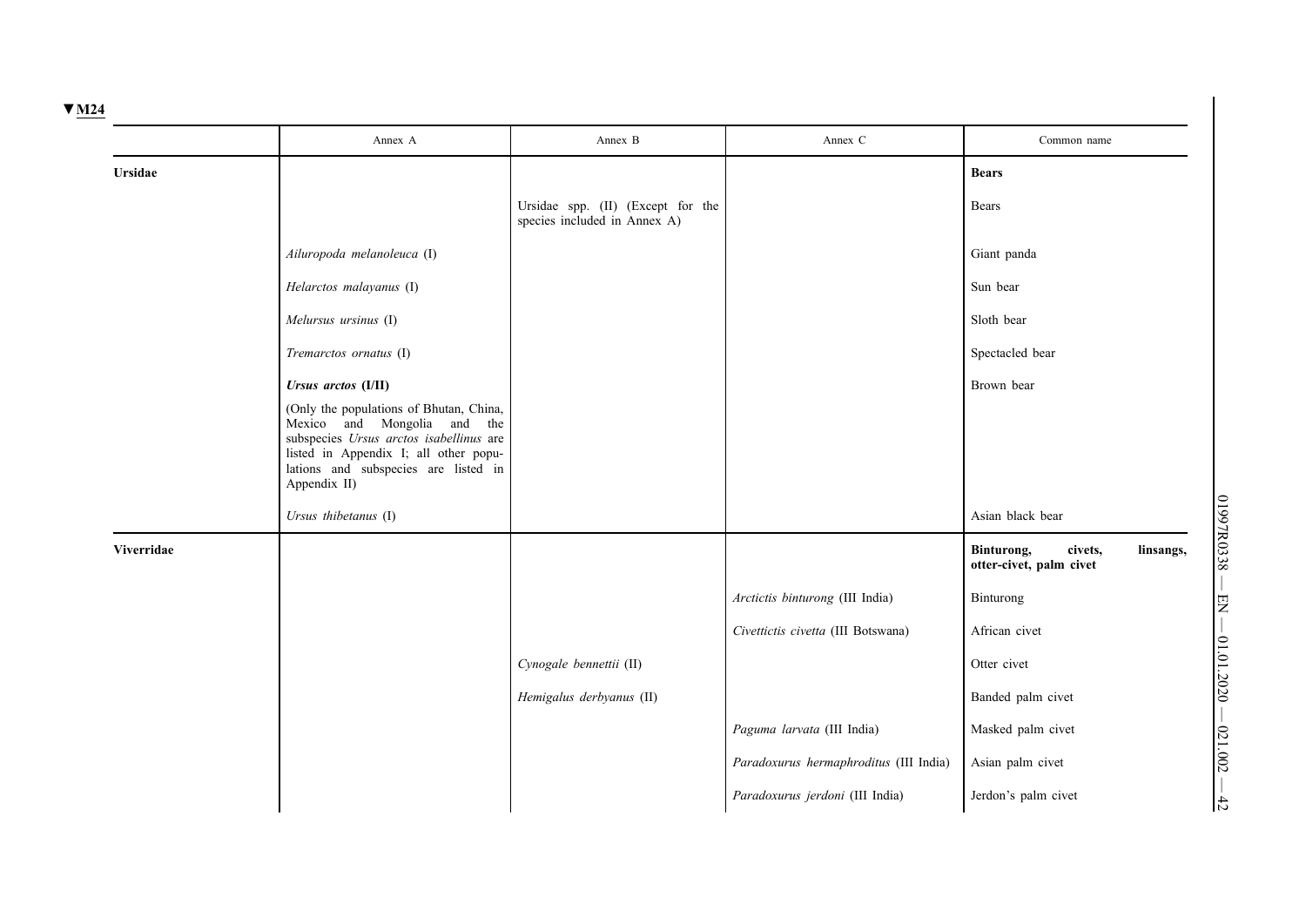▼M24

| | Annex A | Annex B | Annex C | Common name |
|---|---|---|---|---|
| **Ursidae** | | | | **Bears** |
| | | Ursidae spp. (II) (Except for the species included in Annex A) | | Bears |
| | *Ailuropoda melanoleuca* (I) | | | Giant panda |
| | *Helarctos malayanus* (I) | | | Sun bear |
| | *Melursus ursinus* (I) | | | Sloth bear |
| | *Tremarctos ornatus* (I) | | | Spectacled bear |
| | ***Ursus arctos* (I/II)** | | | Brown bear |
| | (Only the populations of Bhutan, China, Mexico and Mongolia and the subspecies *Ursus arctos isabellinus* are listed in Appendix I; all other populations and subspecies are listed in Appendix II) | | | |
| | *Ursus thibetanus* (I) | | | Asian black bear |
| **Viverridae** | | | | **Binturong, civets, linsangs, otter-civet, palm civet** |
| | | | *Arctictis binturong* (III India) | Binturong |
| | | | *Civettictis civetta* (III Botswana) | African civet |
| | | *Cynogale bennettii* (II) | | Otter civet |
| | | *Hemigalus derbyanus* (II) | | Banded palm civet |
| | | | *Paguma larvata* (III India) | Masked palm civet |
| | | | *Paradoxurus hermaphroditus* (III India) | Asian palm civet |
| | | | *Paradoxurus jerdoni* (III India) | Jerdon's palm civet |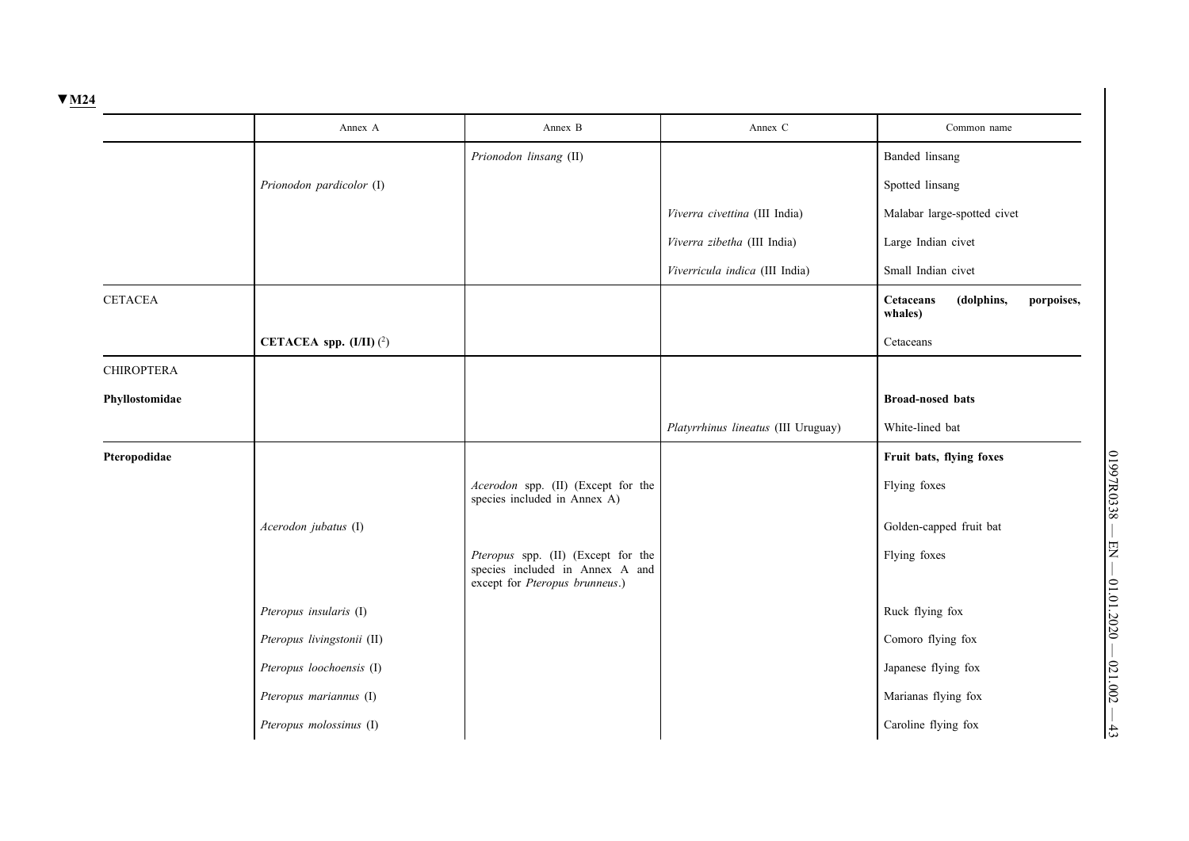▼M24

| | Annex A | Annex B | Annex C | Common name |
|---|---|---|---|---|
| | | *Prionodon linsang* (II) | | Banded linsang |
| | *Prionodon pardicolor* (I) | | | Spotted linsang |
| | | | *Viverra civettina* (III India) | Malabar large-spotted civet |
| | | | *Viverra zibetha* (III India) | Large Indian civet |
| | | | *Viverricula indica* (III India) | Small Indian civet |
| CETACEA | | | | **Cetaceans (dolphins, porpoises, whales)** |
| | **CETACEA spp. (I/II)** [2] | | | Cetaceans |
| CHIROPTERA | | | | |
| **Phyllostomidae** | | | | **Broad-nosed bats** |
| | | | *Platyrrhinus lineatus* (III Uruguay) | White-lined bat |
| **Pteropodidae** | | | | **Fruit bats, flying foxes** |
| | | *Acerodon* spp. (II) (Except for the species included in Annex A) | | Flying foxes |
| | *Acerodon jubatus* (I) | | | Golden-capped fruit bat |
| | | *Pteropus* spp. (II) (Except for the species included in Annex A and except for *Pteropus brunneus*.) | | Flying foxes |
| | *Pteropus insularis* (I) | | | Ruck flying fox |
| | *Pteropus livingstonii* (II) | | | Comoro flying fox |
| | *Pteropus loochoensis* (I) | | | Japanese flying fox |
| | *Pteropus mariannus* (I) | | | Marianas flying fox |
| | *Pteropus molossinus* (I) | | | Caroline flying fox |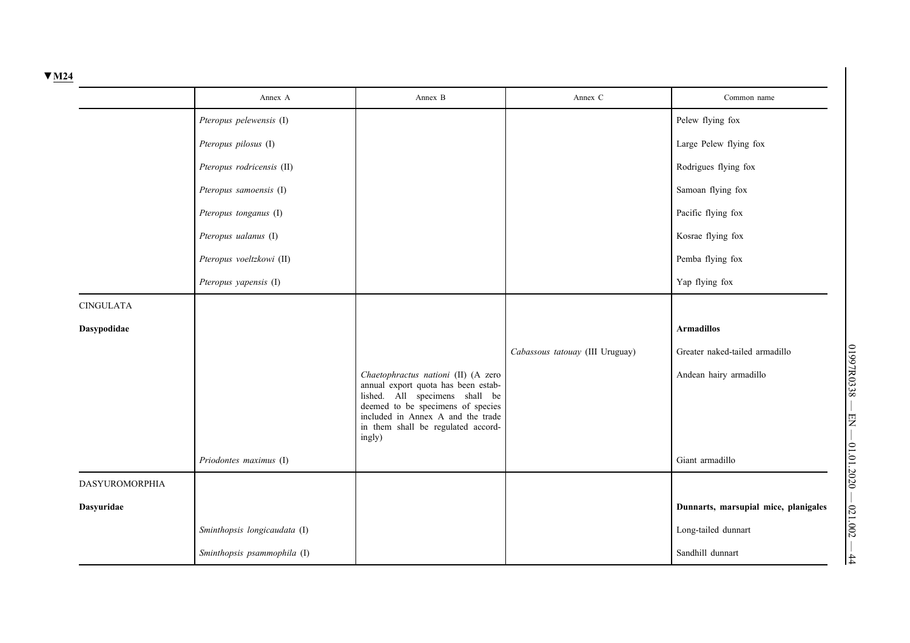▼M24

| | Annex A | Annex B | Annex C | Common name |
|---|---|---|---|---|
| | *Pteropus pelewensis* (I) | | | Pelew flying fox |
| | *Pteropus pilosus* (I) | | | Large Pelew flying fox |
| | *Pteropus rodricensis* (II) | | | Rodrigues flying fox |
| | *Pteropus samoensis* (I) | | | Samoan flying fox |
| | *Pteropus tonganus* (I) | | | Pacific flying fox |
| | *Pteropus ualanus* (I) | | | Kosrae flying fox |
| | *Pteropus voeltzkowi* (II) | | | Pemba flying fox |
| | *Pteropus yapensis* (I) | | | Yap flying fox |
| CINGULATA | | | | |
| **Dasypodidae** | | | | **Armadillos** |
| | | | *Cabassous tatouay* (III Uruguay) | Greater naked-tailed armadillo |
| | | *Chaetophractus nationi* (II) (A zero annual export quota has been established. All specimens shall be deemed to be specimens of species included in Annex A and the trade in them shall be regulated accordingly) | | Andean hairy armadillo |
| | *Priodontes maximus* (I) | | | Giant armadillo |
| DASYUROMORPHIA | | | | |
| **Dasyuridae** | | | | **Dunnarts, marsupial mice, planigales** |
| | *Sminthopsis longicaudata* (I) | | | Long-tailed dunnart |
| | *Sminthopsis psammophila* (I) | | | Sandhill dunnart |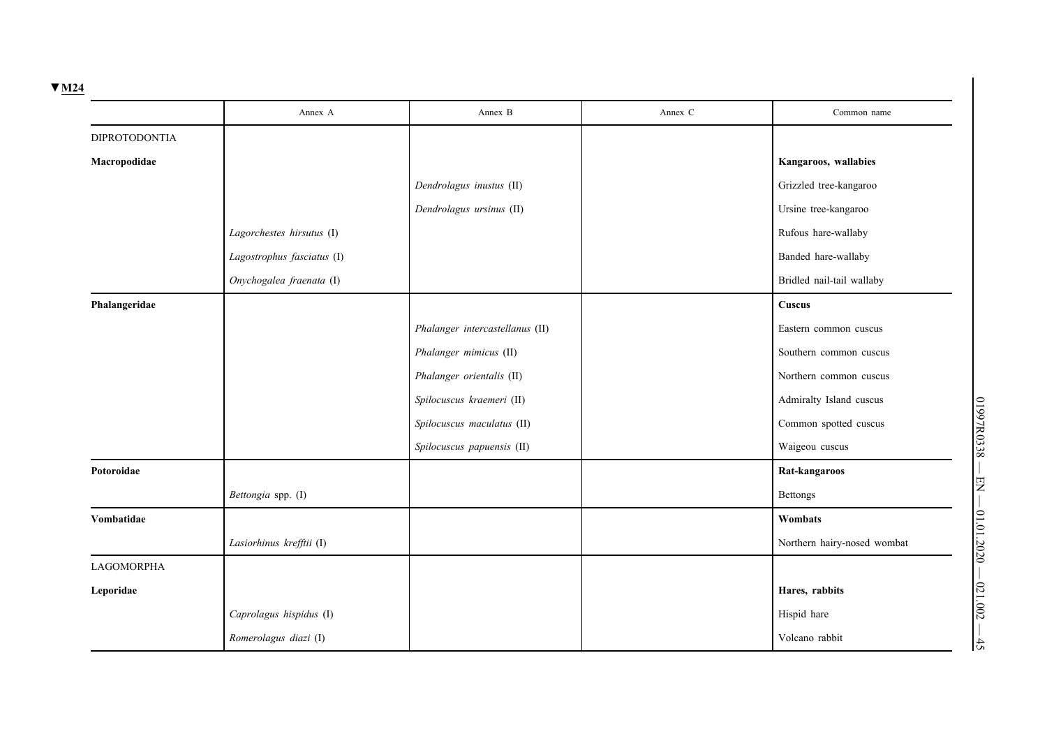▼M24

| | Annex A | Annex B | Annex C | Common name |
|---|---|---|---|---|
| DIPROTODONTIA | | | | |
| **Macropodidae** | | | | **Kangaroos, wallabies** |
| | | *Dendrolagus inustus* (II) | | Grizzled tree-kangaroo |
| | | *Dendrolagus ursinus* (II) | | Ursine tree-kangaroo |
| | *Lagorchestes hirsutus* (I) | | | Rufous hare-wallaby |
| | *Lagostrophus fasciatus* (I) | | | Banded hare-wallaby |
| | *Onychogalea fraenata* (I) | | | Bridled nail-tail wallaby |
| **Phalangeridae** | | | | **Cuscus** |
| | | *Phalanger intercastellanus* (II) | | Eastern common cuscus |
| | | *Phalanger mimicus* (II) | | Southern common cuscus |
| | | *Phalanger orientalis* (II) | | Northern common cuscus |
| | | *Spilocuscus kraemeri* (II) | | Admiralty Island cuscus |
| | | *Spilocuscus maculatus* (II) | | Common spotted cuscus |
| | | *Spilocuscus papuensis* (II) | | Waigeou cuscus |
| **Potoroidae** | | | | **Rat-kangaroos** |
| | *Bettongia* spp. (I) | | | Bettongs |
| **Vombatidae** | | | | **Wombats** |
| | *Lasiorhinus krefftii* (I) | | | Northern hairy-nosed wombat |
| LAGOMORPHA | | | | |
| **Leporidae** | | | | **Hares, rabbits** |
| | *Caprolagus hispidus* (I) | | | Hispid hare |
| | *Romerolagus diazi* (I) | | | Volcano rabbit |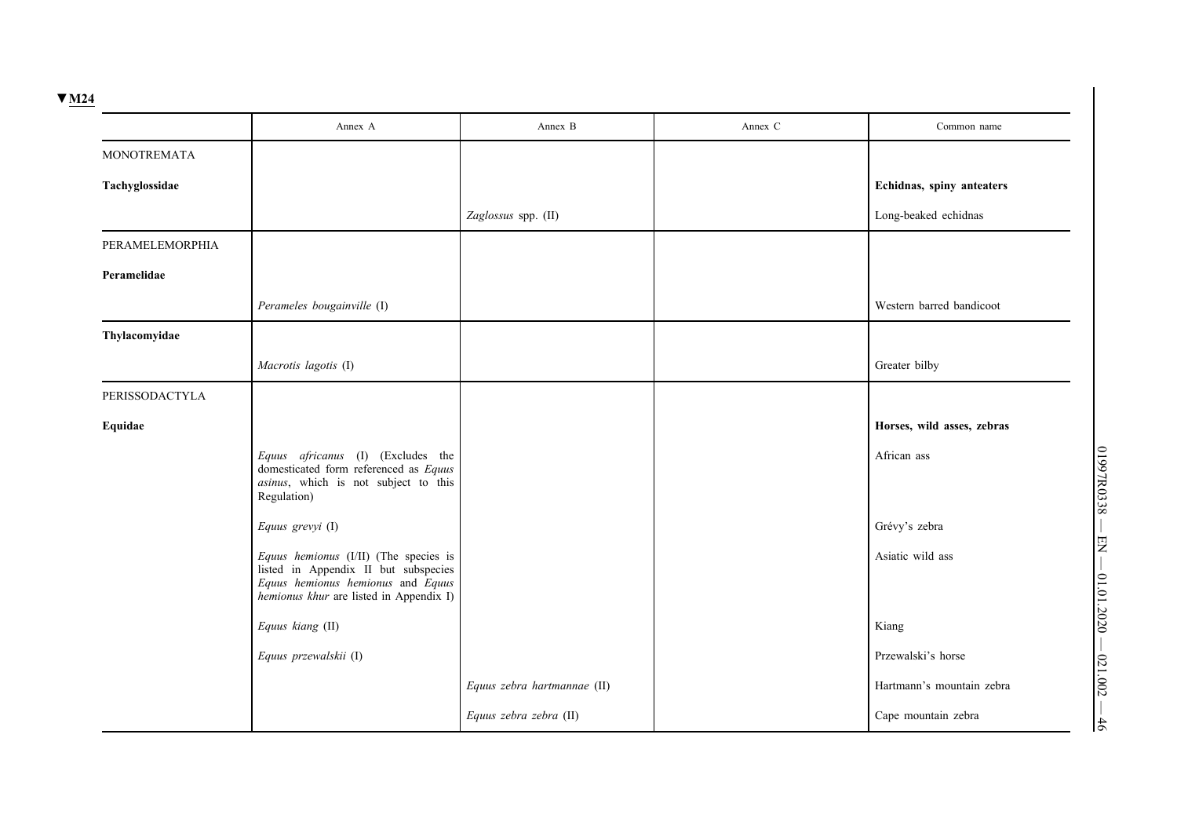▼M24

| | Annex A | Annex B | Annex C | Common name |
|---|---|---|---|---|
| MONOTREMATA | | | | |
| **Tachyglossidae** | | | | **Echidnas, spiny anteaters** |
| | | *Zaglossus* spp. (II) | | Long-beaked echidnas |
| PERAMELEMORPHIA | | | | |
| **Peramelidae** | | | | |
| | *Perameles bougainville* (I) | | | Western barred bandicoot |
| **Thylacomyidae** | | | | |
| | *Macrotis lagotis* (I) | | | Greater bilby |
| PERISSODACTYLA | | | | |
| **Equidae** | | | | **Horses, wild asses, zebras** |
| | *Equus africanus* (I) (Excludes the domesticated form referenced as *Equus asinus*, which is not subject to this Regulation) | | | African ass |
| | *Equus grevyi* (I) | | | Grévy's zebra |
| | *Equus hemionus* (I/II) (The species is listed in Appendix II but subspecies *Equus hemionus hemionus* and *Equus hemionus khur* are listed in Appendix I) | | | Asiatic wild ass |
| | *Equus kiang* (II) | | | Kiang |
| | *Equus przewalskii* (I) | | | Przewalski's horse |
| | | *Equus zebra hartmannae* (II) | | Hartmann's mountain zebra |
| | | *Equus zebra zebra* (II) | | Cape mountain zebra |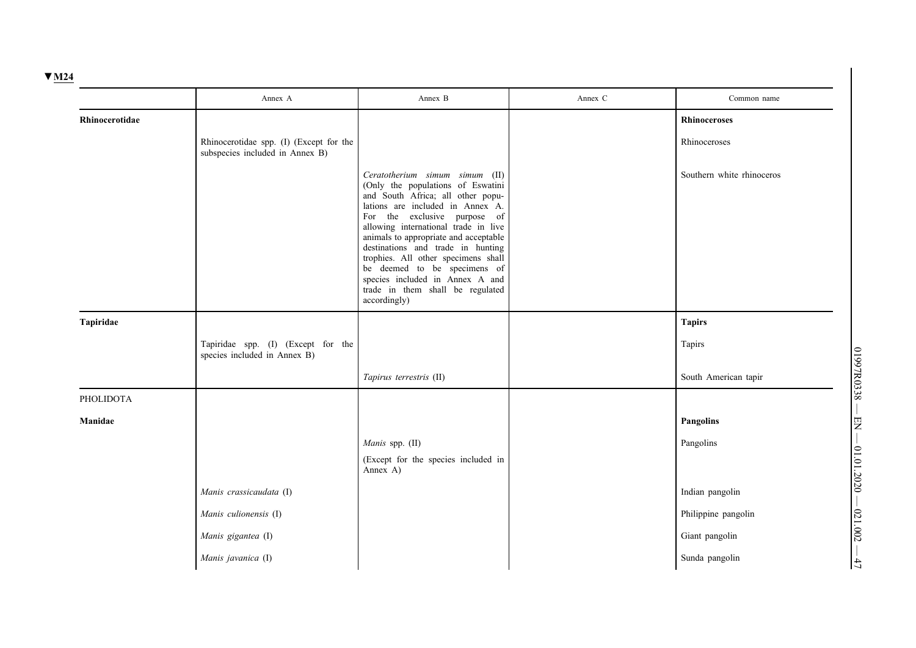▼M24

| | Annex A | Annex B | Annex C | Common name |
|---|---|---|---|---|
| **Rhinocerotidae** | | | | **Rhinoceroses** |
| | Rhinocerotidae spp. (I) (Except for the subspecies included in Annex B) | | | Rhinoceroses |
| | | *Ceratotherium simum simum* (II) (Only the populations of Eswatini and South Africa; all other populations are included in Annex A. For the exclusive purpose of allowing international trade in live animals to appropriate and acceptable destinations and trade in hunting trophies. All other specimens shall be deemed to be specimens of species included in Annex A and trade in them shall be regulated accordingly) | | Southern white rhinoceros |
| **Tapiridae** | | | | **Tapirs** |
| | Tapiridae spp. (I) (Except for the species included in Annex B) | | | Tapirs |
| | | *Tapirus terrestris* (II) | | South American tapir |
| PHOLIDOTA | | | | |
| **Manidae** | | | | **Pangolins** |
| | | *Manis* spp. (II) (Except for the species included in Annex A) | | Pangolins |
| | *Manis crassicaudata* (I) | | | Indian pangolin |
| | *Manis culionensis* (I) | | | Philippine pangolin |
| | *Manis gigantea* (I) | | | Giant pangolin |
| | *Manis javanica* (I) | | | Sunda pangolin |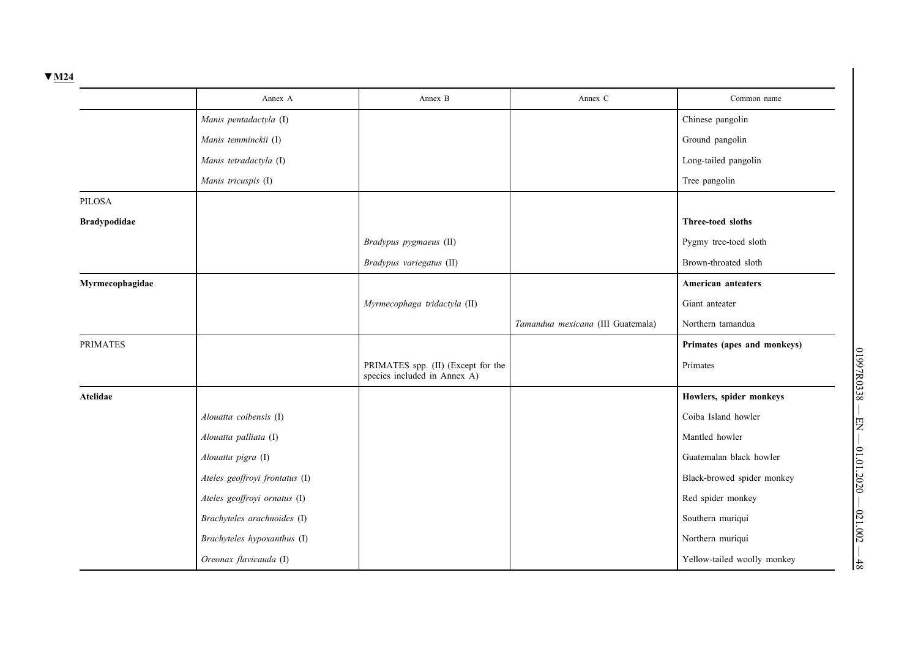▼M24

| | Annex A | Annex B | Annex C | Common name |
|---|---|---|---|---|
| | *Manis pentadactyla* (I) | | | Chinese pangolin |
| | *Manis temminckii* (I) | | | Ground pangolin |
| | *Manis tetradactyla* (I) | | | Long-tailed pangolin |
| | *Manis tricuspis* (I) | | | Tree pangolin |
| PILOSA | | | | |
| **Bradypodidae** | | | | **Three-toed sloths** |
| | | *Bradypus pygmaeus* (II) | | Pygmy tree-toed sloth |
| | | *Bradypus variegatus* (II) | | Brown-throated sloth |
| **Myrmecophagidae** | | | | **American anteaters** |
| | | *Myrmecophaga tridactyla* (II) | | Giant anteater |
| | | | *Tamandua mexicana* (III Guatemala) | Northern tamandua |
| PRIMATES | | | | **Primates (apes and monkeys)** |
| | | PRIMATES spp. (II) (Except for the species included in Annex A) | | Primates |
| **Atelidae** | | | | **Howlers, spider monkeys** |
| | *Alouatta coibensis* (I) | | | Coiba Island howler |
| | *Alouatta palliata* (I) | | | Mantled howler |
| | *Alouatta pigra* (I) | | | Guatemalan black howler |
| | *Ateles geoffroyi frontatus* (I) | | | Black-browed spider monkey |
| | *Ateles geoffroyi ornatus* (I) | | | Red spider monkey |
| | *Brachyteles arachnoides* (I) | | | Southern muriqui |
| | *Brachyteles hypoxanthus* (I) | | | Northern muriqui |
| | *Oreonax flavicauda* (I) | | | Yellow-tailed woolly monkey |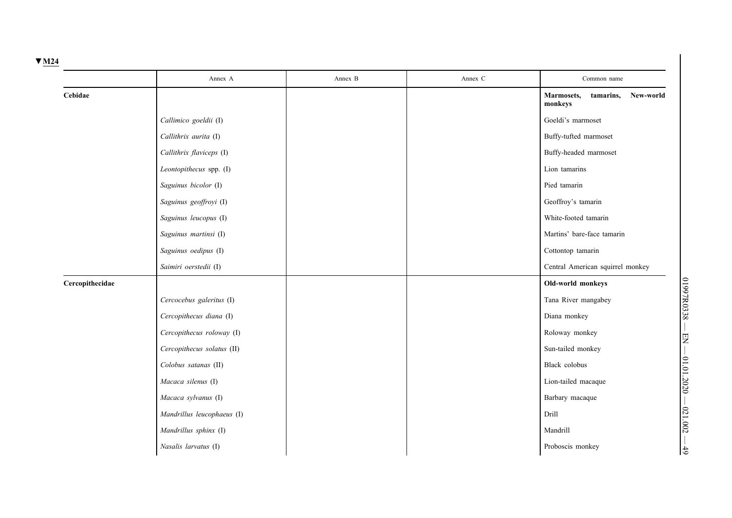▼M24

| | Annex A | Annex B | Annex C | Common name |
|---|---|---|---|---|
| **Cebidae** | | | | **Marmosets, tamarins, New-world monkeys** |
| | *Callimico goeldii* (I) | | | Goeldi's marmoset |
| | *Callithrix aurita* (I) | | | Buffy-tufted marmoset |
| | *Callithrix flaviceps* (I) | | | Buffy-headed marmoset |
| | *Leontopithecus* spp. (I) | | | Lion tamarins |
| | *Saguinus bicolor* (I) | | | Pied tamarin |
| | *Saguinus geoffroyi* (I) | | | Geoffroy's tamarin |
| | *Saguinus leucopus* (I) | | | White-footed tamarin |
| | *Saguinus martinsi* (I) | | | Martins' bare-face tamarin |
| | *Saguinus oedipus* (I) | | | Cottontop tamarin |
| | *Saimiri oerstedii* (I) | | | Central American squirrel monkey |
| **Cercopithecidae** | | | | **Old-world monkeys** |
| | *Cercocebus galeritus* (I) | | | Tana River mangabey |
| | *Cercopithecus diana* (I) | | | Diana monkey |
| | *Cercopithecus roloway* (I) | | | Roloway monkey |
| | *Cercopithecus solatus* (II) | | | Sun-tailed monkey |
| | *Colobus satanas* (II) | | | Black colobus |
| | *Macaca silenus* (I) | | | Lion-tailed macaque |
| | *Macaca sylvanus* (I) | | | Barbary macaque |
| | *Mandrillus leucophaeus* (I) | | | Drill |
| | *Mandrillus sphinx* (I) | | | Mandrill |
| | *Nasalis larvatus* (I) | | | Proboscis monkey |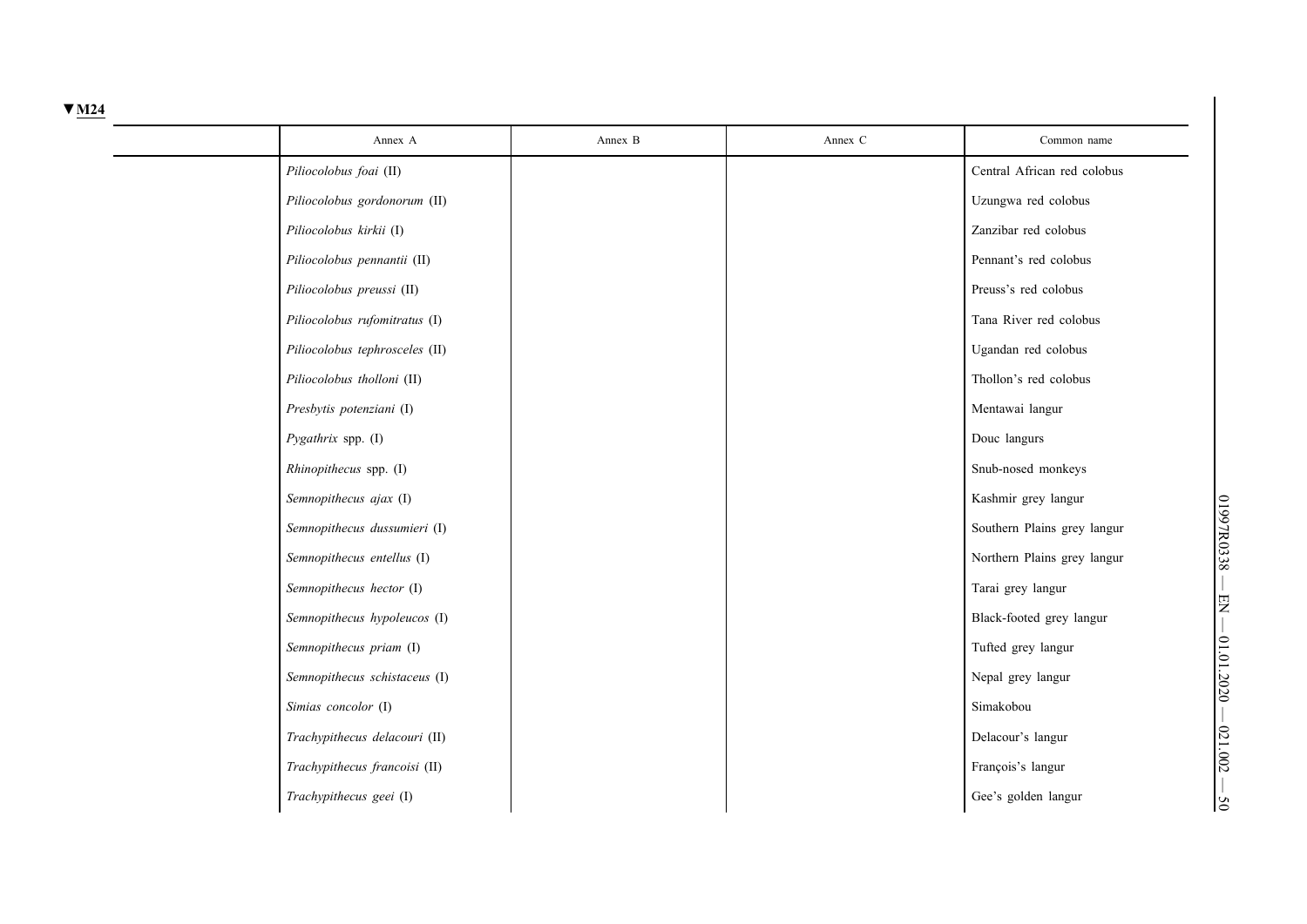▼M24

| | Annex A | Annex B | Annex C | Common name |
|---|---|---|---|---|
| | *Piliocolobus foai* (II) | | | Central African red colobus |
| | *Piliocolobus gordonorum* (II) | | | Uzungwa red colobus |
| | *Piliocolobus kirkii* (I) | | | Zanzibar red colobus |
| | *Piliocolobus pennantii* (II) | | | Pennant's red colobus |
| | *Piliocolobus preussi* (II) | | | Preuss's red colobus |
| | *Piliocolobus rufomitratus* (I) | | | Tana River red colobus |
| | *Piliocolobus tephrosceles* (II) | | | Ugandan red colobus |
| | *Piliocolobus tholloni* (II) | | | Thollon's red colobus |
| | *Presbytis potenziani* (I) | | | Mentawai langur |
| | *Pygathrix* spp. (I) | | | Douc langurs |
| | *Rhinopithecus* spp. (I) | | | Snub-nosed monkeys |
| | *Semnopithecus ajax* (I) | | | Kashmir grey langur |
| | *Semnopithecus dussumieri* (I) | | | Southern Plains grey langur |
| | *Semnopithecus entellus* (I) | | | Northern Plains grey langur |
| | *Semnopithecus hector* (I) | | | Tarai grey langur |
| | *Semnopithecus hypoleucos* (I) | | | Black-footed grey langur |
| | *Semnopithecus priam* (I) | | | Tufted grey langur |
| | *Semnopithecus schistaceus* (I) | | | Nepal grey langur |
| | *Simias concolor* (I) | | | Simakobou |
| | *Trachypithecus delacouri* (II) | | | Delacour's langur |
| | *Trachypithecus francoisi* (II) | | | François's langur |
| | *Trachypithecus geei* (I) | | | Gee's golden langur |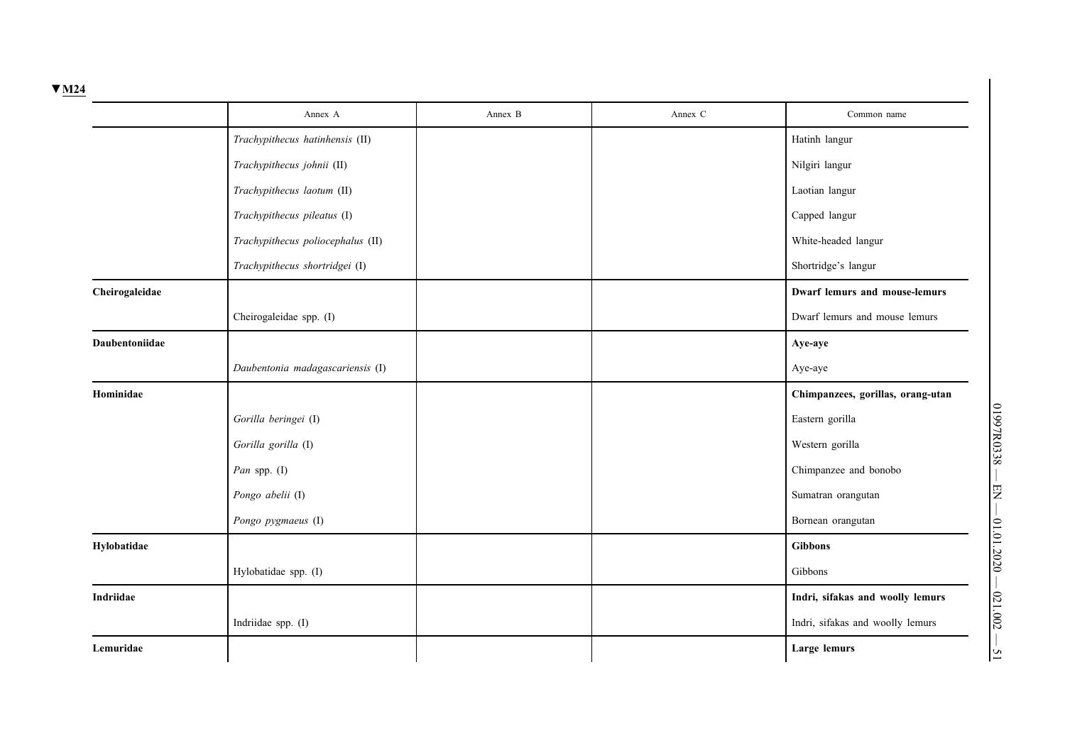▼M24

| | Annex A | Annex B | Annex C | Common name |
|---|---|---|---|---|
| | *Trachypithecus hatinhensis* (II) | | | Hatinh langur |
| | *Trachypithecus johnii* (II) | | | Nilgiri langur |
| | *Trachypithecus laotum* (II) | | | Laotian langur |
| | *Trachypithecus pileatus* (I) | | | Capped langur |
| | *Trachypithecus poliocephalus* (II) | | | White-headed langur |
| | *Trachypithecus shortridgei* (I) | | | Shortridge's langur |
| **Cheirogaleidae** | | | | **Dwarf lemurs and mouse-lemurs** |
| | Cheirogaleidae spp. (I) | | | Dwarf lemurs and mouse lemurs |
| **Daubentoniidae** | | | | **Aye-aye** |
| | *Daubentonia madagascariensis* (I) | | | Aye-aye |
| **Hominidae** | | | | **Chimpanzees, gorillas, orang-utan** |
| | *Gorilla beringei* (I) | | | Eastern gorilla |
| | *Gorilla gorilla* (I) | | | Western gorilla |
| | *Pan* spp. (I) | | | Chimpanzee and bonobo |
| | *Pongo abelii* (I) | | | Sumatran orangutan |
| | *Pongo pygmaeus* (I) | | | Bornean orangutan |
| **Hylobatidae** | | | | **Gibbons** |
| | Hylobatidae spp. (I) | | | Gibbons |
| **Indriidae** | | | | **Indri, sifakas and woolly lemurs** |
| | Indriidae spp. (I) | | | Indri, sifakas and woolly lemurs |
| **Lemuridae** | | | | **Large lemurs** |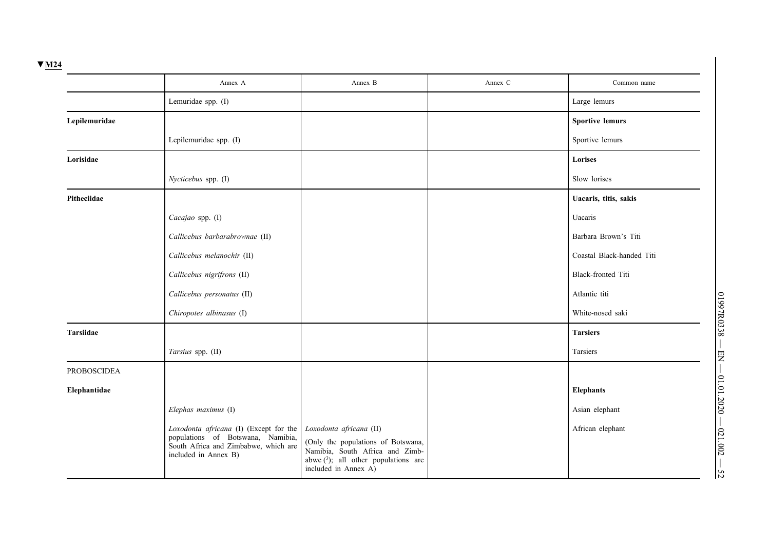▼M24

| | Annex A | Annex B | Annex C | Common name |
|---|---|---|---|---|
| | Lemuridae spp. (I) | | | Large lemurs |
| **Lepilemuridae** | | | | **Sportive lemurs** |
| | Lepilemuridae spp. (I) | | | Sportive lemurs |
| **Lorisidae** | | | | **Lorises** |
| | *Nycticebus* spp. (I) | | | Slow lorises |
| **Pitheciidae** | | | | **Uacaris, titis, sakis** |
| | *Cacajao* spp. (I) | | | Uacaris |
| | *Callicebus barbarabrownae* (II) | | | Barbara Brown's Titi |
| | *Callicebus melanochir* (II) | | | Coastal Black-handed Titi |
| | *Callicebus nigrifrons* (II) | | | Black-fronted Titi |
| | *Callicebus personatus* (II) | | | Atlantic titi |
| | *Chiropotes albinasus* (I) | | | White-nosed saki |
| **Tarsiidae** | | | | **Tarsiers** |
| | *Tarsius* spp. (II) | | | Tarsiers |
| PROBOSCIDEA | | | | |
| **Elephantidae** | | | | **Elephants** |
| | *Elephas maximus* (I) | | | Asian elephant |
| | *Loxodonta africana* (I) (Except for the populations of Botswana, Namibia, South Africa and Zimbabwe, which are included in Annex B) | *Loxodonta africana* (II) (Only the populations of Botswana, Namibia, South Africa and Zimbabwe [3]; all other populations are included in Annex A) | | African elephant |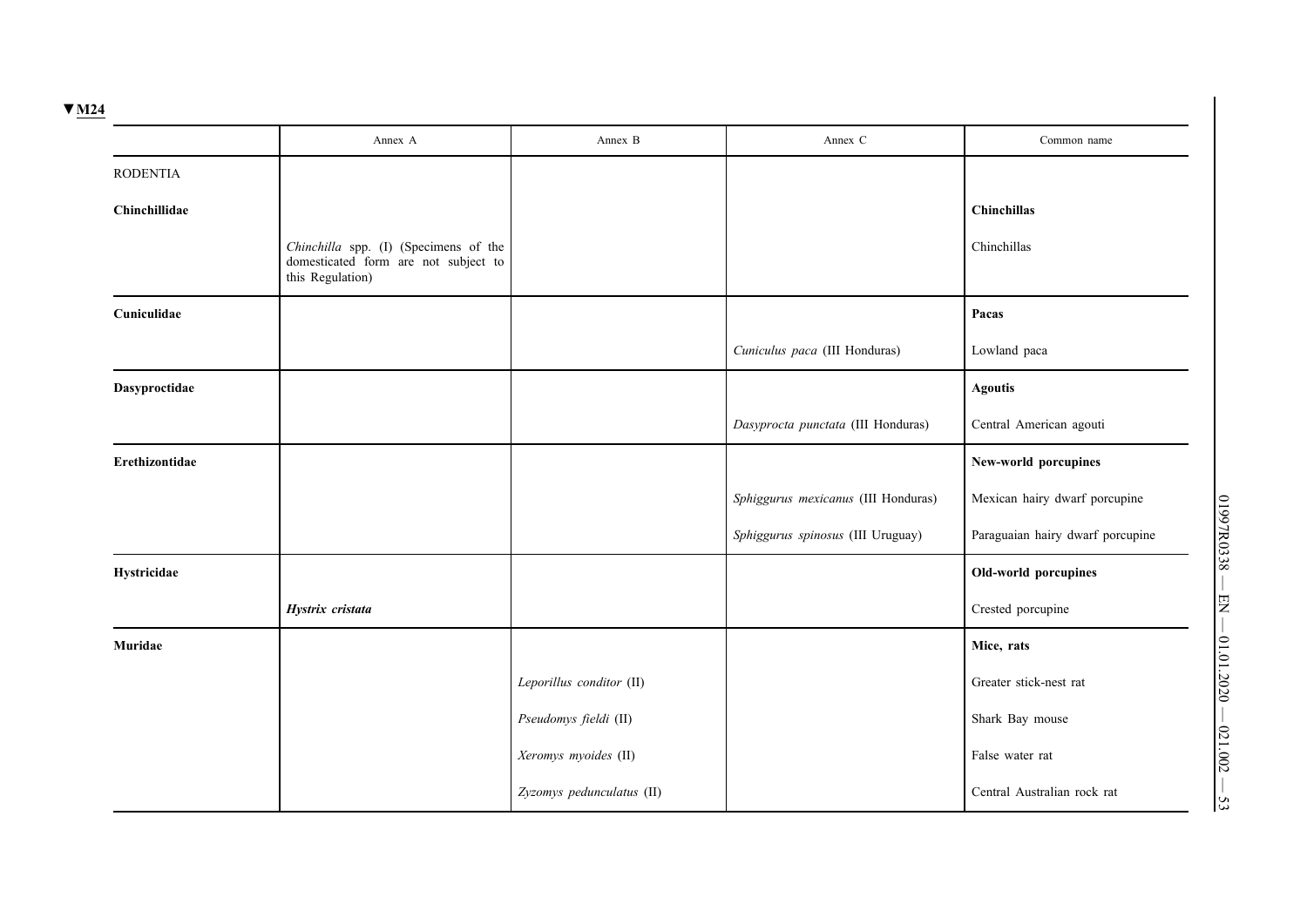▼M24

| | Annex A | Annex B | Annex C | Common name |
|---|---|---|---|---|
| RODENTIA | | | | |
| **Chinchillidae** | | | | **Chinchillas** |
| | *Chinchilla* spp. (I) (Specimens of the domesticated form are not subject to this Regulation) | | | Chinchillas |
| **Cuniculidae** | | | | **Pacas** |
| | | | *Cuniculus paca* (III Honduras) | Lowland paca |
| **Dasyproctidae** | | | | **Agoutis** |
| | | | *Dasyprocta punctata* (III Honduras) | Central American agouti |
| **Erethizontidae** | | | | **New-world porcupines** |
| | | | *Sphiggurus mexicanus* (III Honduras) | Mexican hairy dwarf porcupine |
| | | | *Sphiggurus spinosus* (III Uruguay) | Paraguaian hairy dwarf porcupine |
| **Hystricidae** | | | | **Old-world porcupines** |
| | ***Hystrix cristata*** | | | Crested porcupine |
| **Muridae** | | | | **Mice, rats** |
| | | *Leporillus conditor* (II) | | Greater stick-nest rat |
| | | *Pseudomys fieldi* (II) | | Shark Bay mouse |
| | | *Xeromys myoides* (II) | | False water rat |
| | | *Zyzomys pedunculatus* (II) | | Central Australian rock rat |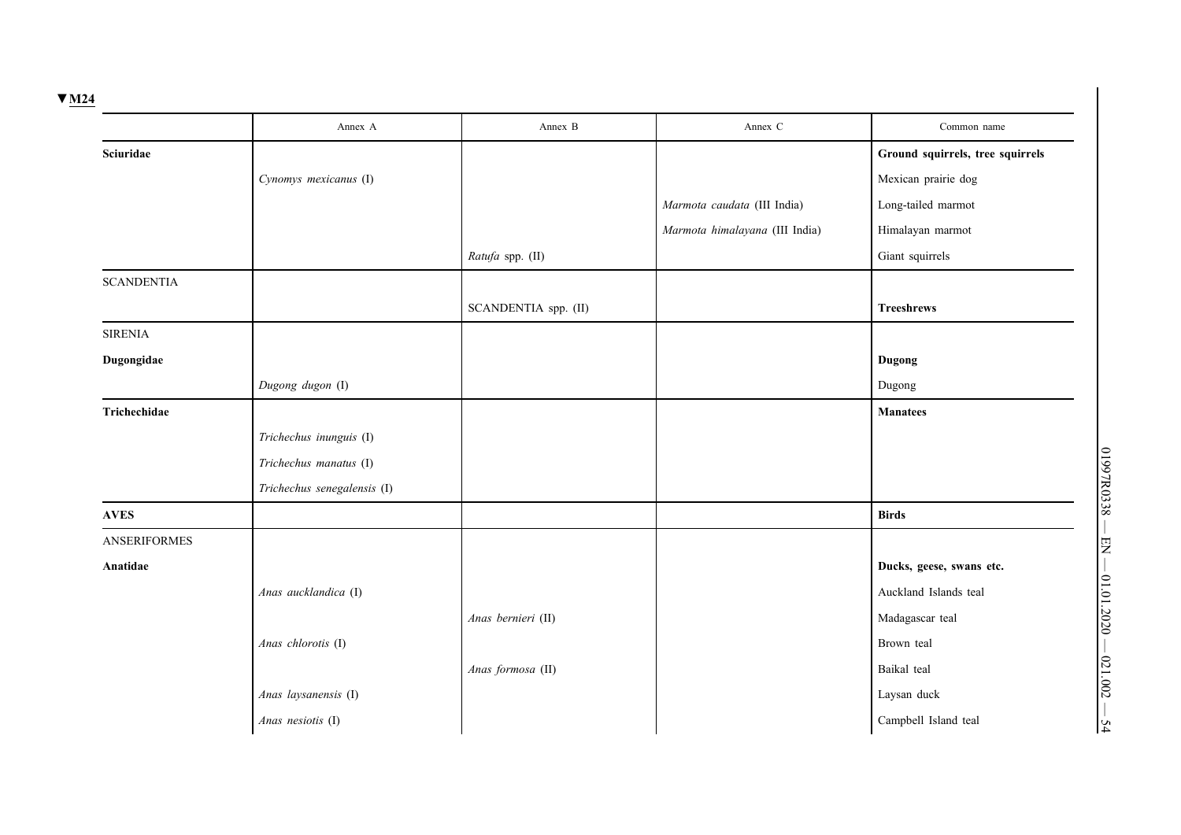▼M24

| | Annex A | Annex B | Annex C | Common name |
|---|---|---|---|---|
| **Sciuridae** | | | | **Ground squirrels, tree squirrels** |
| | *Cynomys mexicanus* (I) | | | Mexican prairie dog |
| | | | *Marmota caudata* (III India) | Long-tailed marmot |
| | | | *Marmota himalayana* (III India) | Himalayan marmot |
| | | *Ratufa* spp. (II) | | Giant squirrels |
| SCANDENTIA | | | | |
| | | SCANDENTIA spp. (II) | | **Treeshrews** |
| SIRENIA | | | | |
| **Dugongidae** | | | | **Dugong** |
| | *Dugong dugon* (I) | | | Dugong |
| **Trichechidae** | | | | **Manatees** |
| | *Trichechus inunguis* (I) | | | |
| | *Trichechus manatus* (I) | | | |
| | *Trichechus senegalensis* (I) | | | |
| **AVES** | | | | **Birds** |
| ANSERIFORMES | | | | |
| **Anatidae** | | | | **Ducks, geese, swans etc.** |
| | *Anas aucklandica* (I) | | | Auckland Islands teal |
| | | *Anas bernieri* (II) | | Madagascar teal |
| | *Anas chlorotis* (I) | | | Brown teal |
| | | *Anas formosa* (II) | | Baikal teal |
| | *Anas laysanensis* (I) | | | Laysan duck |
| | *Anas nesiotis* (I) | | | Campbell Island teal |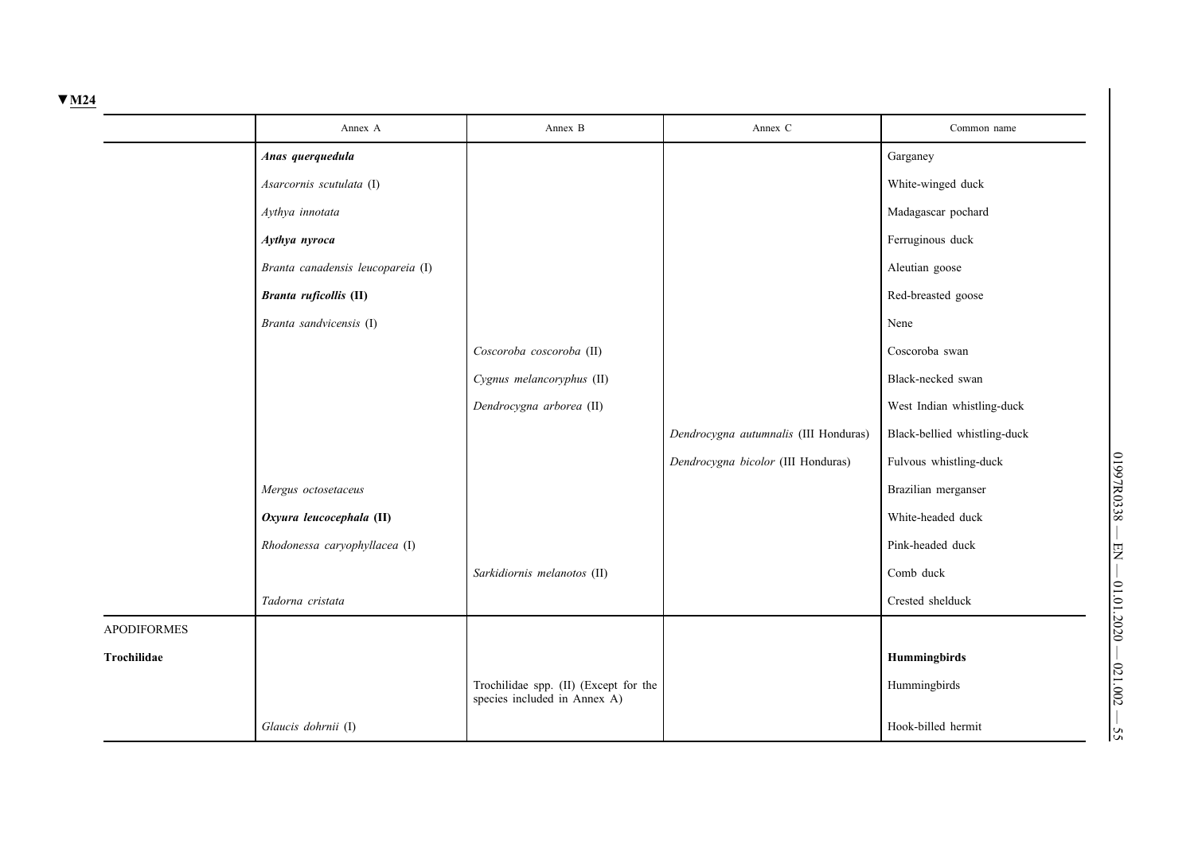▼M24

| | Annex A | Annex B | Annex C | Common name |
|---|---|---|---|---|
| | ***Anas querquedula*** | | | Garganey |
| | *Asarcornis scutulata* (I) | | | White-winged duck |
| | *Aythya innotata* | | | Madagascar pochard |
| | ***Aythya nyroca*** | | | Ferruginous duck |
| | *Branta canadensis leucopareia* (I) | | | Aleutian goose |
| | ***Branta ruficollis* (II)** | | | Red-breasted goose |
| | *Branta sandvicensis* (I) | | | Nene |
| | | *Coscoroba coscoroba* (II) | | Coscoroba swan |
| | | *Cygnus melancoryphus* (II) | | Black-necked swan |
| | | *Dendrocygna arborea* (II) | | West Indian whistling-duck |
| | | | *Dendrocygna autumnalis* (III Honduras) | Black-bellied whistling-duck |
| | | | *Dendrocygna bicolor* (III Honduras) | Fulvous whistling-duck |
| | *Mergus octosetaceus* | | | Brazilian merganser |
| | ***Oxyura leucocephala* (II)** | | | White-headed duck |
| | *Rhodonessa caryophyllacea* (I) | | | Pink-headed duck |
| | | *Sarkidiornis melanotos* (II) | | Comb duck |
| | *Tadorna cristata* | | | Crested shelduck |
| APODIFORMES | | | | |
| **Trochilidae** | | | | **Hummingbirds** |
| | | Trochilidae spp. (II) (Except for the species included in Annex A) | | Hummingbirds |
| | *Glaucis dohrnii* (I) | | | Hook-billed hermit |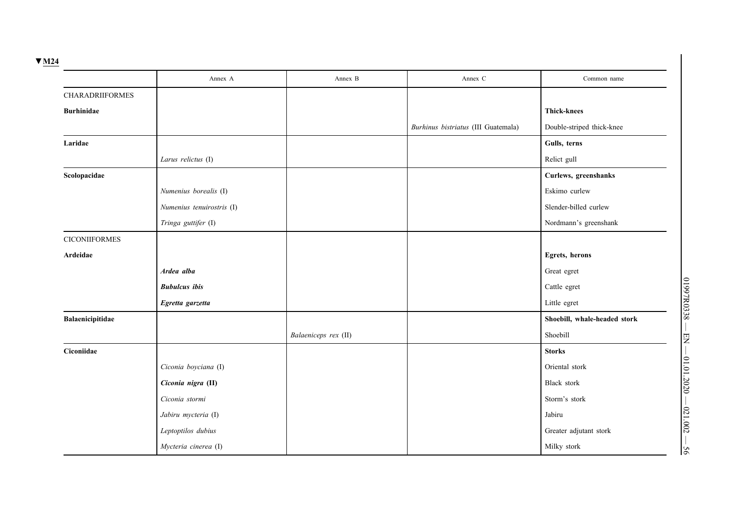▼M24

| | Annex A | Annex B | Annex C | Common name |
|---|---|---|---|---|
| CHARADRIIFORMES | | | | |
| **Burhinidae** | | | | **Thick-knees** |
| | | | *Burhinus bistriatus* (III Guatemala) | Double-striped thick-knee |
| **Laridae** | | | | **Gulls, terns** |
| | *Larus relictus* (I) | | | Relict gull |
| **Scolopacidae** | | | | **Curlews, greenshanks** |
| | *Numenius borealis* (I) | | | Eskimo curlew |
| | *Numenius tenuirostris* (I) | | | Slender-billed curlew |
| | *Tringa guttifer* (I) | | | Nordmann's greenshank |
| CICONIIFORMES | | | | |
| **Ardeidae** | | | | **Egrets, herons** |
| | ***Ardea alba*** | | | Great egret |
| | ***Bubulcus ibis*** | | | Cattle egret |
| | ***Egretta garzetta*** | | | Little egret |
| **Balaenicipitidae** | | | | **Shoebill, whale-headed stork** |
| | | *Balaeniceps rex* (II) | | Shoebill |
| **Ciconiidae** | | | | **Storks** |
| | *Ciconia boyciana* (I) | | | Oriental stork |
| | ***Ciconia nigra* (II)** | | | Black stork |
| | *Ciconia stormi* | | | Storm's stork |
| | *Jabiru mycteria* (I) | | | Jabiru |
| | *Leptoptilos dubius* | | | Greater adjutant stork |
| | *Mycteria cinerea* (I) | | | Milky stork |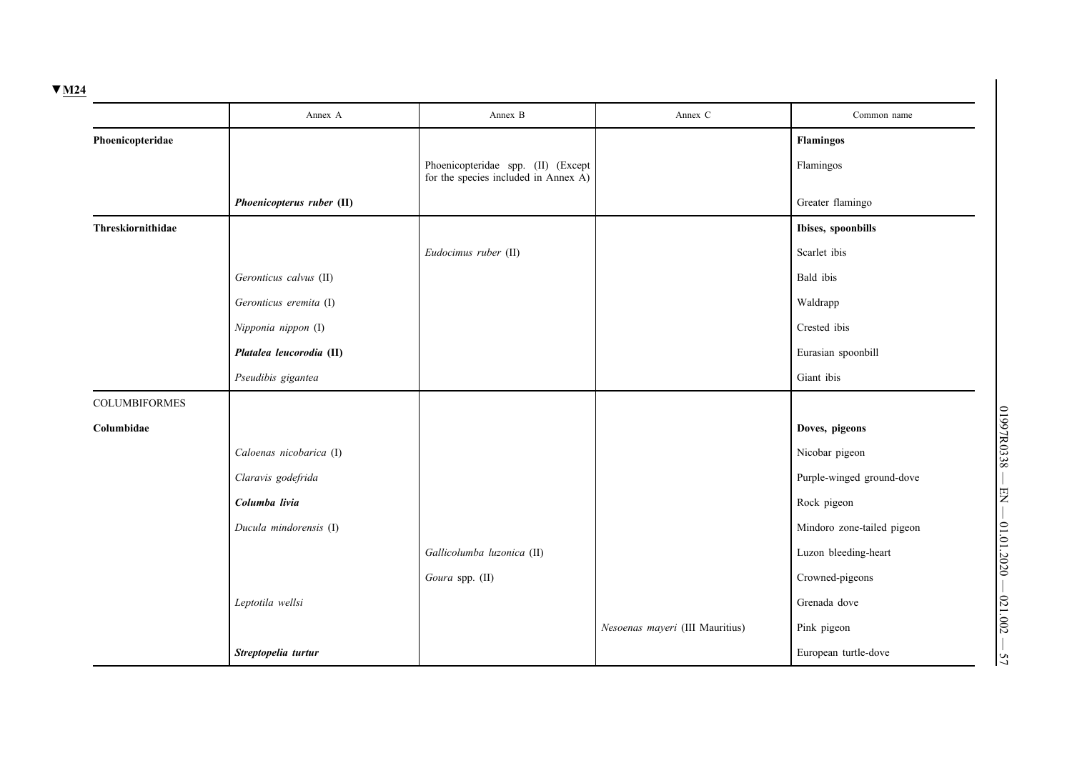▼M24

| | Annex A | Annex B | Annex C | Common name |
|---|---|---|---|---|
| **Phoenicopteridae** | | | | **Flamingos** |
| | | Phoenicopteridae spp. (II) (Except for the species included in Annex A) | | Flamingos |
| | ***Phoenicopterus ruber* (II)** | | | Greater flamingo |
| **Threskiornithidae** | | | | **Ibises, spoonbills** |
| | | *Eudocimus ruber* (II) | | Scarlet ibis |
| | *Geronticus calvus* (II) | | | Bald ibis |
| | *Geronticus eremita* (I) | | | Waldrapp |
| | *Nipponia nippon* (I) | | | Crested ibis |
| | ***Platalea leucorodia* (II)** | | | Eurasian spoonbill |
| | *Pseudibis gigantea* | | | Giant ibis |
| COLUMBIFORMES | | | | |
| **Columbidae** | | | | **Doves, pigeons** |
| | *Caloenas nicobarica* (I) | | | Nicobar pigeon |
| | *Claravis godefrida* | | | Purple-winged ground-dove |
| | ***Columba livia*** | | | Rock pigeon |
| | *Ducula mindorensis* (I) | | | Mindoro zone-tailed pigeon |
| | | *Gallicolumba luzonica* (II) | | Luzon bleeding-heart |
| | | *Goura* spp. (II) | | Crowned-pigeons |
| | *Leptotila wellsi* | | | Grenada dove |
| | | | *Nesoenas mayeri* (III Mauritius) | Pink pigeon |
| | ***Streptopelia turtur*** | | | European turtle-dove |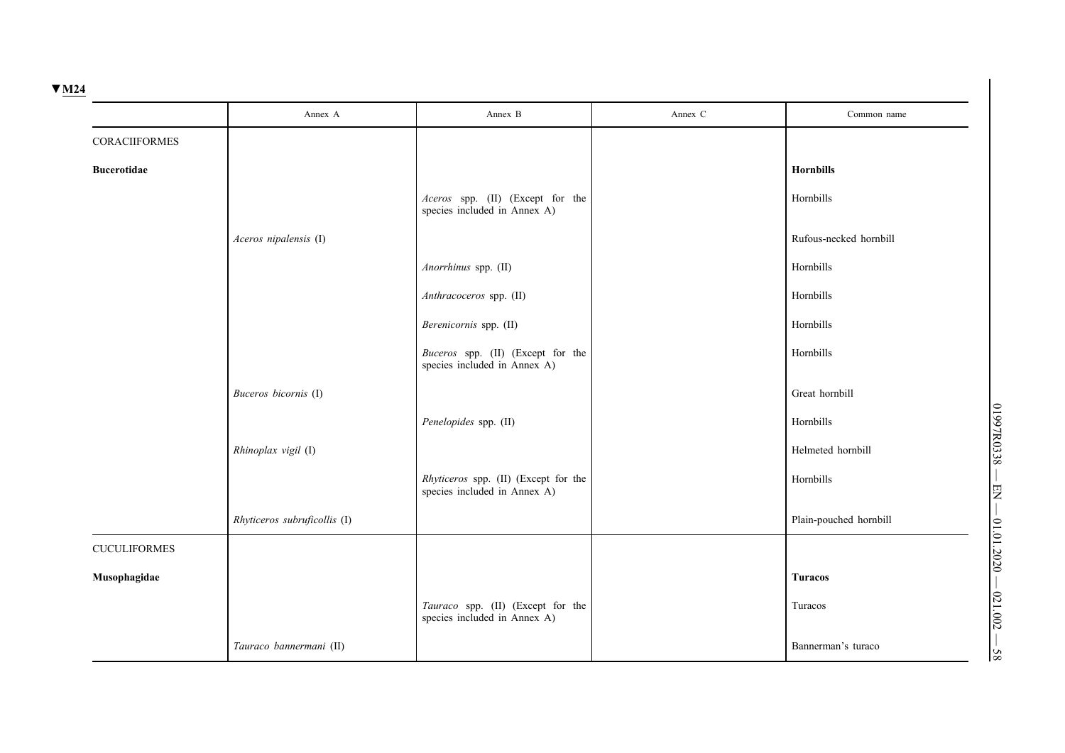▼M24

| | Annex A | Annex B | Annex C | Common name |
|---|---|---|---|---|
| CORACIIFORMES | | | | |
| **Bucerotidae** | | | | **Hornbills** |
| | | *Aceros* spp. (II) (Except for the species included in Annex A) | | Hornbills |
| | *Aceros nipalensis* (I) | | | Rufous-necked hornbill |
| | | *Anorrhinus* spp. (II) | | Hornbills |
| | | *Anthracoceros* spp. (II) | | Hornbills |
| | | *Berenicornis* spp. (II) | | Hornbills |
| | | *Buceros* spp. (II) (Except for the species included in Annex A) | | Hornbills |
| | *Buceros bicornis* (I) | | | Great hornbill |
| | | *Penelopides* spp. (II) | | Hornbills |
| | *Rhinoplax vigil* (I) | | | Helmeted hornbill |
| | | *Rhyticeros* spp. (II) (Except for the species included in Annex A) | | Hornbills |
| | *Rhyticeros subruficollis* (I) | | | Plain-pouched hornbill |
| CUCULIFORMES | | | | |
| **Musophagidae** | | | | **Turacos** |
| | | *Tauraco* spp. (II) (Except for the species included in Annex A) | | Turacos |
| | *Tauraco bannermani* (II) | | | Bannerman's turaco |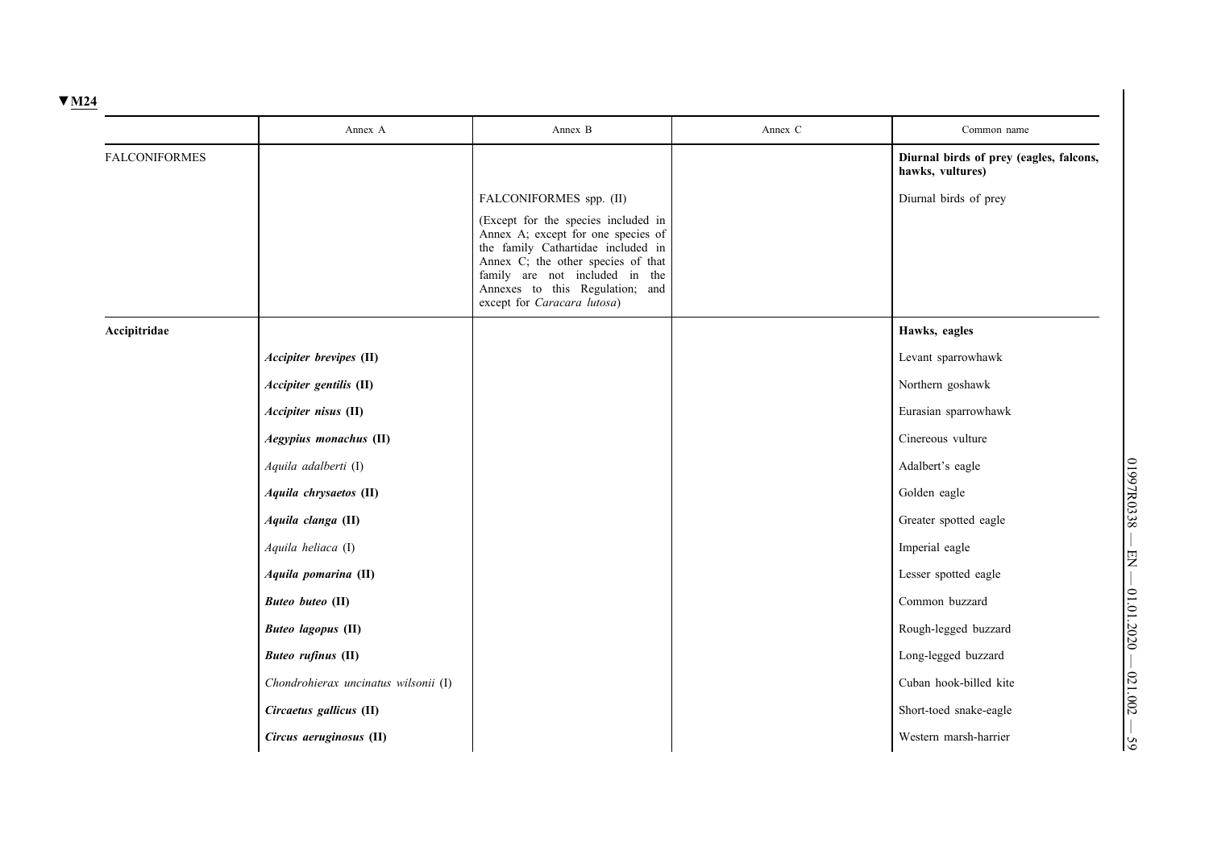▼M24

| | Annex A | Annex B | Annex C | Common name |
|---|---|---|---|---|
| FALCONIFORMES | | | | **Diurnal birds of prey (eagles, falcons, hawks, vultures)** |
| | | FALCONIFORMES spp. (II) | | Diurnal birds of prey |
| | | (Except for the species included in Annex A; except for one species of the family Cathartidae included in Annex C; the other species of that family are not included in the Annexes to this Regulation; and except for *Caracara lutosa*) | | |
| **Accipitridae** | | | | **Hawks, eagles** |
| | ***Accipiter brevipes* (II)** | | | Levant sparrowhawk |
| | ***Accipiter gentilis* (II)** | | | Northern goshawk |
| | ***Accipiter nisus* (II)** | | | Eurasian sparrowhawk |
| | ***Aegypius monachus* (II)** | | | Cinereous vulture |
| | *Aquila adalberti* (I) | | | Adalbert's eagle |
| | ***Aquila chrysaetos* (II)** | | | Golden eagle |
| | ***Aquila clanga* (II)** | | | Greater spotted eagle |
| | *Aquila heliaca* (I) | | | Imperial eagle |
| | ***Aquila pomarina* (II)** | | | Lesser spotted eagle |
| | ***Buteo buteo* (II)** | | | Common buzzard |
| | ***Buteo lagopus* (II)** | | | Rough-legged buzzard |
| | ***Buteo rufinus* (II)** | | | Long-legged buzzard |
| | *Chondrohierax uncinatus wilsonii* (I) | | | Cuban hook-billed kite |
| | ***Circaetus gallicus* (II)** | | | Short-toed snake-eagle |
| | ***Circus aeruginosus* (II)** | | | Western marsh-harrier |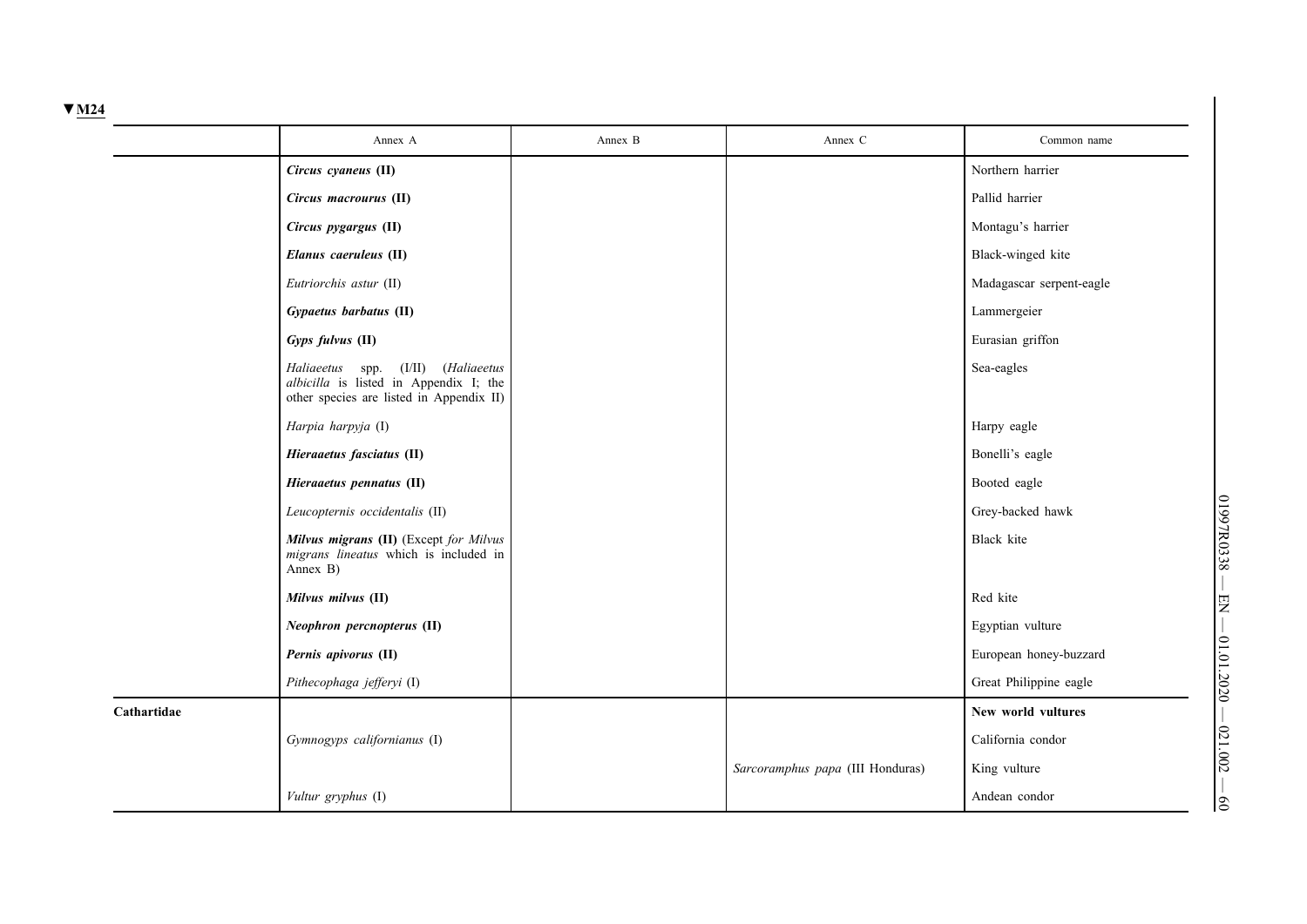▼M24

| | Annex A | Annex B | Annex C | Common name |
|---|---|---|---|---|
| | ***Circus cyaneus* (II)** | | | Northern harrier |
| | ***Circus macrourus* (II)** | | | Pallid harrier |
| | ***Circus pygargus* (II)** | | | Montagu's harrier |
| | ***Elanus caeruleus* (II)** | | | Black-winged kite |
| | *Eutriorchis astur* (II) | | | Madagascar serpent-eagle |
| | ***Gypaetus barbatus* (II)** | | | Lammergeier |
| | ***Gyps fulvus* (II)** | | | Eurasian griffon |
| | *Haliaeetus* spp. (I/II) (*Haliaeetus albicilla* is listed in Appendix I; the other species are listed in Appendix II) | | | Sea-eagles |
| | *Harpia harpyja* (I) | | | Harpy eagle |
| | ***Hieraaetus fasciatus* (II)** | | | Bonelli's eagle |
| | ***Hieraaetus pennatus* (II)** | | | Booted eagle |
| | *Leucopternis occidentalis* (II) | | | Grey-backed hawk |
| | ***Milvus migrans* (II)** (Except *for Milvus migrans lineatus* which is included in Annex B) | | | Black kite |
| | ***Milvus milvus* (II)** | | | Red kite |
| | ***Neophron percnopterus* (II)** | | | Egyptian vulture |
| | ***Pernis apivorus* (II)** | | | European honey-buzzard |
| | *Pithecophaga jefferyi* (I) | | | Great Philippine eagle |
| **Cathartidae** | | | | **New world vultures** |
| | *Gymnogyps californianus* (I) | | | California condor |
| | | | *Sarcoramphus papa* (III Honduras) | King vulture |
| | *Vultur gryphus* (I) | | | Andean condor |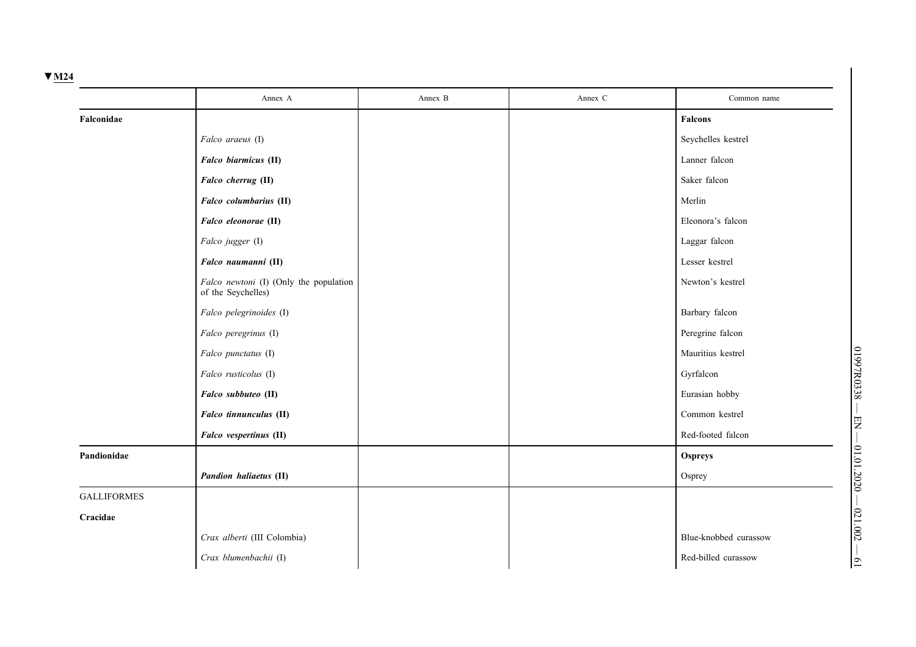▼M24

| | Annex A | Annex B | Annex C | Common name |
|---|---|---|---|---|
| **Falconidae** | | | | **Falcons** |
| | *Falco araeus* (I) | | | Seychelles kestrel |
| | ***Falco biarmicus* (II)** | | | Lanner falcon |
| | ***Falco cherrug* (II)** | | | Saker falcon |
| | ***Falco columbarius* (II)** | | | Merlin |
| | ***Falco eleonorae* (II)** | | | Eleonora's falcon |
| | *Falco jugger* (I) | | | Laggar falcon |
| | ***Falco naumanni* (II)** | | | Lesser kestrel |
| | *Falco newtoni* (I) (Only the population of the Seychelles) | | | Newton's kestrel |
| | *Falco pelegrinoides* (I) | | | Barbary falcon |
| | *Falco peregrinus* (I) | | | Peregrine falcon |
| | *Falco punctatus* (I) | | | Mauritius kestrel |
| | *Falco rusticolus* (I) | | | Gyrfalcon |
| | ***Falco subbuteo* (II)** | | | Eurasian hobby |
| | ***Falco tinnunculus* (II)** | | | Common kestrel |
| | ***Falco vespertinus* (II)** | | | Red-footed falcon |
| **Pandionidae** | | | | **Ospreys** |
| | ***Pandion haliaetus* (II)** | | | Osprey |
| GALLIFORMES | | | | |
| **Cracidae** | | | | |
| | *Crax alberti* (III Colombia) | | | Blue-knobbed curassow |
| | *Crax blumenbachii* (I) | | | Red-billed curassow |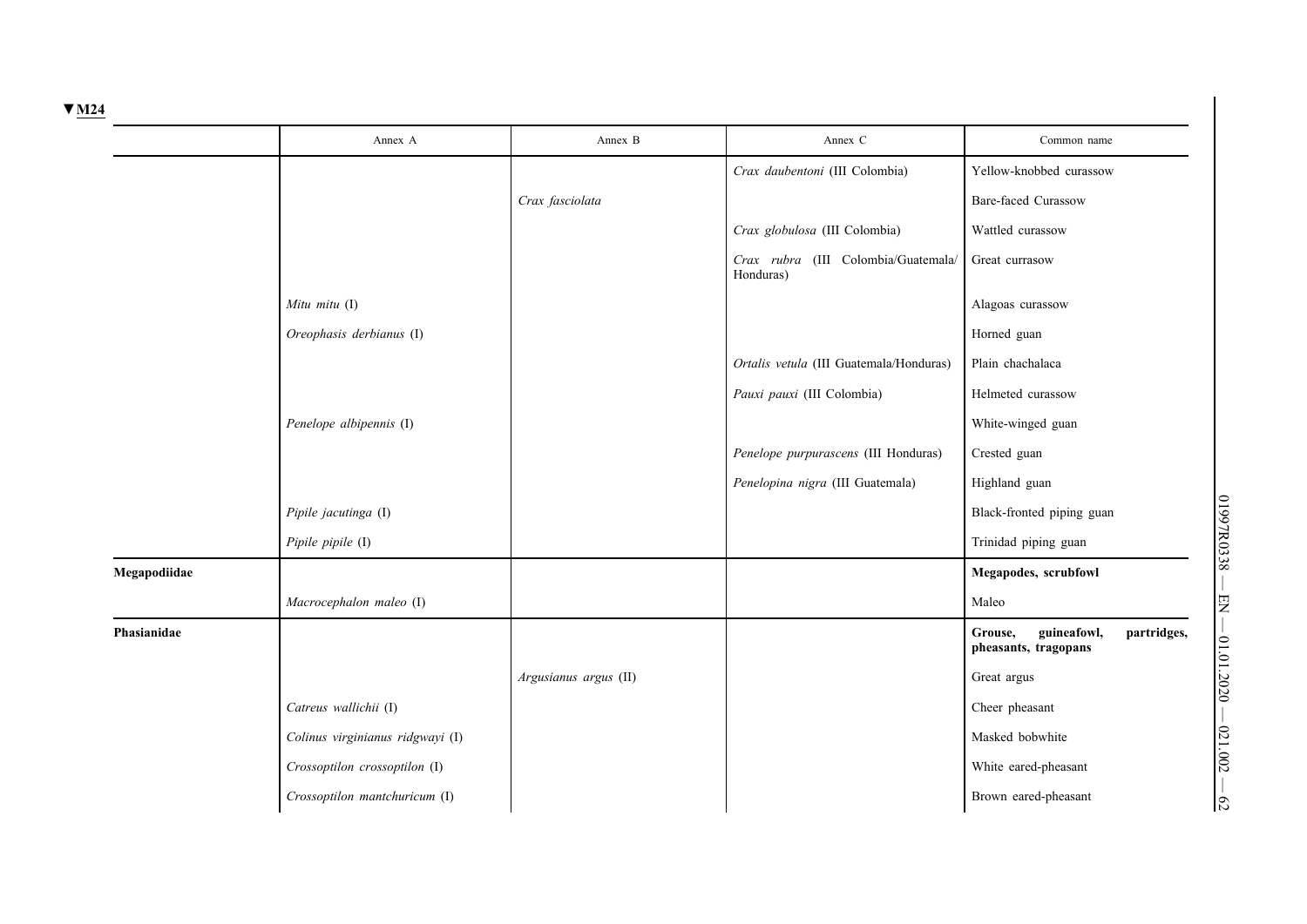▼M24

| | Annex A | Annex B | Annex C | Common name |
|---|---|---|---|---|
| | | | *Crax daubentoni* (III Colombia) | Yellow-knobbed curassow |
| | | *Crax fasciolata* | | Bare-faced Curassow |
| | | | *Crax globulosa* (III Colombia) | Wattled curassow |
| | | | *Crax rubra* (III Colombia/Guatemala/ Honduras) | Great currasow |
| | *Mitu mitu* (I) | | | Alagoas curassow |
| | *Oreophasis derbianus* (I) | | | Horned guan |
| | | | *Ortalis vetula* (III Guatemala/Honduras) | Plain chachalaca |
| | | | *Pauxi pauxi* (III Colombia) | Helmeted curassow |
| | *Penelope albipennis* (I) | | | White-winged guan |
| | | | *Penelope purpurascens* (III Honduras) | Crested guan |
| | | | *Penelopina nigra* (III Guatemala) | Highland guan |
| | *Pipile jacutinga* (I) | | | Black-fronted piping guan |
| | *Pipile pipile* (I) | | | Trinidad piping guan |
| **Megapodiidae** | | | | **Megapodes, scrubfowl** |
| | *Macrocephalon maleo* (I) | | | Maleo |
| **Phasianidae** | | | | **Grouse, guineafowl, partridges, pheasants, tragopans** |
| | | *Argusianus argus* (II) | | Great argus |
| | *Catreus wallichii* (I) | | | Cheer pheasant |
| | *Colinus virginianus ridgwayi* (I) | | | Masked bobwhite |
| | *Crossoptilon crossoptilon* (I) | | | White eared-pheasant |
| | *Crossoptilon mantchuricum* (I) | | | Brown eared-pheasant |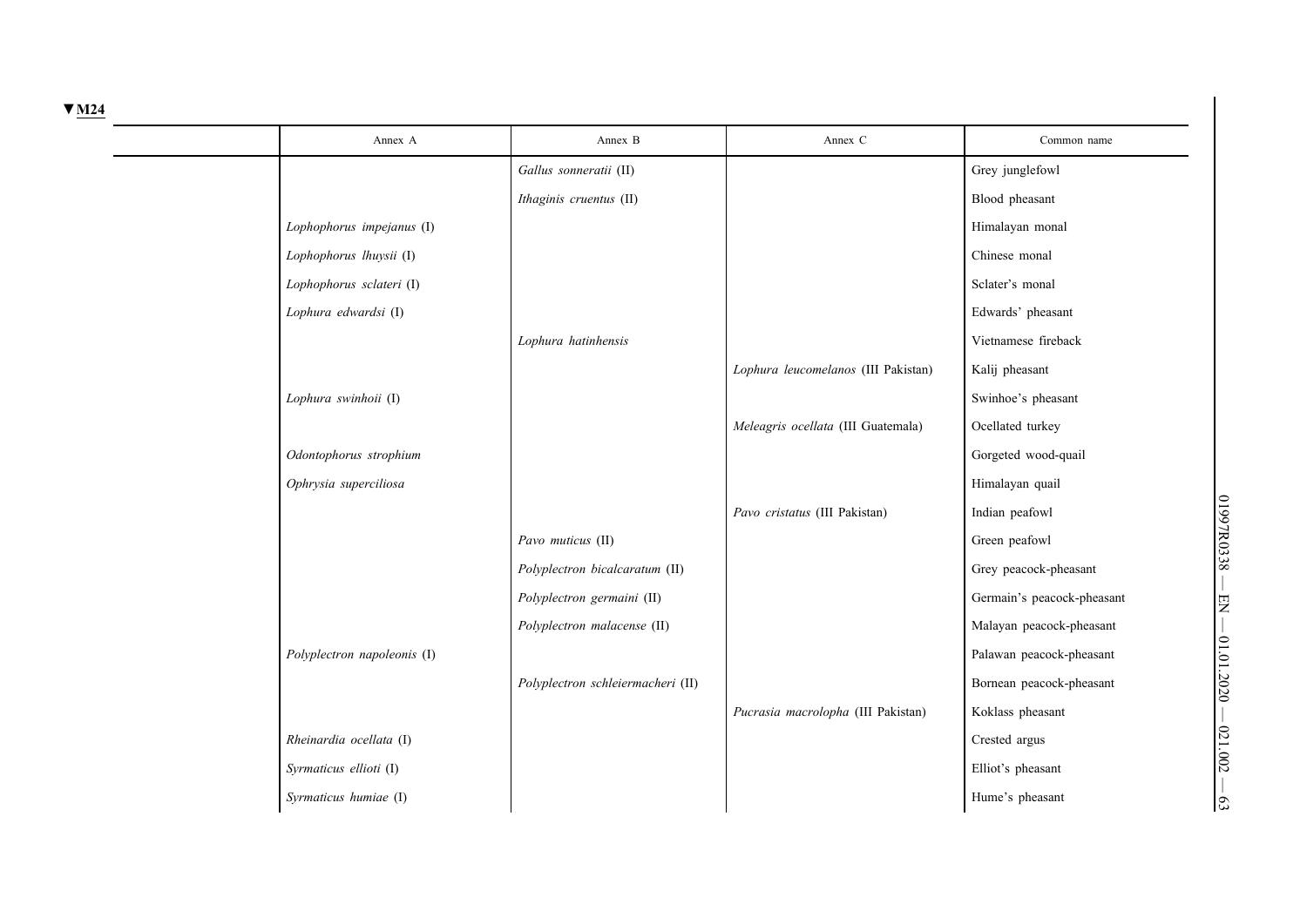▼M24

| | Annex A | Annex B | Annex C | Common name |
|---|---|---|---|---|
| | | *Gallus sonneratii* (II) | | Grey junglefowl |
| | | *Ithaginis cruentus* (II) | | Blood pheasant |
| | *Lophophorus impejanus* (I) | | | Himalayan monal |
| | *Lophophorus lhuysii* (I) | | | Chinese monal |
| | *Lophophorus sclateri* (I) | | | Sclater's monal |
| | *Lophura edwardsi* (I) | | | Edwards' pheasant |
| | | *Lophura hatinhensis* | | Vietnamese fireback |
| | | | *Lophura leucomelanos* (III Pakistan) | Kalij pheasant |
| | *Lophura swinhoii* (I) | | | Swinhoe's pheasant |
| | | | *Meleagris ocellata* (III Guatemala) | Ocellated turkey |
| | *Odontophorus strophium* | | | Gorgeted wood-quail |
| | *Ophrysia superciliosa* | | | Himalayan quail |
| | | | *Pavo cristatus* (III Pakistan) | Indian peafowl |
| | | *Pavo muticus* (II) | | Green peafowl |
| | | *Polyplectron bicalcaratum* (II) | | Grey peacock-pheasant |
| | | *Polyplectron germaini* (II) | | Germain's peacock-pheasant |
| | | *Polyplectron malacense* (II) | | Malayan peacock-pheasant |
| | *Polyplectron napoleonis* (I) | | | Palawan peacock-pheasant |
| | | *Polyplectron schleiermacheri* (II) | | Bornean peacock-pheasant |
| | | | *Pucrasia macrolopha* (III Pakistan) | Koklass pheasant |
| | *Rheinardia ocellata* (I) | | | Crested argus |
| | *Syrmaticus ellioti* (I) | | | Elliot's pheasant |
| | *Syrmaticus humiae* (I) | | | Hume's pheasant |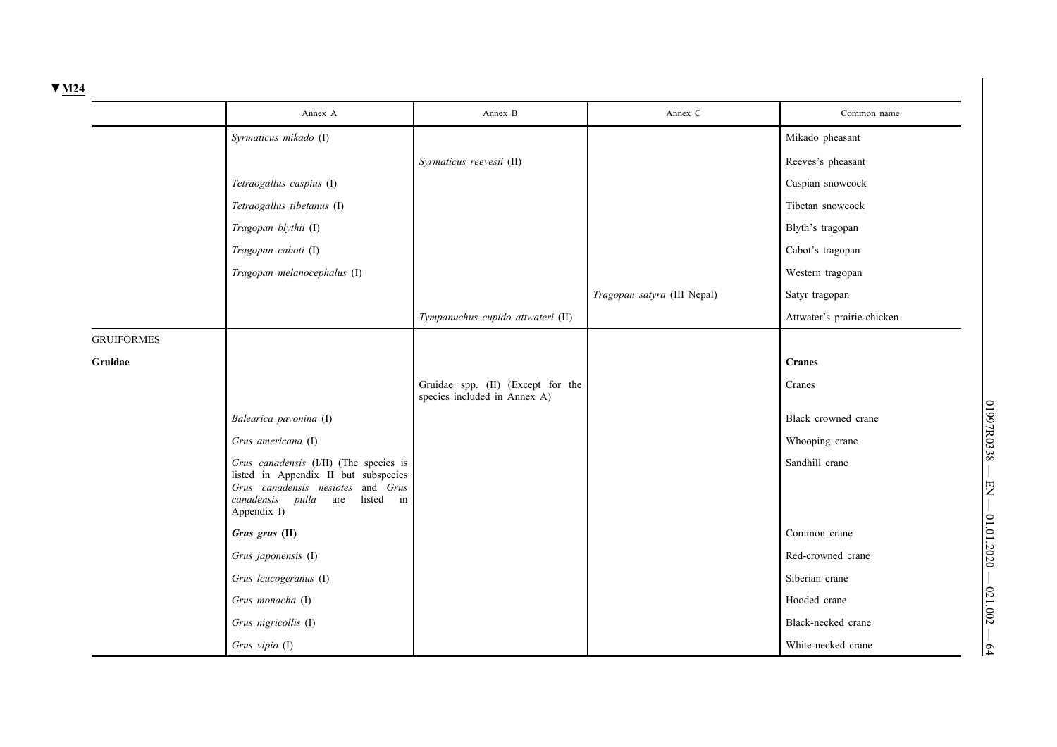▼M24

| | Annex A | Annex B | Annex C | Common name |
|---|---|---|---|---|
| | *Syrmaticus mikado* (I) | | | Mikado pheasant |
| | | *Syrmaticus reevesii* (II) | | Reeves's pheasant |
| | *Tetraogallus caspius* (I) | | | Caspian snowcock |
| | *Tetraogallus tibetanus* (I) | | | Tibetan snowcock |
| | *Tragopan blythii* (I) | | | Blyth's tragopan |
| | *Tragopan caboti* (I) | | | Cabot's tragopan |
| | *Tragopan melanocephalus* (I) | | | Western tragopan |
| | | | *Tragopan satyra* (III Nepal) | Satyr tragopan |
| | | *Tympanuchus cupido attwateri* (II) | | Attwater's prairie-chicken |
| GRUIFORMES | | | | |
| **Gruidae** | | | | **Cranes** |
| | | Gruidae spp. (II) (Except for the species included in Annex A) | | Cranes |
| | *Balearica pavonina* (I) | | | Black crowned crane |
| | *Grus americana* (I) | | | Whooping crane |
| | *Grus canadensis* (I/II) (The species is listed in Appendix II but subspecies *Grus canadensis nesiotes* and *Grus canadensis pulla* are listed in Appendix I) | | | Sandhill crane |
| | ***Grus grus* (II)** | | | Common crane |
| | *Grus japonensis* (I) | | | Red-crowned crane |
| | *Grus leucogeranus* (I) | | | Siberian crane |
| | *Grus monacha* (I) | | | Hooded crane |
| | *Grus nigricollis* (I) | | | Black-necked crane |
| | *Grus vipio* (I) | | | White-necked crane |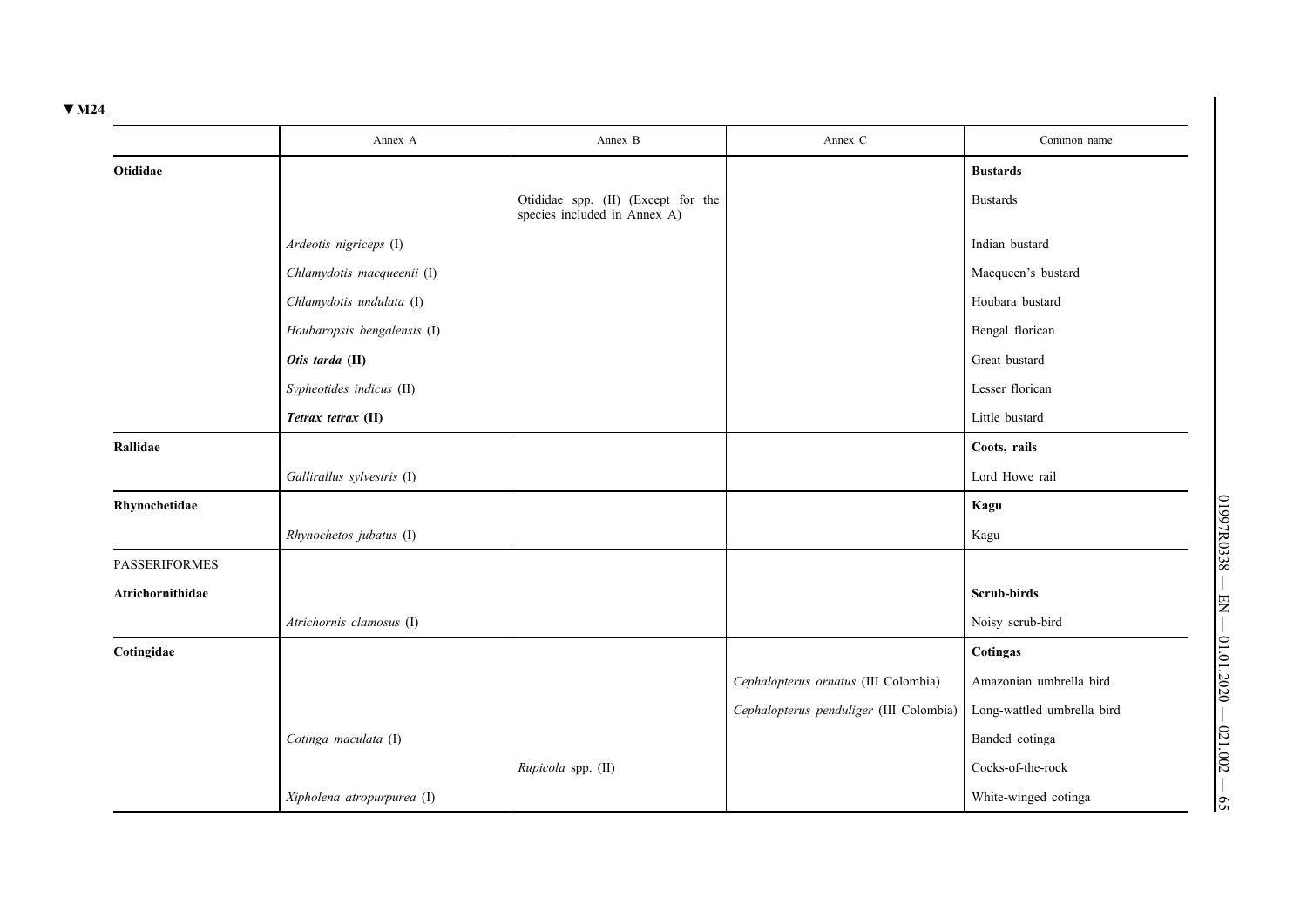▼M24

| | Annex A | Annex B | Annex C | Common name |
|---|---|---|---|---|
| **Otididae** | | | | **Bustards** |
| | | Otididae spp. (II) (Except for the species included in Annex A) | | Bustards |
| | *Ardeotis nigriceps* (I) | | | Indian bustard |
| | *Chlamydotis macqueenii* (I) | | | Macqueen's bustard |
| | *Chlamydotis undulata* (I) | | | Houbara bustard |
| | *Houbaropsis bengalensis* (I) | | | Bengal florican |
| | ***Otis tarda* (II)** | | | Great bustard |
| | *Sypheotides indicus* (II) | | | Lesser florican |
| | ***Tetrax tetrax* (II)** | | | Little bustard |
| **Rallidae** | | | | **Coots, rails** |
| | *Gallirallus sylvestris* (I) | | | Lord Howe rail |
| **Rhynochetidae** | | | | **Kagu** |
| | *Rhynochetos jubatus* (I) | | | Kagu |
| PASSERIFORMES | | | | |
| **Atrichornithidae** | | | | **Scrub-birds** |
| | *Atrichornis clamosus* (I) | | | Noisy scrub-bird |
| **Cotingidae** | | | | **Cotingas** |
| | | | *Cephalopterus ornatus* (III Colombia) | Amazonian umbrella bird |
| | | | *Cephalopterus penduliger* (III Colombia) | Long-wattled umbrella bird |
| | *Cotinga maculata* (I) | | | Banded cotinga |
| | | *Rupicola* spp. (II) | | Cocks-of-the-rock |
| | *Xipholena atropurpurea* (I) | | | White-winged cotinga |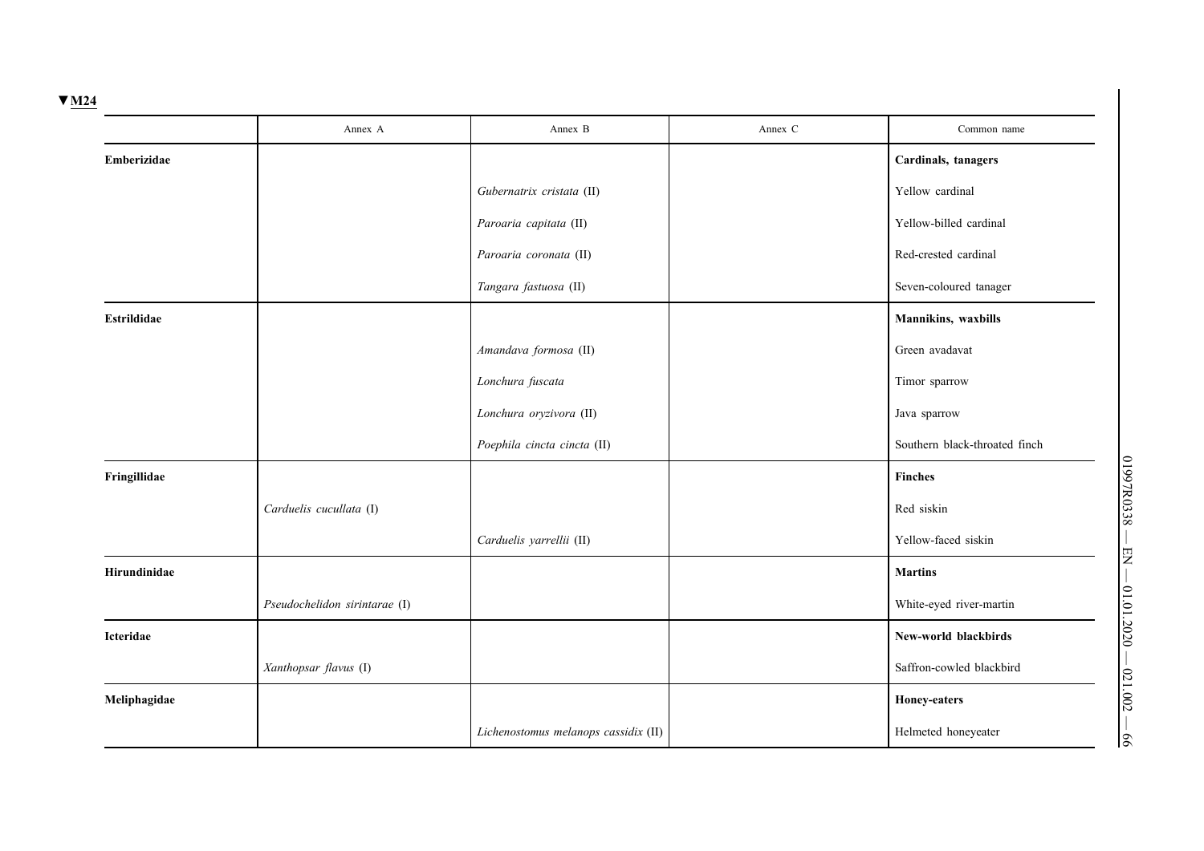▼M24

| | Annex A | Annex B | Annex C | Common name |
|---|---|---|---|---|
| **Emberizidae** | | | | **Cardinals, tanagers** |
| | | *Gubernatrix cristata* (II) | | Yellow cardinal |
| | | *Paroaria capitata* (II) | | Yellow-billed cardinal |
| | | *Paroaria coronata* (II) | | Red-crested cardinal |
| | | *Tangara fastuosa* (II) | | Seven-coloured tanager |
| **Estrildidae** | | | | **Mannikins, waxbills** |
| | | *Amandava formosa* (II) | | Green avadavat |
| | | *Lonchura fuscata* | | Timor sparrow |
| | | *Lonchura oryzivora* (II) | | Java sparrow |
| | | *Poephila cincta cincta* (II) | | Southern black-throated finch |
| **Fringillidae** | | | | **Finches** |
| | *Carduelis cucullata* (I) | | | Red siskin |
| | | *Carduelis yarrellii* (II) | | Yellow-faced siskin |
| **Hirundinidae** | | | | **Martins** |
| | *Pseudochelidon sirintarae* (I) | | | White-eyed river-martin |
| **Icteridae** | | | | **New-world blackbirds** |
| | *Xanthopsar flavus* (I) | | | Saffron-cowled blackbird |
| **Meliphagidae** | | | | **Honey-eaters** |
| | | *Lichenostomus melanops cassidix* (II) | | Helmeted honeyeater |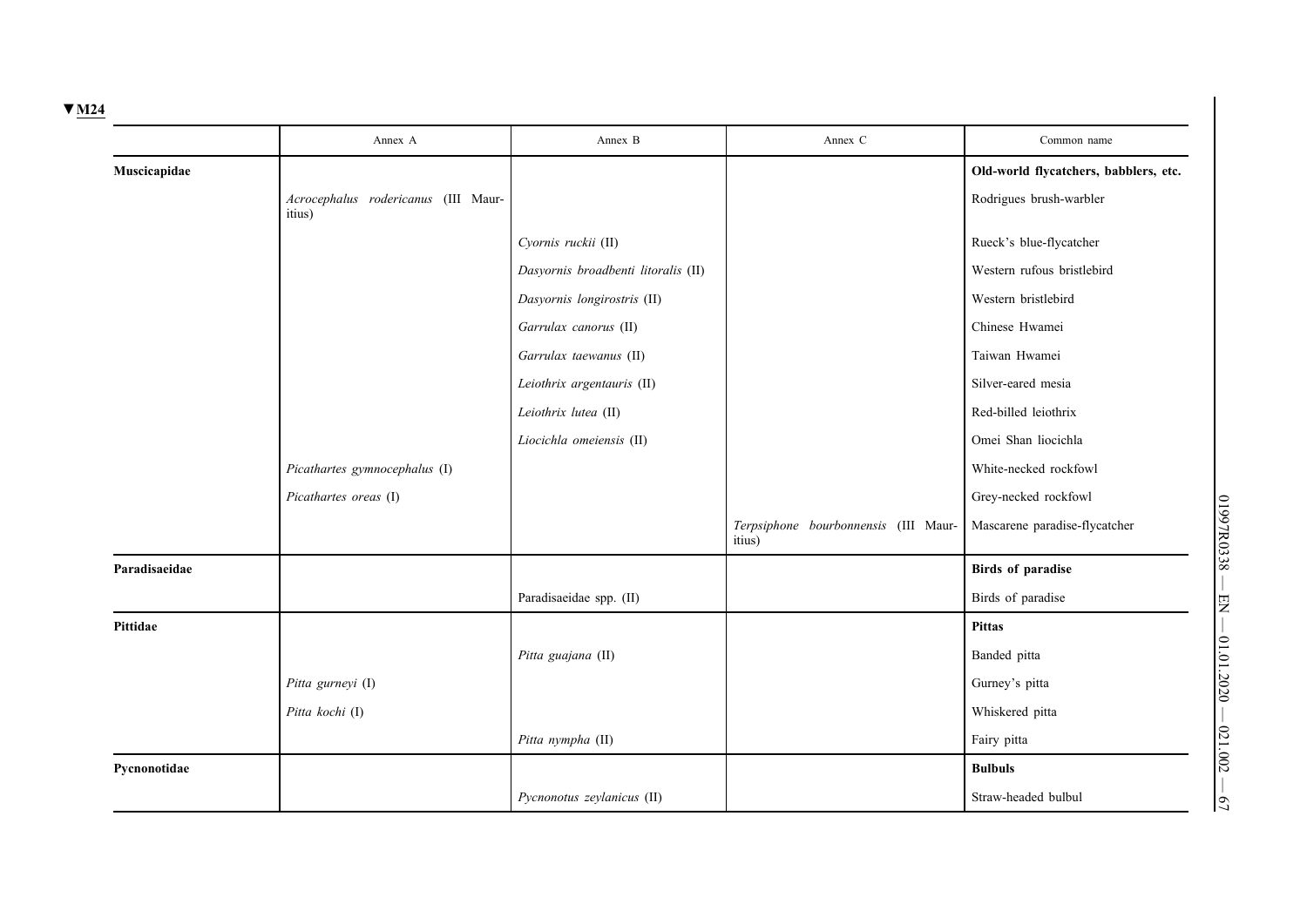▼M24

| | Annex A | Annex B | Annex C | Common name |
|---|---|---|---|---|
| **Muscicapidae** | | | | **Old-world flycatchers, babblers, etc.** |
| | *Acrocephalus rodericanus* (III Mauritius) | | | Rodrigues brush-warbler |
| | | *Cyornis ruckii* (II) | | Rueck's blue-flycatcher |
| | | *Dasyornis broadbenti litoralis* (II) | | Western rufous bristlebird |
| | | *Dasyornis longirostris* (II) | | Western bristlebird |
| | | *Garrulax canorus* (II) | | Chinese Hwamei |
| | | *Garrulax taewanus* (II) | | Taiwan Hwamei |
| | | *Leiothrix argentauris* (II) | | Silver-eared mesia |
| | | *Leiothrix lutea* (II) | | Red-billed leiothrix |
| | | *Liocichla omeiensis* (II) | | Omei Shan liocichla |
| | *Picathartes gymnocephalus* (I) | | | White-necked rockfowl |
| | *Picathartes oreas* (I) | | | Grey-necked rockfowl |
| | | | *Terpsiphone bourbonnensis* (III Mauritius) | Mascarene paradise-flycatcher |
| **Paradisaeidae** | | | | **Birds of paradise** |
| | | Paradisaeidae spp. (II) | | Birds of paradise |
| **Pittidae** | | | | **Pittas** |
| | | *Pitta guajana* (II) | | Banded pitta |
| | *Pitta gurneyi* (I) | | | Gurney's pitta |
| | *Pitta kochi* (I) | | | Whiskered pitta |
| | | *Pitta nympha* (II) | | Fairy pitta |
| **Pycnonotidae** | | | | **Bulbuls** |
| | | *Pycnonotus zeylanicus* (II) | | Straw-headed bulbul |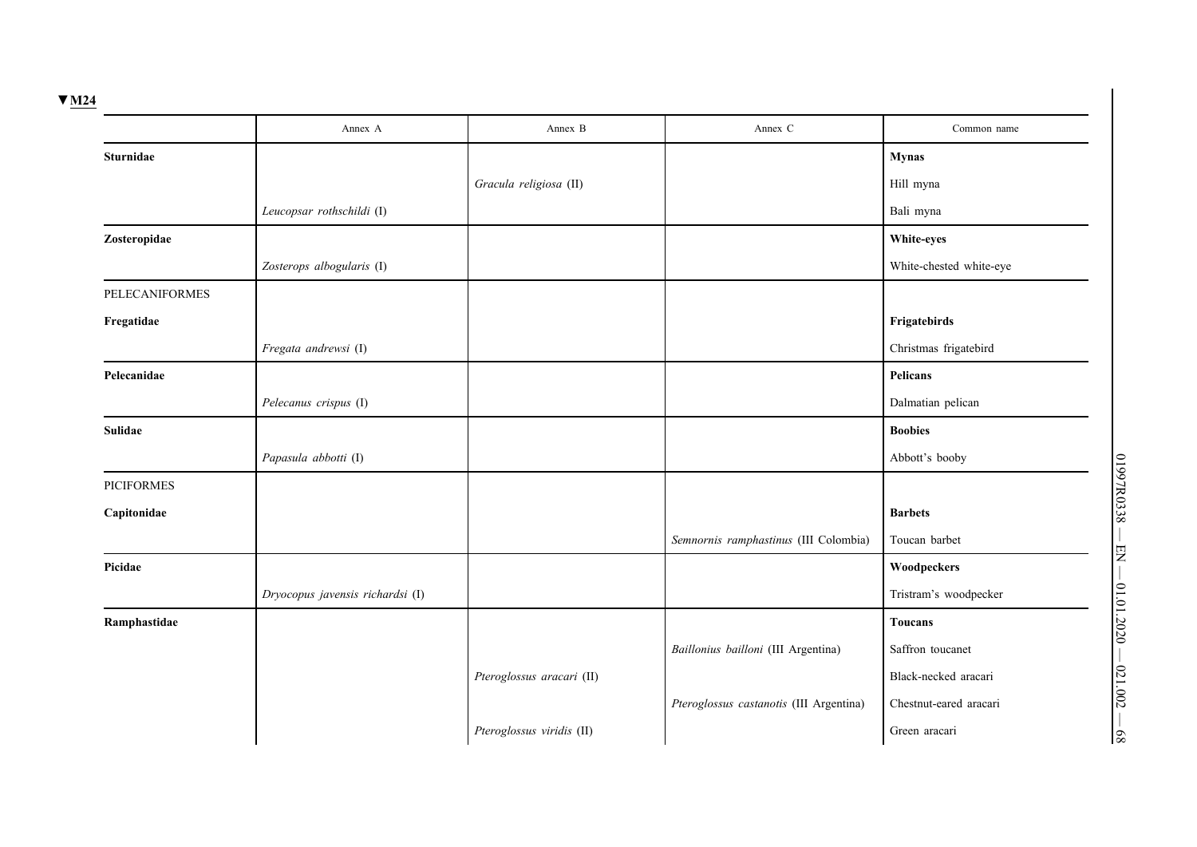▼M24

| | Annex A | Annex B | Annex C | Common name |
|---|---|---|---|---|
| **Sturnidae** | | | | **Mynas** |
| | | *Gracula religiosa* (II) | | Hill myna |
| | *Leucopsar rothschildi* (I) | | | Bali myna |
| **Zosteropidae** | | | | **White-eyes** |
| | *Zosterops albogularis* (I) | | | White-chested white-eye |
| PELECANIFORMES | | | | |
| **Fregatidae** | | | | **Frigatebirds** |
| | *Fregata andrewsi* (I) | | | Christmas frigatebird |
| **Pelecanidae** | | | | **Pelicans** |
| | *Pelecanus crispus* (I) | | | Dalmatian pelican |
| **Sulidae** | | | | **Boobies** |
| | *Papasula abbotti* (I) | | | Abbott's booby |
| PICIFORMES | | | | |
| **Capitonidae** | | | | **Barbets** |
| | | | *Semnornis ramphastinus* (III Colombia) | Toucan barbet |
| **Picidae** | | | | **Woodpeckers** |
| | *Dryocopus javensis richardsi* (I) | | | Tristram's woodpecker |
| **Ramphastidae** | | | | **Toucans** |
| | | | *Baillonius bailloni* (III Argentina) | Saffron toucanet |
| | | *Pteroglossus aracari* (II) | | Black-necked aracari |
| | | | *Pteroglossus castanotis* (III Argentina) | Chestnut-eared aracari |
| | | *Pteroglossus viridis* (II) | | Green aracari |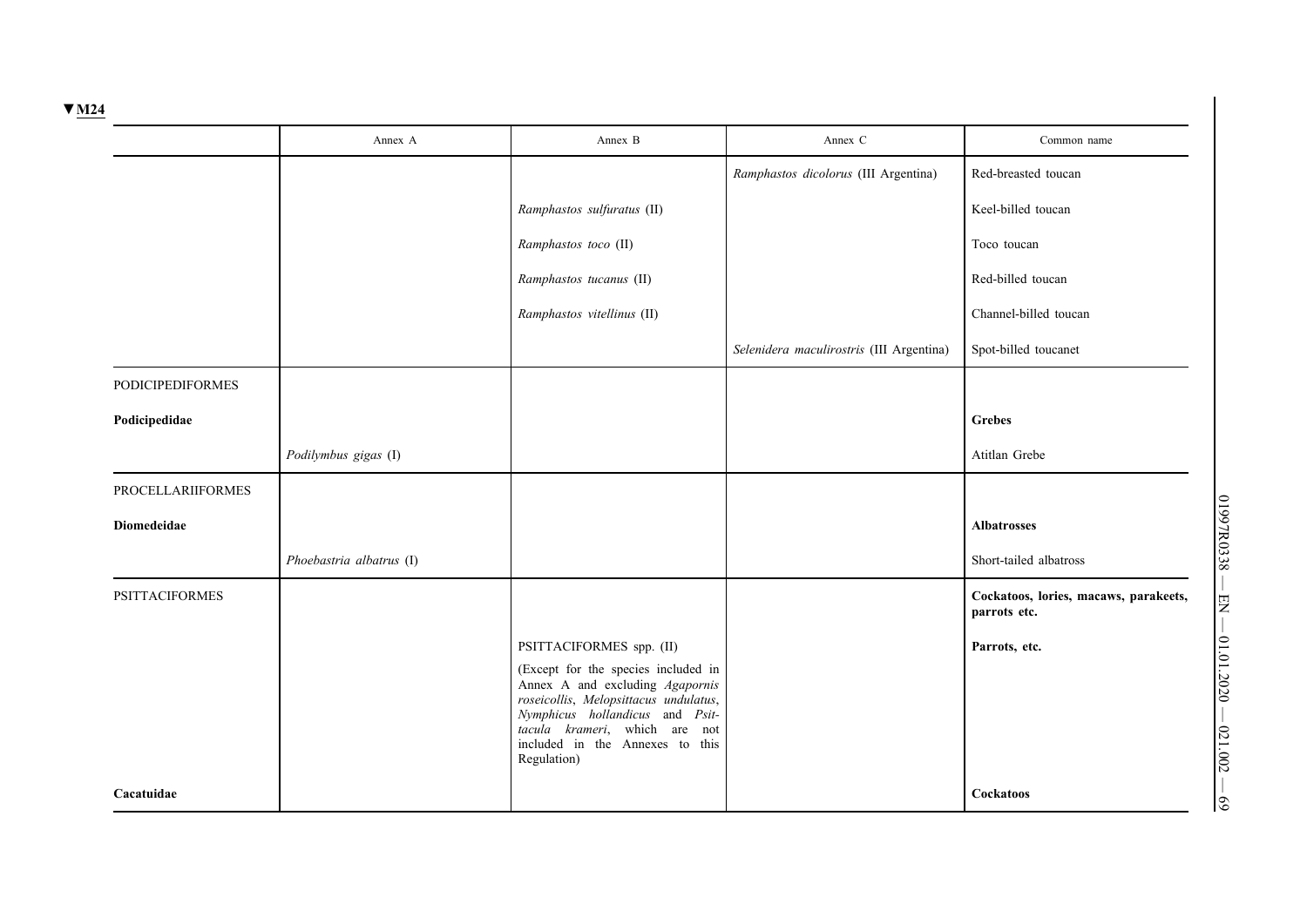▼M24

| | Annex A | Annex B | Annex C | Common name |
|---|---|---|---|---|
| | | | *Ramphastos dicolorus* (III Argentina) | Red-breasted toucan |
| | | *Ramphastos sulfuratus* (II) | | Keel-billed toucan |
| | | *Ramphastos toco* (II) | | Toco toucan |
| | | *Ramphastos tucanus* (II) | | Red-billed toucan |
| | | *Ramphastos vitellinus* (II) | | Channel-billed toucan |
| | | | *Selenidera maculirostris* (III Argentina) | Spot-billed toucanet |
| PODICIPEDIFORMES | | | | |
| **Podicipedidae** | | | | **Grebes** |
| | *Podilymbus gigas* (I) | | | Atitlan Grebe |
| PROCELLARIIFORMES | | | | |
| **Diomedeidae** | | | | **Albatrosses** |
| | *Phoebastria albatrus* (I) | | | Short-tailed albatross |
| PSITTACIFORMES | | | | **Cockatoos, lories, macaws, parakeets, parrots etc.** |
| | | PSITTACIFORMES spp. (II) (Except for the species included in Annex A and excluding *Agapornis roseicollis*, *Melopsittacus undulatus*, *Nymphicus hollandicus* and *Psittacula krameri*, which are not included in the Annexes to this Regulation) | | **Parrots, etc.** |
| **Cacatuidae** | | | | **Cockatoos** |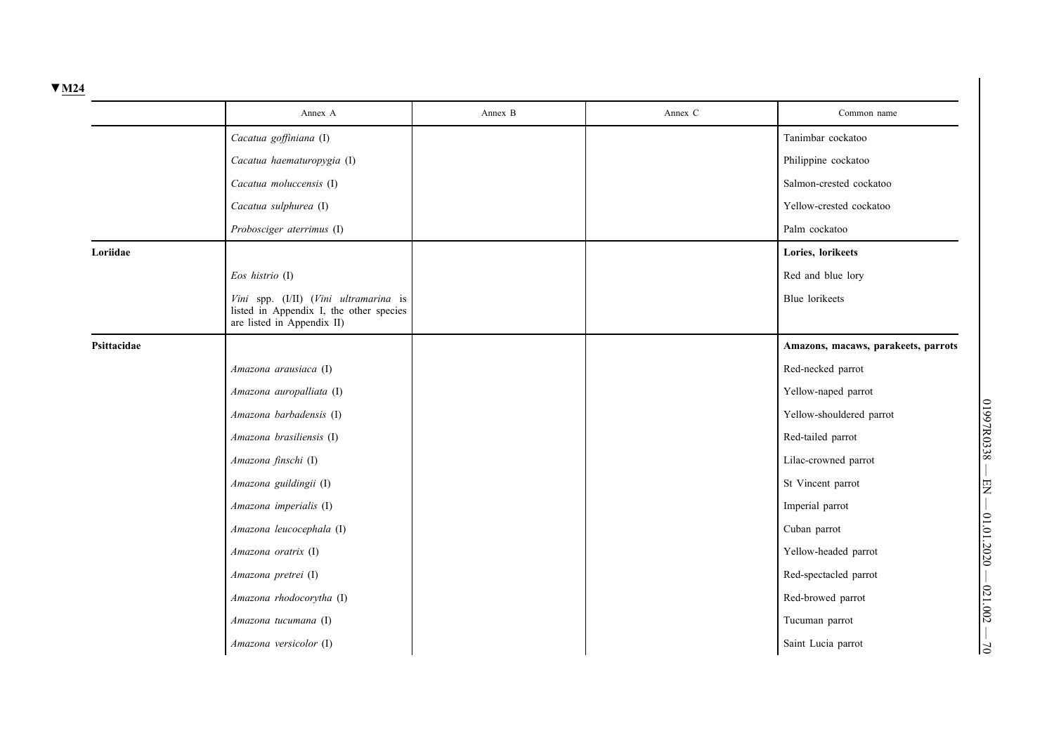▼M24

| | Annex A | Annex B | Annex C | Common name |
|---|---|---|---|---|
| | *Cacatua goffiniana* (I) | | | Tanimbar cockatoo |
| | *Cacatua haematuropygia* (I) | | | Philippine cockatoo |
| | *Cacatua moluccensis* (I) | | | Salmon-crested cockatoo |
| | *Cacatua sulphurea* (I) | | | Yellow-crested cockatoo |
| | *Probosciger aterrimus* (I) | | | Palm cockatoo |
| **Loriidae** | | | | **Lories, lorikeets** |
| | *Eos histrio* (I) | | | Red and blue lory |
| | *Vini* spp. (I/II) (*Vini ultramarina* is listed in Appendix I, the other species are listed in Appendix II) | | | Blue lorikeets |
| **Psittacidae** | | | | **Amazons, macaws, parakeets, parrots** |
| | *Amazona arausiaca* (I) | | | Red-necked parrot |
| | *Amazona auropalliata* (I) | | | Yellow-naped parrot |
| | *Amazona barbadensis* (I) | | | Yellow-shouldered parrot |
| | *Amazona brasiliensis* (I) | | | Red-tailed parrot |
| | *Amazona finschi* (I) | | | Lilac-crowned parrot |
| | *Amazona guildingii* (I) | | | St Vincent parrot |
| | *Amazona imperialis* (I) | | | Imperial parrot |
| | *Amazona leucocephala* (I) | | | Cuban parrot |
| | *Amazona oratrix* (I) | | | Yellow-headed parrot |
| | *Amazona pretrei* (I) | | | Red-spectacled parrot |
| | *Amazona rhodocorytha* (I) | | | Red-browed parrot |
| | *Amazona tucumana* (I) | | | Tucuman parrot |
| | *Amazona versicolor* (I) | | | Saint Lucia parrot |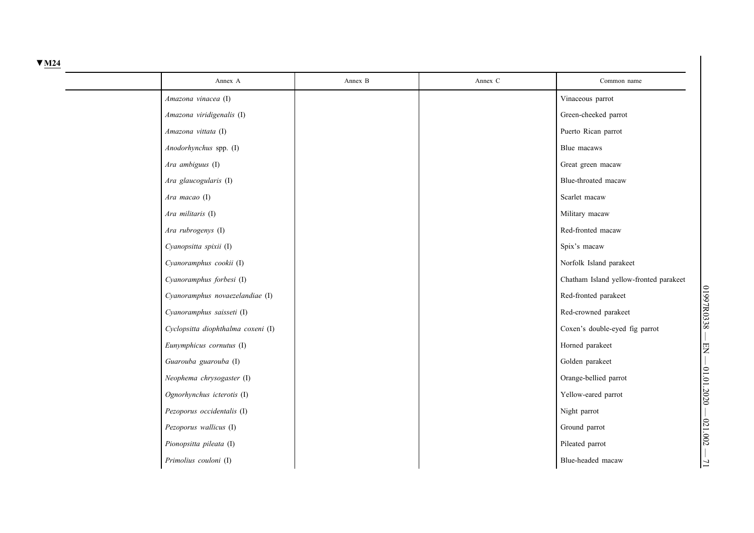▼M24

| | Annex A | Annex B | Annex C | Common name |
|---|---|---|---|---|
| | *Amazona vinacea* (I) | | | Vinaceous parrot |
| | *Amazona viridigenalis* (I) | | | Green-cheeked parrot |
| | *Amazona vittata* (I) | | | Puerto Rican parrot |
| | *Anodorhynchus* spp. (I) | | | Blue macaws |
| | *Ara ambiguus* (I) | | | Great green macaw |
| | *Ara glaucogularis* (I) | | | Blue-throated macaw |
| | *Ara macao* (I) | | | Scarlet macaw |
| | *Ara militaris* (I) | | | Military macaw |
| | *Ara rubrogenys* (I) | | | Red-fronted macaw |
| | *Cyanopsitta spixii* (I) | | | Spix's macaw |
| | *Cyanoramphus cookii* (I) | | | Norfolk Island parakeet |
| | *Cyanoramphus forbesi* (I) | | | Chatham Island yellow-fronted parakeet |
| | *Cyanoramphus novaezelandiae* (I) | | | Red-fronted parakeet |
| | *Cyanoramphus saisseti* (I) | | | Red-crowned parakeet |
| | *Cyclopsitta diophthalma coxeni* (I) | | | Coxen's double-eyed fig parrot |
| | *Eunymphicus cornutus* (I) | | | Horned parakeet |
| | *Guarouba guarouba* (I) | | | Golden parakeet |
| | *Neophema chrysogaster* (I) | | | Orange-bellied parrot |
| | *Ognorhynchus icterotis* (I) | | | Yellow-eared parrot |
| | *Pezoporus occidentalis* (I) | | | Night parrot |
| | *Pezoporus wallicus* (I) | | | Ground parrot |
| | *Pionopsitta pileata* (I) | | | Pileated parrot |
| | *Primolius couloni* (I) | | | Blue-headed macaw |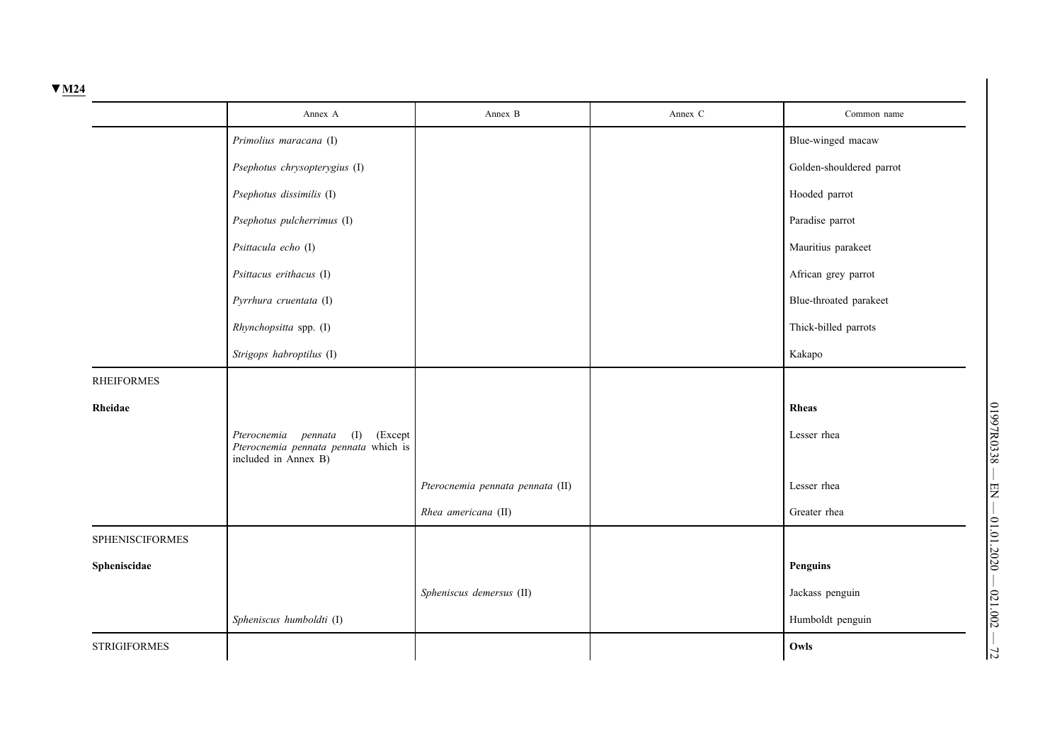▼M24

| | Annex A | Annex B | Annex C | Common name |
|---|---|---|---|---|
| | *Primolius maracana* (I) | | | Blue-winged macaw |
| | *Psephotus chrysopterygius* (I) | | | Golden-shouldered parrot |
| | *Psephotus dissimilis* (I) | | | Hooded parrot |
| | *Psephotus pulcherrimus* (I) | | | Paradise parrot |
| | *Psittacula echo* (I) | | | Mauritius parakeet |
| | *Psittacus erithacus* (I) | | | African grey parrot |
| | *Pyrrhura cruentata* (I) | | | Blue-throated parakeet |
| | *Rhynchopsitta* spp. (I) | | | Thick-billed parrots |
| | *Strigops habroptilus* (I) | | | Kakapo |
| RHEIFORMES | | | | |
| **Rheidae** | | | | **Rheas** |
| | *Pterocnemia pennata* (I) (Except *Pterocnemia pennata pennata* which is included in Annex B) | | | Lesser rhea |
| | | *Pterocnemia pennata pennata* (II) | | Lesser rhea |
| | | *Rhea americana* (II) | | Greater rhea |
| SPHENISCIFORMES | | | | |
| **Spheniscidae** | | | | **Penguins** |
| | | *Spheniscus demersus* (II) | | Jackass penguin |
| | *Spheniscus humboldti* (I) | | | Humboldt penguin |
| STRIGIFORMES | | | | **Owls** |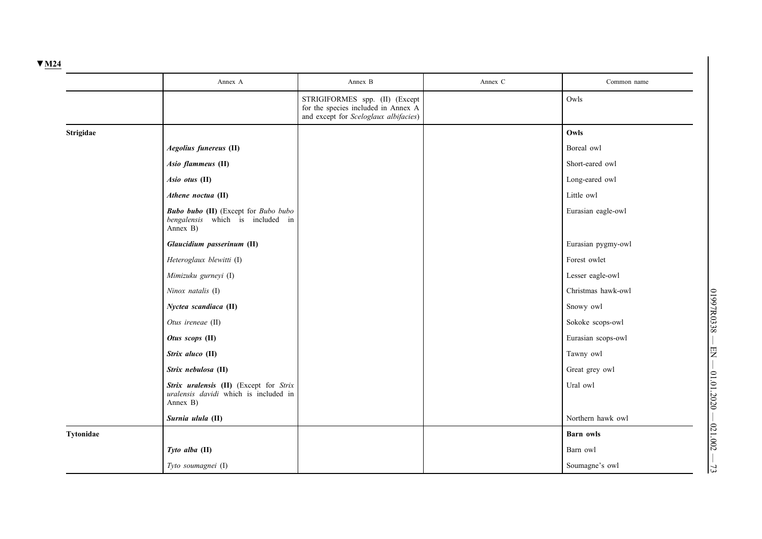▼M24

| | Annex A | Annex B | Annex C | Common name |
|---|---|---|---|---|
| | | STRIGIFORMES spp. (II) (Except for the species included in Annex A and except for *Sceloglaux albifacies*) | | Owls |
| **Strigidae** | | | | **Owls** |
| | ***Aegolius funereus* (II)** | | | Boreal owl |
| | ***Asio flammeus* (II)** | | | Short-eared owl |
| | ***Asio otus* (II)** | | | Long-eared owl |
| | ***Athene noctua* (II)** | | | Little owl |
| | ***Bubo bubo* (II)** (Except for *Bubo bubo bengalensis* which is included in Annex B) | | | Eurasian eagle-owl |
| | ***Glaucidium passerinum* (II)** | | | Eurasian pygmy-owl |
| | *Heteroglaux blewitti* (I) | | | Forest owlet |
| | *Mimizuku gurneyi* (I) | | | Lesser eagle-owl |
| | *Ninox natalis* (I) | | | Christmas hawk-owl |
| | ***Nyctea scandiaca* (II)** | | | Snowy owl |
| | *Otus ireneae* (II) | | | Sokoke scops-owl |
| | ***Otus scops* (II)** | | | Eurasian scops-owl |
| | ***Strix aluco* (II)** | | | Tawny owl |
| | ***Strix nebulosa* (II)** | | | Great grey owl |
| | ***Strix uralensis* (II)** (Except for *Strix uralensis davidi* which is included in Annex B) | | | Ural owl |
| | ***Surnia ulula* (II)** | | | Northern hawk owl |
| **Tytonidae** | | | | **Barn owls** |
| | ***Tyto alba* (II)** | | | Barn owl |
| | *Tyto soumagnei* (I) | | | Soumagne's owl |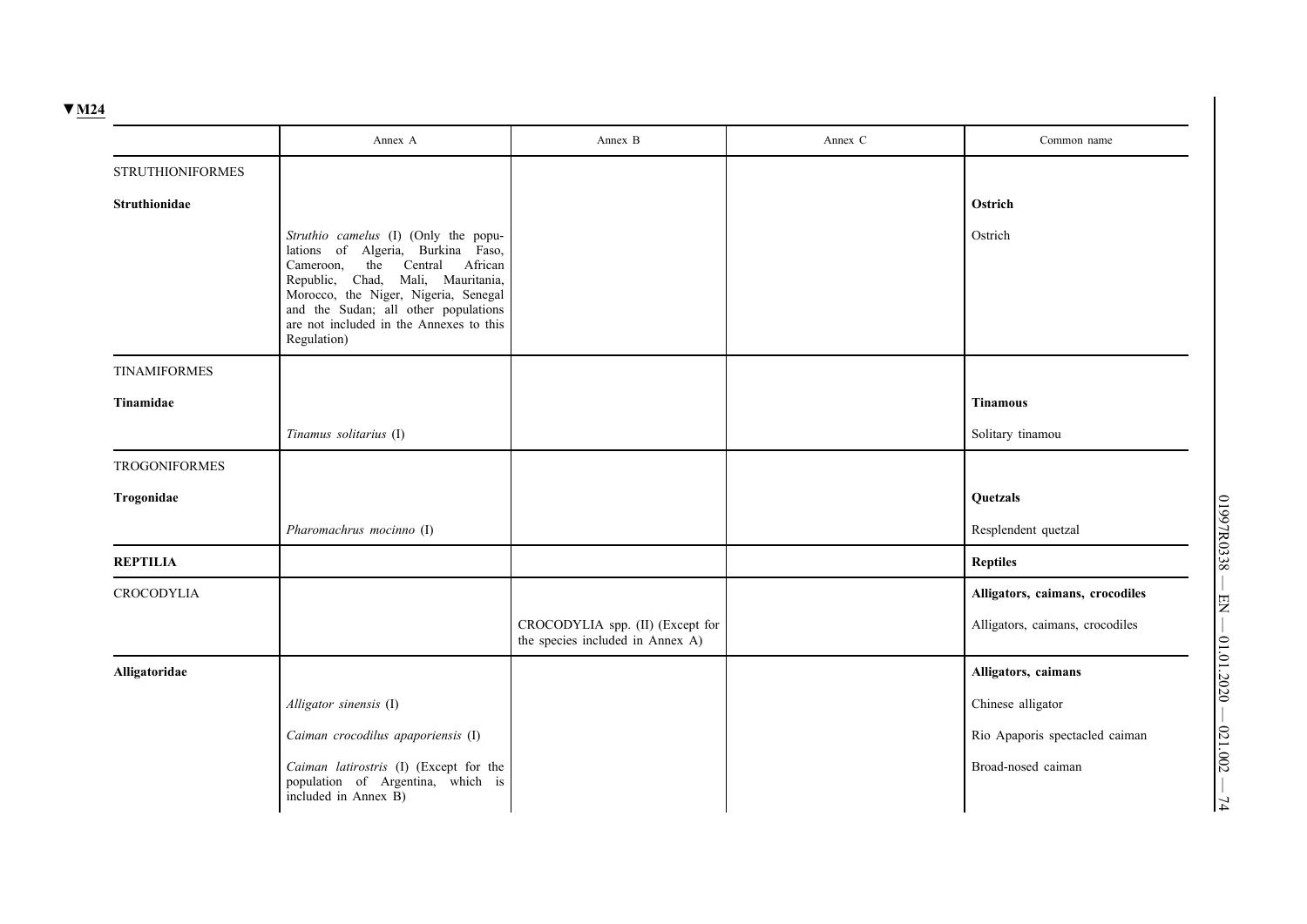▼M24

| | Annex A | Annex B | Annex C | Common name |
|---|---|---|---|---|
| STRUTHIONIFORMES | | | | |
| **Struthionidae** | | | | **Ostrich** |
| | *Struthio camelus* (I) (Only the populations of Algeria, Burkina Faso, Cameroon, the Central African Republic, Chad, Mali, Mauritania, Morocco, the Niger, Nigeria, Senegal and the Sudan; all other populations are not included in the Annexes to this Regulation) | | | Ostrich |
| TINAMIFORMES | | | | |
| **Tinamidae** | | | | **Tinamous** |
| | *Tinamus solitarius* (I) | | | Solitary tinamou |
| TROGONIFORMES | | | | |
| **Trogonidae** | | | | **Quetzals** |
| | *Pharomachrus mocinno* (I) | | | Resplendent quetzal |
| **REPTILIA** | | | | **Reptiles** |
| CROCODYLIA | | | | **Alligators, caimans, crocodiles** |
| | | CROCODYLIA spp. (II) (Except for the species included in Annex A) | | Alligators, caimans, crocodiles |
| **Alligatoridae** | | | | **Alligators, caimans** |
| | *Alligator sinensis* (I) | | | Chinese alligator |
| | *Caiman crocodilus apaporiensis* (I) | | | Rio Apaporis spectacled caiman |
| | *Caiman latirostris* (I) (Except for the population of Argentina, which is included in Annex B) | | | Broad-nosed caiman |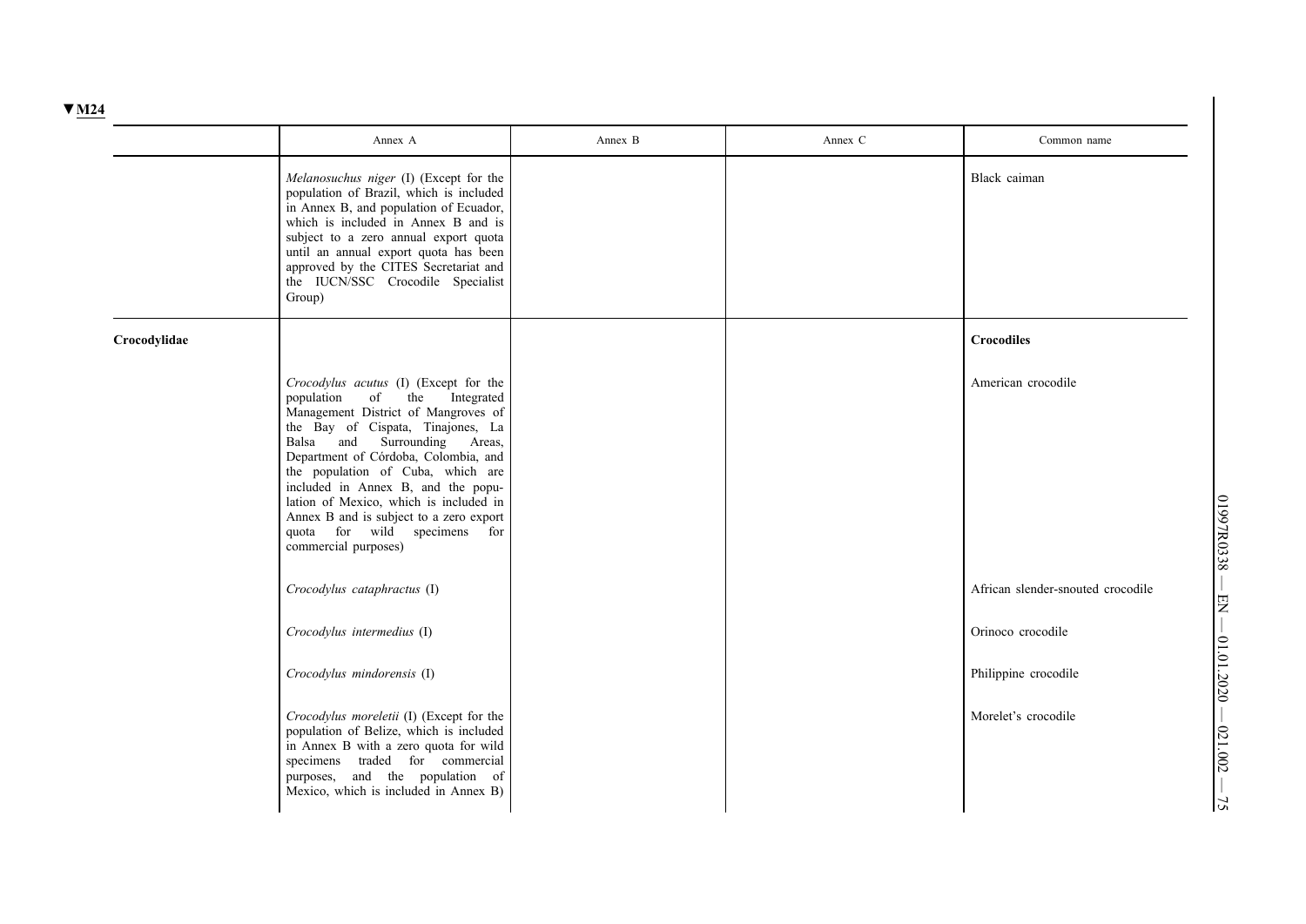▼M24

| | Annex A | Annex B | Annex C | Common name |
|---|---|---|---|---|
| | *Melanosuchus niger* (I) (Except for the population of Brazil, which is included in Annex B, and population of Ecuador, which is included in Annex B and is subject to a zero annual export quota until an annual export quota has been approved by the CITES Secretariat and the IUCN/SSC Crocodile Specialist Group) | | | Black caiman |
| **Crocodylidae** | | | | **Crocodiles** |
| | *Crocodylus acutus* (I) (Except for the population of the Integrated Management District of Mangroves of the Bay of Cispata, Tinajones, La Balsa and Surrounding Areas, Department of Córdoba, Colombia, and the population of Cuba, which are included in Annex B, and the population of Mexico, which is included in Annex B and is subject to a zero export quota for wild specimens for commercial purposes) | | | American crocodile |
| | *Crocodylus cataphractus* (I) | | | African slender-snouted crocodile |
| | *Crocodylus intermedius* (I) | | | Orinoco crocodile |
| | *Crocodylus mindorensis* (I) | | | Philippine crocodile |
| | *Crocodylus moreletii* (I) (Except for the population of Belize, which is included in Annex B with a zero quota for wild specimens traded for commercial purposes, and the population of Mexico, which is included in Annex B) | | | Morelet's crocodile |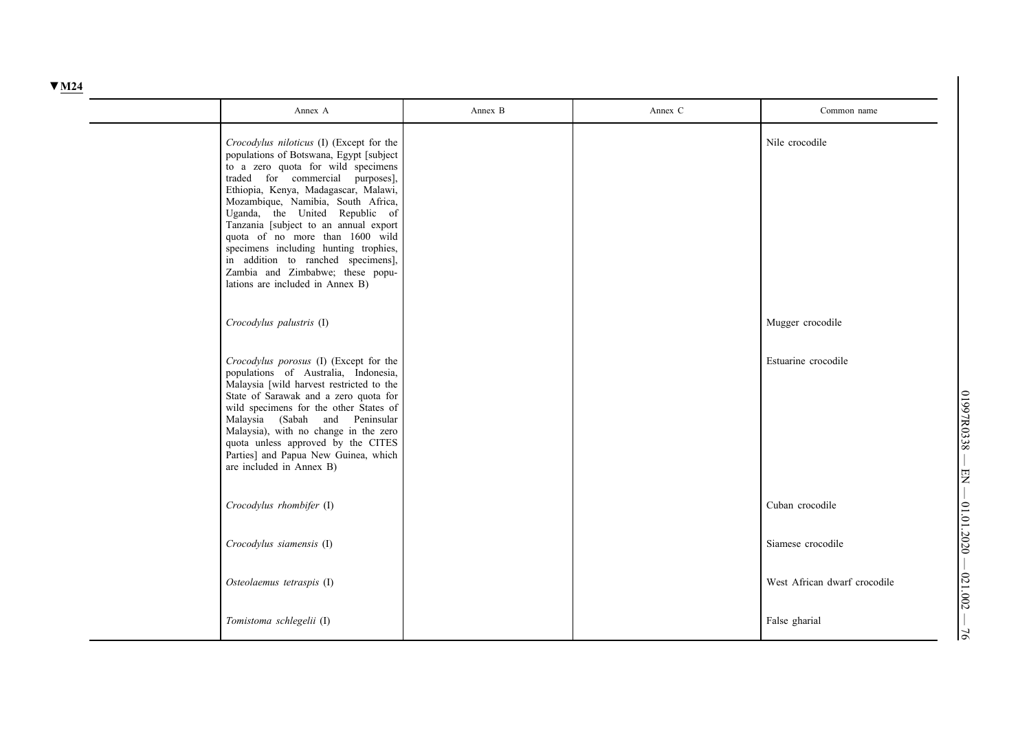▼M24

| | Annex A | Annex B | Annex C | Common name |
|---|---|---|---|---|
| | *Crocodylus niloticus* (I) (Except for the populations of Botswana, Egypt [subject to a zero quota for wild specimens traded for commercial purposes], Ethiopia, Kenya, Madagascar, Malawi, Mozambique, Namibia, South Africa, Uganda, the United Republic of Tanzania [subject to an annual export quota of no more than 1600 wild specimens including hunting trophies, in addition to ranched specimens], Zambia and Zimbabwe; these populations are included in Annex B) | | | Nile crocodile |
| | *Crocodylus palustris* (I) | | | Mugger crocodile |
| | *Crocodylus porosus* (I) (Except for the populations of Australia, Indonesia, Malaysia [wild harvest restricted to the State of Sarawak and a zero quota for wild specimens for the other States of Malaysia (Sabah and Peninsular Malaysia), with no change in the zero quota unless approved by the CITES Parties] and Papua New Guinea, which are included in Annex B) | | | Estuarine crocodile |
| | *Crocodylus rhombifer* (I) | | | Cuban crocodile |
| | *Crocodylus siamensis* (I) | | | Siamese crocodile |
| | *Osteolaemus tetraspis* (I) | | | West African dwarf crocodile |
| | *Tomistoma schlegelii* (I) | | | False gharial |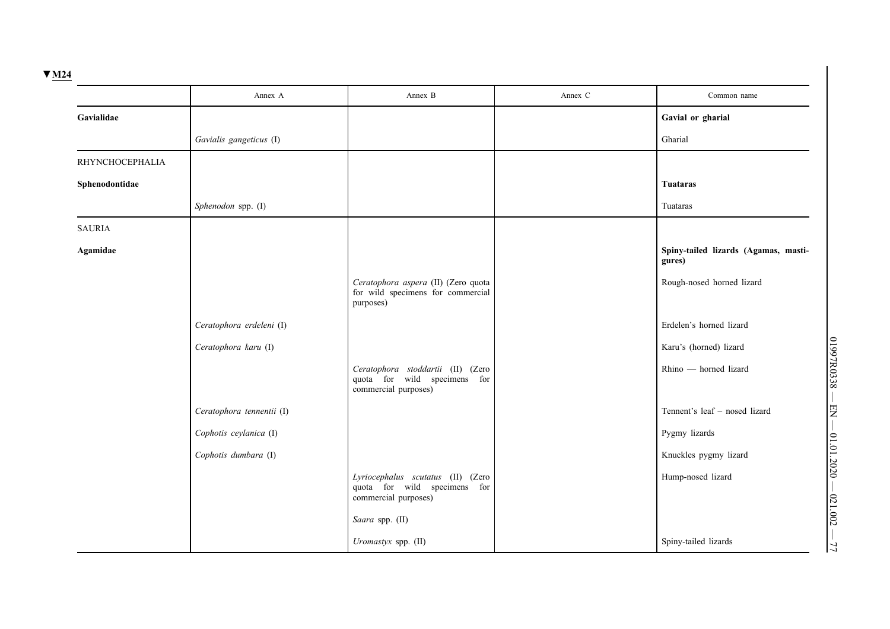▼M24

| | Annex A | Annex B | Annex C | Common name |
|---|---|---|---|---|
| **Gavialidae** | | | | **Gavial or gharial** |
| | *Gavialis gangeticus* (I) | | | Gharial |
| RHYNCHOCEPHALIA | | | | |
| **Sphenodontidae** | | | | **Tuataras** |
| | *Sphenodon* spp. (I) | | | Tuataras |
| SAURIA | | | | |
| **Agamidae** | | | | **Spiny-tailed lizards (Agamas, mastigures)** |
| | | *Ceratophora aspera* (II) (Zero quota for wild specimens for commercial purposes) | | Rough-nosed horned lizard |
| | *Ceratophora erdeleni* (I) | | | Erdelen's horned lizard |
| | *Ceratophora karu* (I) | | | Karu's (horned) lizard |
| | | *Ceratophora stoddartii* (II) (Zero quota for wild specimens for commercial purposes) | | Rhino — horned lizard |
| | *Ceratophora tennentii* (I) | | | Tennent's leaf – nosed lizard |
| | *Cophotis ceylanica* (I) | | | Pygmy lizards |
| | *Cophotis dumbara* (I) | | | Knuckles pygmy lizard |
| | | *Lyriocephalus scutatus* (II) (Zero quota for wild specimens for commercial purposes) | | Hump-nosed lizard |
| | | *Saara* spp. (II) | | |
| | | *Uromastyx* spp. (II) | | Spiny-tailed lizards |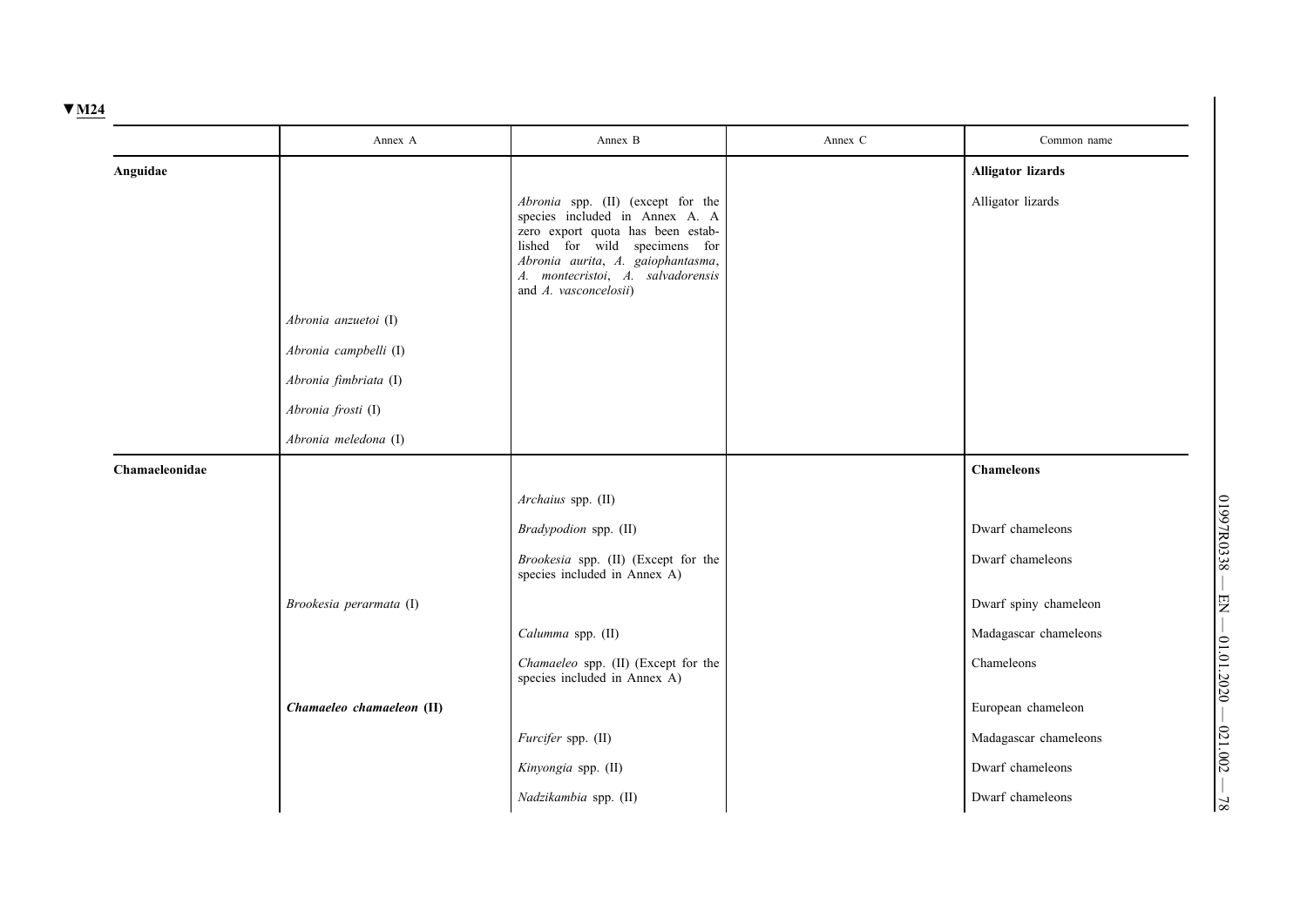▼M24

| | Annex A | Annex B | Annex C | Common name |
|---|---|---|---|---|
| **Anguidae** | | | | **Alligator lizards** |
| | | *Abronia* spp. (II) (except for the species included in Annex A. A zero export quota has been established for wild specimens for *Abronia aurita*, *A. gaiophantasma*, *A. montecristoi*, *A. salvadorensis* and *A. vasconcelosii*) | | Alligator lizards |
| | *Abronia anzuetoi* (I) | | | |
| | *Abronia campbelli* (I) | | | |
| | *Abronia fimbriata* (I) | | | |
| | *Abronia frosti* (I) | | | |
| | *Abronia meledona* (I) | | | |
| **Chamaeleonidae** | | | | **Chameleons** |
| | | *Archaius* spp. (II) | | |
| | | *Bradypodion* spp. (II) | | Dwarf chameleons |
| | | *Brookesia* spp. (II) (Except for the species included in Annex A) | | Dwarf chameleons |
| | *Brookesia perarmata* (I) | | | Dwarf spiny chameleon |
| | | *Calumma* spp. (II) | | Madagascar chameleons |
| | | *Chamaeleo* spp. (II) (Except for the species included in Annex A) | | Chameleons |
| | ***Chamaeleo chamaeleon* (II)** | | | European chameleon |
| | | *Furcifer* spp. (II) | | Madagascar chameleons |
| | | *Kinyongia* spp. (II) | | Dwarf chameleons |
| | | *Nadzikambia* spp. (II) | | Dwarf chameleons |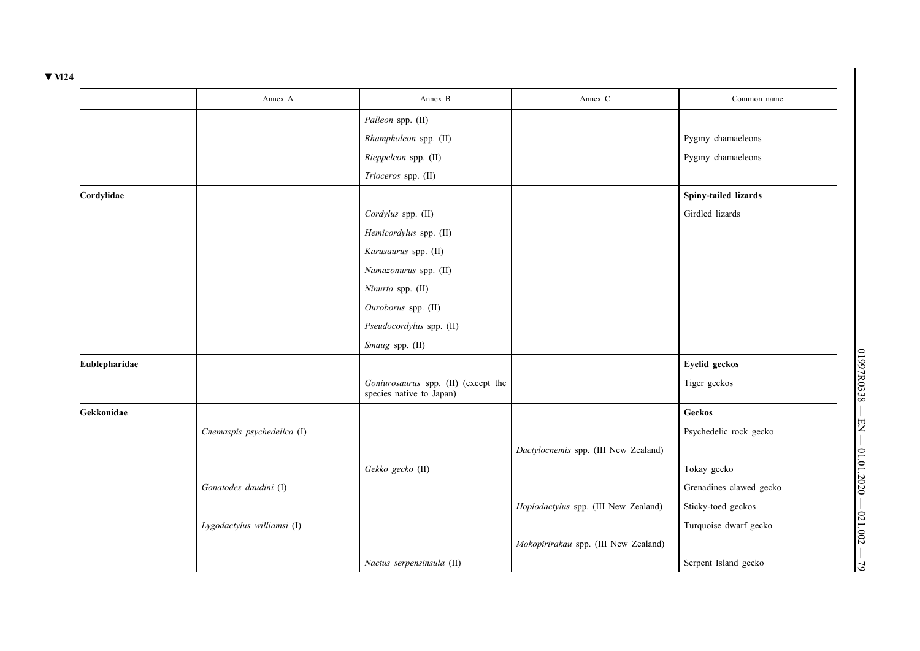▼M24

| | Annex A | Annex B | Annex C | Common name |
|---|---|---|---|---|
| | | *Palleon* spp. (II) | | |
| | | *Rhampholeon* spp. (II) | | Pygmy chamaeleons |
| | | *Rieppeleon* spp. (II) | | Pygmy chamaeleons |
| | | *Trioceros* spp. (II) | | |
| **Cordylidae** | | | | **Spiny-tailed lizards** |
| | | *Cordylus* spp. (II) | | Girdled lizards |
| | | *Hemicordylus* spp. (II) | | |
| | | *Karusaurus* spp. (II) | | |
| | | *Namazonurus* spp. (II) | | |
| | | *Ninurta* spp. (II) | | |
| | | *Ouroborus* spp. (II) | | |
| | | *Pseudocordylus* spp. (II) | | |
| | | *Smaug* spp. (II) | | |
| **Eublepharidae** | | | | **Eyelid geckos** |
| | | *Goniurosaurus* spp. (II) (except the species native to Japan) | | Tiger geckos |
| **Gekkonidae** | | | | **Geckos** |
| | *Cnemaspis psychedelica* (I) | | | Psychedelic rock gecko |
| | | | *Dactylocnemis* spp. (III New Zealand) | |
| | | *Gekko gecko* (II) | | Tokay gecko |
| | *Gonatodes daudini* (I) | | | Grenadines clawed gecko |
| | | | *Hoplodactylus* spp. (III New Zealand) | Sticky-toed geckos |
| | *Lygodactylus williamsi* (I) | | | Turquoise dwarf gecko |
| | | | *Mokopirirakau* spp. (III New Zealand) | |
| | | *Nactus serpensinsula* (II) | | Serpent Island gecko |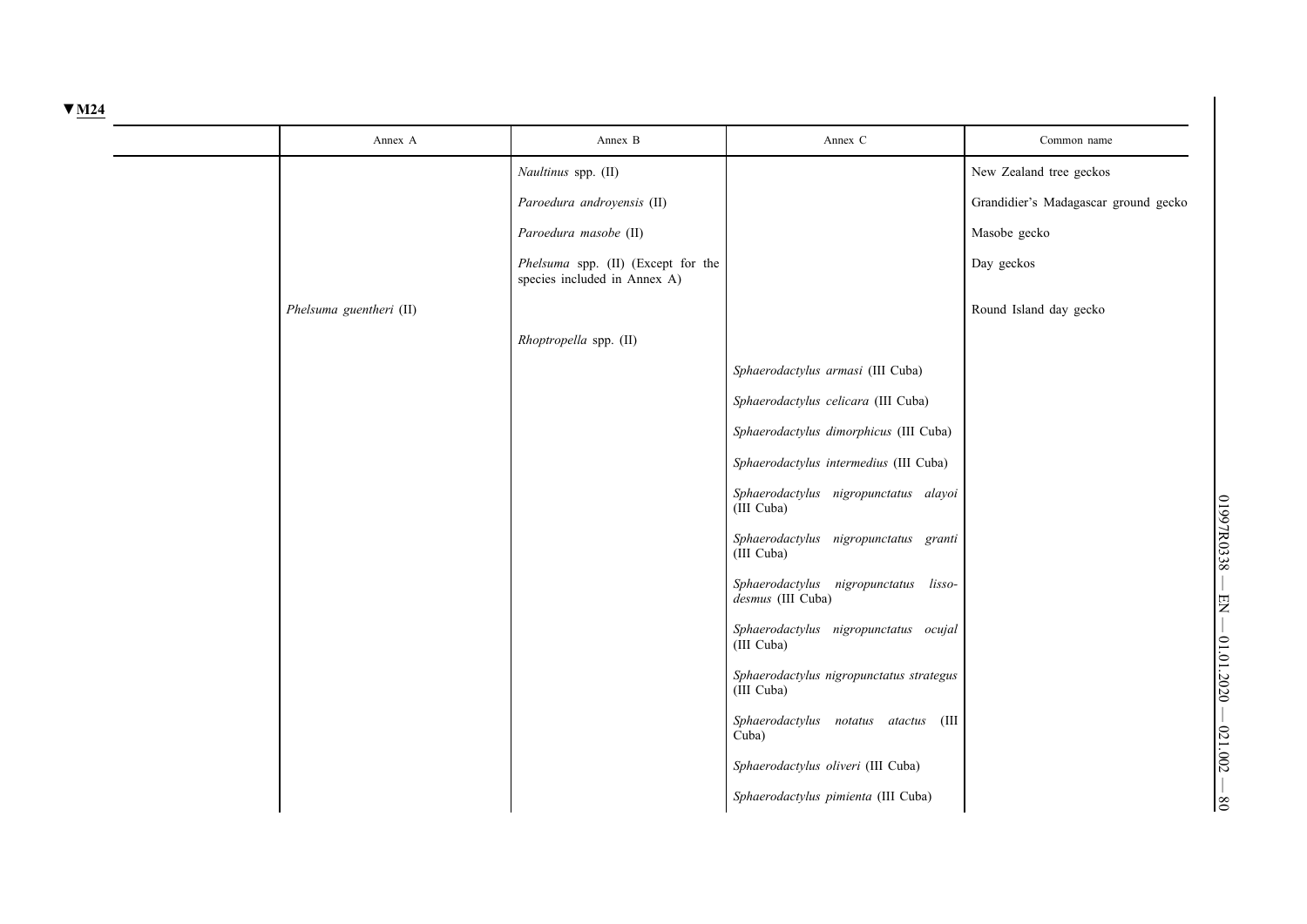▼M24

| | Annex A | Annex B | Annex C | Common name |
|---|---|---|---|---|
| | | *Naultinus* spp. (II) | | New Zealand tree geckos |
| | | *Paroedura androyensis* (II) | | Grandidier's Madagascar ground gecko |
| | | *Paroedura masobe* (II) | | Masobe gecko |
| | | *Phelsuma* spp. (II) (Except for the species included in Annex A) | | Day geckos |
| | *Phelsuma guentheri* (II) | | | Round Island day gecko |
| | | *Rhoptropella* spp. (II) | | |
| | | | *Sphaerodactylus armasi* (III Cuba) | |
| | | | *Sphaerodactylus celicara* (III Cuba) | |
| | | | *Sphaerodactylus dimorphicus* (III Cuba) | |
| | | | *Sphaerodactylus intermedius* (III Cuba) | |
| | | | *Sphaerodactylus nigropunctatus alayoi* (III Cuba) | |
| | | | *Sphaerodactylus nigropunctatus granti* (III Cuba) | |
| | | | *Sphaerodactylus nigropunctatus lissodesmus* (III Cuba) | |
| | | | *Sphaerodactylus nigropunctatus ocujal* (III Cuba) | |
| | | | *Sphaerodactylus nigropunctatus strategus* (III Cuba) | |
| | | | *Sphaerodactylus notatus atactus* (III Cuba) | |
| | | | *Sphaerodactylus oliveri* (III Cuba) | |
| | | | *Sphaerodactylus pimienta* (III Cuba) | |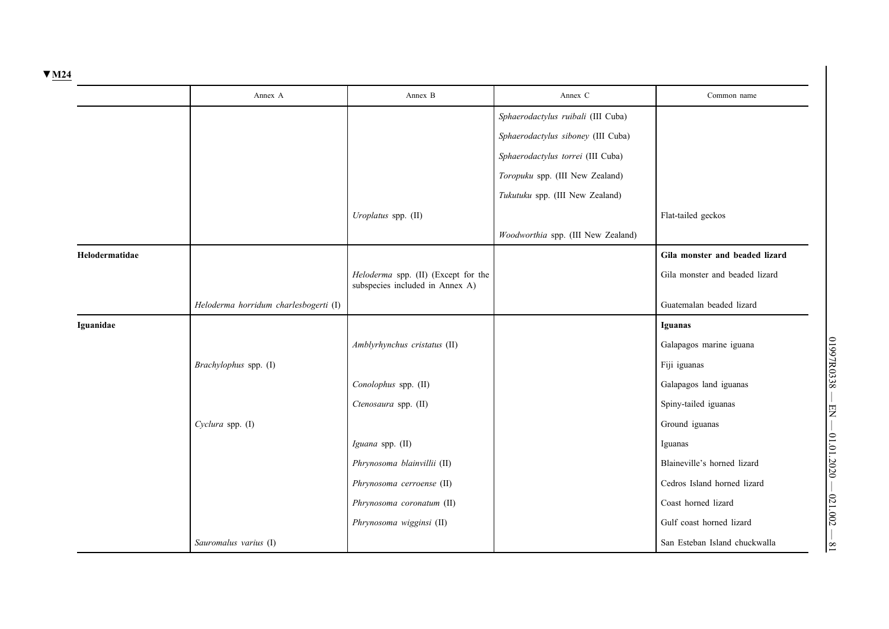▼M24

| | Annex A | Annex B | Annex C | Common name |
|---|---|---|---|---|
| | | | *Sphaerodactylus ruibali* (III Cuba) | |
| | | | *Sphaerodactylus siboney* (III Cuba) | |
| | | | *Sphaerodactylus torrei* (III Cuba) | |
| | | | *Toropuku* spp. (III New Zealand) | |
| | | | *Tukutuku* spp. (III New Zealand) | |
| | | *Uroplatus* spp. (II) | | Flat-tailed geckos |
| | | | *Woodworthia* spp. (III New Zealand) | |
| **Helodermatidae** | | | | **Gila monster and beaded lizard** |
| | | *Heloderma* spp. (II) (Except for the subspecies included in Annex A) | | Gila monster and beaded lizard |
| | *Heloderma horridum charlesbogerti* (I) | | | Guatemalan beaded lizard |
| **Iguanidae** | | | | **Iguanas** |
| | | *Amblyrhynchus cristatus* (II) | | Galapagos marine iguana |
| | *Brachylophus* spp. (I) | | | Fiji iguanas |
| | | *Conolophus* spp. (II) | | Galapagos land iguanas |
| | | *Ctenosaura* spp. (II) | | Spiny-tailed iguanas |
| | *Cyclura* spp. (I) | | | Ground iguanas |
| | | *Iguana* spp. (II) | | Iguanas |
| | | *Phrynosoma blainvillii* (II) | | Blaineville's horned lizard |
| | | *Phrynosoma cerroense* (II) | | Cedros Island horned lizard |
| | | *Phrynosoma coronatum* (II) | | Coast horned lizard |
| | | *Phrynosoma wigginsi* (II) | | Gulf coast horned lizard |
| | *Sauromalus varius* (I) | | | San Esteban Island chuckwalla |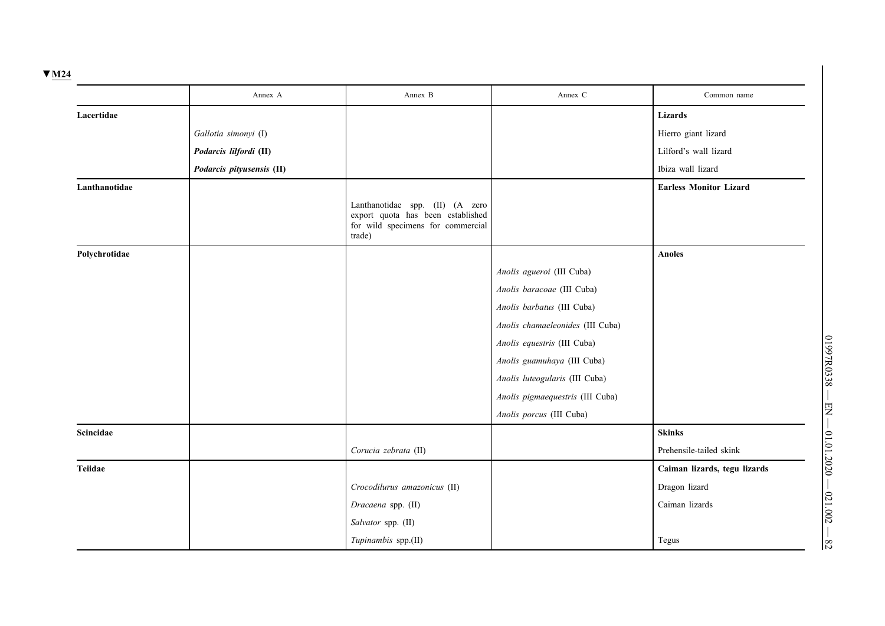▼M24

| | Annex A | Annex B | Annex C | Common name |
|---|---|---|---|---|
| **Lacertidae** | | | | **Lizards** |
| | *Gallotia simonyi* (I) | | | Hierro giant lizard |
| | ***Podarcis lilfordi* (II)** | | | Lilford's wall lizard |
| | ***Podarcis pityusensis* (II)** | | | Ibiza wall lizard |
| **Lanthanotidae** | | | | **Earless Monitor Lizard** |
| | | Lanthanotidae spp. (II) (A zero export quota has been established for wild specimens for commercial trade) | | |
| **Polychrotidae** | | | | **Anoles** |
| | | | *Anolis agueroi* (III Cuba) | |
| | | | *Anolis baracoae* (III Cuba) | |
| | | | *Anolis barbatus* (III Cuba) | |
| | | | *Anolis chamaeleonides* (III Cuba) | |
| | | | *Anolis equestris* (III Cuba) | |
| | | | *Anolis guamuhaya* (III Cuba) | |
| | | | *Anolis luteogularis* (III Cuba) | |
| | | | *Anolis pigmaequestris* (III Cuba) | |
| | | | *Anolis porcus* (III Cuba) | |
| **Scincidae** | | | | **Skinks** |
| | | *Corucia zebrata* (II) | | Prehensile-tailed skink |
| **Teiidae** | | | | **Caiman lizards, tegu lizards** |
| | | *Crocodilurus amazonicus* (II) | | Dragon lizard |
| | | *Dracaena* spp. (II) | | Caiman lizards |
| | | *Salvator* spp. (II) | | |
| | | *Tupinambis* spp.(II) | | Tegus |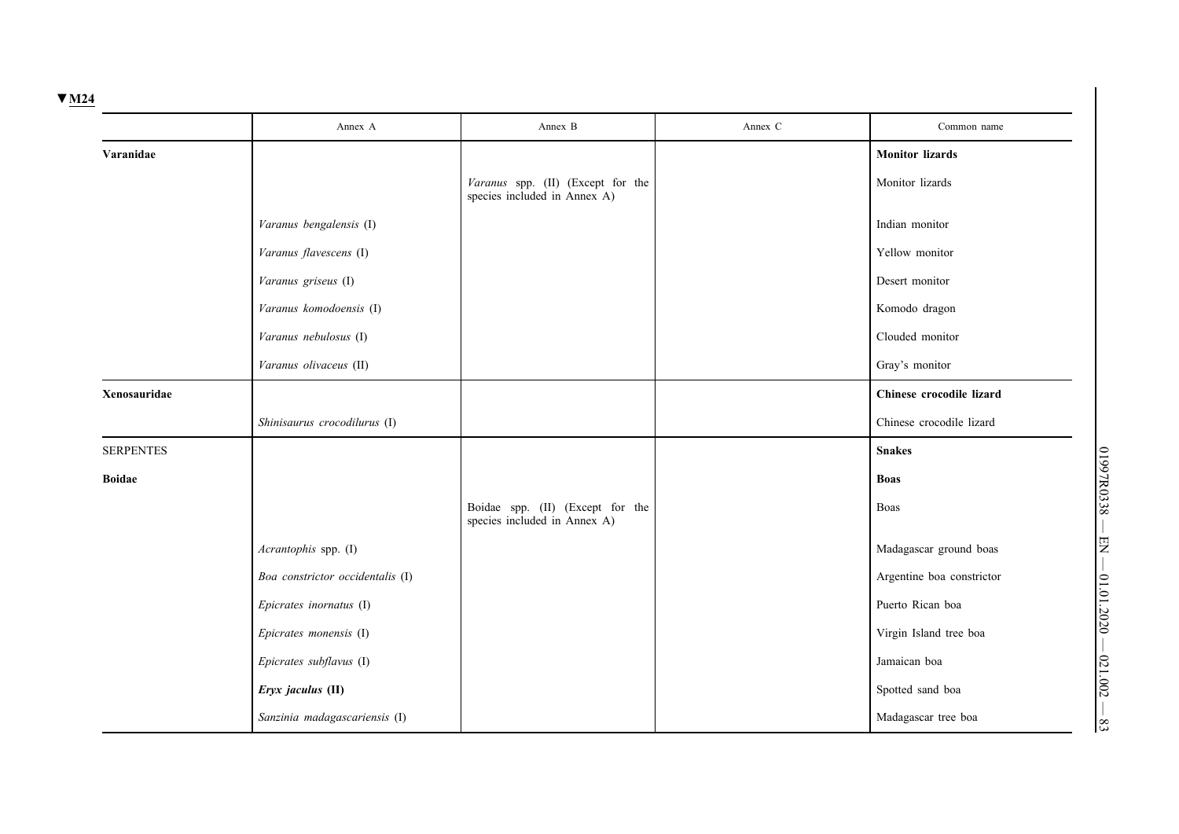▼M24

| | Annex A | Annex B | Annex C | Common name |
|---|---|---|---|---|
| **Varanidae** | | | | **Monitor lizards** |
| | | *Varanus* spp. (II) (Except for the species included in Annex A) | | Monitor lizards |
| | *Varanus bengalensis* (I) | | | Indian monitor |
| | *Varanus flavescens* (I) | | | Yellow monitor |
| | *Varanus griseus* (I) | | | Desert monitor |
| | *Varanus komodoensis* (I) | | | Komodo dragon |
| | *Varanus nebulosus* (I) | | | Clouded monitor |
| | *Varanus olivaceus* (II) | | | Gray's monitor |
| **Xenosauridae** | | | | **Chinese crocodile lizard** |
| | *Shinisaurus crocodilurus* (I) | | | Chinese crocodile lizard |
| SERPENTES | | | | **Snakes** |
| **Boidae** | | | | **Boas** |
| | | Boidae spp. (II) (Except for the species included in Annex A) | | Boas |
| | *Acrantophis* spp. (I) | | | Madagascar ground boas |
| | *Boa constrictor occidentalis* (I) | | | Argentine boa constrictor |
| | *Epicrates inornatus* (I) | | | Puerto Rican boa |
| | *Epicrates monensis* (I) | | | Virgin Island tree boa |
| | *Epicrates subflavus* (I) | | | Jamaican boa |
| | ***Eryx jaculus* (II)** | | | Spotted sand boa |
| | *Sanzinia madagascariensis* (I) | | | Madagascar tree boa |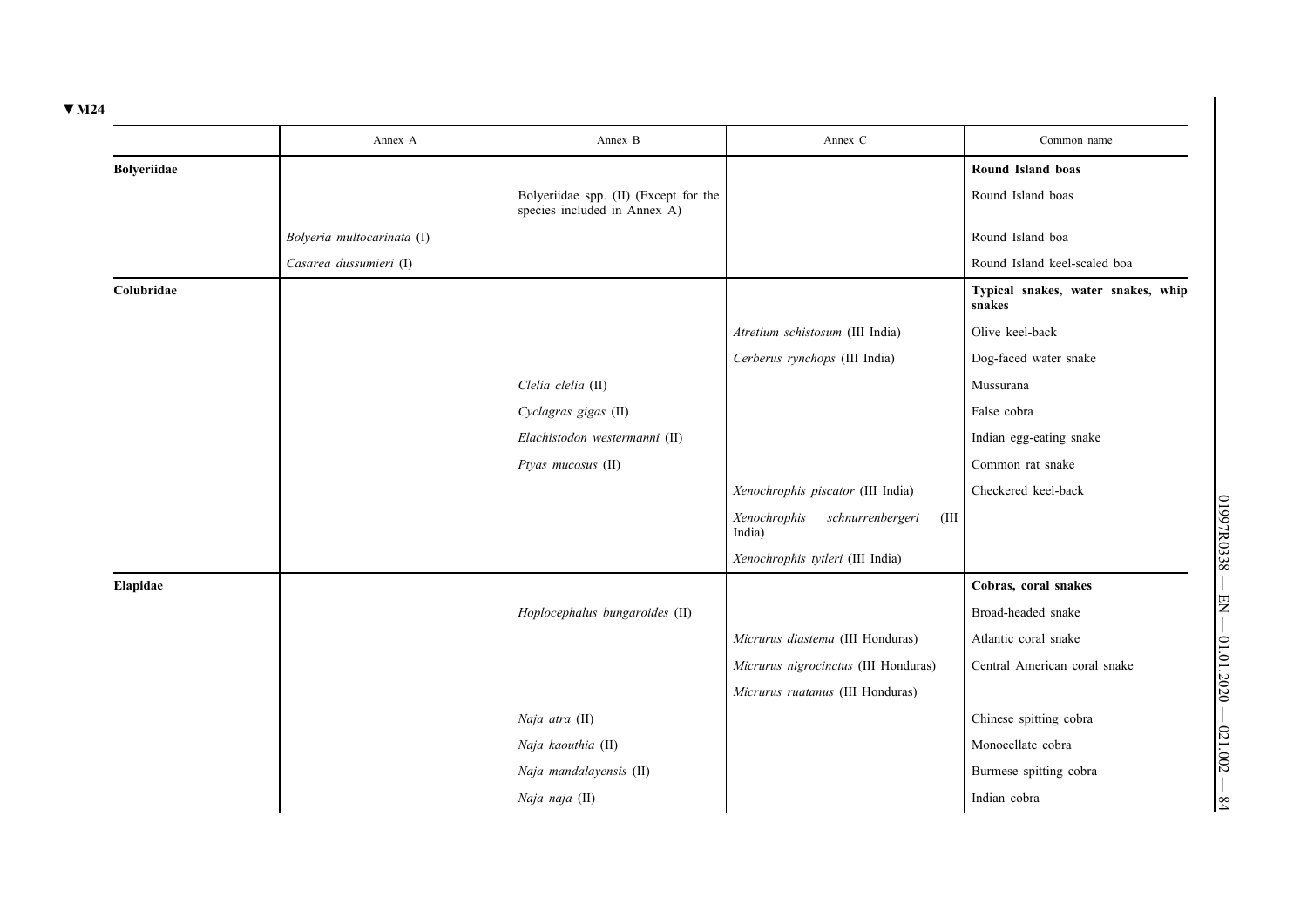▼M24

|  | Annex A | Annex B | Annex C | Common name |
|---|---|---|---|---|
| **Bolyeriidae** |  |  |  | **Round Island boas** |
|  |  | Bolyeriidae spp. (II) (Except for the species included in Annex A) |  | Round Island boas |
|  | *Bolyeria multocarinata* (I) |  |  | Round Island boa |
|  | *Casarea dussumieri* (I) |  |  | Round Island keel-scaled boa |
| **Colubridae** |  |  |  | **Typical snakes, water snakes, whip snakes** |
|  |  |  | *Atretium schistosum* (III India) | Olive keel-back |
|  |  |  | *Cerberus rynchops* (III India) | Dog-faced water snake |
|  |  | *Clelia clelia* (II) |  | Mussurana |
|  |  | *Cyclagras gigas* (II) |  | False cobra |
|  |  | *Elachistodon westermanni* (II) |  | Indian egg-eating snake |
|  |  | *Ptyas mucosus* (II) |  | Common rat snake |
|  |  |  | *Xenochrophis piscator* (III India) | Checkered keel-back |
|  |  |  | *Xenochrophis schnurrenbergeri* (III India) |  |
|  |  |  | *Xenochrophis tytleri* (III India) |  |
| **Elapidae** |  |  |  | **Cobras, coral snakes** |
|  |  | *Hoplocephalus bungaroides* (II) |  | Broad-headed snake |
|  |  |  | *Micrurus diastema* (III Honduras) | Atlantic coral snake |
|  |  |  | *Micrurus nigrocinctus* (III Honduras) | Central American coral snake |
|  |  |  | *Micrurus ruatanus* (III Honduras) |  |
|  |  | *Naja atra* (II) |  | Chinese spitting cobra |
|  |  | *Naja kaouthia* (II) |  | Monocellate cobra |
|  |  | *Naja mandalayensis* (II) |  | Burmese spitting cobra |
|  |  | *Naja naja* (II) |  | Indian cobra |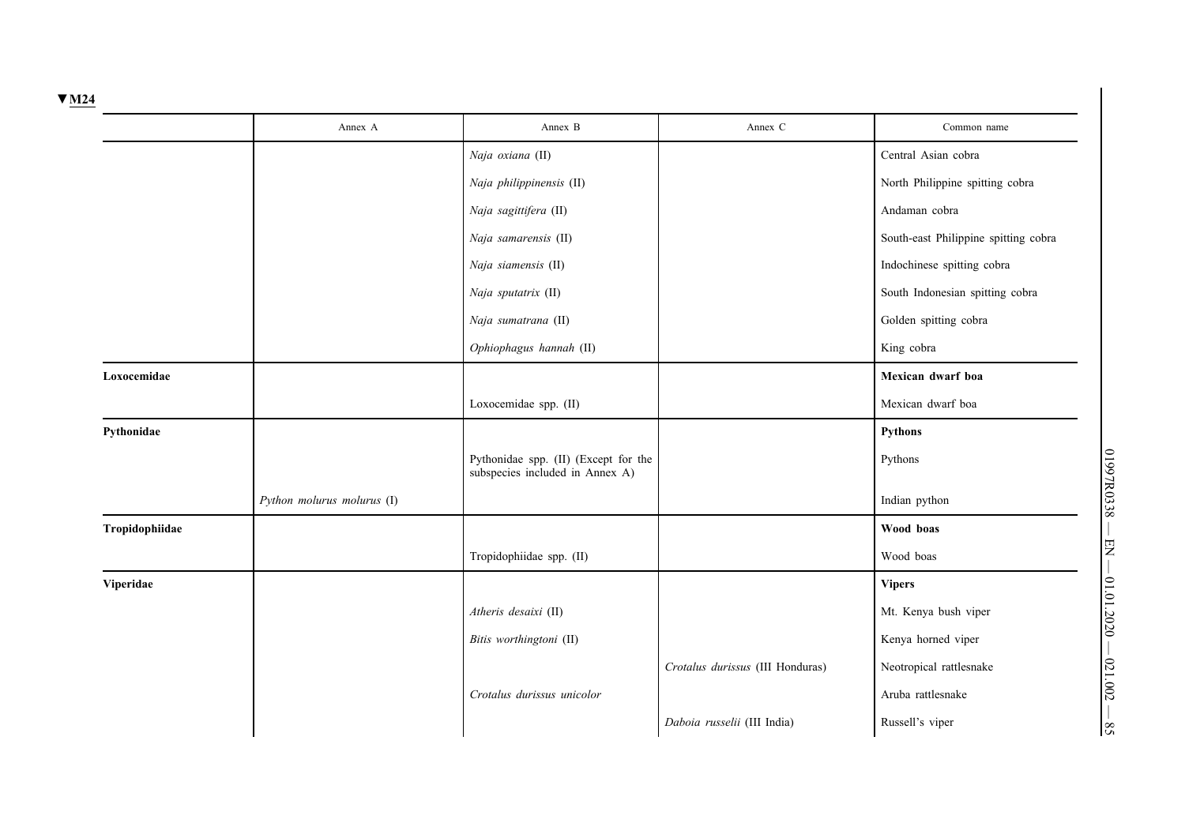▼M24

| | Annex A | Annex B | Annex C | Common name |
|---|---|---|---|---|
| | | *Naja oxiana* (II) | | Central Asian cobra |
| | | *Naja philippinensis* (II) | | North Philippine spitting cobra |
| | | *Naja sagittifera* (II) | | Andaman cobra |
| | | *Naja samarensis* (II) | | South-east Philippine spitting cobra |
| | | *Naja siamensis* (II) | | Indochinese spitting cobra |
| | | *Naja sputatrix* (II) | | South Indonesian spitting cobra |
| | | *Naja sumatrana* (II) | | Golden spitting cobra |
| | | *Ophiophagus hannah* (II) | | King cobra |
| **Loxocemidae** | | | | **Mexican dwarf boa** |
| | | Loxocemidae spp. (II) | | Mexican dwarf boa |
| **Pythonidae** | | | | **Pythons** |
| | | Pythonidae spp. (II) (Except for the subspecies included in Annex A) | | Pythons |
| | *Python molurus molurus* (I) | | | Indian python |
| **Tropidophiidae** | | | | **Wood boas** |
| | | Tropidophiidae spp. (II) | | Wood boas |
| **Viperidae** | | | | **Vipers** |
| | | *Atheris desaixi* (II) | | Mt. Kenya bush viper |
| | | *Bitis worthingtoni* (II) | | Kenya horned viper |
| | | | *Crotalus durissus* (III Honduras) | Neotropical rattlesnake |
| | | *Crotalus durissus unicolor* | | Aruba rattlesnake |
| | | | *Daboia russelii* (III India) | Russell's viper |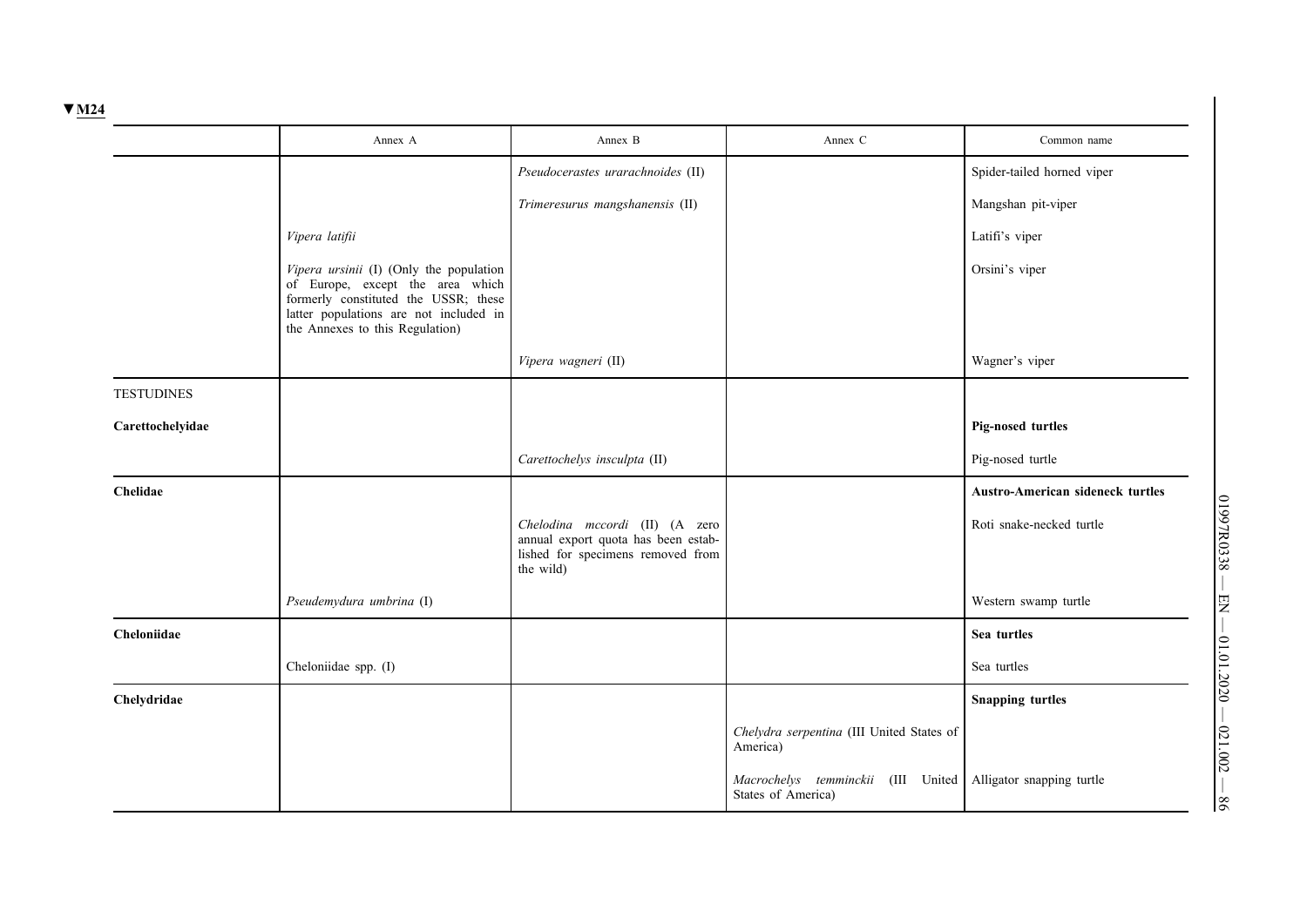▼M24

| | Annex A | Annex B | Annex C | Common name |
|---|---|---|---|---|
| | | *Pseudocerastes urarachnoides* (II) | | Spider-tailed horned viper |
| | | *Trimeresurus mangshanensis* (II) | | Mangshan pit-viper |
| | *Vipera latifii* | | | Latifi's viper |
| | *Vipera ursinii* (I) (Only the population of Europe, except the area which formerly constituted the USSR; these latter populations are not included in the Annexes to this Regulation) | | | Orsini's viper |
| | | *Vipera wagneri* (II) | | Wagner's viper |
| TESTUDINES | | | | |
| **Carettochelyidae** | | | | **Pig-nosed turtles** |
| | | *Carettochelys insculpta* (II) | | Pig-nosed turtle |
| **Chelidae** | | | | **Austro-American sideneck turtles** |
| | | *Chelodina mccordi* (II) (A zero annual export quota has been established for specimens removed from the wild) | | Roti snake-necked turtle |
| | *Pseudemydura umbrina* (I) | | | Western swamp turtle |
| **Cheloniidae** | | | | **Sea turtles** |
| | Cheloniidae spp. (I) | | | Sea turtles |
| **Chelydridae** | | | | **Snapping turtles** |
| | | | *Chelydra serpentina* (III United States of America) | |
| | | | *Macrochelys temminckii* (III United States of America) | Alligator snapping turtle |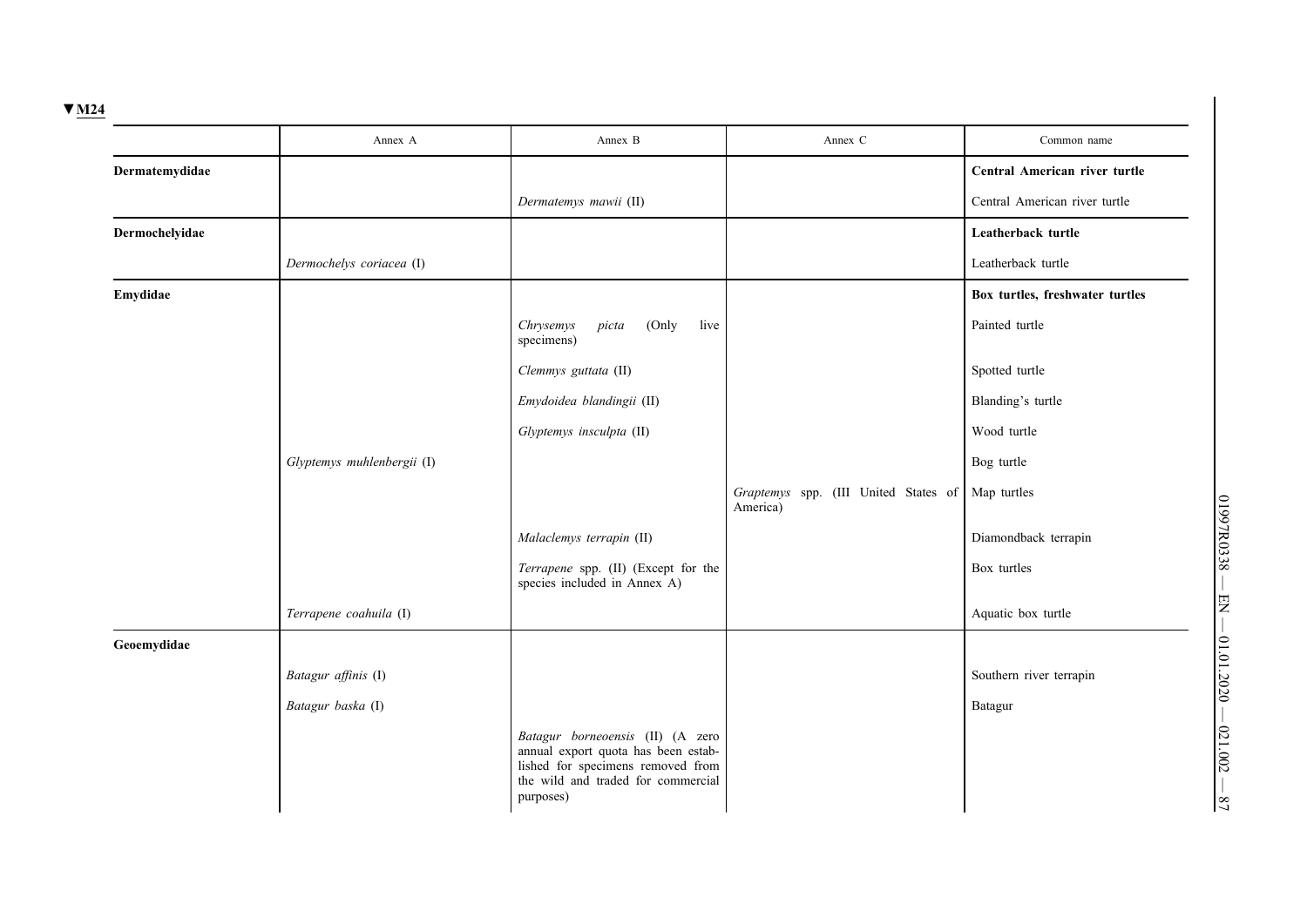▼M24

| | Annex A | Annex B | Annex C | Common name |
|---|---|---|---|---|
| **Dermatemydidae** | | | | **Central American river turtle** |
| | | *Dermatemys mawii* (II) | | Central American river turtle |
| **Dermochelyidae** | | | | **Leatherback turtle** |
| | *Dermochelys coriacea* (I) | | | Leatherback turtle |
| **Emydidae** | | | | **Box turtles, freshwater turtles** |
| | | *Chrysemys picta* (Only live specimens) | | Painted turtle |
| | | *Clemmys guttata* (II) | | Spotted turtle |
| | | *Emydoidea blandingii* (II) | | Blanding's turtle |
| | | *Glyptemys insculpta* (II) | | Wood turtle |
| | *Glyptemys muhlenbergii* (I) | | | Bog turtle |
| | | | *Graptemys* spp. (III United States of America) | Map turtles |
| | | *Malaclemys terrapin* (II) | | Diamondback terrapin |
| | | *Terrapene* spp. (II) (Except for the species included in Annex A) | | Box turtles |
| | *Terrapene coahuila* (I) | | | Aquatic box turtle |
| **Geoemydidae** | | | | |
| | *Batagur affinis* (I) | | | Southern river terrapin |
| | *Batagur baska* (I) | | | Batagur |
| | | *Batagur borneoensis* (II) (A zero annual export quota has been established for specimens removed from the wild and traded for commercial purposes) | | |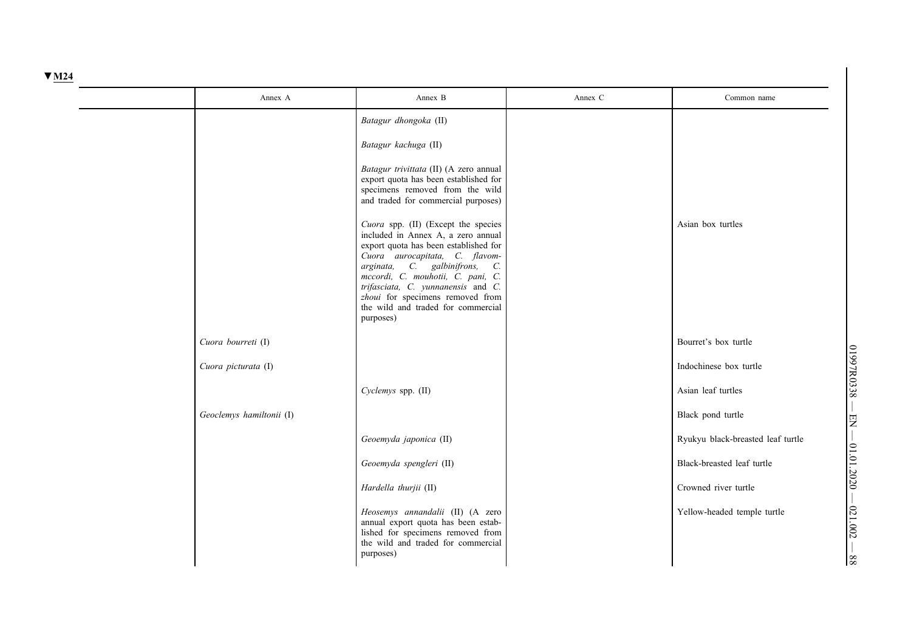▼M24

| | Annex A | Annex B | Annex C | Common name |
|---|---|---|---|---|
| | | *Batagur dhongoka* (II) | | |
| | | *Batagur kachuga* (II) | | |
| | | *Batagur trivittata* (II) (A zero annual export quota has been established for specimens removed from the wild and traded for commercial purposes) | | |
| | | *Cuora* spp. (II) (Except the species included in Annex A, a zero annual export quota has been established for *Cuora aurocapitata, C. flavomarginata, C. galbinifrons, C. mccordi, C. mouhotii, C. pani, C. trifasciata, C. yunnanensis* and *C. zhoui* for specimens removed from the wild and traded for commercial purposes) | | Asian box turtles |
| | *Cuora bourreti* (I) | | | Bourret's box turtle |
| | *Cuora picturata* (I) | | | Indochinese box turtle |
| | | *Cyclemys* spp. (II) | | Asian leaf turtles |
| | *Geoclemys hamiltonii* (I) | | | Black pond turtle |
| | | *Geoemyda japonica* (II) | | Ryukyu black-breasted leaf turtle |
| | | *Geoemyda spengleri* (II) | | Black-breasted leaf turtle |
| | | *Hardella thurjii* (II) | | Crowned river turtle |
| | | *Heosemys annandalii* (II) (A zero annual export quota has been established for specimens removed from the wild and traded for commercial purposes) | | Yellow-headed temple turtle |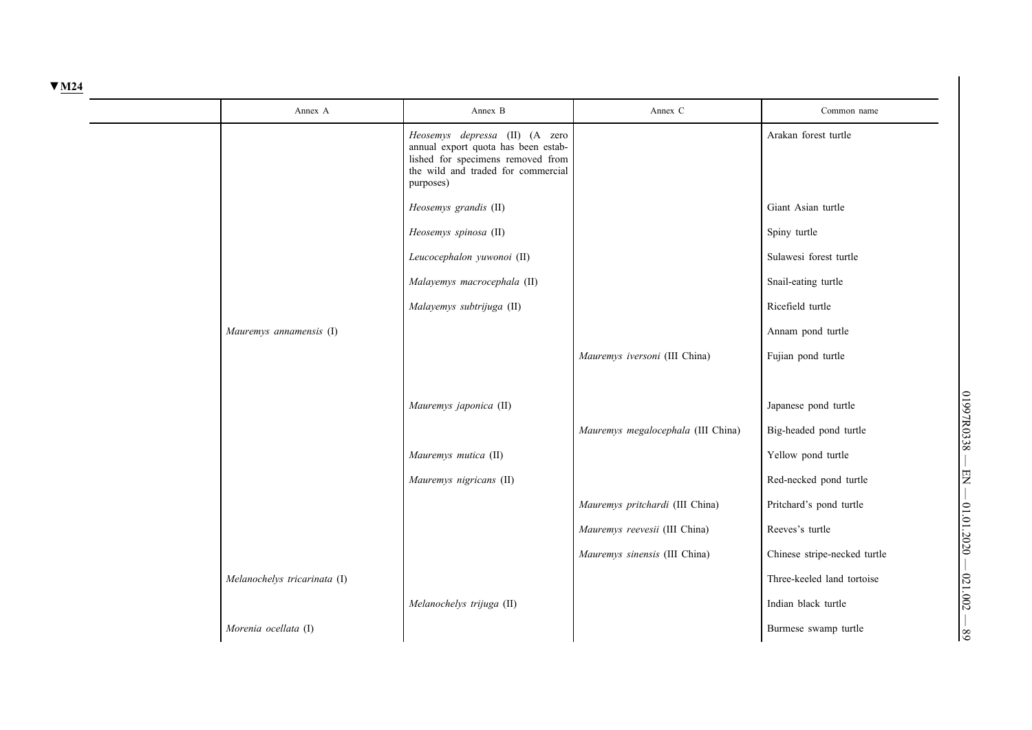▼M24

| | Annex A | Annex B | Annex C | Common name |
|---|---|---|---|---|
| | | *Heosemys depressa* (II) (A zero annual export quota has been established for specimens removed from the wild and traded for commercial purposes) | | Arakan forest turtle |
| | | *Heosemys grandis* (II) | | Giant Asian turtle |
| | | *Heosemys spinosa* (II) | | Spiny turtle |
| | | *Leucocephalon yuwonoi* (II) | | Sulawesi forest turtle |
| | | *Malayemys macrocephala* (II) | | Snail-eating turtle |
| | | *Malayemys subtrijuga* (II) | | Ricefield turtle |
| | *Mauremys annamensis* (I) | | | Annam pond turtle |
| | | | *Mauremys iversoni* (III China) | Fujian pond turtle |
| | | *Mauremys japonica* (II) | | Japanese pond turtle |
| | | | *Mauremys megalocephala* (III China) | Big-headed pond turtle |
| | | *Mauremys mutica* (II) | | Yellow pond turtle |
| | | *Mauremys nigricans* (II) | | Red-necked pond turtle |
| | | | *Mauremys pritchardi* (III China) | Pritchard's pond turtle |
| | | | *Mauremys reevesii* (III China) | Reeves's turtle |
| | | | *Mauremys sinensis* (III China) | Chinese stripe-necked turtle |
| | *Melanochelys tricarinata* (I) | | | Three-keeled land tortoise |
| | | *Melanochelys trijuga* (II) | | Indian black turtle |
| | *Morenia ocellata* (I) | | | Burmese swamp turtle |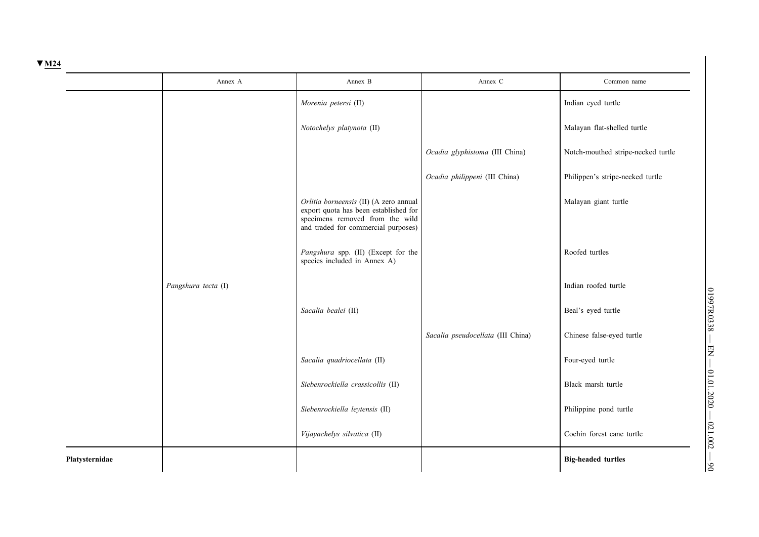▼M24

| | Annex A | Annex B | Annex C | Common name |
|---|---|---|---|---|
| | | *Morenia petersi* (II) | | Indian eyed turtle |
| | | *Notochelys platynota* (II) | | Malayan flat-shelled turtle |
| | | | *Ocadia glyphistoma* (III China) | Notch-mouthed stripe-necked turtle |
| | | | *Ocadia philippeni* (III China) | Philippen's stripe-necked turtle |
| | | *Orlitia borneensis* (II) (A zero annual export quota has been established for specimens removed from the wild and traded for commercial purposes) | | Malayan giant turtle |
| | | *Pangshura* spp. (II) (Except for the species included in Annex A) | | Roofed turtles |
| | *Pangshura tecta* (I) | | | Indian roofed turtle |
| | | *Sacalia bealei* (II) | | Beal's eyed turtle |
| | | | *Sacalia pseudocellata* (III China) | Chinese false-eyed turtle |
| | | *Sacalia quadriocellata* (II) | | Four-eyed turtle |
| | | *Siebenrockiella crassicollis* (II) | | Black marsh turtle |
| | | *Siebenrockiella leytensis* (II) | | Philippine pond turtle |
| | | *Vijayachelys silvatica* (II) | | Cochin forest cane turtle |
| **Platysternidae** | | | | **Big-headed turtles** |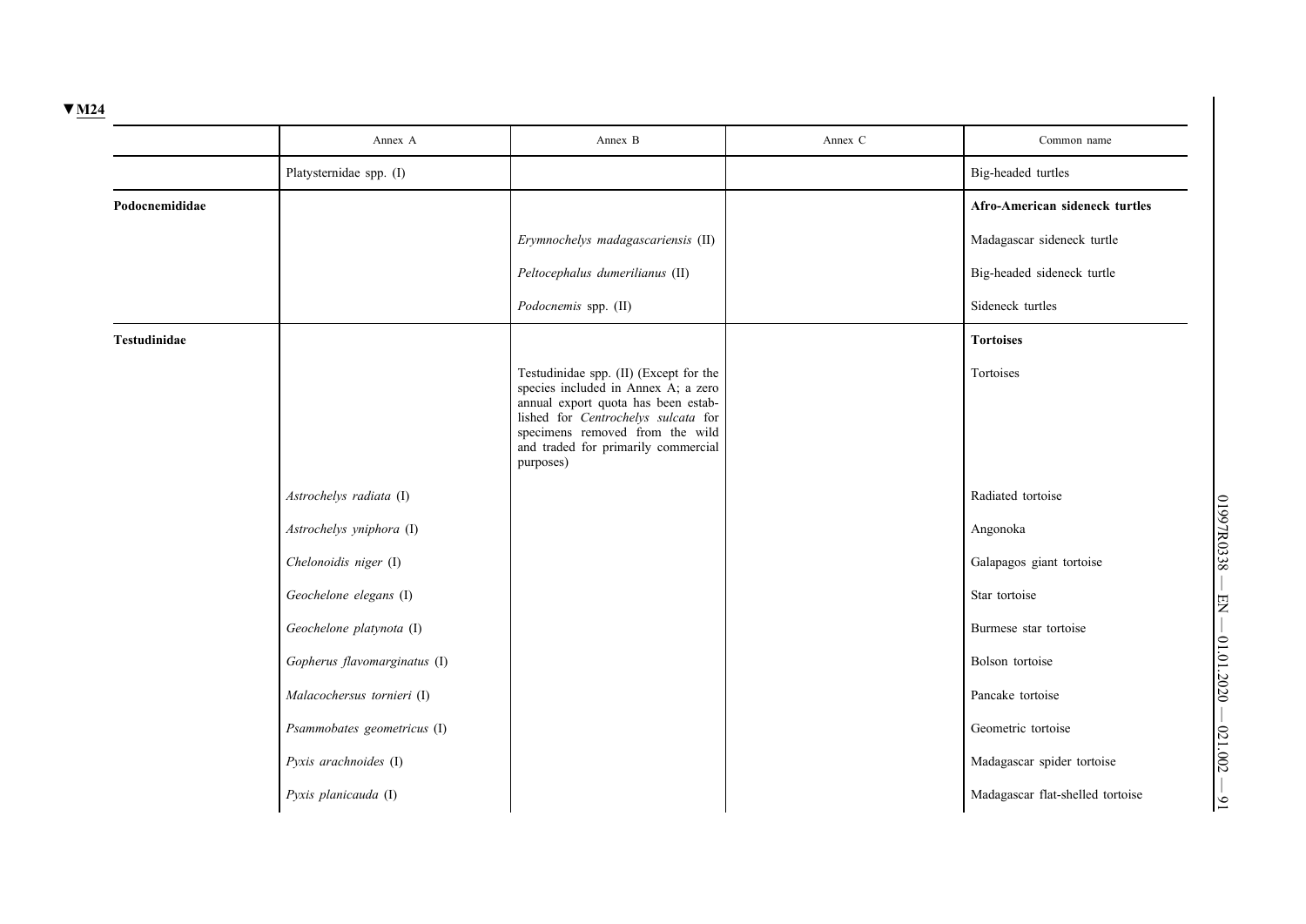▼M24

| | Annex A | Annex B | Annex C | Common name |
|---|---|---|---|---|
| | Platysternidae spp. (I) | | | Big-headed turtles |
| **Podocnemididae** | | | | **Afro-American sideneck turtles** |
| | | *Erymnochelys madagascariensis* (II) | | Madagascar sideneck turtle |
| | | *Peltocephalus dumerilianus* (II) | | Big-headed sideneck turtle |
| | | *Podocnemis* spp. (II) | | Sideneck turtles |
| **Testudinidae** | | | | **Tortoises** |
| | | Testudinidae spp. (II) (Except for the species included in Annex A; a zero annual export quota has been established for *Centrochelys sulcata* for specimens removed from the wild and traded for primarily commercial purposes) | | Tortoises |
| | *Astrochelys radiata* (I) | | | Radiated tortoise |
| | *Astrochelys yniphora* (I) | | | Angonoka |
| | *Chelonoidis niger* (I) | | | Galapagos giant tortoise |
| | *Geochelone elegans* (I) | | | Star tortoise |
| | *Geochelone platynota* (I) | | | Burmese star tortoise |
| | *Gopherus flavomarginatus* (I) | | | Bolson tortoise |
| | *Malacochersus tornieri* (I) | | | Pancake tortoise |
| | *Psammobates geometricus* (I) | | | Geometric tortoise |
| | *Pyxis arachnoides* (I) | | | Madagascar spider tortoise |
| | *Pyxis planicauda* (I) | | | Madagascar flat-shelled tortoise |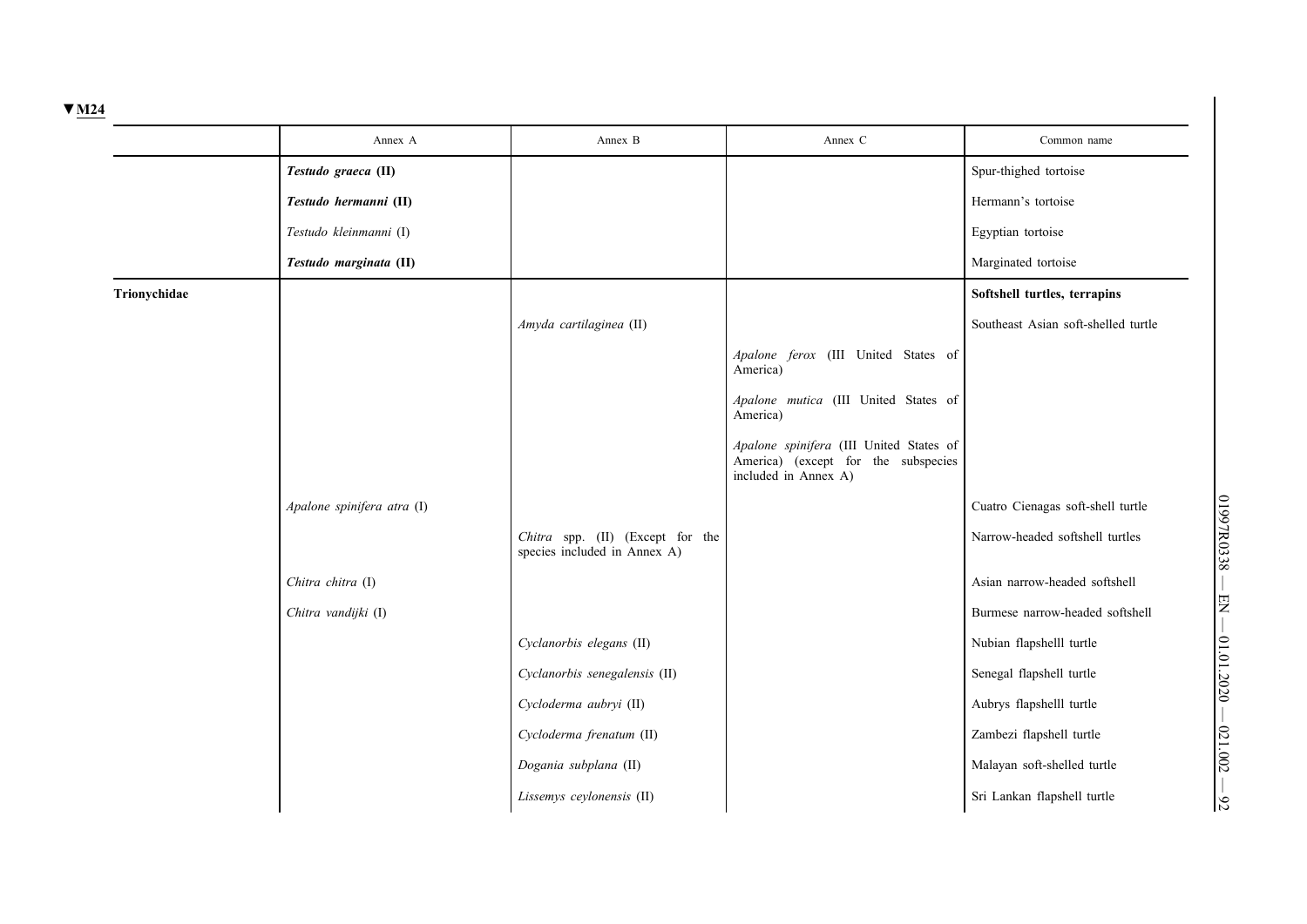▼M24

| | Annex A | Annex B | Annex C | Common name |
|---|---|---|---|---|
| | ***Testudo graeca* (II)** | | | Spur-thighed tortoise |
| | ***Testudo hermanni* (II)** | | | Hermann's tortoise |
| | *Testudo kleinmanni* (I) | | | Egyptian tortoise |
| | ***Testudo marginata* (II)** | | | Marginated tortoise |
| **Trionychidae** | | | | **Softshell turtles, terrapins** |
| | | *Amyda cartilaginea* (II) | | Southeast Asian soft-shelled turtle |
| | | | *Apalone ferox* (III United States of America) | |
| | | | *Apalone mutica* (III United States of America) | |
| | | | *Apalone spinifera* (III United States of America) (except for the subspecies included in Annex A) | |
| | *Apalone spinifera atra* (I) | | | Cuatro Cienagas soft-shell turtle |
| | | *Chitra* spp. (II) (Except for the species included in Annex A) | | Narrow-headed softshell turtles |
| | *Chitra chitra* (I) | | | Asian narrow-headed softshell |
| | *Chitra vandijki* (I) | | | Burmese narrow-headed softshell |
| | | *Cyclanorbis elegans* (II) | | Nubian flapshelll turtle |
| | | *Cyclanorbis senegalensis* (II) | | Senegal flapshell turtle |
| | | *Cycloderma aubryi* (II) | | Aubrys flapshelll turtle |
| | | *Cycloderma frenatum* (II) | | Zambezi flapshell turtle |
| | | *Dogania subplana* (II) | | Malayan soft-shelled turtle |
| | | *Lissemys ceylonensis* (II) | | Sri Lankan flapshell turtle |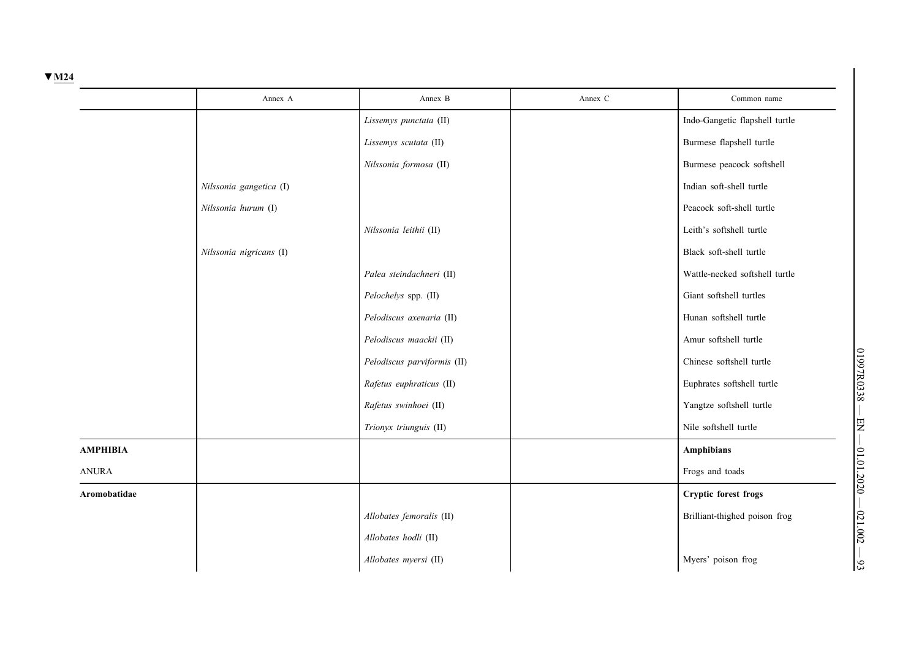▼M24

| | Annex A | Annex B | Annex C | Common name |
|---|---|---|---|---|
| | | *Lissemys punctata* (II) | | Indo-Gangetic flapshell turtle |
| | | *Lissemys scutata* (II) | | Burmese flapshell turtle |
| | | *Nilssonia formosa* (II) | | Burmese peacock softshell |
| | *Nilssonia gangetica* (I) | | | Indian soft-shell turtle |
| | *Nilssonia hurum* (I) | | | Peacock soft-shell turtle |
| | | *Nilssonia leithii* (II) | | Leith's softshell turtle |
| | *Nilssonia nigricans* (I) | | | Black soft-shell turtle |
| | | *Palea steindachneri* (II) | | Wattle-necked softshell turtle |
| | | *Pelochelys* spp. (II) | | Giant softshell turtles |
| | | *Pelodiscus axenaria* (II) | | Hunan softshell turtle |
| | | *Pelodiscus maackii* (II) | | Amur softshell turtle |
| | | *Pelodiscus parviformis* (II) | | Chinese softshell turtle |
| | | *Rafetus euphraticus* (II) | | Euphrates softshell turtle |
| | | *Rafetus swinhoei* (II) | | Yangtze softshell turtle |
| | | *Trionyx triunguis* (II) | | Nile softshell turtle |
| **AMPHIBIA** | | | | **Amphibians** |
| ANURA | | | | Frogs and toads |
| **Aromobatidae** | | | | **Cryptic forest frogs** |
| | | *Allobates femoralis* (II) | | Brilliant-thighed poison frog |
| | | *Allobates hodli* (II) | | |
| | | *Allobates myersi* (II) | | Myers' poison frog |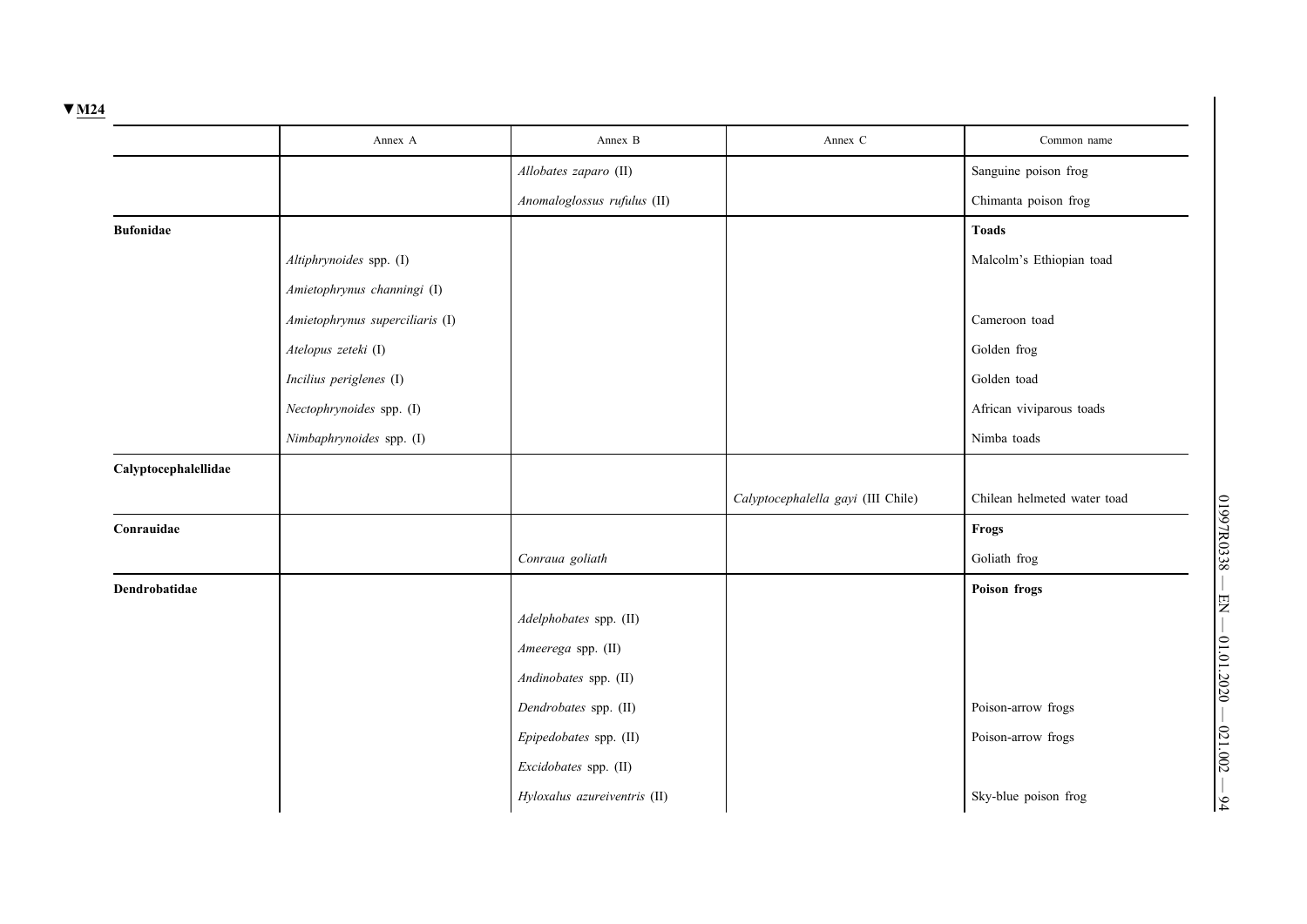▼M24

| | Annex A | Annex B | Annex C | Common name |
|---|---|---|---|---|
| | | *Allobates zaparo* (II) | | Sanguine poison frog |
| | | *Anomaloglossus rufulus* (II) | | Chimanta poison frog |
| **Bufonidae** | | | | **Toads** |
| | *Altiphrynoides* spp. (I) | | | Malcolm's Ethiopian toad |
| | *Amietophrynus channingi* (I) | | | |
| | *Amietophrynus superciliaris* (I) | | | Cameroon toad |
| | *Atelopus zeteki* (I) | | | Golden frog |
| | *Incilius periglenes* (I) | | | Golden toad |
| | *Nectophrynoides* spp. (I) | | | African viviparous toads |
| | *Nimbaphrynoides* spp. (I) | | | Nimba toads |
| **Calyptocephalellidae** | | | | |
| | | | *Calyptocephalella gayi* (III Chile) | Chilean helmeted water toad |
| **Conrauidae** | | | | **Frogs** |
| | | *Conraua goliath* | | Goliath frog |
| **Dendrobatidae** | | | | **Poison frogs** |
| | | *Adelphobates* spp. (II) | | |
| | | *Ameerega* spp. (II) | | |
| | | *Andinobates* spp. (II) | | |
| | | *Dendrobates* spp. (II) | | Poison-arrow frogs |
| | | *Epipedobates* spp. (II) | | Poison-arrow frogs |
| | | *Excidobates* spp. (II) | | |
| | | *Hyloxalus azureiventris* (II) | | Sky-blue poison frog |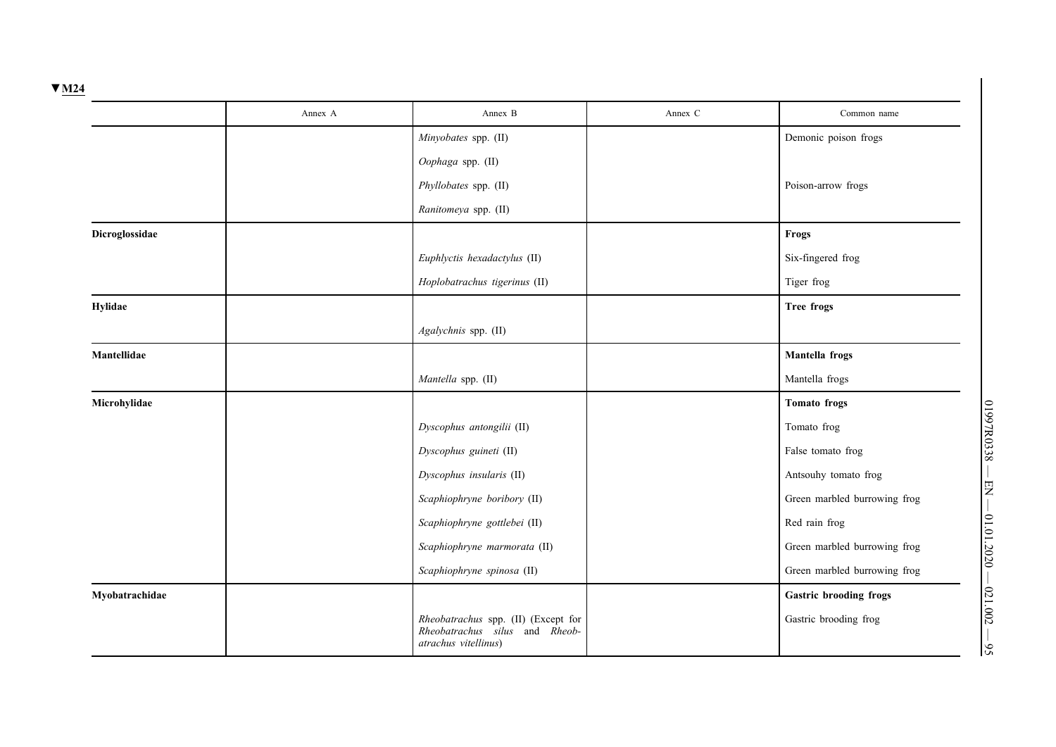▼M24

| | Annex A | Annex B | Annex C | Common name |
|---|---|---|---|---|
| | | *Minyobates* spp. (II) | | Demonic poison frogs |
| | | *Oophaga* spp. (II) | | |
| | | *Phyllobates* spp. (II) | | Poison-arrow frogs |
| | | *Ranitomeya* spp. (II) | | |
| **Dicroglossidae** | | | | **Frogs** |
| | | *Euphlyctis hexadactylus* (II) | | Six-fingered frog |
| | | *Hoplobatrachus tigerinus* (II) | | Tiger frog |
| **Hylidae** | | | | **Tree frogs** |
| | | *Agalychnis* spp. (II) | | |
| **Mantellidae** | | | | **Mantella frogs** |
| | | *Mantella* spp. (II) | | Mantella frogs |
| **Microhylidae** | | | | **Tomato frogs** |
| | | *Dyscophus antongilii* (II) | | Tomato frog |
| | | *Dyscophus guineti* (II) | | False tomato frog |
| | | *Dyscophus insularis* (II) | | Antsouhy tomato frog |
| | | *Scaphiophryne boribory* (II) | | Green marbled burrowing frog |
| | | *Scaphiophryne gottlebei* (II) | | Red rain frog |
| | | *Scaphiophryne marmorata* (II) | | Green marbled burrowing frog |
| | | *Scaphiophryne spinosa* (II) | | Green marbled burrowing frog |
| **Myobatrachidae** | | | | **Gastric brooding frogs** |
| | | *Rheobatrachus* spp. (II) (Except for *Rheobatrachus silus* and *Rheobatrachus vitellinus*) | | Gastric brooding frog |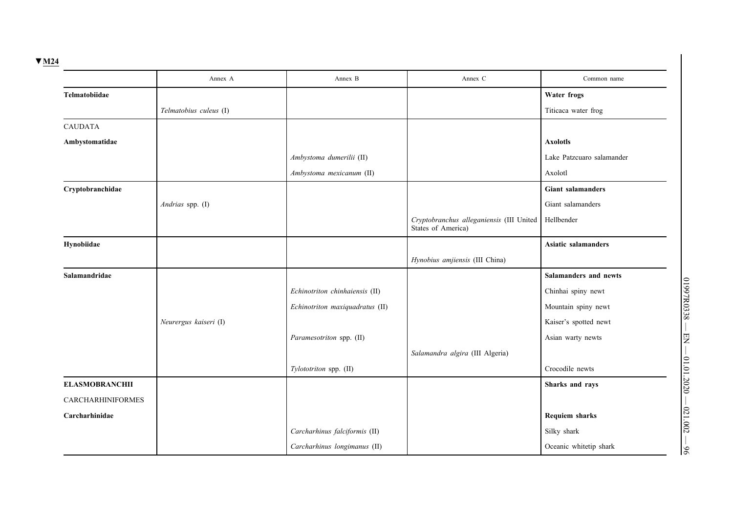▼M24

| | Annex A | Annex B | Annex C | Common name |
|---|---|---|---|---|
| **Telmatobiidae** | | | | **Water frogs** |
| | *Telmatobius culeus* (I) | | | Titicaca water frog |
| CAUDATA | | | | |
| **Ambystomatidae** | | | | **Axolotls** |
| | | *Ambystoma dumerilii* (II) | | Lake Patzcuaro salamander |
| | | *Ambystoma mexicanum* (II) | | Axolotl |
| **Cryptobranchidae** | | | | **Giant salamanders** |
| | *Andrias* spp. (I) | | | Giant salamanders |
| | | | *Cryptobranchus alleganiensis* (III United States of America) | Hellbender |
| **Hynobiidae** | | | | **Asiatic salamanders** |
| | | | *Hynobius amjiensis* (III China) | |
| **Salamandridae** | | | | **Salamanders and newts** |
| | | *Echinotriton chinhaiensis* (II) | | Chinhai spiny newt |
| | | *Echinotriton maxiquadratus* (II) | | Mountain spiny newt |
| | *Neurergus kaiseri* (I) | | | Kaiser's spotted newt |
| | | *Paramesotriton* spp. (II) | | Asian warty newts |
| | | | *Salamandra algira* (III Algeria) | |
| | | *Tylototriton* spp. (II) | | Crocodile newts |
| **ELASMOBRANCHII** | | | | **Sharks and rays** |
| CARCHARHINIFORMES | | | | |
| **Carcharhinidae** | | | | **Requiem sharks** |
| | | *Carcharhinus falciformis* (II) | | Silky shark |
| | | *Carcharhinus longimanus* (II) | | Oceanic whitetip shark |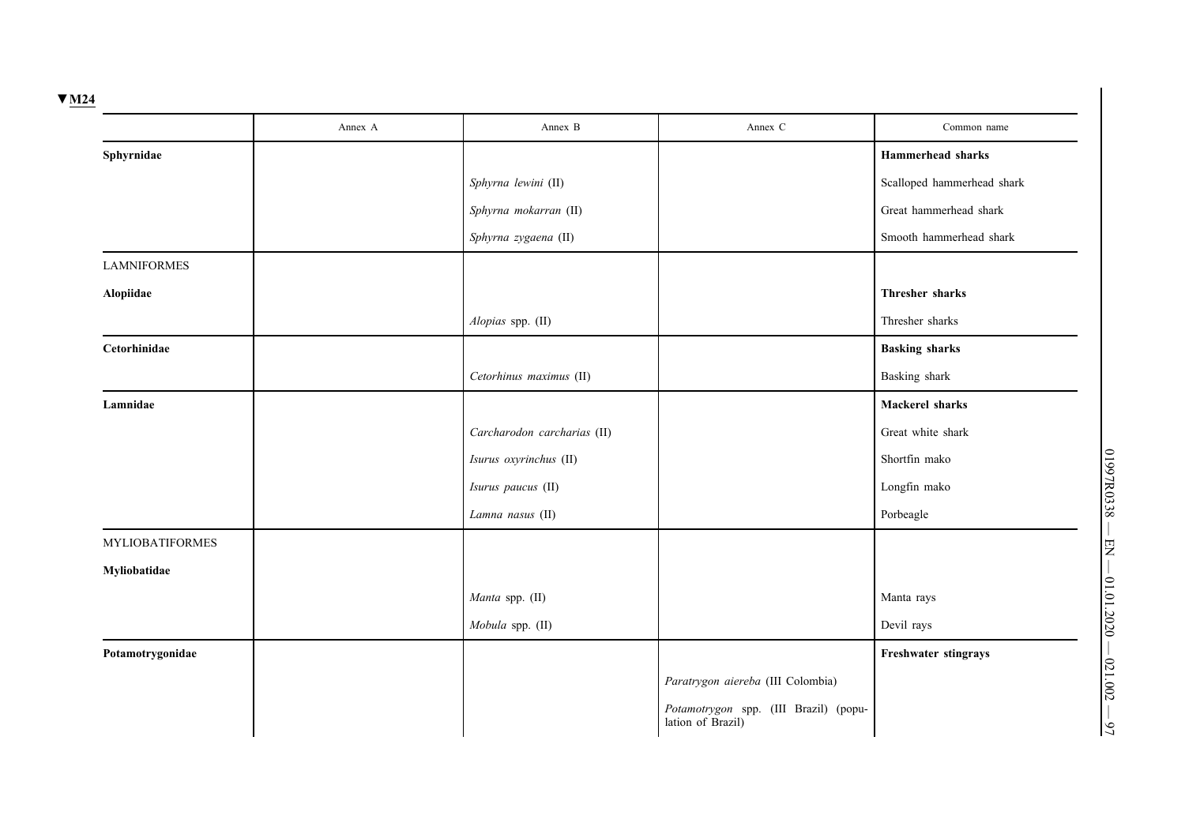▼M24

| | Annex A | Annex B | Annex C | Common name |
|---|---|---|---|---|
| **Sphyrnidae** | | | | **Hammerhead sharks** |
| | | *Sphyrna lewini* (II) | | Scalloped hammerhead shark |
| | | *Sphyrna mokarran* (II) | | Great hammerhead shark |
| | | *Sphyrna zygaena* (II) | | Smooth hammerhead shark |
| LAMNIFORMES | | | | |
| **Alopiidae** | | | | **Thresher sharks** |
| | | *Alopias* spp. (II) | | Thresher sharks |
| **Cetorhinidae** | | | | **Basking sharks** |
| | | *Cetorhinus maximus* (II) | | Basking shark |
| **Lamnidae** | | | | **Mackerel sharks** |
| | | *Carcharodon carcharias* (II) | | Great white shark |
| | | *Isurus oxyrinchus* (II) | | Shortfin mako |
| | | *Isurus paucus* (II) | | Longfin mako |
| | | *Lamna nasus* (II) | | Porbeagle |
| MYLIOBATIFORMES | | | | |
| **Myliobatidae** | | | | |
| | | *Manta* spp. (II) | | Manta rays |
| | | *Mobula* spp. (II) | | Devil rays |
| **Potamotrygonidae** | | | | **Freshwater stingrays** |
| | | | *Paratrygon aiereba* (III Colombia) | |
| | | | *Potamotrygon* spp. (III Brazil) (population of Brazil) | |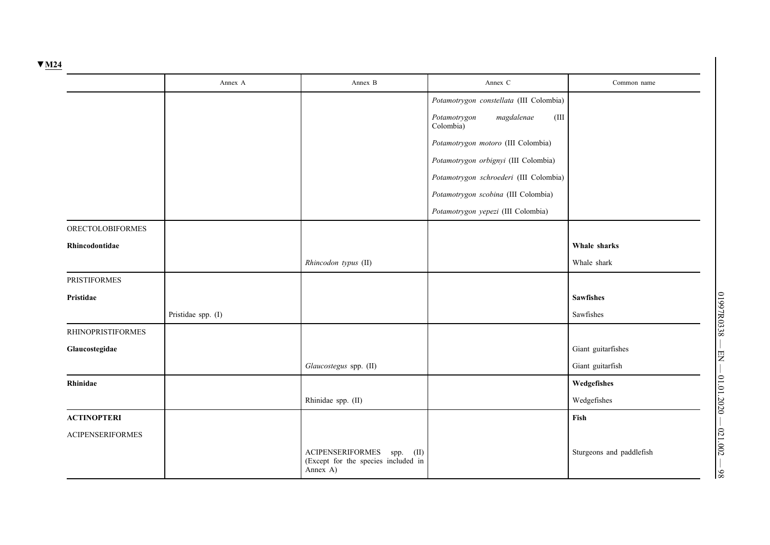▼M24

| | Annex A | Annex B | Annex C | Common name |
|---|---|---|---|---|
| | | | *Potamotrygon constellata* (III Colombia) | |
| | | | *Potamotrygon magdalenae* (III Colombia) | |
| | | | *Potamotrygon motoro* (III Colombia) | |
| | | | *Potamotrygon orbignyi* (III Colombia) | |
| | | | *Potamotrygon schroederi* (III Colombia) | |
| | | | *Potamotrygon scobina* (III Colombia) | |
| | | | *Potamotrygon yepezi* (III Colombia) | |
| ORECTOLOBIFORMES | | | | |
| **Rhincodontidae** | | | | **Whale sharks** |
| | | *Rhincodon typus* (II) | | Whale shark |
| PRISTIFORMES | | | | |
| **Pristidae** | | | | **Sawfishes** |
| | Pristidae spp. (I) | | | Sawfishes |
| RHINOPRISTIFORMES | | | | |
| **Glaucostegidae** | | | | Giant guitarfishes |
| | | *Glaucostegus* spp. (II) | | Giant guitarfish |
| **Rhinidae** | | | | **Wedgefishes** |
| | | Rhinidae spp. (II) | | Wedgefishes |
| **ACTINOPTERI** | | | | **Fish** |
| ACIPENSERIFORMES | | | | |
| | | ACIPENSERIFORMES spp. (II) (Except for the species included in Annex A) | | Sturgeons and paddlefish |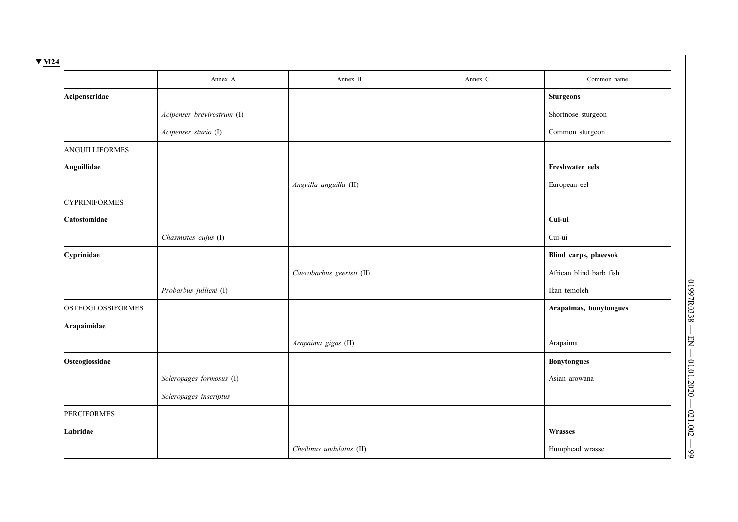▼M24

| | Annex A | Annex B | Annex C | Common name |
|---|---|---|---|---|
| **Acipenseridae** | | | | **Sturgeons** |
| | *Acipenser brevirostrum* (I) | | | Shortnose sturgeon |
| | *Acipenser sturio* (I) | | | Common sturgeon |
| ANGUILLIFORMES | | | | |
| **Anguillidae** | | | | **Freshwater eels** |
| | | *Anguilla anguilla* (II) | | European eel |
| CYPRINIFORMES | | | | |
| **Catostomidae** | | | | **Cui-ui** |
| | *Chasmistes cujus* (I) | | | Cui-ui |
| **Cyprinidae** | | | | **Blind carps, plaeesok** |
| | | *Caecobarbus geertsii* (II) | | African blind barb fish |
| | *Probarbus jullieni* (I) | | | Ikan temoleh |
| OSTEOGLOSSIFORMES | | | | **Arapaimas, bonytongues** |
| **Arapaimidae** | | | | |
| | | *Arapaima gigas* (II) | | Arapaima |
| **Osteoglossidae** | | | | **Bonytongues** |
| | *Scleropages formosus* (I) | | | Asian arowana |
| | *Scleropages inscriptus* | | | |
| PERCIFORMES | | | | |
| **Labridae** | | | | **Wrasses** |
| | | *Cheilinus undulatus* (II) | | Humphead wrasse |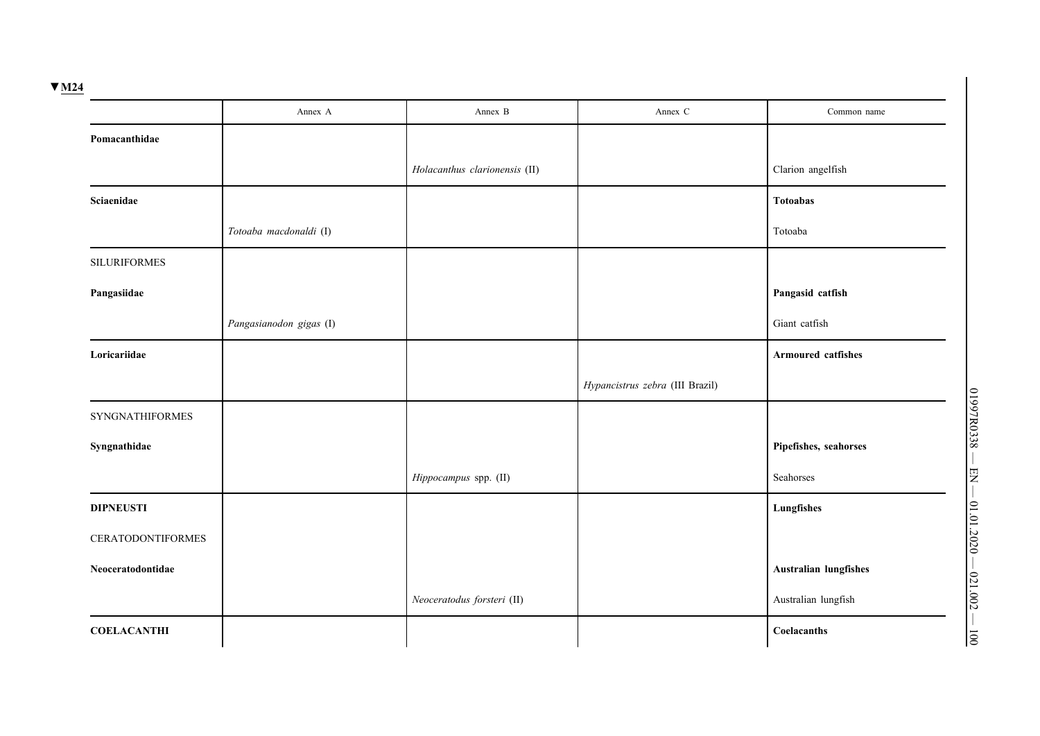▼M24

| | Annex A | Annex B | Annex C | Common name |
|---|---|---|---|---|
| **Pomacanthidae** | | | | |
| | | *Holacanthus clarionensis* (II) | | Clarion angelfish |
| **Sciaenidae** | | | | **Totoabas** |
| | *Totoaba macdonaldi* (I) | | | Totoaba |
| SILURIFORMES | | | | |
| **Pangasiidae** | | | | **Pangasid catfish** |
| | *Pangasianodon gigas* (I) | | | Giant catfish |
| **Loricariidae** | | | | **Armoured catfishes** |
| | | | *Hypancistrus zebra* (III Brazil) | |
| SYNGNATHIFORMES | | | | |
| **Syngnathidae** | | | | **Pipefishes, seahorses** |
| | | *Hippocampus* spp. (II) | | Seahorses |
| **DIPNEUSTI** | | | | **Lungfishes** |
| CERATODONTIFORMES | | | | |
| **Neoceratodontidae** | | | | **Australian lungfishes** |
| | | *Neoceratodus forsteri* (II) | | Australian lungfish |
| **COELACANTHI** | | | | **Coelacanths** |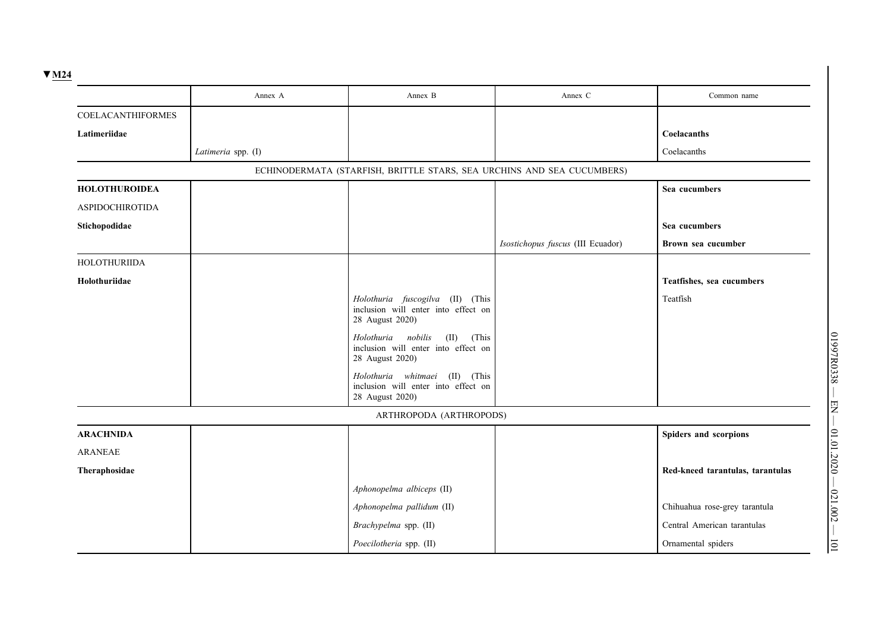▼M24

| | Annex A | Annex B | Annex C | Common name |
|---|---|---|---|---|
| COELACANTHIFORMES | | | | |
| **Latimeriidae** | | | | **Coelacanths** |
| | *Latimeria* spp. (I) | | | Coelacanths |
| | | ECHINODERMATA (STARFISH, BRITTLE STARS, SEA URCHINS AND SEA CUCUMBERS) | | |
| **HOLOTHUROIDEA** | | | | **Sea cucumbers** |
| ASPIDOCHIROTIDA | | | | |
| **Stichopodidae** | | | | **Sea cucumbers** |
| | | | *Isostichopus fuscus* (III Ecuador) | **Brown sea cucumber** |
| HOLOTHURIIDA | | | | |
| **Holothuriidae** | | | | **Teatfishes, sea cucumbers** |
| | | *Holothuria fuscogilva* (II) (This inclusion will enter into effect on 28 August 2020) | | Teatfish |
| | | *Holothuria nobilis* (II) (This inclusion will enter into effect on 28 August 2020) | | |
| | | *Holothuria whitmaei* (II) (This inclusion will enter into effect on 28 August 2020) | | |
| | | ARTHROPODA (ARTHROPODS) | | |
| **ARACHNIDA** | | | | **Spiders and scorpions** |
| ARANEAE | | | | |
| **Theraphosidae** | | | | **Red-kneed tarantulas, tarantulas** |
| | | *Aphonopelma albiceps* (II) | | |
| | | *Aphonopelma pallidum* (II) | | Chihuahua rose-grey tarantula |
| | | *Brachypelma* spp. (II) | | Central American tarantulas |
| | | *Poecilotheria* spp. (II) | | Ornamental spiders |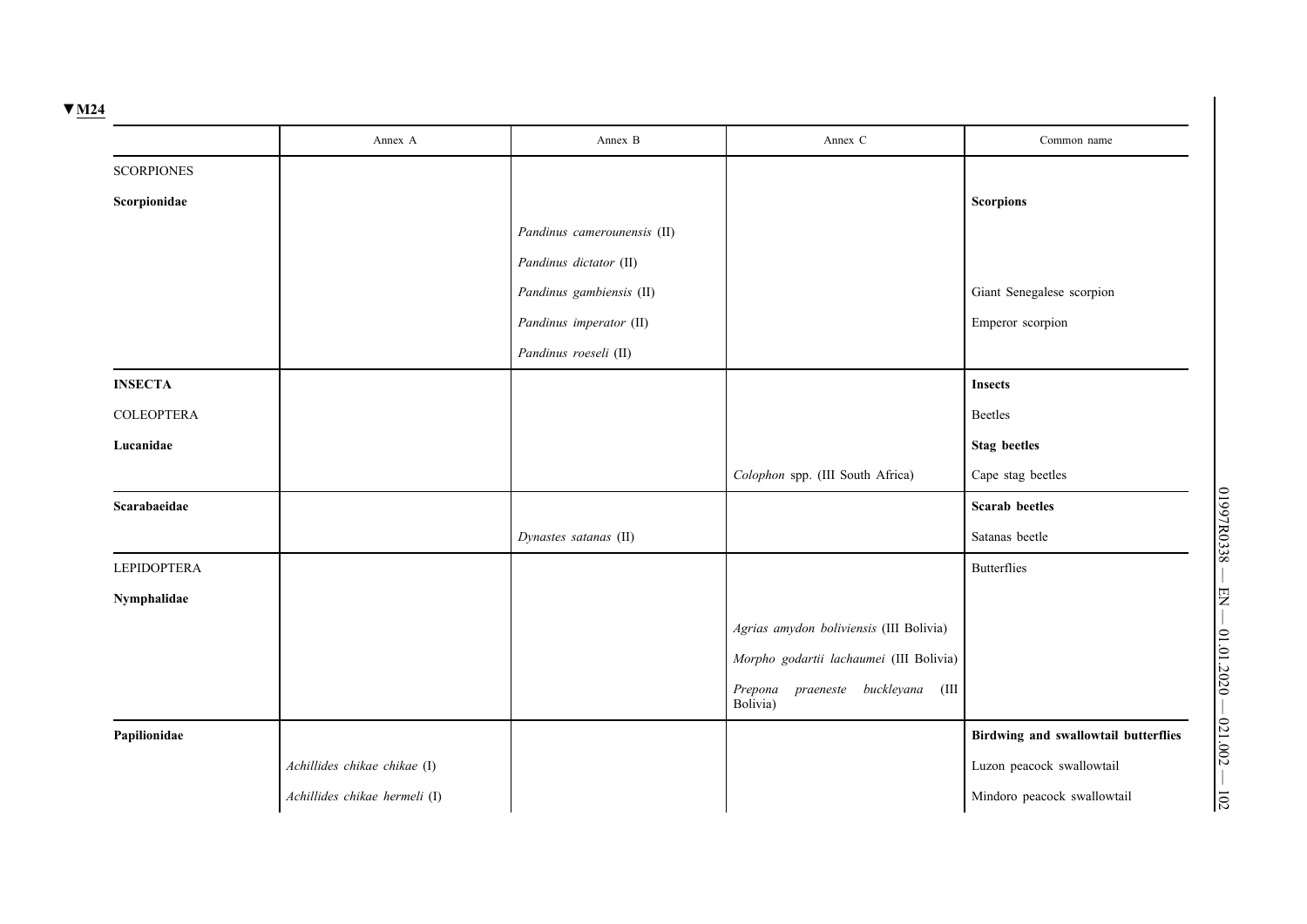▼M24

| | Annex A | Annex B | Annex C | Common name |
|---|---|---|---|---|
| SCORPIONES | | | | |
| **Scorpionidae** | | | | **Scorpions** |
| | | *Pandinus camerounensis* (II) | | |
| | | *Pandinus dictator* (II) | | |
| | | *Pandinus gambiensis* (II) | | Giant Senegalese scorpion |
| | | *Pandinus imperator* (II) | | Emperor scorpion |
| | | *Pandinus roeseli* (II) | | |
| **INSECTA** | | | | **Insects** |
| COLEOPTERA | | | | Beetles |
| **Lucanidae** | | | | **Stag beetles** |
| | | | *Colophon* spp. (III South Africa) | Cape stag beetles |
| **Scarabaeidae** | | | | **Scarab beetles** |
| | | *Dynastes satanas* (II) | | Satanas beetle |
| LEPIDOPTERA | | | | Butterflies |
| **Nymphalidae** | | | | |
| | | | *Agrias amydon boliviensis* (III Bolivia) | |
| | | | *Morpho godartii lachaumei* (III Bolivia) | |
| | | | *Prepona praeneste buckleyana* (III Bolivia) | |
| **Papilionidae** | | | | **Birdwing and swallowtail butterflies** |
| | *Achillides chikae chikae* (I) | | | Luzon peacock swallowtail |
| | *Achillides chikae hermeli* (I) | | | Mindoro peacock swallowtail |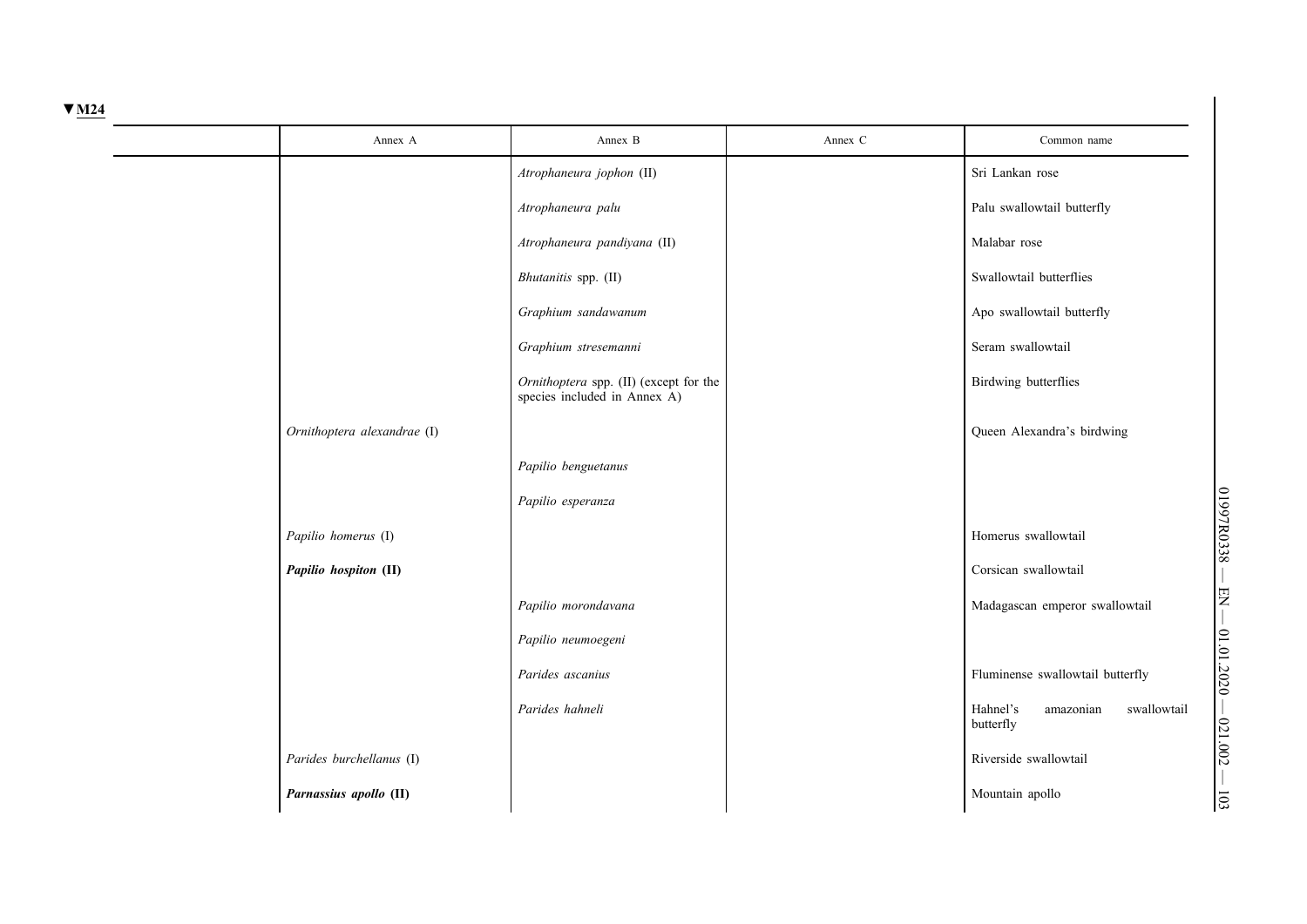▼M24

| | Annex A | Annex B | Annex C | Common name |
|---|---|---|---|---|
| | | *Atrophaneura jophon* (II) | | Sri Lankan rose |
| | | *Atrophaneura palu* | | Palu swallowtail butterfly |
| | | *Atrophaneura pandiyana* (II) | | Malabar rose |
| | | *Bhutanitis* spp. (II) | | Swallowtail butterflies |
| | | *Graphium sandawanum* | | Apo swallowtail butterfly |
| | | *Graphium stresemanni* | | Seram swallowtail |
| | | *Ornithoptera* spp. (II) (except for the species included in Annex A) | | Birdwing butterflies |
| | *Ornithoptera alexandrae* (I) | | | Queen Alexandra's birdwing |
| | | *Papilio benguetanus* | | |
| | | *Papilio esperanza* | | |
| | *Papilio homerus* (I) | | | Homerus swallowtail |
| | ***Papilio hospiton* (II)** | | | Corsican swallowtail |
| | | *Papilio morondavana* | | Madagascan emperor swallowtail |
| | | *Papilio neumoegeni* | | |
| | | *Parides ascanius* | | Fluminense swallowtail butterfly |
| | | *Parides hahneli* | | Hahnel's amazonian swallowtail butterfly |
| | *Parides burchellanus* (I) | | | Riverside swallowtail |
| | ***Parnassius apollo* (II)** | | | Mountain apollo |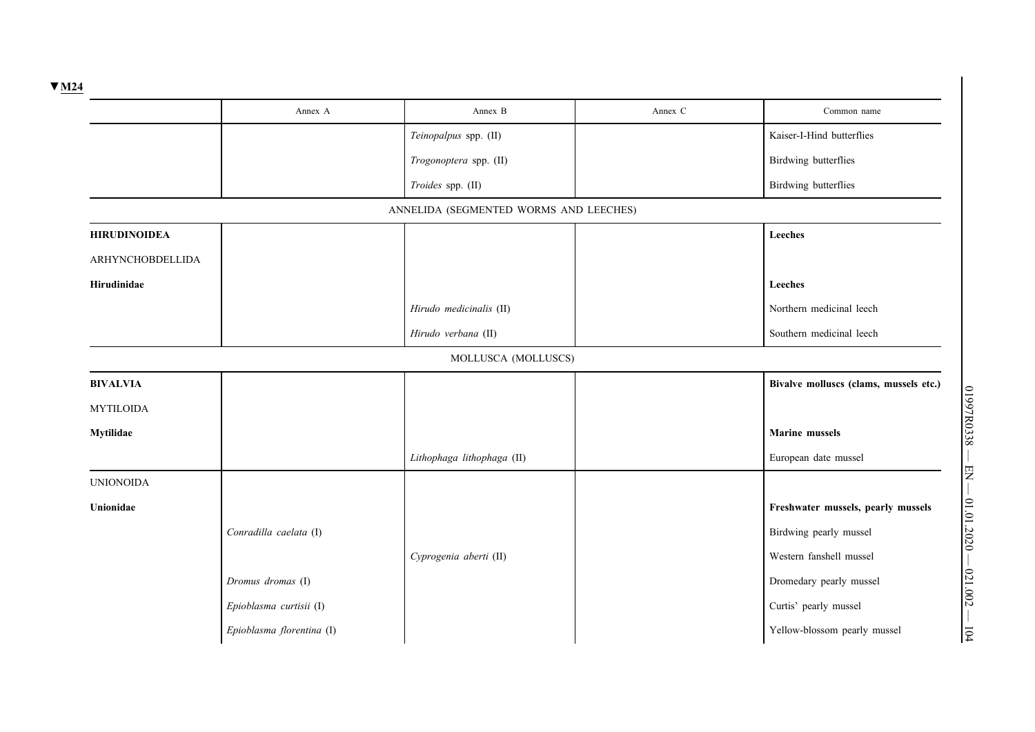▼M24

| | Annex A | Annex B | Annex C | Common name |
|---|---|---|---|---|
| | | *Teinopalpus* spp. (II) | | Kaiser-I-Hind butterflies |
| | | *Trogonoptera* spp. (II) | | Birdwing butterflies |
| | | *Troides* spp. (II) | | Birdwing butterflies |
| | | ANNELIDA (SEGMENTED WORMS AND LEECHES) | | |
| **HIRUDINOIDEA** | | | | **Leeches** |
| ARHYNCHOBDELLIDA | | | | |
| **Hirudinidae** | | | | **Leeches** |
| | | *Hirudo medicinalis* (II) | | Northern medicinal leech |
| | | *Hirudo verbana* (II) | | Southern medicinal leech |
| | | MOLLUSCA (MOLLUSCS) | | |
| **BIVALVIA** | | | | **Bivalve molluscs (clams, mussels etc.)** |
| MYTILOIDA | | | | |
| **Mytilidae** | | | | **Marine mussels** |
| | | *Lithophaga lithophaga* (II) | | European date mussel |
| UNIONOIDA | | | | |
| **Unionidae** | | | | **Freshwater mussels, pearly mussels** |
| | *Conradilla caelata* (I) | | | Birdwing pearly mussel |
| | | *Cyprogenia aberti* (II) | | Western fanshell mussel |
| | *Dromus dromas* (I) | | | Dromedary pearly mussel |
| | *Epioblasma curtisii* (I) | | | Curtis' pearly mussel |
| | *Epioblasma florentina* (I) | | | Yellow-blossom pearly mussel |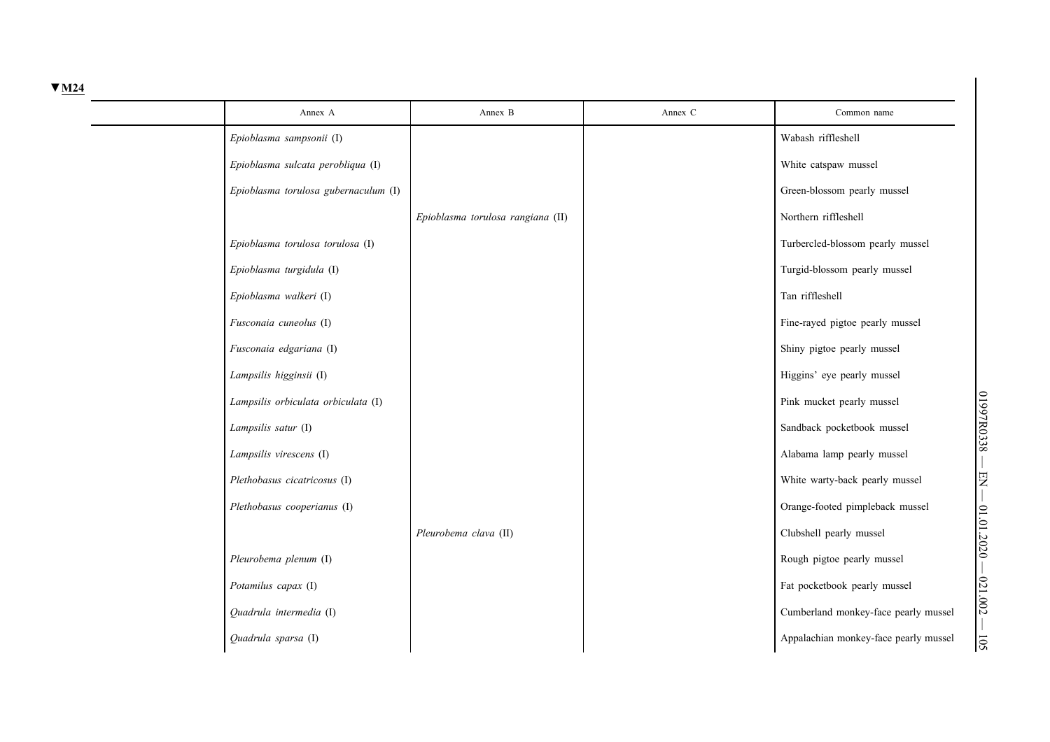▼M24

| Annex A | Annex B | Annex C | Common name |
|---|---|---|---|
| *Epioblasma sampsonii* (I) | | | Wabash riffleshell |
| *Epioblasma sulcata perobliqua* (I) | | | White catspaw mussel |
| *Epioblasma torulosa gubernaculum* (I) | | | Green-blossom pearly mussel |
| | *Epioblasma torulosa rangiana* (II) | | Northern riffleshell |
| *Epioblasma torulosa torulosa* (I) | | | Turbercled-blossom pearly mussel |
| *Epioblasma turgidula* (I) | | | Turgid-blossom pearly mussel |
| *Epioblasma walkeri* (I) | | | Tan riffleshell |
| *Fusconaia cuneolus* (I) | | | Fine-rayed pigtoe pearly mussel |
| *Fusconaia edgariana* (I) | | | Shiny pigtoe pearly mussel |
| *Lampsilis higginsii* (I) | | | Higgins' eye pearly mussel |
| *Lampsilis orbiculata orbiculata* (I) | | | Pink mucket pearly mussel |
| *Lampsilis satur* (I) | | | Sandback pocketbook mussel |
| *Lampsilis virescens* (I) | | | Alabama lamp pearly mussel |
| *Plethobasus cicatricosus* (I) | | | White warty-back pearly mussel |
| *Plethobasus cooperianus* (I) | | | Orange-footed pimpleback mussel |
| | *Pleurobema clava* (II) | | Clubshell pearly mussel |
| *Pleurobema plenum* (I) | | | Rough pigtoe pearly mussel |
| *Potamilus capax* (I) | | | Fat pocketbook pearly mussel |
| *Quadrula intermedia* (I) | | | Cumberland monkey-face pearly mussel |
| *Quadrula sparsa* (I) | | | Appalachian monkey-face pearly mussel |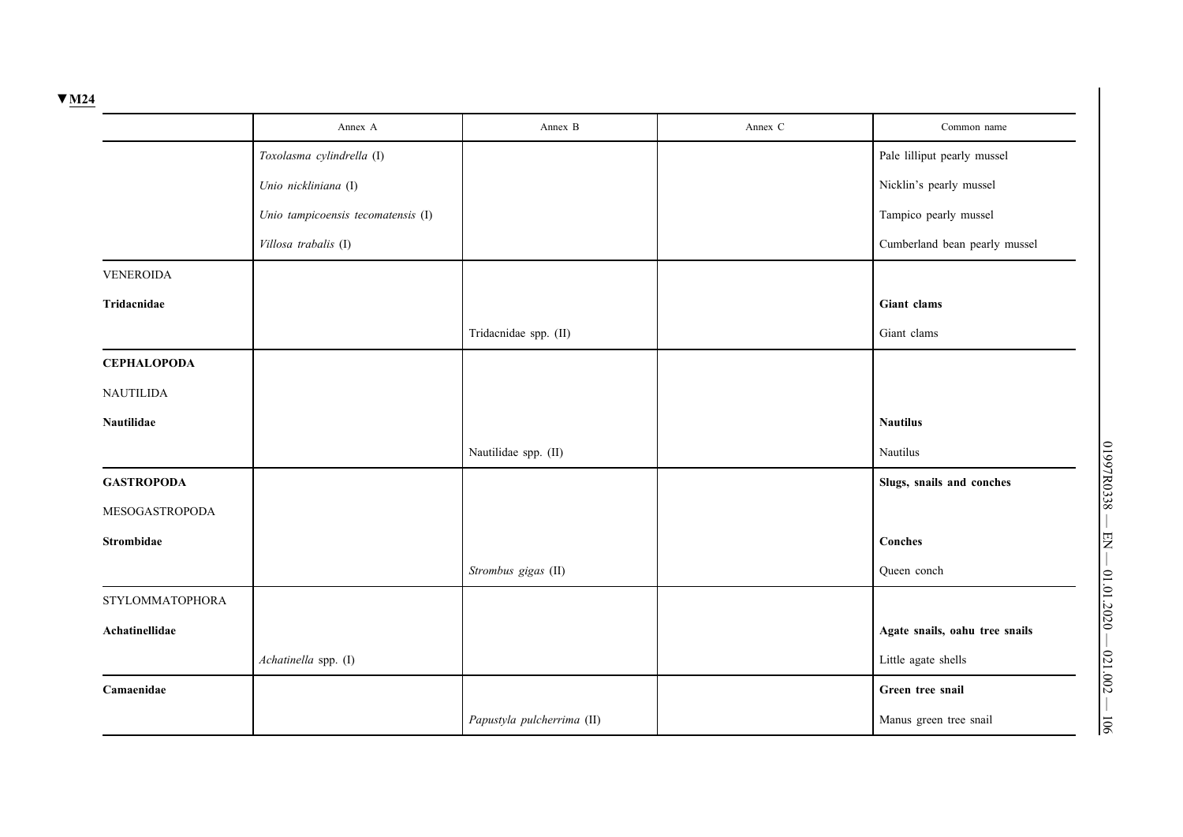▼M24

| | Annex A | Annex B | Annex C | Common name |
|---|---|---|---|---|
| | *Toxolasma cylindrella* (I) | | | Pale lilliput pearly mussel |
| | *Unio nickliniana* (I) | | | Nicklin's pearly mussel |
| | *Unio tampicoensis tecomatensis* (I) | | | Tampico pearly mussel |
| | *Villosa trabalis* (I) | | | Cumberland bean pearly mussel |
| VENEROIDA | | | | |
| **Tridacnidae** | | | | **Giant clams** |
| | | Tridacnidae spp. (II) | | Giant clams |
| **CEPHALOPODA** | | | | |
| NAUTILIDA | | | | |
| **Nautilidae** | | | | **Nautilus** |
| | | Nautilidae spp. (II) | | Nautilus |
| **GASTROPODA** | | | | **Slugs, snails and conches** |
| MESOGASTROPODA | | | | |
| **Strombidae** | | | | **Conches** |
| | | *Strombus gigas* (II) | | Queen conch |
| STYLOMMATOPHORA | | | | |
| **Achatinellidae** | | | | **Agate snails, oahu tree snails** |
| | *Achatinella* spp. (I) | | | Little agate shells |
| **Camaenidae** | | | | **Green tree snail** |
| | | *Papustyla pulcherrima* (II) | | Manus green tree snail |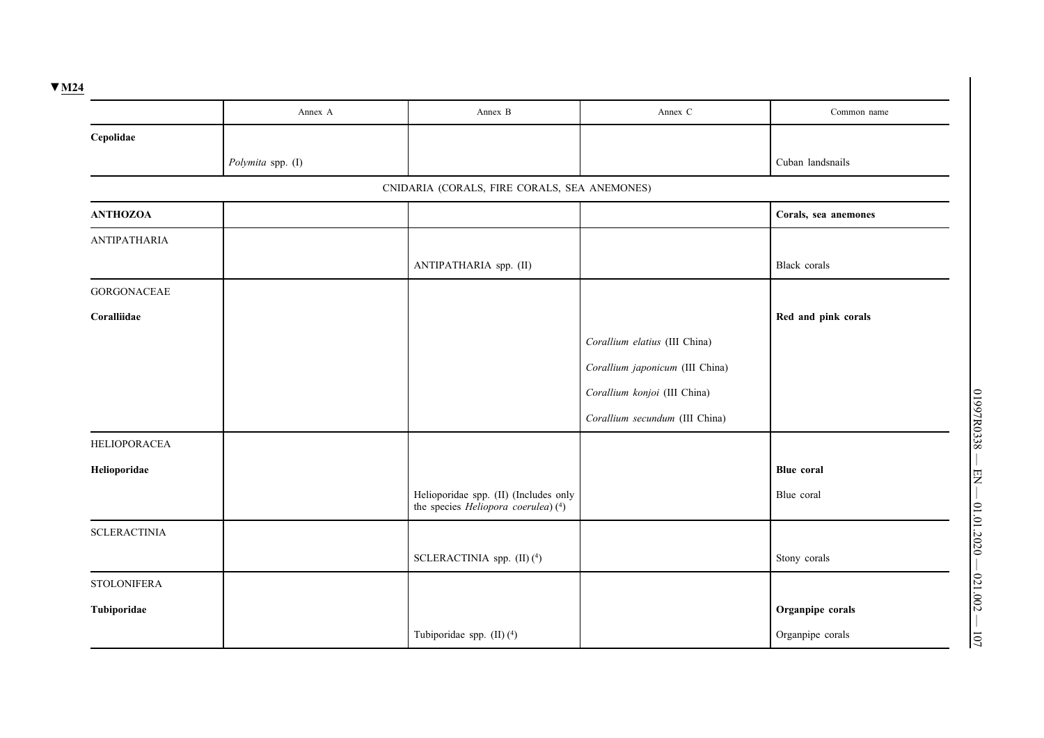▼M24

| | Annex A | Annex B | Annex C | Common name |
|---|---|---|---|---|
| **Cepolidae** | | | | |
| | *Polymita* spp. (I) | | | Cuban landsnails |
| | | CNIDARIA (CORALS, FIRE CORALS, SEA ANEMONES) | | |
| **ANTHOZOA** | | | | **Corals, sea anemones** |
| ANTIPATHARIA | | | | |
| | | ANTIPATHARIA spp. (II) | | Black corals |
| GORGONACEAE | | | | |
| **Coralliidae** | | | | **Red and pink corals** |
| | | | *Corallium elatius* (III China) | |
| | | | *Corallium japonicum* (III China) | |
| | | | *Corallium konjoi* (III China) | |
| | | | *Corallium secundum* (III China) | |
| HELIOPORACEA | | | | |
| **Helioporidae** | | | | **Blue coral** |
| | | Helioporidae spp. (II) (Includes only the species *Heliopora coerulea*) (4) | | Blue coral |
| SCLERACTINIA | | | | |
| | | SCLERACTINIA spp. (II) (4) | | Stony corals |
| STOLONIFERA | | | | |
| **Tubiporidae** | | | | **Organpipe corals** |
| | | Tubiporidae spp. (II) (4) | | Organpipe corals |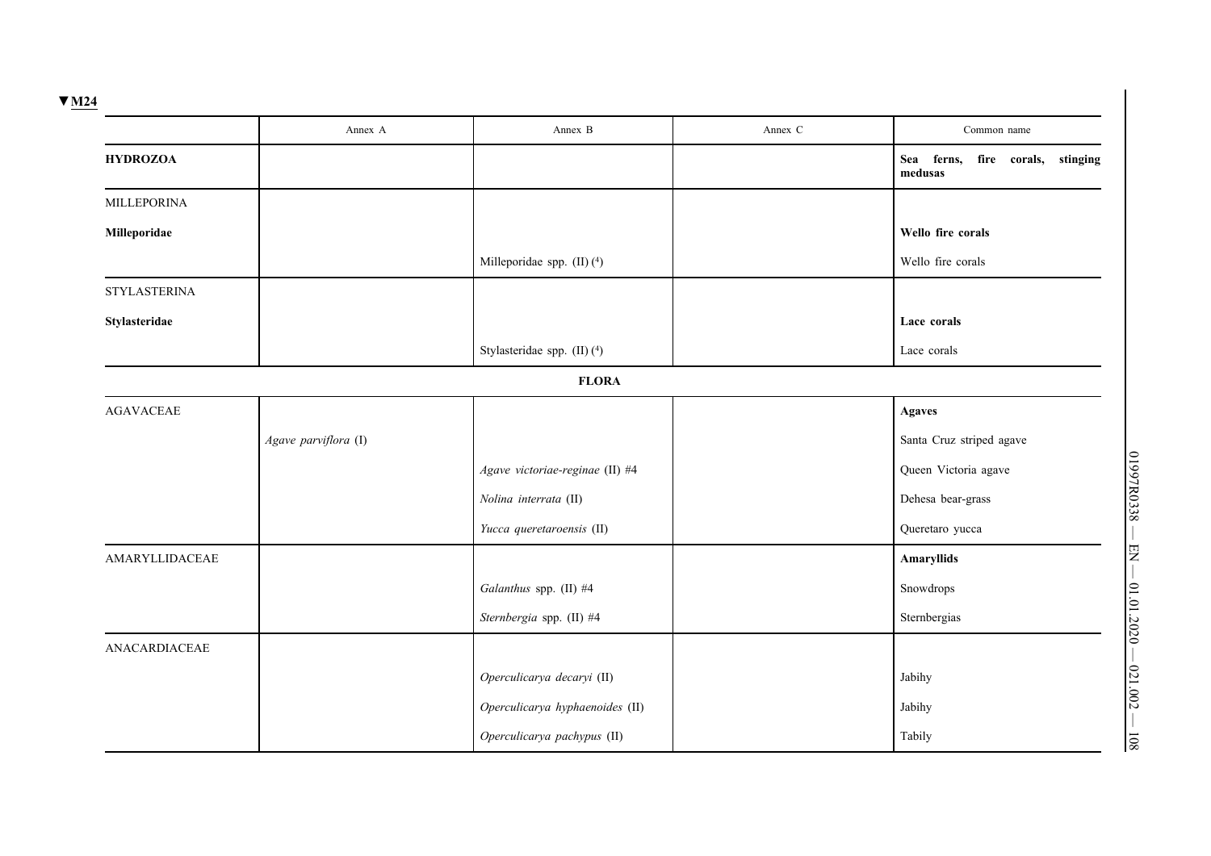▼M24

| | Annex A | Annex B | Annex C | Common name |
|---|---|---|---|---|
| **HYDROZOA** | | | | **Sea ferns, fire corals, stinging medusas** |
| MILLEPORINA | | | | |
| **Milleporidae** | | | | **Wello fire corals** |
| | | Milleporidae spp. (II) (4) | | Wello fire corals |
| STYLASTERINA | | | | |
| **Stylasteridae** | | | | **Lace corals** |
| | | Stylasteridae spp. (II) (4) | | Lace corals |
| | | **FLORA** | | |
| AGAVACEAE | | | | **Agaves** |
| | *Agave parviflora* (I) | | | Santa Cruz striped agave |
| | | *Agave victoriae-reginae* (II) #4 | | Queen Victoria agave |
| | | *Nolina interrata* (II) | | Dehesa bear-grass |
| | | *Yucca queretaroensis* (II) | | Queretaro yucca |
| AMARYLLIDACEAE | | | | **Amaryllids** |
| | | *Galanthus* spp. (II) #4 | | Snowdrops |
| | | *Sternbergia* spp. (II) #4 | | Sternbergias |
| ANACARDIACEAE | | | | |
| | | *Operculicarya decaryi* (II) | | Jabihy |
| | | *Operculicarya hyphaenoides* (II) | | Jabihy |
| | | *Operculicarya pachypus* (II) | | Tabily |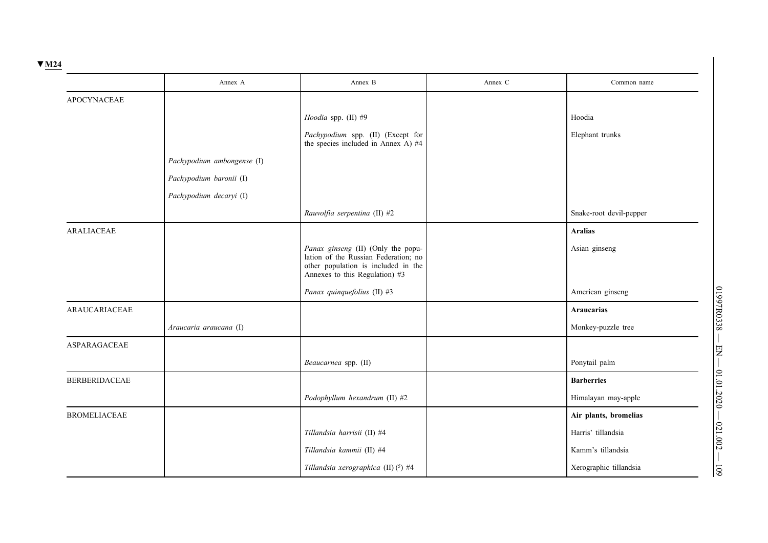▼M24

| | Annex A | Annex B | Annex C | Common name |
|---|---|---|---|---|
| APOCYNACEAE | | | | |
| | | *Hoodia* spp. (II) #9 | | Hoodia |
| | | *Pachypodium* spp. (II) (Except for the species included in Annex A) #4 | | Elephant trunks |
| | *Pachypodium ambongense* (I) | | | |
| | *Pachypodium baronii* (I) | | | |
| | *Pachypodium decaryi* (I) | | | |
| | | *Rauvolfia serpentina* (II) #2 | | Snake-root devil-pepper |
| ARALIACEAE | | | | **Aralias** |
| | | *Panax ginseng* (II) (Only the population of the Russian Federation; no other population is included in the Annexes to this Regulation) #3 | | Asian ginseng |
| | | *Panax quinquefolius* (II) #3 | | American ginseng |
| ARAUCARIACEAE | | | | **Araucarias** |
| | *Araucaria araucana* (I) | | | Monkey-puzzle tree |
| ASPARAGACEAE | | | | |
| | | *Beaucarnea* spp. (II) | | Ponytail palm |
| BERBERIDACEAE | | | | **Barberries** |
| | | *Podophyllum hexandrum* (II) #2 | | Himalayan may-apple |
| BROMELIACEAE | | | | **Air plants, bromelias** |
| | | *Tillandsia harrisii* (II) #4 | | Harris' tillandsia |
| | | *Tillandsia kammii* (II) #4 | | Kamm's tillandsia |
| | | *Tillandsia xerographica* (II) (5) #4 | | Xerographic tillandsia |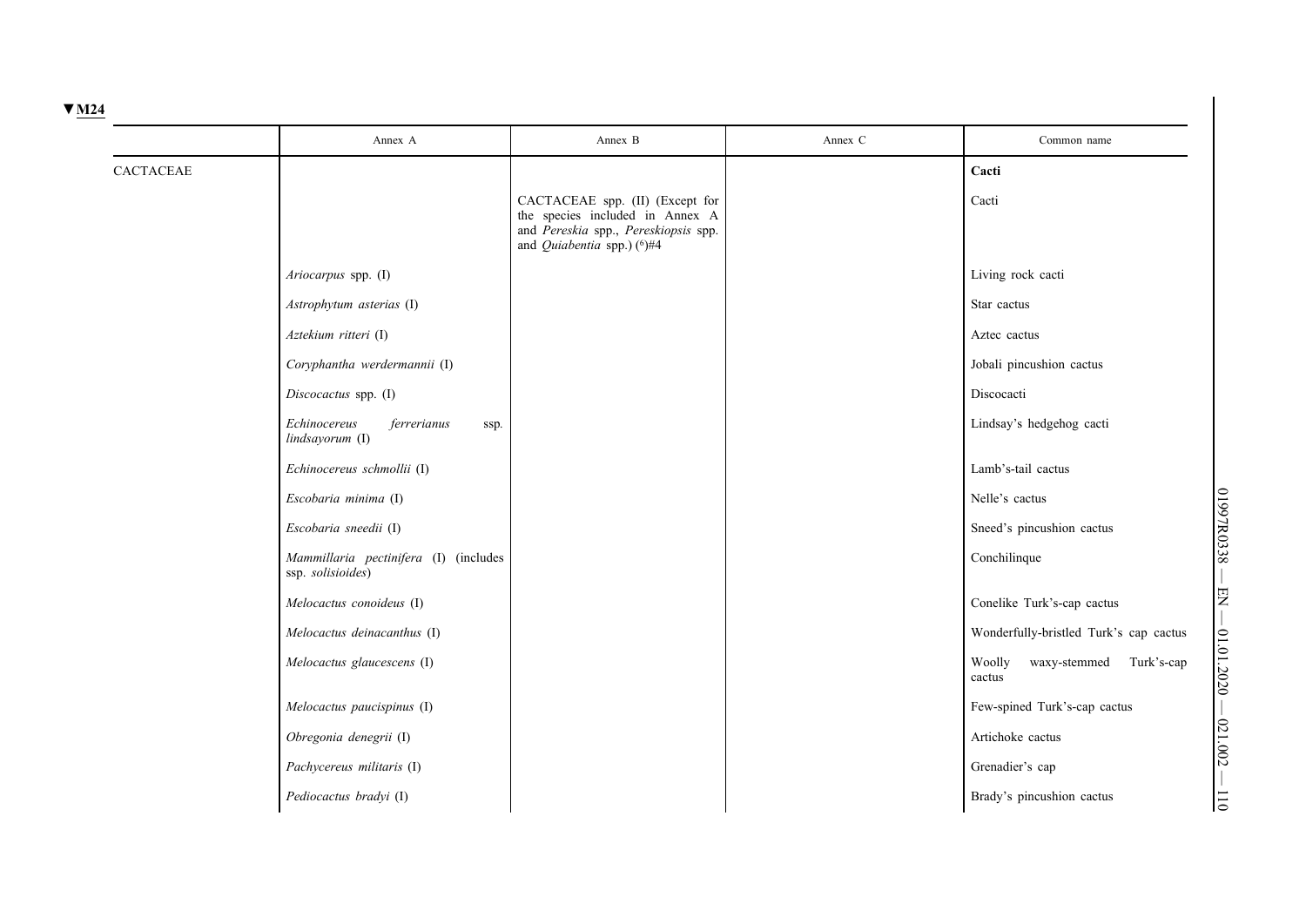▼M24

| | Annex A | Annex B | Annex C | Common name |
|---|---|---|---|---|
| CACTACEAE | | | | **Cacti** |
| | | CACTACEAE spp. (II) (Except for the species included in Annex A and *Pereskia* spp., *Pereskiopsis* spp. and *Quiabentia* spp.) (6)#4 | | Cacti |
| | *Ariocarpus* spp. (I) | | | Living rock cacti |
| | *Astrophytum asterias* (I) | | | Star cactus |
| | *Aztekium ritteri* (I) | | | Aztec cactus |
| | *Coryphantha werdermannii* (I) | | | Jobali pincushion cactus |
| | *Discocactus* spp. (I) | | | Discocacti |
| | *Echinocereus ferrerianus* ssp. *lindsayorum* (I) | | | Lindsay's hedgehog cacti |
| | *Echinocereus schmollii* (I) | | | Lamb's-tail cactus |
| | *Escobaria minima* (I) | | | Nelle's cactus |
| | *Escobaria sneedii* (I) | | | Sneed's pincushion cactus |
| | *Mammillaria pectinifera* (I) (includes ssp. *solisioides*) | | | Conchilinque |
| | *Melocactus conoideus* (I) | | | Conelike Turk's-cap cactus |
| | *Melocactus deinacanthus* (I) | | | Wonderfully-bristled Turk's cap cactus |
| | *Melocactus glaucescens* (I) | | | Woolly waxy-stemmed Turk's-cap cactus |
| | *Melocactus paucispinus* (I) | | | Few-spined Turk's-cap cactus |
| | *Obregonia denegrii* (I) | | | Artichoke cactus |
| | *Pachycereus militaris* (I) | | | Grenadier's cap |
| | *Pediocactus bradyi* (I) | | | Brady's pincushion cactus |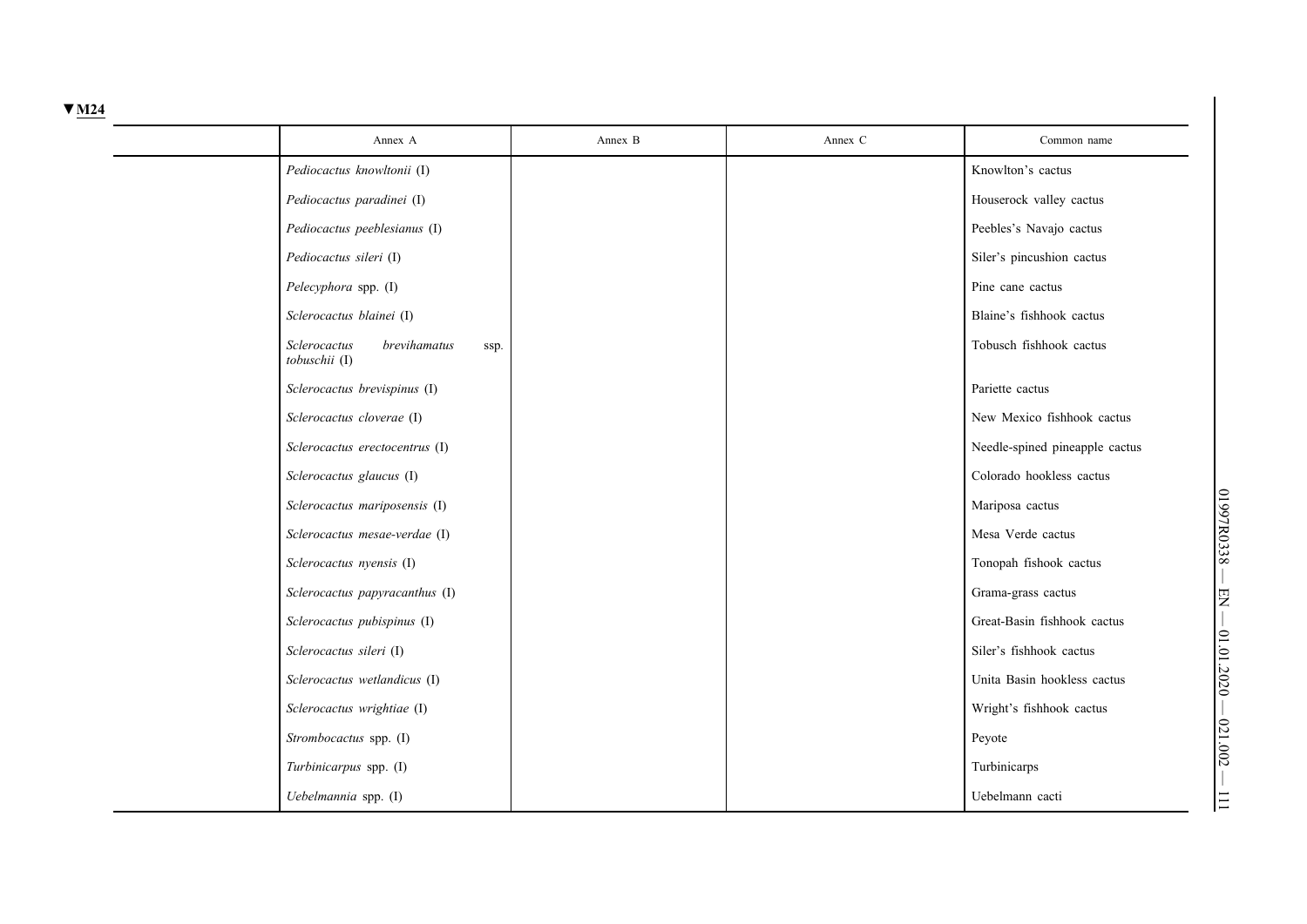▼M24

| | Annex A | Annex B | Annex C | Common name |
|---|---|---|---|---|
| | *Pediocactus knowltonii* (I) | | | Knowlton's cactus |
| | *Pediocactus paradinei* (I) | | | Houserock valley cactus |
| | *Pediocactus peeblesianus* (I) | | | Peebles's Navajo cactus |
| | *Pediocactus sileri* (I) | | | Siler's pincushion cactus |
| | *Pelecyphora* spp. (I) | | | Pine cane cactus |
| | *Sclerocactus blainei* (I) | | | Blaine's fishhook cactus |
| | *Sclerocactus brevihamatus* ssp. *tobuschii* (I) | | | Tobusch fishhook cactus |
| | *Sclerocactus brevispinus* (I) | | | Pariette cactus |
| | *Sclerocactus cloverae* (I) | | | New Mexico fishhook cactus |
| | *Sclerocactus erectocentrus* (I) | | | Needle-spined pineapple cactus |
| | *Sclerocactus glaucus* (I) | | | Colorado hookless cactus |
| | *Sclerocactus mariposensis* (I) | | | Mariposa cactus |
| | *Sclerocactus mesae-verdae* (I) | | | Mesa Verde cactus |
| | *Sclerocactus nyensis* (I) | | | Tonopah fishook cactus |
| | *Sclerocactus papyracanthus* (I) | | | Grama-grass cactus |
| | *Sclerocactus pubispinus* (I) | | | Great-Basin fishhook cactus |
| | *Sclerocactus sileri* (I) | | | Siler's fishhook cactus |
| | *Sclerocactus wetlandicus* (I) | | | Unita Basin hookless cactus |
| | *Sclerocactus wrightiae* (I) | | | Wright's fishhook cactus |
| | *Strombocactus* spp. (I) | | | Peyote |
| | *Turbinicarpus* spp. (I) | | | Turbinicarps |
| | *Uebelmannia* spp. (I) | | | Uebelmann cacti |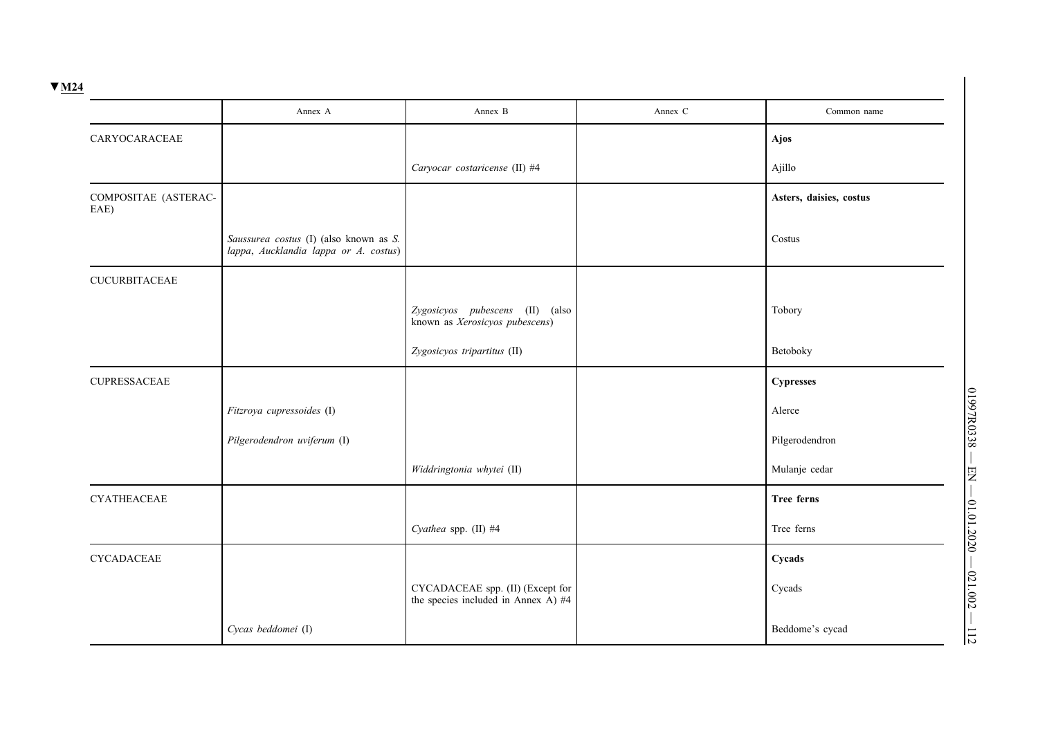▼M24

| | Annex A | Annex B | Annex C | Common name |
|---|---|---|---|---|
| CARYOCARACEAE | | | | **Ajos** |
| | | *Caryocar costaricense* (II) #4 | | Ajillo |
| COMPOSITAE (ASTERACEAE) | | | | **Asters, daisies, costus** |
| | *Saussurea costus* (I) (also known as *S. lappa*, *Aucklandia lappa or A. costus*) | | | Costus |
| CUCURBITACEAE | | | | |
| | | *Zygosicyos pubescens* (II) (also known as *Xerosicyos pubescens*) | | Tobory |
| | | *Zygosicyos tripartitus* (II) | | Betoboky |
| CUPRESSACEAE | | | | **Cypresses** |
| | *Fitzroya cupressoides* (I) | | | Alerce |
| | *Pilgerodendron uviferum* (I) | | | Pilgerodendron |
| | | *Widdringtonia whytei* (II) | | Mulanje cedar |
| CYATHEACEAE | | | | **Tree ferns** |
| | | *Cyathea* spp. (II) #4 | | Tree ferns |
| CYCADACEAE | | | | **Cycads** |
| | | CYCADACEAE spp. (II) (Except for the species included in Annex A) #4 | | Cycads |
| | *Cycas beddomei* (I) | | | Beddome's cycad |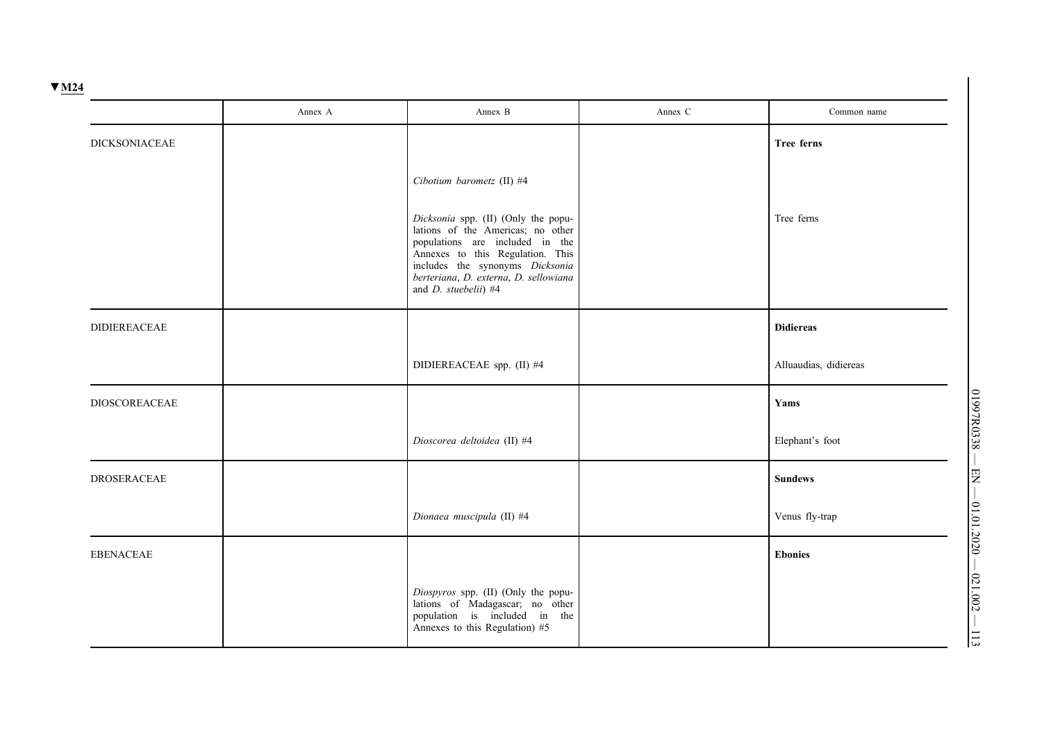▼M24

| | Annex A | Annex B | Annex C | Common name |
|---|---|---|---|---|
| DICKSONIACEAE | | | | **Tree ferns** |
| | | *Cibotium barometz* (II) #4 | | |
| | | *Dicksonia* spp. (II) (Only the populations of the Americas; no other populations are included in the Annexes to this Regulation. This includes the synonyms *Dicksonia berteriana*, *D. externa*, *D. sellowiana* and *D. stuebelii*) #4 | | Tree ferns |
| DIDIEREACEAE | | | | **Didiereas** |
| | | DIDIEREACEAE spp. (II) #4 | | Alluaudias, didiereas |
| DIOSCOREACEAE | | | | **Yams** |
| | | *Dioscorea deltoidea* (II) #4 | | Elephant's foot |
| DROSERACEAE | | | | **Sundews** |
| | | *Dionaea muscipula* (II) #4 | | Venus fly-trap |
| EBENACEAE | | | | **Ebonies** |
| | | *Diospyros* spp. (II) (Only the populations of Madagascar; no other population is included in the Annexes to this Regulation) #5 | | |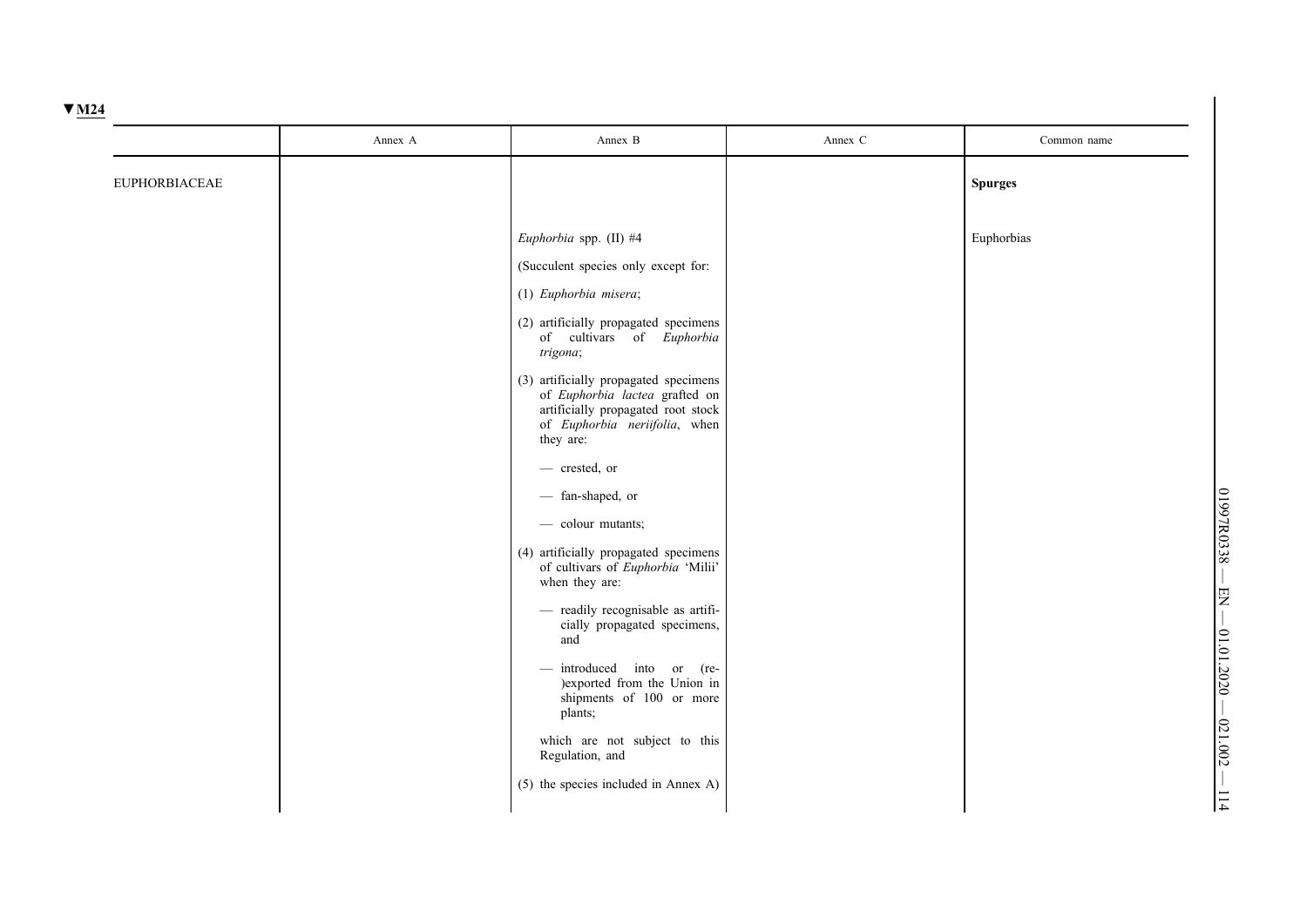▼M24

| | Annex A | Annex B | Annex C | Common name |
|---|---|---|---|---|
| EUPHORBIACEAE | | | | **Spurges** |
| | | *Euphorbia* spp. (II) #4<br><br>(Succulent species only except for:<br><br>(1) *Euphorbia misera*;<br><br>(2) artificially propagated specimens of cultivars of *Euphorbia trigona*;<br><br>(3) artificially propagated specimens of *Euphorbia lactea* grafted on artificially propagated root stock of *Euphorbia neriifolia*, when they are:<br><br>— crested, or<br><br>— fan-shaped, or<br><br>— colour mutants;<br><br>(4) artificially propagated specimens of cultivars of *Euphorbia* 'Milii' when they are:<br><br>— readily recognisable as artificially propagated specimens, and<br><br>— introduced into or (re-)exported from the Union in shipments of 100 or more plants;<br><br>which are not subject to this Regulation, and<br><br>(5) the species included in Annex A) | | Euphorbias |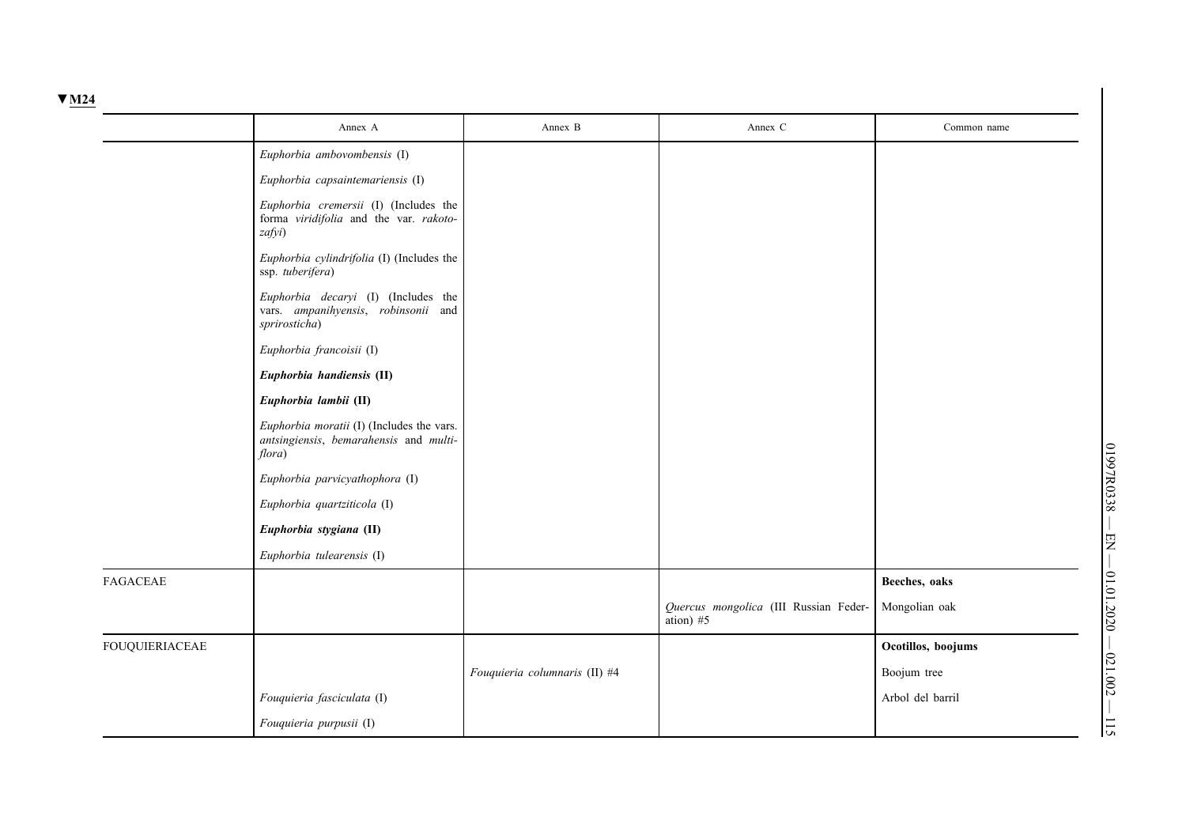▼M24

| | Annex A | Annex B | Annex C | Common name |
|---|---|---|---|---|
| | *Euphorbia ambovombensis* (I) | | | |
| | *Euphorbia capsaintemariensis* (I) | | | |
| | *Euphorbia cremersii* (I) (Includes the forma *viridifolia* and the var. *rakotozafyi*) | | | |
| | *Euphorbia cylindrifolia* (I) (Includes the ssp. *tuberifera*) | | | |
| | *Euphorbia decaryi* (I) (Includes the vars. *ampanihyensis*, *robinsonii* and *spirosticha*) | | | |
| | *Euphorbia francoisii* (I) | | | |
| | ***Euphorbia handiensis* (II)** | | | |
| | ***Euphorbia lambii* (II)** | | | |
| | *Euphorbia moratii* (I) (Includes the vars. *antsingiensis*, *bemarahensis* and *multiflora*) | | | |
| | *Euphorbia parvicyathophora* (I) | | | |
| | *Euphorbia quartziticola* (I) | | | |
| | ***Euphorbia stygiana* (II)** | | | |
| | *Euphorbia tulearensis* (I) | | | |
| FAGACEAE | | | | **Beeches, oaks** |
| | | | *Quercus mongolica* (III Russian Federation) #5 | Mongolian oak |
| FOUQUIERIACEAE | | | | **Ocotillos, boojums** |
| | | *Fouquieria columnaris* (II) #4 | | Boojum tree |
| | *Fouquieria fasciculata* (I) | | | Arbol del barril |
| | *Fouquieria purpusii* (I) | | | |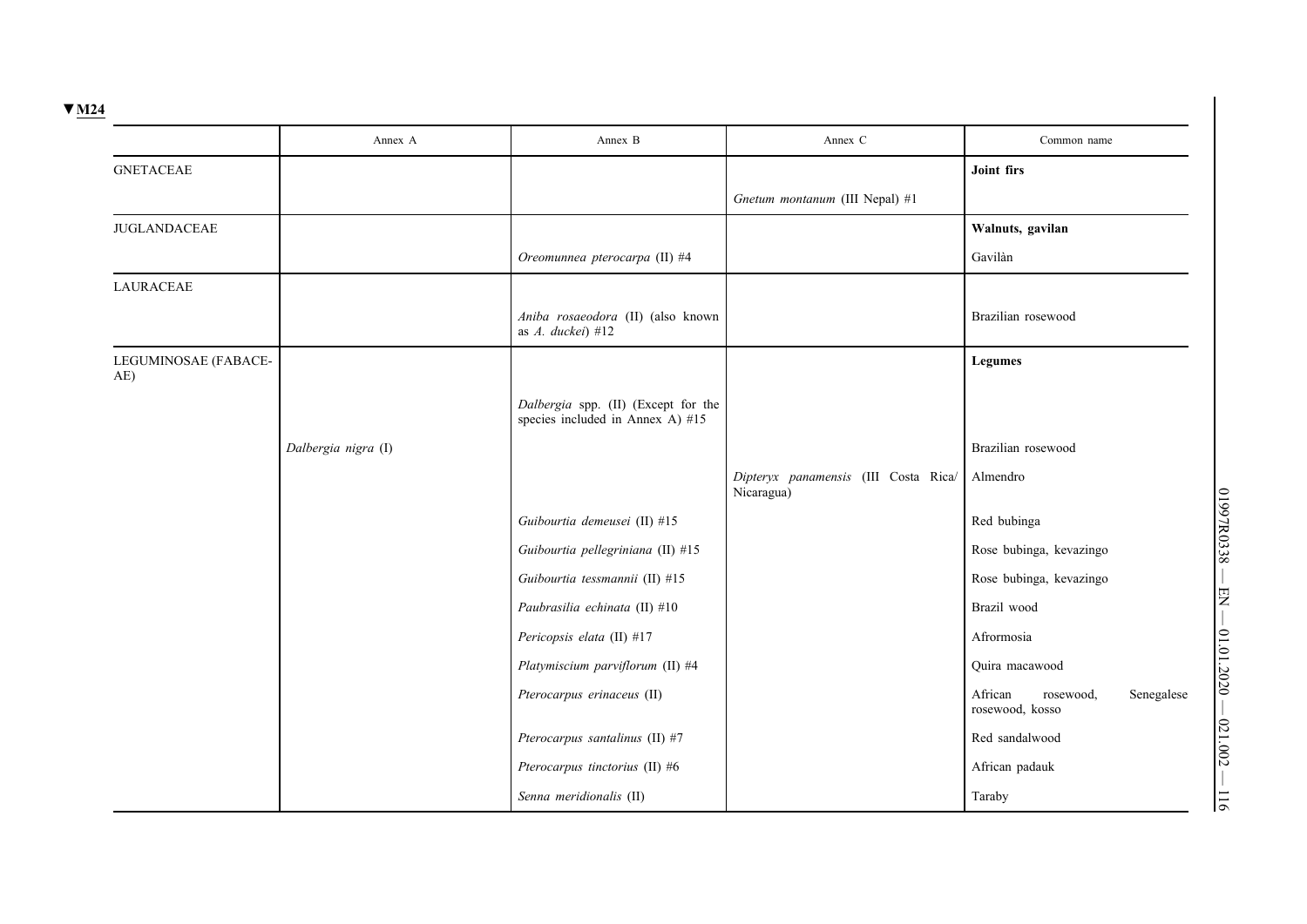▼M24

|  | Annex A | Annex B | Annex C | Common name |
|---|---|---|---|---|
| GNETACEAE |  |  |  | **Joint firs** |
|  |  |  | *Gnetum montanum* (III Nepal) #1 |  |
| JUGLANDACEAE |  |  |  | **Walnuts, gavilan** |
|  |  | *Oreomunnea pterocarpa* (II) #4 |  | Gavilàn |
| LAURACEAE |  |  |  |  |
|  |  | *Aniba rosaeodora* (II) (also known as *A. duckei*) #12 |  | Brazilian rosewood |
| LEGUMINOSAE (FABACEAE) |  |  |  | **Legumes** |
|  |  | *Dalbergia* spp. (II) (Except for the species included in Annex A) #15 |  |  |
|  | *Dalbergia nigra* (I) |  |  | Brazilian rosewood |
|  |  |  | *Dipteryx panamensis* (III Costa Rica/ Nicaragua) | Almendro |
|  |  | *Guibourtia demeusei* (II) #15 |  | Red bubinga |
|  |  | *Guibourtia pellegriniana* (II) #15 |  | Rose bubinga, kevazingo |
|  |  | *Guibourtia tessmannii* (II) #15 |  | Rose bubinga, kevazingo |
|  |  | *Paubrasilia echinata* (II) #10 |  | Brazil wood |
|  |  | *Pericopsis elata* (II) #17 |  | Afrormosia |
|  |  | *Platymiscium parviflorum* (II) #4 |  | Quira macawood |
|  |  | *Pterocarpus erinaceus* (II) |  | African rosewood, Senegalese rosewood, kosso |
|  |  | *Pterocarpus santalinus* (II) #7 |  | Red sandalwood |
|  |  | *Pterocarpus tinctorius* (II) #6 |  | African padauk |
|  |  | *Senna meridionalis* (II) |  | Taraby |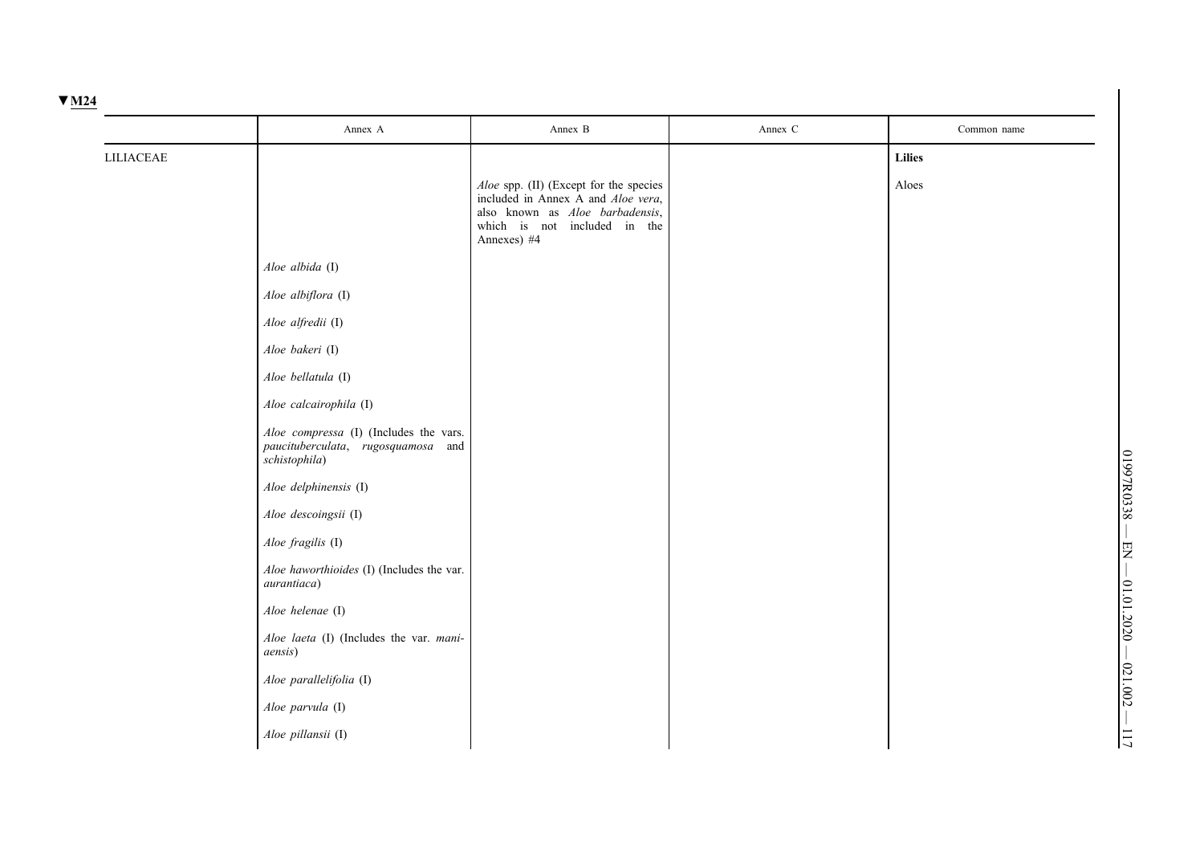▼M24

| | Annex A | Annex B | Annex C | Common name |
|---|---|---|---|---|
| LILIACEAE | | | | **Lilies** |
| | | *Aloe* spp. (II) (Except for the species included in Annex A and *Aloe vera*, also known as *Aloe barbadensis*, which is not included in the Annexes) #4 | | Aloes |
| | *Aloe albida* (I) | | | |
| | *Aloe albiflora* (I) | | | |
| | *Aloe alfredii* (I) | | | |
| | *Aloe bakeri* (I) | | | |
| | *Aloe bellatula* (I) | | | |
| | *Aloe calcairophila* (I) | | | |
| | *Aloe compressa* (I) (Includes the vars. *paucituberculata*, *rugosquamosa* and *schistophila*) | | | |
| | *Aloe delphinensis* (I) | | | |
| | *Aloe descoingsii* (I) | | | |
| | *Aloe fragilis* (I) | | | |
| | *Aloe haworthioides* (I) (Includes the var. *aurantiaca*) | | | |
| | *Aloe helenae* (I) | | | |
| | *Aloe laeta* (I) (Includes the var. *maniaensis*) | | | |
| | *Aloe parallelifolia* (I) | | | |
| | *Aloe parvula* (I) | | | |
| | *Aloe pillansii* (I) | | | |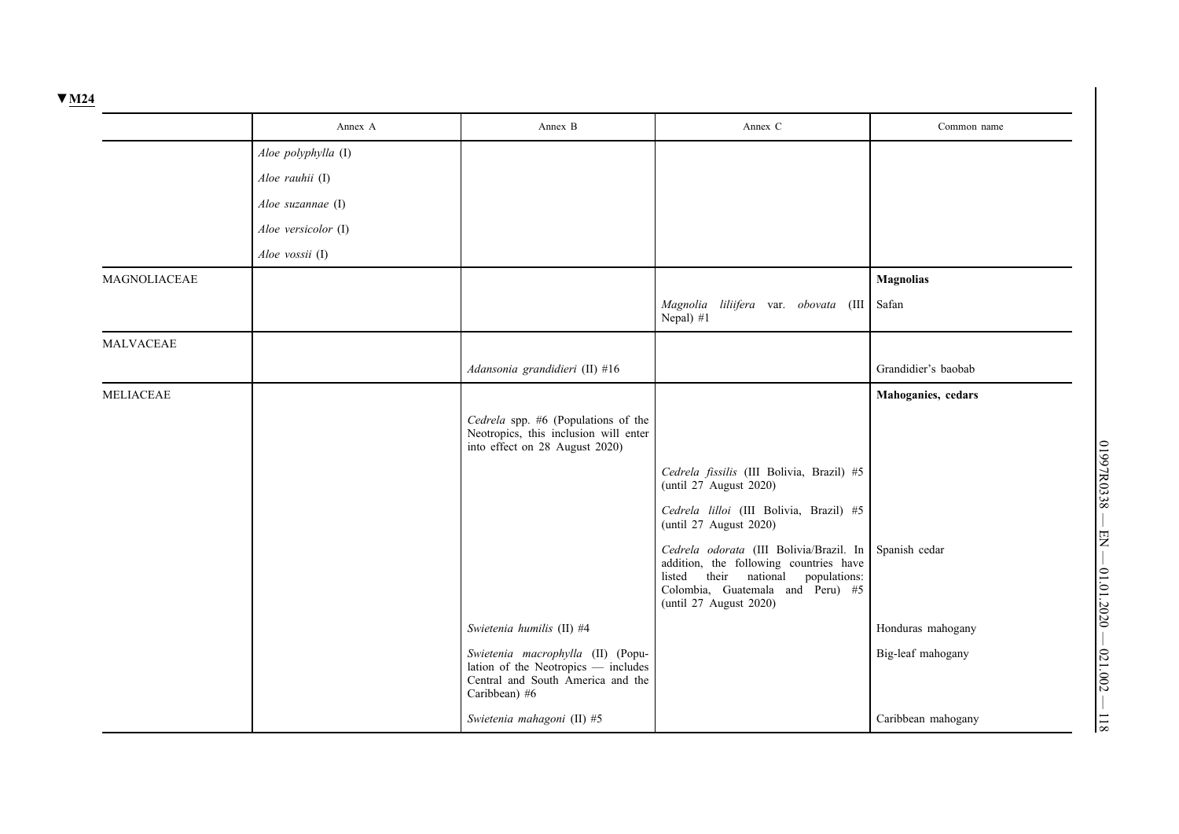▼M24

| | Annex A | Annex B | Annex C | Common name |
|---|---|---|---|---|
| | *Aloe polyphylla* (I) | | | |
| | *Aloe rauhii* (I) | | | |
| | *Aloe suzannae* (I) | | | |
| | *Aloe versicolor* (I) | | | |
| | *Aloe vossii* (I) | | | |
| MAGNOLIACEAE | | | | **Magnolias** |
| | | | *Magnolia liliifera* var. *obovata* (III Nepal) #1 | Safan |
| MALVACEAE | | | | |
| | | *Adansonia grandidieri* (II) #16 | | Grandidier's baobab |
| MELIACEAE | | | | **Mahoganies, cedars** |
| | | *Cedrela* spp. #6 (Populations of the Neotropics, this inclusion will enter into effect on 28 August 2020) | | |
| | | | *Cedrela fissilis* (III Bolivia, Brazil) #5 (until 27 August 2020) | |
| | | | *Cedrela lilloi* (III Bolivia, Brazil) #5 (until 27 August 2020) | |
| | | | *Cedrela odorata* (III Bolivia/Brazil. In addition, the following countries have listed their national populations: Colombia, Guatemala and Peru) #5 (until 27 August 2020) | Spanish cedar |
| | | *Swietenia humilis* (II) #4 | | Honduras mahogany |
| | | *Swietenia macrophylla* (II) (Population of the Neotropics — includes Central and South America and the Caribbean) #6 | | Big-leaf mahogany |
| | | *Swietenia mahagoni* (II) #5 | | Caribbean mahogany |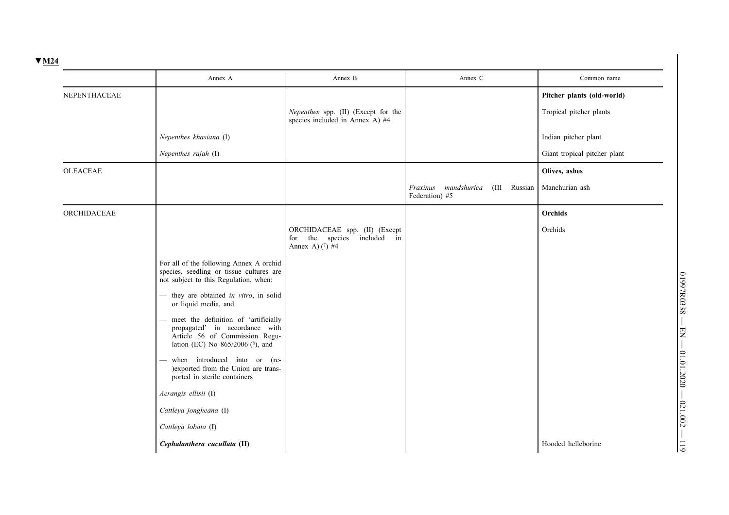▼M24

| | Annex A | Annex B | Annex C | Common name |
|---|---|---|---|---|
| NEPENTHACEAE | | | | **Pitcher plants (old-world)** |
| | | *Nepenthes* spp. (II) (Except for the species included in Annex A) #4 | | Tropical pitcher plants |
| | *Nepenthes khasiana* (I) | | | Indian pitcher plant |
| | *Nepenthes rajah* (I) | | | Giant tropical pitcher plant |
| OLEACEAE | | | | **Olives, ashes** |
| | | | *Fraxinus mandshurica* (III Russian Federation) #5 | Manchurian ash |
| ORCHIDACEAE | | | | **Orchids** |
| | | ORCHIDACEAE spp. (II) (Except for the species included in Annex A) (7) #4 | | Orchids |
| | For all of the following Annex A orchid species, seedling or tissue cultures are not subject to this Regulation, when: — they are obtained *in vitro*, in solid or liquid media, and — meet the definition of 'artificially propagated' in accordance with Article 56 of Commission Regulation (EC) No 865/2006 (8), and — when introduced into or (re-)exported from the Union are transported in sterile containers | | | |
| | *Aerangis ellisii* (I) | | | |
| | *Cattleya jongheana* (I) | | | |
| | *Cattleya lobata* (I) | | | |
| | ***Cephalanthera cucullata* (II)** | | | Hooded helleborine |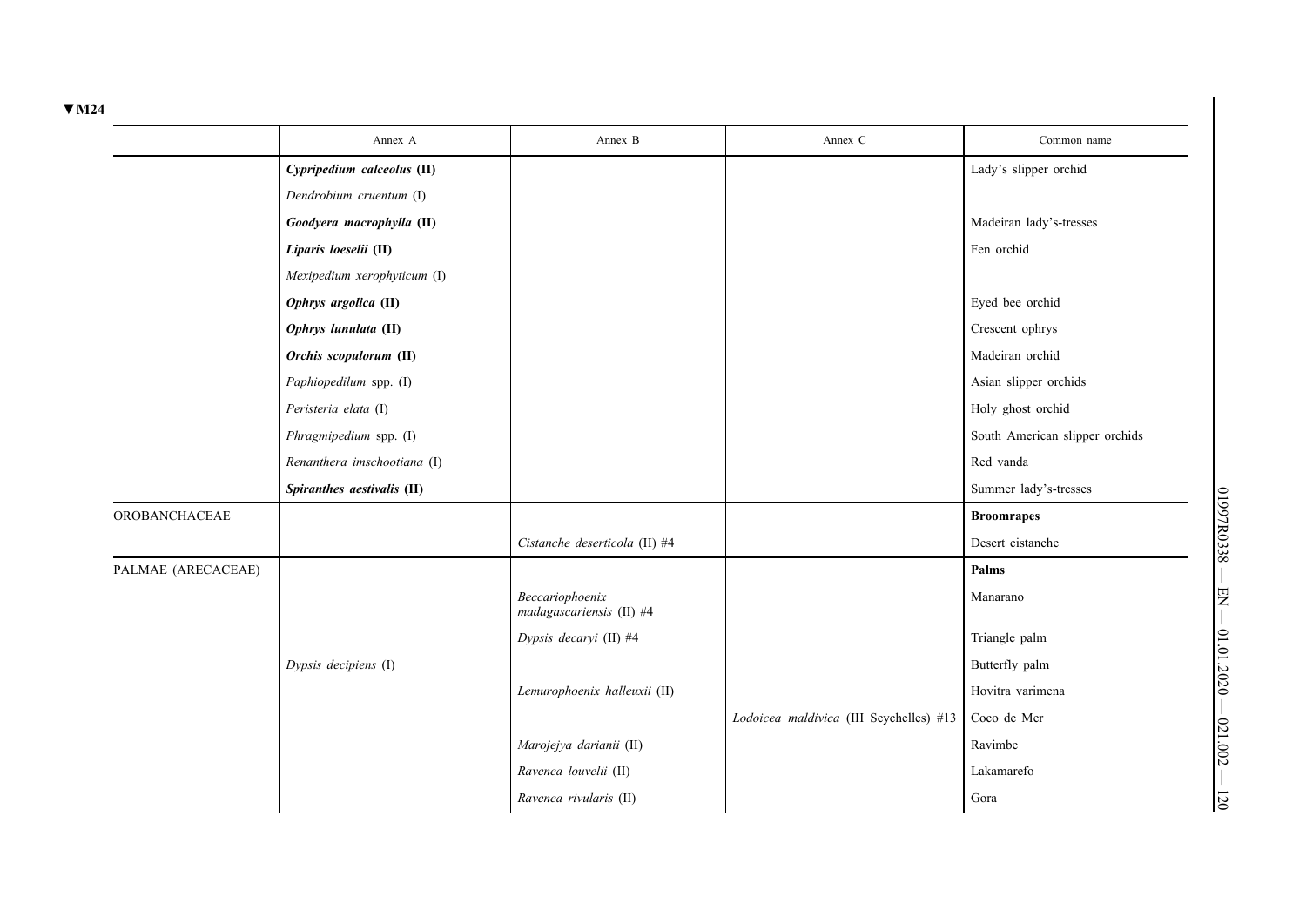▼M24

| | Annex A | Annex B | Annex C | Common name |
|---|---|---|---|---|
| | ***Cypripedium calceolus* (II)** | | | Lady's slipper orchid |
| | *Dendrobium cruentum* (I) | | | |
| | ***Goodyera macrophylla* (II)** | | | Madeiran lady's-tresses |
| | ***Liparis loeselii* (II)** | | | Fen orchid |
| | *Mexipedium xerophyticum* (I) | | | |
| | ***Ophrys argolica* (II)** | | | Eyed bee orchid |
| | ***Ophrys lunulata* (II)** | | | Crescent ophrys |
| | ***Orchis scopulorum* (II)** | | | Madeiran orchid |
| | *Paphiopedilum* spp. (I) | | | Asian slipper orchids |
| | *Peristeria elata* (I) | | | Holy ghost orchid |
| | *Phragmipedium* spp. (I) | | | South American slipper orchids |
| | *Renanthera imschootiana* (I) | | | Red vanda |
| | ***Spiranthes aestivalis* (II)** | | | Summer lady's-tresses |
| OROBANCHACEAE | | | | **Broomrapes** |
| | | *Cistanche deserticola* (II) #4 | | Desert cistanche |
| PALMAE (ARECACEAE) | | | | **Palms** |
| | | *Beccariophoenix madagascariensis* (II) #4 | | Manarano |
| | | *Dypsis decaryi* (II) #4 | | Triangle palm |
| | *Dypsis decipiens* (I) | | | Butterfly palm |
| | | *Lemurophoenix halleuxii* (II) | | Hovitra varimena |
| | | | *Lodoicea maldivica* (III Seychelles) #13 | Coco de Mer |
| | | *Marojejya darianii* (II) | | Ravimbe |
| | | *Ravenea louvelii* (II) | | Lakamarefo |
| | | *Ravenea rivularis* (II) | | Gora |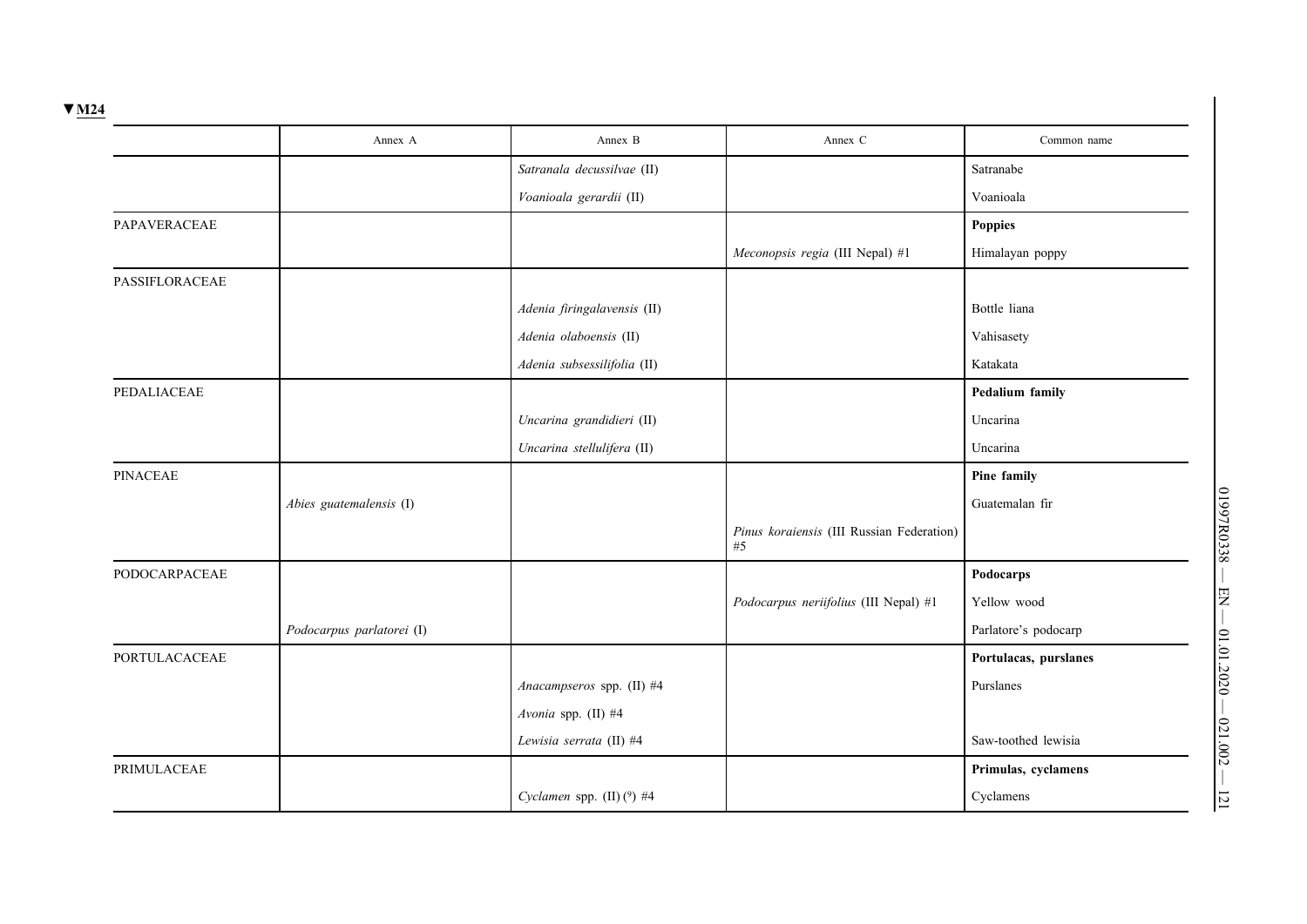▼M24

| | Annex A | Annex B | Annex C | Common name |
|---|---|---|---|---|
| | | *Satranala decussilvae* (II) | | Satranabe |
| | | *Voanioala gerardii* (II) | | Voanioala |
| PAPAVERACEAE | | | | **Poppies** |
| | | | *Meconopsis regia* (III Nepal) #1 | Himalayan poppy |
| PASSIFLORACEAE | | | | |
| | | *Adenia firingalavensis* (II) | | Bottle liana |
| | | *Adenia olaboensis* (II) | | Vahisasety |
| | | *Adenia subsessilifolia* (II) | | Katakata |
| PEDALIACEAE | | | | **Pedalium family** |
| | | *Uncarina grandidieri* (II) | | Uncarina |
| | | *Uncarina stellulifera* (II) | | Uncarina |
| PINACEAE | | | | **Pine family** |
| | *Abies guatemalensis* (I) | | | Guatemalan fir |
| | | | *Pinus koraiensis* (III Russian Federation) #5 | |
| PODOCARPACEAE | | | | **Podocarps** |
| | | | *Podocarpus neriifolius* (III Nepal) #1 | Yellow wood |
| | *Podocarpus parlatorei* (I) | | | Parlatore's podocarp |
| PORTULACACEAE | | | | **Portulacas, purslanes** |
| | | *Anacampseros* spp. (II) #4 | | Purslanes |
| | | *Avonia* spp. (II) #4 | | |
| | | *Lewisia serrata* (II) #4 | | Saw-toothed lewisia |
| PRIMULACEAE | | | | **Primulas, cyclamens** |
| | | *Cyclamen* spp. (II) (9) #4 | | Cyclamens |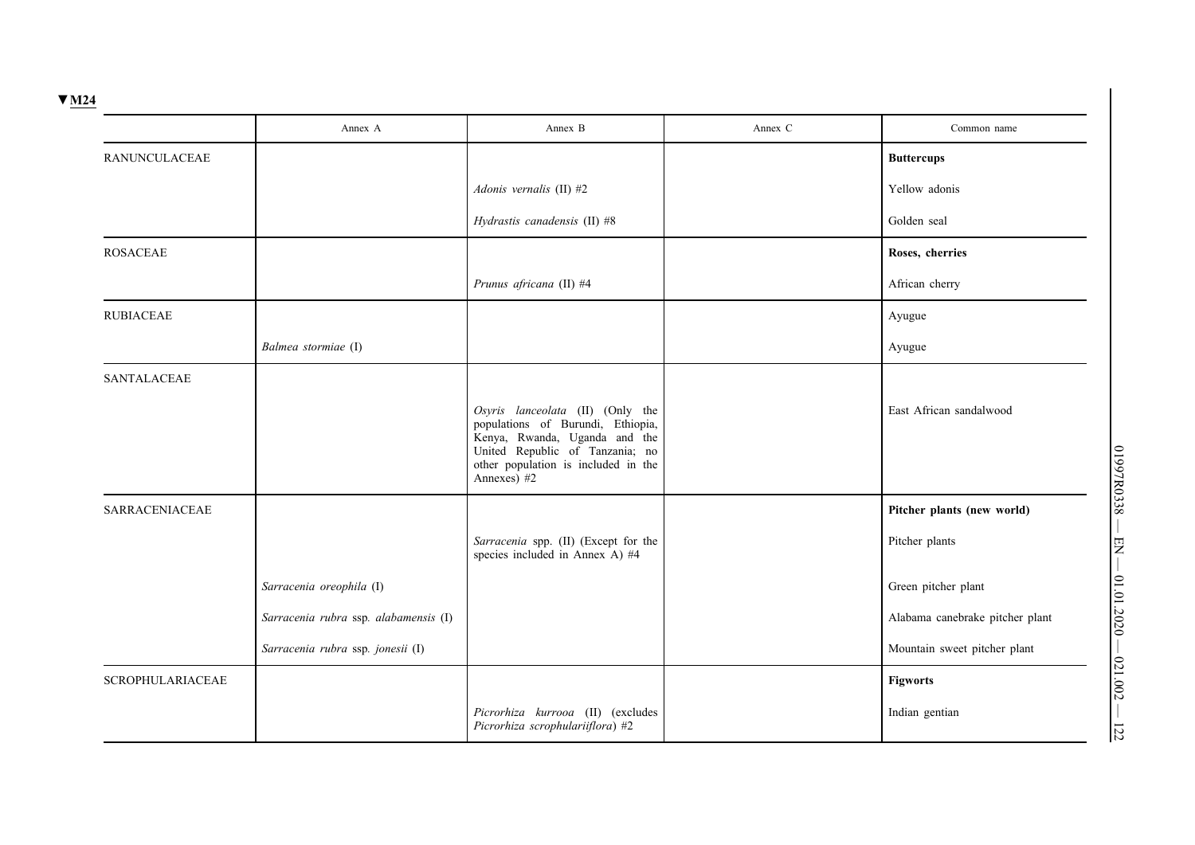▼M24

| | Annex A | Annex B | Annex C | Common name |
|---|---|---|---|---|
| RANUNCULACEAE | | | | **Buttercups** |
| | | *Adonis vernalis* (II) #2 | | Yellow adonis |
| | | *Hydrastis canadensis* (II) #8 | | Golden seal |
| ROSACEAE | | | | **Roses, cherries** |
| | | *Prunus africana* (II) #4 | | African cherry |
| RUBIACEAE | | | | Ayugue |
| | *Balmea stormiae* (I) | | | Ayugue |
| SANTALACEAE | | | | |
| | | *Osyris lanceolata* (II) (Only the populations of Burundi, Ethiopia, Kenya, Rwanda, Uganda and the United Republic of Tanzania; no other population is included in the Annexes) #2 | | East African sandalwood |
| SARRACENIACEAE | | | | **Pitcher plants (new world)** |
| | | *Sarracenia* spp. (II) (Except for the species included in Annex A) #4 | | Pitcher plants |
| | *Sarracenia oreophila* (I) | | | Green pitcher plant |
| | *Sarracenia rubra* ssp. *alabamensis* (I) | | | Alabama canebrake pitcher plant |
| | *Sarracenia rubra* ssp. *jonesii* (I) | | | Mountain sweet pitcher plant |
| SCROPHULARIACEAE | | | | **Figworts** |
| | | *Picrorhiza kurrooa* (II) (excludes *Picrorhiza scrophulariiflora*) #2 | | Indian gentian |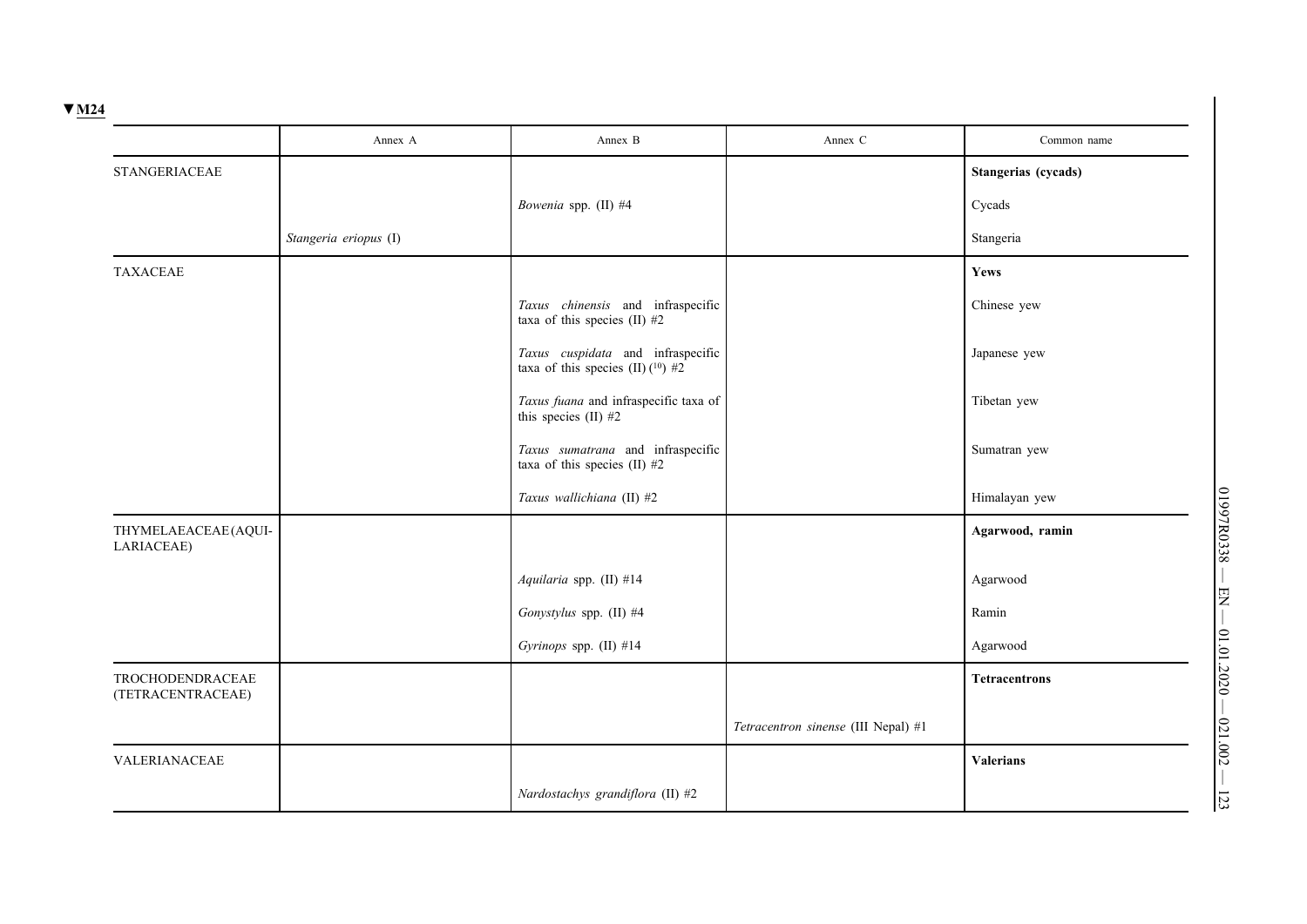▼M24

| | Annex A | Annex B | Annex C | Common name |
|---|---|---|---|---|
| STANGERIACEAE | | | | **Stangerias (cycads)** |
| | | *Bowenia* spp. (II) #4 | | Cycads |
| | *Stangeria eriopus* (I) | | | Stangeria |
| TAXACEAE | | | | **Yews** |
| | | *Taxus chinensis* and infraspecific taxa of this species (II) #2 | | Chinese yew |
| | | *Taxus cuspidata* and infraspecific taxa of this species (II) (10) #2 | | Japanese yew |
| | | *Taxus fuana* and infraspecific taxa of this species (II) #2 | | Tibetan yew |
| | | *Taxus sumatrana* and infraspecific taxa of this species (II) #2 | | Sumatran yew |
| | | *Taxus wallichiana* (II) #2 | | Himalayan yew |
| THYMELAEACEAE (AQUILARIACEAE) | | | | **Agarwood, ramin** |
| | | *Aquilaria* spp. (II) #14 | | Agarwood |
| | | *Gonystylus* spp. (II) #4 | | Ramin |
| | | *Gyrinops* spp. (II) #14 | | Agarwood |
| TROCHODENDRACEAE (TETRACENTRACEAE) | | | | **Tetracentrons** |
| | | | *Tetracentron sinense* (III Nepal) #1 | |
| VALERIANACEAE | | | | **Valerians** |
| | | *Nardostachys grandiflora* (II) #2 | | |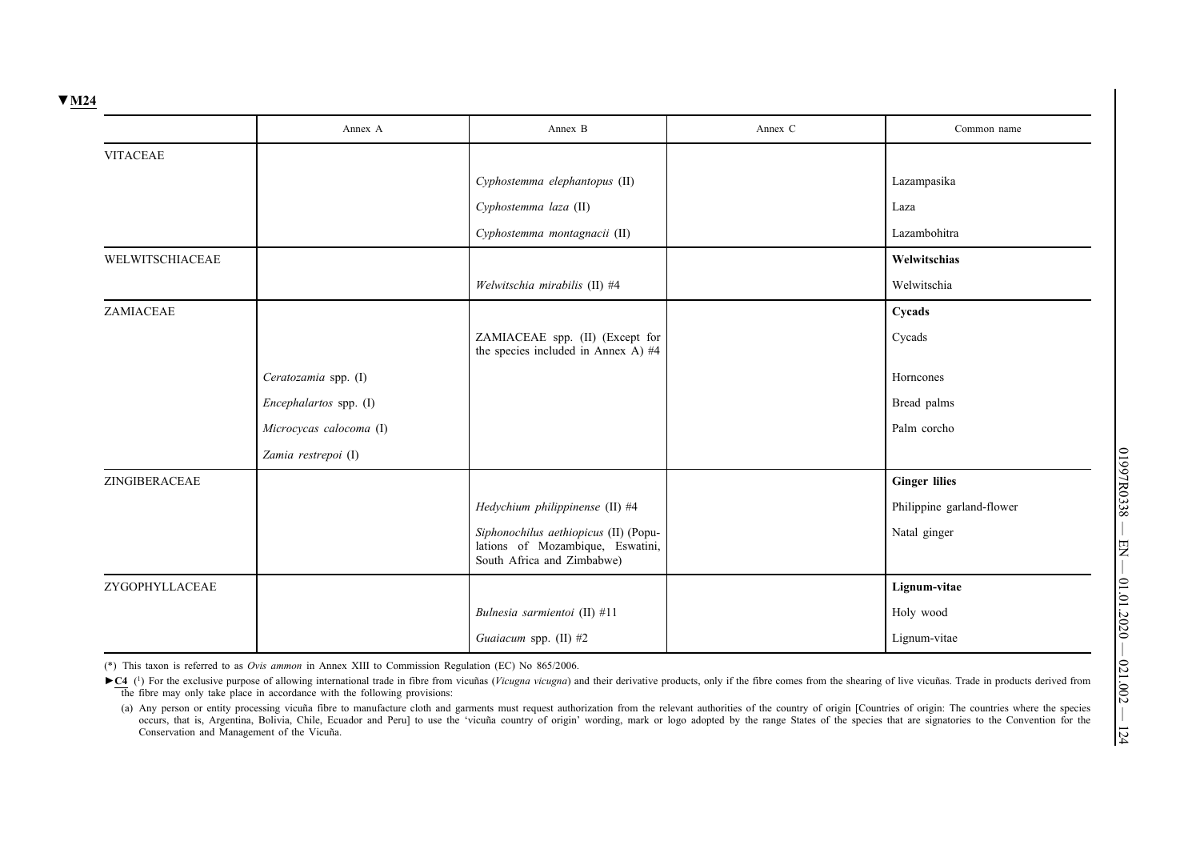▼M24

| | Annex A | Annex B | Annex C | Common name |
|---|---|---|---|---|
| VITACEAE | | | | |
| | | *Cyphostemma elephantopus* (II) | | Lazampasika |
| | | *Cyphostemma laza* (II) | | Laza |
| | | *Cyphostemma montagnacii* (II) | | Lazambohitra |
| WELWITSCHIACEAE | | | | **Welwitschias** |
| | | *Welwitschia mirabilis* (II) #4 | | Welwitschia |
| ZAMIACEAE | | | | **Cycads** |
| | | ZAMIACEAE spp. (II) (Except for the species included in Annex A) #4 | | Cycads |
| | *Ceratozamia* spp. (I) | | | Horncones |
| | *Encephalartos* spp. (I) | | | Bread palms |
| | *Microcycas calocoma* (I) | | | Palm corcho |
| | *Zamia restrepoi* (I) | | | |
| ZINGIBERACEAE | | | | **Ginger lilies** |
| | | *Hedychium philippinense* (II) #4 | | Philippine garland-flower |
| | | *Siphonochilus aethiopicus* (II) (Populations of Mozambique, Eswatini, South Africa and Zimbabwe) | | Natal ginger |
| ZYGOPHYLLACEAE | | | | **Lignum-vitae** |
| | | *Bulnesia sarmientoi* (II) #11 | | Holy wood |
| | | *Guaiacum* spp. (II) #2 | | Lignum-vitae |

(*) This taxon is referred to as *Ovis ammon* in Annex XIII to Commission Regulation (EC) No 865/2006.

►C4 (1) For the exclusive purpose of allowing international trade in fibre from vicuñas (*Vicugna vicugna*) and their derivative products, only if the fibre comes from the shearing of live vicuñas. Trade in products derived from the fibre may only take place in accordance with the following provisions:

(a) Any person or entity processing vicuña fibre to manufacture cloth and garments must request authorization from the relevant authorities of the country of origin [Countries of origin: The countries where the species occurs, that is, Argentina, Bolivia, Chile, Ecuador and Peru] to use the 'vicuña country of origin' wording, mark or logo adopted by the range States of the species that are signatories to the Convention for the Conservation and Management of the Vicuña.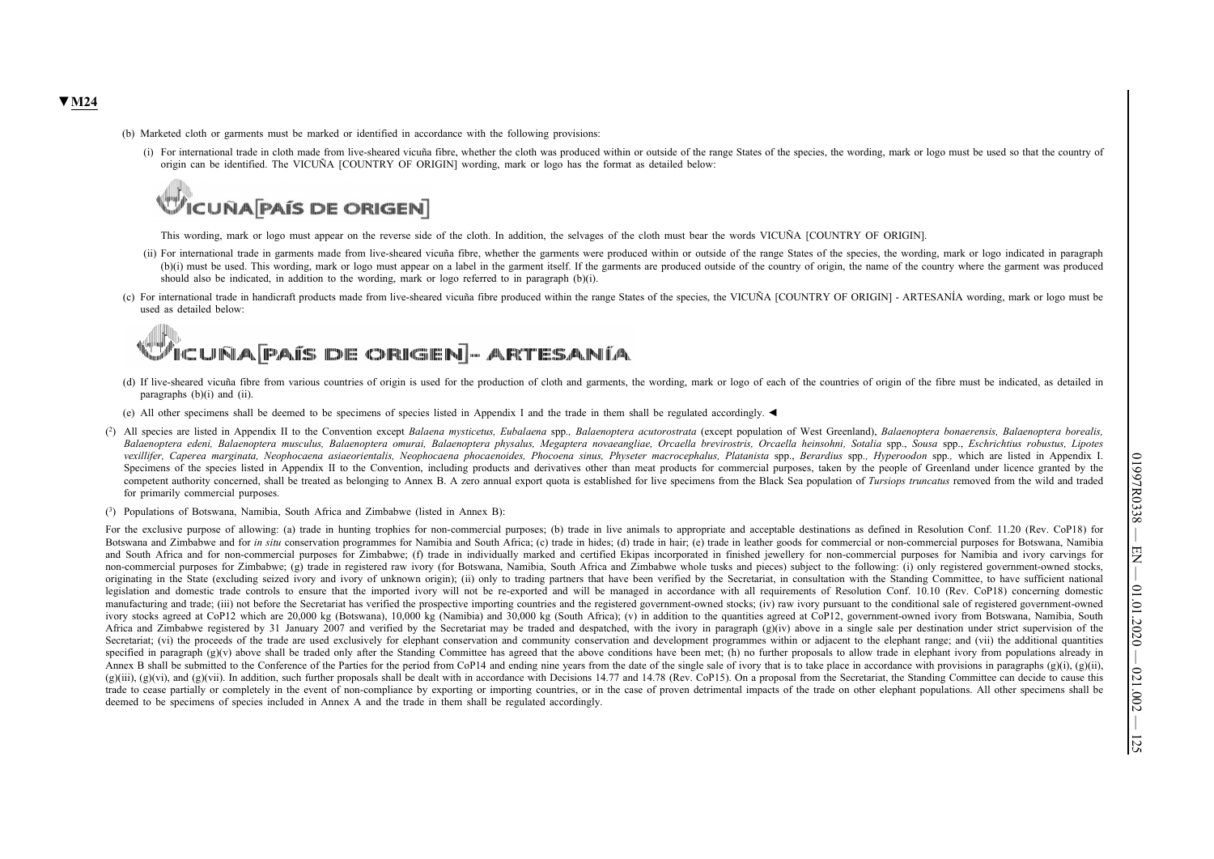▼M24

(b) Marketed cloth or garments must be marked or identified in accordance with the following provisions:

(i) For international trade in cloth made from live-sheared vicuña fibre, whether the cloth was produced within or outside of the range States of the species, the wording, mark or logo must be used so that the country of origin can be identified. The VICUÑA [COUNTRY OF ORIGIN] wording, mark or logo has the format as detailed below:

VICUÑA [PAÍS DE ORIGEN]

This wording, mark or logo must appear on the reverse side of the cloth. In addition, the selvages of the cloth must bear the words VICUÑA [COUNTRY OF ORIGIN].

(ii) For international trade in garments made from live-sheared vicuña fibre, whether the garments were produced within or outside of the range States of the species, the wording, mark or logo indicated in paragraph (b)(i) must be used. This wording, mark or logo must appear on a label in the garment itself. If the garments are produced outside of the country of origin, the name of the country where the garment was produced should also be indicated, in addition to the wording, mark or logo referred to in paragraph (b)(i).

(c) For international trade in handicraft products made from live-sheared vicuña fibre produced within the range States of the species, the VICUÑA [COUNTRY OF ORIGIN] - ARTESANÍA wording, mark or logo must be used as detailed below:

VICUÑA [PAÍS DE ORIGEN] - ARTESANÍA

(d) If live-sheared vicuña fibre from various countries of origin is used for the production of cloth and garments, the wording, mark or logo of each of the countries of origin of the fibre must be indicated, as detailed in paragraphs (b)(i) and (ii).

(e) All other specimens shall be deemed to be specimens of species listed in Appendix I and the trade in them shall be regulated accordingly. ◄

([2]) All species are listed in Appendix II to the Convention except *Balaena mysticetus, Eubalaena* spp., *Balaenoptera acutorostrata* (except population of West Greenland), *Balaenoptera bonaerensis, Balaenoptera borealis, Balaenoptera edeni, Balaenoptera musculus, Balaenoptera omurai, Balaenoptera physalus, Megaptera novaeangliae, Orcaella brevirostris, Orcaella heinsohni, Sotalia* spp., *Sousa* spp., *Eschrichtius robustus, Lipotes vexillifer, Caperea marginata, Neophocaena asiaeorientalis, Neophocaena phocaenoides, Phocoena sinus, Physeter macrocephalus, Platanista* spp., *Berardius* spp., *Hyperoodon* spp., which are listed in Appendix I. Specimens of the species listed in Appendix II to the Convention, including products and derivatives other than meat products for commercial purposes, taken by the people of Greenland under licence granted by the competent authority concerned, shall be treated as belonging to Annex B. A zero annual export quota is established for live specimens from the Black Sea population of *Tursiops truncatus* removed from the wild and traded for primarily commercial purposes.

([3]) Populations of Botswana, Namibia, South Africa and Zimbabwe (listed in Annex B):

For the exclusive purpose of allowing: (a) trade in hunting trophies for non-commercial purposes; (b) trade in live animals to appropriate and acceptable destinations as defined in Resolution Conf. 11.20 (Rev. CoP18) for Botswana and Zimbabwe and for *in situ* conservation programmes for Namibia and South Africa; (c) trade in hides; (d) trade in hair; (e) trade in leather goods for commercial or non-commercial purposes for Botswana, Namibia and South Africa and for non-commercial purposes for Zimbabwe; (f) trade in individually marked and certified Ekipas incorporated in finished jewellery for non-commercial purposes for Namibia and ivory carvings for non-commercial purposes for Zimbabwe; (g) trade in registered raw ivory (for Botswana, Namibia, South Africa and Zimbabwe whole tusks and pieces) subject to the following: (i) only registered government-owned stocks, originating in the State (excluding seized ivory and ivory of unknown origin); (ii) only to trading partners that have been verified by the Secretariat, in consultation with the Standing Committee, to have sufficient national legislation and domestic trade controls to ensure that the imported ivory will not be re-exported and will be managed in accordance with all requirements of Resolution Conf. 10.10 (Rev. CoP18) concerning domestic manufacturing and trade; (iii) not before the Secretariat has verified the prospective importing countries and the registered government-owned stocks; (iv) raw ivory pursuant to the conditional sale of registered government-owned ivory stocks agreed at CoP12 which are 20,000 kg (Botswana), 10,000 kg (Namibia) and 30,000 kg (South Africa); (v) in addition to the quantities agreed at CoP12, government-owned ivory from Botswana, Namibia, South Africa and Zimbabwe registered by 31 January 2007 and verified by the Secretariat may be traded and despatched, with the ivory in paragraph (g)(iv) above in a single sale per destination under strict supervision of the Secretariat; (vi) the proceeds of the trade are used exclusively for elephant conservation and community conservation and development programmes within or adjacent to the elephant range; and (vii) the additional quantities specified in paragraph (g)(v) above shall be traded only after the Standing Committee has agreed that the above conditions have been met; (h) no further proposals to allow trade in elephant ivory from populations already in Annex B shall be submitted to the Conference of the Parties for the period from CoP14 and ending nine years from the date of the single sale of ivory that is to take place in accordance with provisions in paragraphs (g)(i), (g)(ii), (g)(iii), (g)(vi), and (g)(vii). In addition, such further proposals shall be dealt with in accordance with Decisions 14.77 and 14.78 (Rev. CoP15). On a proposal from the Secretariat, the Standing Committee can decide to cause this trade to cease partially or completely in the event of non-compliance by exporting or importing countries, or in the case of proven detrimental impacts of the trade on other elephant populations. All other specimens shall be deemed to be specimens of species included in Annex A and the trade in them shall be regulated accordingly.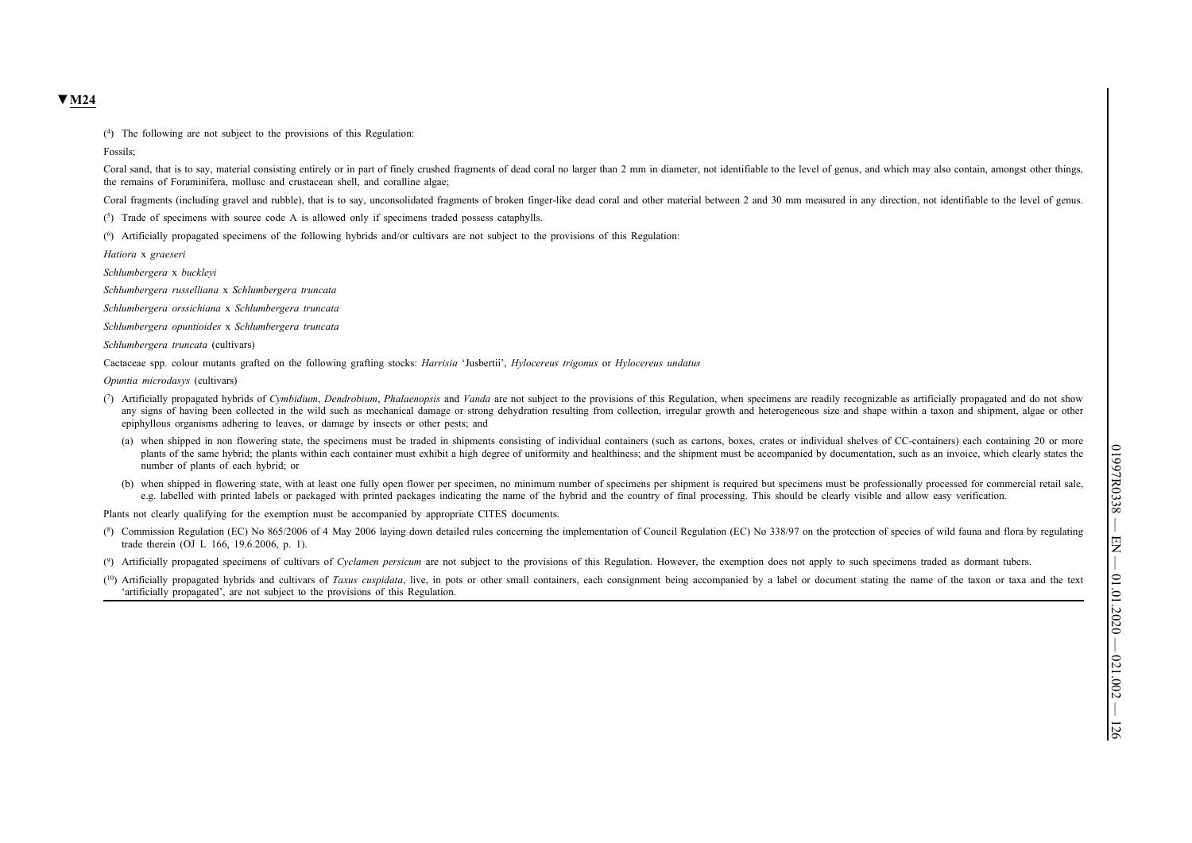▼M24

([4]) The following are not subject to the provisions of this Regulation:

Fossils;

Coral sand, that is to say, material consisting entirely or in part of finely crushed fragments of dead coral no larger than 2 mm in diameter, not identifiable to the level of genus, and which may also contain, amongst other things, the remains of Foraminifera, mollusc and crustacean shell, and coralline algae;

Coral fragments (including gravel and rubble), that is to say, unconsolidated fragments of broken finger-like dead coral and other material between 2 and 30 mm measured in any direction, not identifiable to the level of genus.

([5]) Trade of specimens with source code A is allowed only if specimens traded possess cataphylls.

([6]) Artificially propagated specimens of the following hybrids and/or cultivars are not subject to the provisions of this Regulation:

*Hatiora* x *graeseri*

*Schlumbergera* x *buckleyi*

*Schlumbergera russelliana* x *Schlumbergera truncata*

*Schlumbergera orssichiana* x *Schlumbergera truncata*

*Schlumbergera opuntioides* x *Schlumbergera truncata*

*Schlumbergera truncata* (cultivars)

Cactaceae spp. colour mutants grafted on the following grafting stocks: *Harrisia* 'Jusbertii', *Hylocereus trigonus* or *Hylocereus undatus*

*Opuntia microdasys* (cultivars)

([7]) Artificially propagated hybrids of *Cymbidium*, *Dendrobium*, *Phalaenopsis* and *Vanda* are not subject to the provisions of this Regulation, when specimens are readily recognizable as artificially propagated and do not show any signs of having been collected in the wild such as mechanical damage or strong dehydration resulting from collection, irregular growth and heterogeneous size and shape within a taxon and shipment, algae or other epiphyllous organisms adhering to leaves, or damage by insects or other pests; and

(a) when shipped in non flowering state, the specimens must be traded in shipments consisting of individual containers (such as cartons, boxes, crates or individual shelves of CC-containers) each containing 20 or more plants of the same hybrid; the plants within each container must exhibit a high degree of uniformity and healthiness; and the shipment must be accompanied by documentation, such as an invoice, which clearly states the number of plants of each hybrid; or

(b) when shipped in flowering state, with at least one fully open flower per specimen, no minimum number of specimens per shipment is required but specimens must be professionally processed for commercial retail sale, e.g. labelled with printed labels or packaged with printed packages indicating the name of the hybrid and the country of final processing. This should be clearly visible and allow easy verification.

Plants not clearly qualifying for the exemption must be accompanied by appropriate CITES documents.

([8]) Commission Regulation (EC) No 865/2006 of 4 May 2006 laying down detailed rules concerning the implementation of Council Regulation (EC) No 338/97 on the protection of species of wild fauna and flora by regulating trade therein (OJ L 166, 19.6.2006, p. 1).

([9]) Artificially propagated specimens of cultivars of *Cyclamen persicum* are not subject to the provisions of this Regulation. However, the exemption does not apply to such specimens traded as dormant tubers.

([10]) Artificially propagated hybrids and cultivars of *Taxus cuspidata*, live, in pots or other small containers, each consignment being accompanied by a label or document stating the name of the taxon or taxa and the text 'artificially propagated', are not subject to the provisions of this Regulation.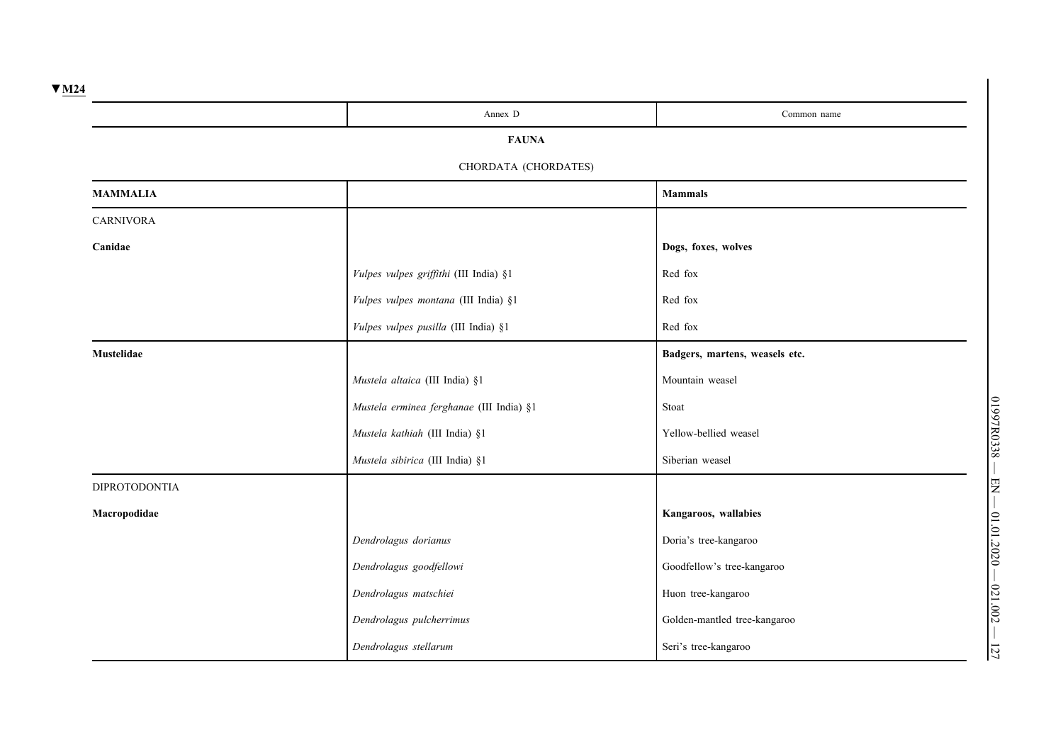▼M24

| | Annex D | Common name |
|---|---|---|
| | **FAUNA** | |
| | CHORDATA (CHORDATES) | |
| **MAMMALIA** | | **Mammals** |
| CARNIVORA | | |
| **Canidae** | | **Dogs, foxes, wolves** |
| | *Vulpes vulpes griffithi* (III India) §1 | Red fox |
| | *Vulpes vulpes montana* (III India) §1 | Red fox |
| | *Vulpes vulpes pusilla* (III India) §1 | Red fox |
| **Mustelidae** | | **Badgers, martens, weasels etc.** |
| | *Mustela altaica* (III India) §1 | Mountain weasel |
| | *Mustela erminea ferghanae* (III India) §1 | Stoat |
| | *Mustela kathiah* (III India) §1 | Yellow-bellied weasel |
| | *Mustela sibirica* (III India) §1 | Siberian weasel |
| DIPROTODONTIA | | |
| **Macropodidae** | | **Kangaroos, wallabies** |
| | *Dendrolagus dorianus* | Doria's tree-kangaroo |
| | *Dendrolagus goodfellowi* | Goodfellow's tree-kangaroo |
| | *Dendrolagus matschiei* | Huon tree-kangaroo |
| | *Dendrolagus pulcherrimus* | Golden-mantled tree-kangaroo |
| | *Dendrolagus stellarum* | Seri's tree-kangaroo |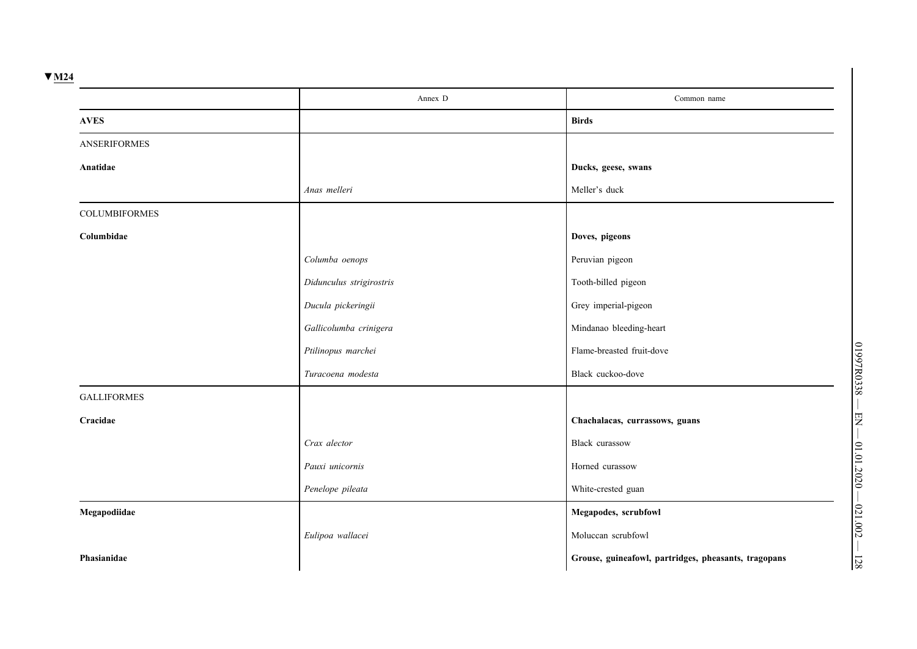▼M24

| | Annex D | Common name |
|---|---|---|
| **AVES** | | **Birds** |
| ANSERIFORMES | | |
| **Anatidae** | | **Ducks, geese, swans** |
| | *Anas melleri* | Meller's duck |
| COLUMBIFORMES | | |
| **Columbidae** | | **Doves, pigeons** |
| | *Columba oenops* | Peruvian pigeon |
| | *Didunculus strigirostris* | Tooth-billed pigeon |
| | *Ducula pickeringii* | Grey imperial-pigeon |
| | *Gallicolumba crinigera* | Mindanao bleeding-heart |
| | *Ptilinopus marchei* | Flame-breasted fruit-dove |
| | *Turacoena modesta* | Black cuckoo-dove |
| GALLIFORMES | | |
| **Cracidae** | | **Chachalacas, currassows, guans** |
| | *Crax alector* | Black curassow |
| | *Pauxi unicornis* | Horned curassow |
| | *Penelope pileata* | White-crested guan |
| **Megapodiidae** | | **Megapodes, scrubfowl** |
| | *Eulipoa wallacei* | Moluccan scrubfowl |
| **Phasianidae** | | **Grouse, guineafowl, partridges, pheasants, tragopans** |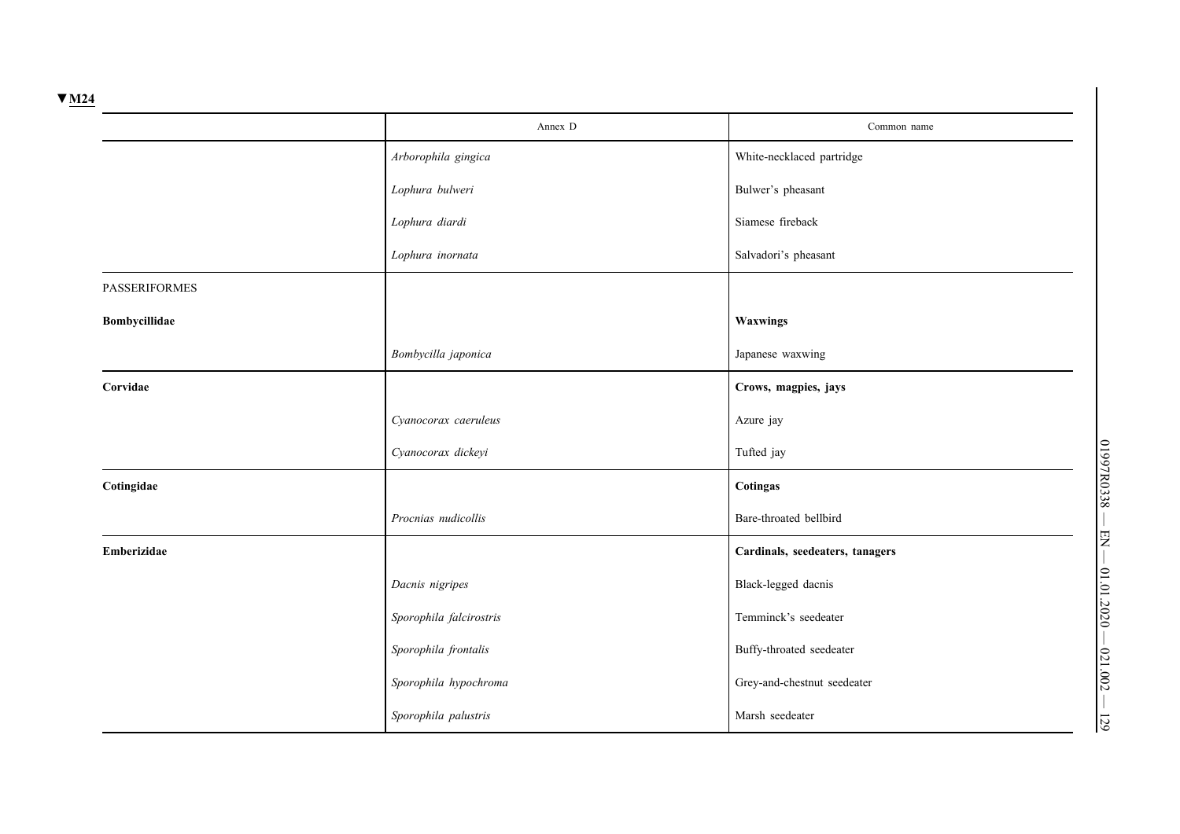▼M24

| | Annex D | Common name |
|---|---|---|
| | *Arborophila gingica* | White-necklaced partridge |
| | *Lophura bulweri* | Bulwer's pheasant |
| | *Lophura diardi* | Siamese fireback |
| | *Lophura inornata* | Salvadori's pheasant |
| PASSERIFORMES | | |
| **Bombycillidae** | | **Waxwings** |
| | *Bombycilla japonica* | Japanese waxwing |
| **Corvidae** | | **Crows, magpies, jays** |
| | *Cyanocorax caeruleus* | Azure jay |
| | *Cyanocorax dickeyi* | Tufted jay |
| **Cotingidae** | | **Cotingas** |
| | *Procnias nudicollis* | Bare-throated bellbird |
| **Emberizidae** | | **Cardinals, seedeaters, tanagers** |
| | *Dacnis nigripes* | Black-legged dacnis |
| | *Sporophila falcirostris* | Temminck's seedeater |
| | *Sporophila frontalis* | Buffy-throated seedeater |
| | *Sporophila hypochroma* | Grey-and-chestnut seedeater |
| | *Sporophila palustris* | Marsh seedeater |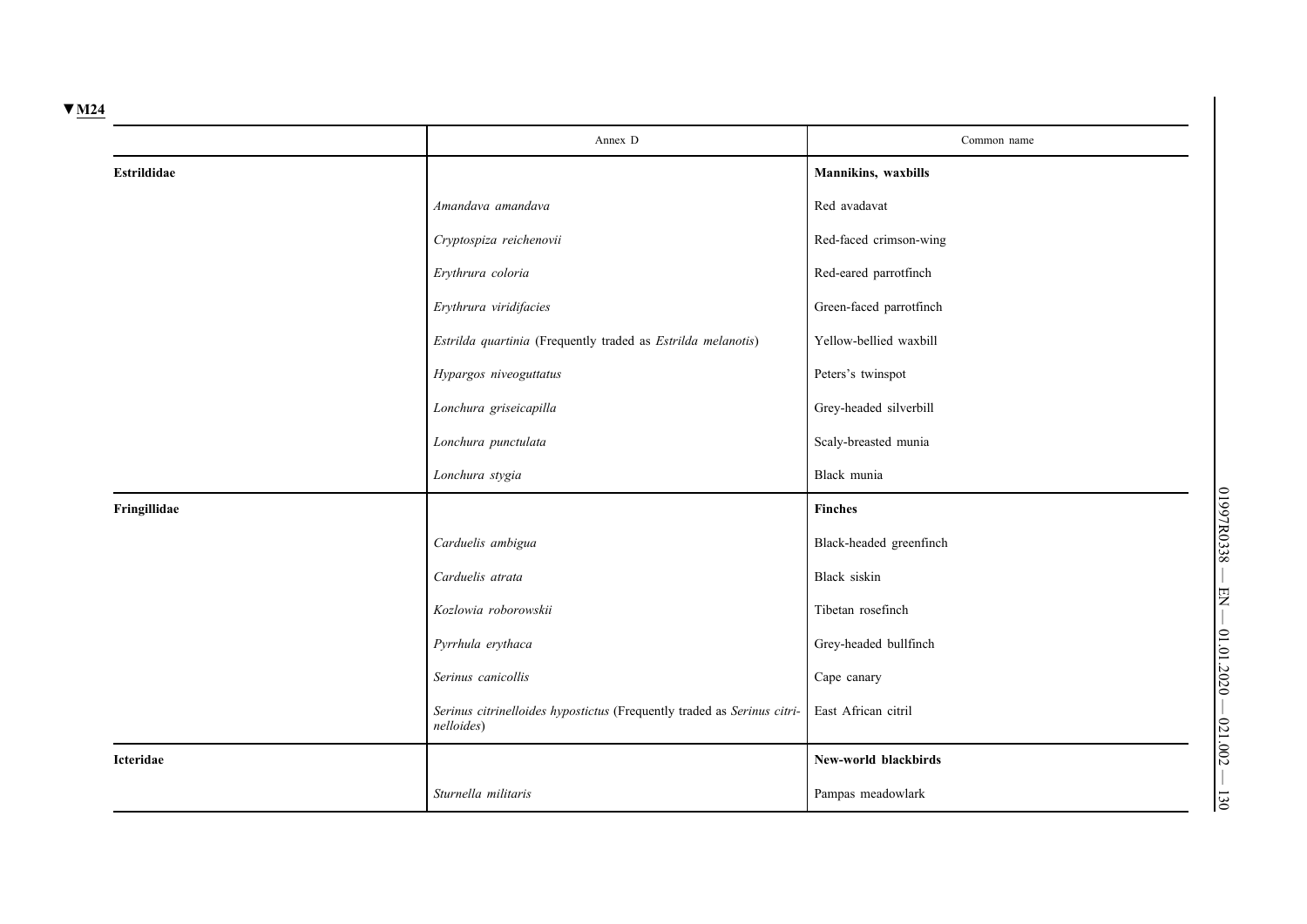▼M24

| | Annex D | Common name |
|---|---|---|
| **Estrildidae** | | **Mannikins, waxbills** |
| | *Amandava amandava* | Red avadavat |
| | *Cryptospiza reichenovii* | Red-faced crimson-wing |
| | *Erythrura coloria* | Red-eared parrotfinch |
| | *Erythrura viridifacies* | Green-faced parrotfinch |
| | *Estrilda quartinia* (Frequently traded as *Estrilda melanotis*) | Yellow-bellied waxbill |
| | *Hypargos niveoguttatus* | Peters's twinspot |
| | *Lonchura griseicapilla* | Grey-headed silverbill |
| | *Lonchura punctulata* | Scaly-breasted munia |
| | *Lonchura stygia* | Black munia |
| **Fringillidae** | | **Finches** |
| | *Carduelis ambigua* | Black-headed greenfinch |
| | *Carduelis atrata* | Black siskin |
| | *Kozlowia roborowskii* | Tibetan rosefinch |
| | *Pyrrhula erythaca* | Grey-headed bullfinch |
| | *Serinus canicollis* | Cape canary |
| | *Serinus citrinelloides hypostictus* (Frequently traded as *Serinus citrinelloides*) | East African citril |
| **Icteridae** | | **New-world blackbirds** |
| | *Sturnella militaris* | Pampas meadowlark |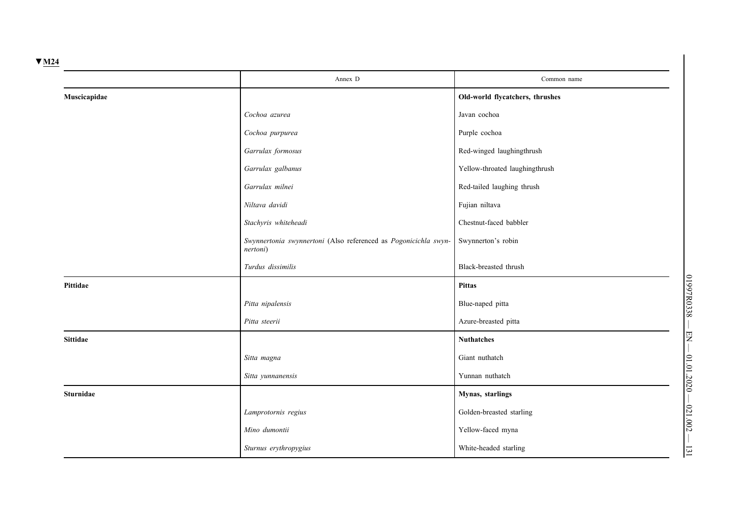▼M24

| | Annex D | Common name |
|---|---|---|
| **Muscicapidae** | | **Old-world flycatchers, thrushes** |
| | *Cochoa azurea* | Javan cochoa |
| | *Cochoa purpurea* | Purple cochoa |
| | *Garrulax formosus* | Red-winged laughingthrush |
| | *Garrulax galbanus* | Yellow-throated laughingthrush |
| | *Garrulax milnei* | Red-tailed laughing thrush |
| | *Niltava davidi* | Fujian niltava |
| | *Stachyris whiteheadi* | Chestnut-faced babbler |
| | *Swynnertonia swynnertoni* (Also referenced as *Pogonicichla swynnertoni*) | Swynnerton's robin |
| | *Turdus dissimilis* | Black-breasted thrush |
| **Pittidae** | | **Pittas** |
| | *Pitta nipalensis* | Blue-naped pitta |
| | *Pitta steerii* | Azure-breasted pitta |
| **Sittidae** | | **Nuthatches** |
| | *Sitta magna* | Giant nuthatch |
| | *Sitta yunnanensis* | Yunnan nuthatch |
| **Sturnidae** | | **Mynas, starlings** |
| | *Lamprotornis regius* | Golden-breasted starling |
| | *Mino dumontii* | Yellow-faced myna |
| | *Sturnus erythropygius* | White-headed starling |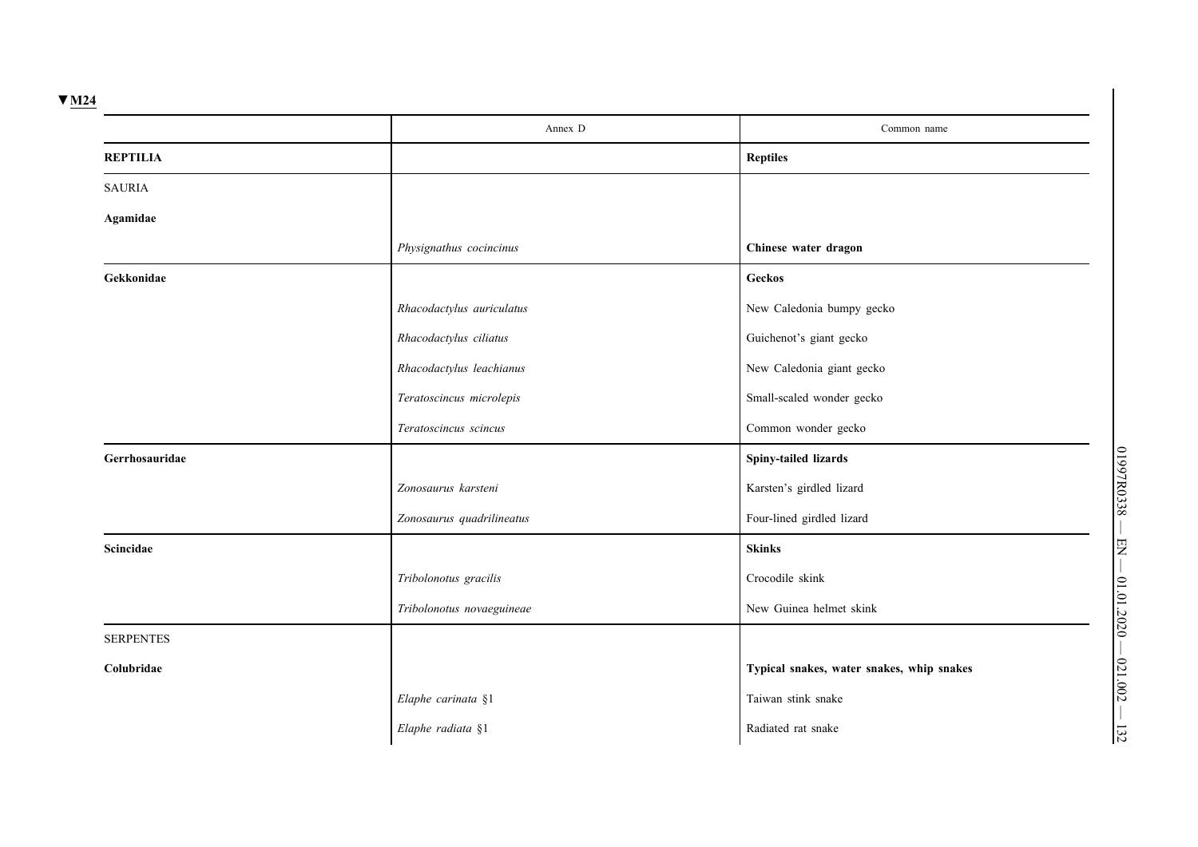▼M24

| | Annex D | Common name |
|---|---|---|
| **REPTILIA** | | **Reptiles** |
| SAURIA | | |
| **Agamidae** | | |
| | *Physignathus cocincinus* | **Chinese water dragon** |
| **Gekkonidae** | | **Geckos** |
| | *Rhacodactylus auriculatus* | New Caledonia bumpy gecko |
| | *Rhacodactylus ciliatus* | Guichenot's giant gecko |
| | *Rhacodactylus leachianus* | New Caledonia giant gecko |
| | *Teratoscincus microlepis* | Small-scaled wonder gecko |
| | *Teratoscincus scincus* | Common wonder gecko |
| **Gerrhosauridae** | | **Spiny-tailed lizards** |
| | *Zonosaurus karsteni* | Karsten's girdled lizard |
| | *Zonosaurus quadrilineatus* | Four-lined girdled lizard |
| **Scincidae** | | **Skinks** |
| | *Tribolonotus gracilis* | Crocodile skink |
| | *Tribolonotus novaeguineae* | New Guinea helmet skink |
| SERPENTES | | |
| **Colubridae** | | **Typical snakes, water snakes, whip snakes** |
| | *Elaphe carinata* §1 | Taiwan stink snake |
| | *Elaphe radiata* §1 | Radiated rat snake |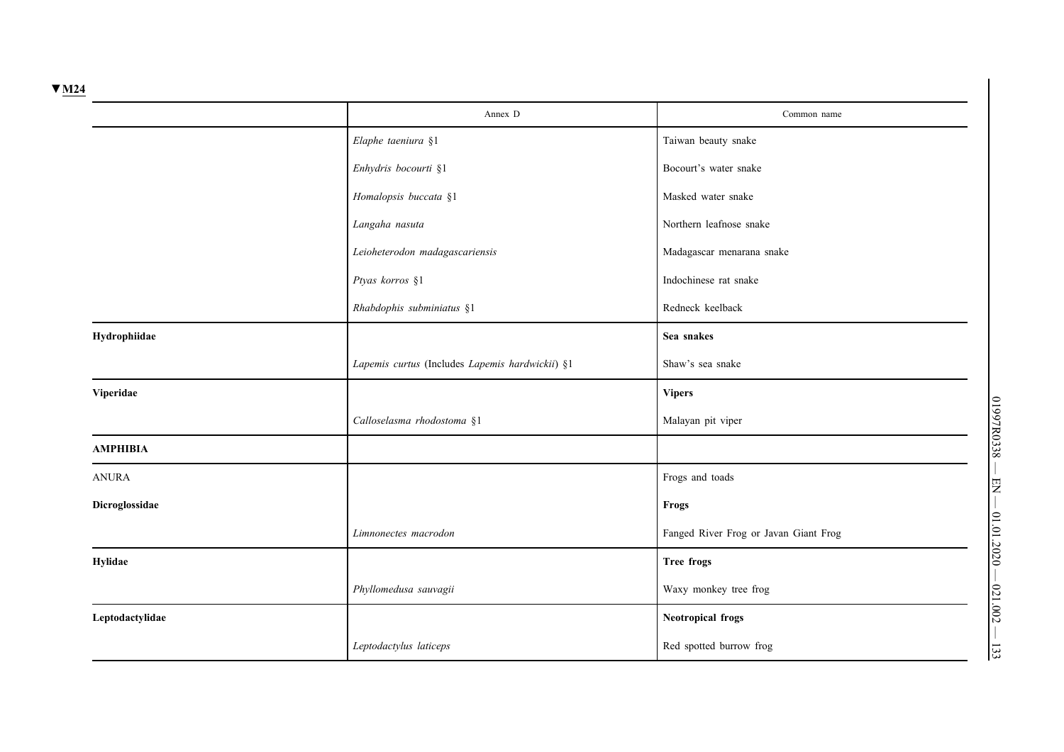▼M24

| | Annex D | Common name |
|---|---|---|
| | *Elaphe taeniura* §1 | Taiwan beauty snake |
| | *Enhydris bocourti* §1 | Bocourt's water snake |
| | *Homalopsis buccata* §1 | Masked water snake |
| | *Langaha nasuta* | Northern leafnose snake |
| | *Leioheterodon madagascariensis* | Madagascar menarana snake |
| | *Ptyas korros* §1 | Indochinese rat snake |
| | *Rhabdophis subminiatus* §1 | Redneck keelback |
| **Hydrophiidae** | | **Sea snakes** |
| | *Lapemis curtus* (Includes *Lapemis hardwickii*) §1 | Shaw's sea snake |
| **Viperidae** | | **Vipers** |
| | *Calloselasma rhodostoma* §1 | Malayan pit viper |
| **AMPHIBIA** | | |
| ANURA | | Frogs and toads |
| **Dicroglossidae** | | **Frogs** |
| | *Limnonectes macrodon* | Fanged River Frog or Javan Giant Frog |
| **Hylidae** | | **Tree frogs** |
| | *Phyllomedusa sauvagii* | Waxy monkey tree frog |
| **Leptodactylidae** | | **Neotropical frogs** |
| | *Leptodactylus laticeps* | Red spotted burrow frog |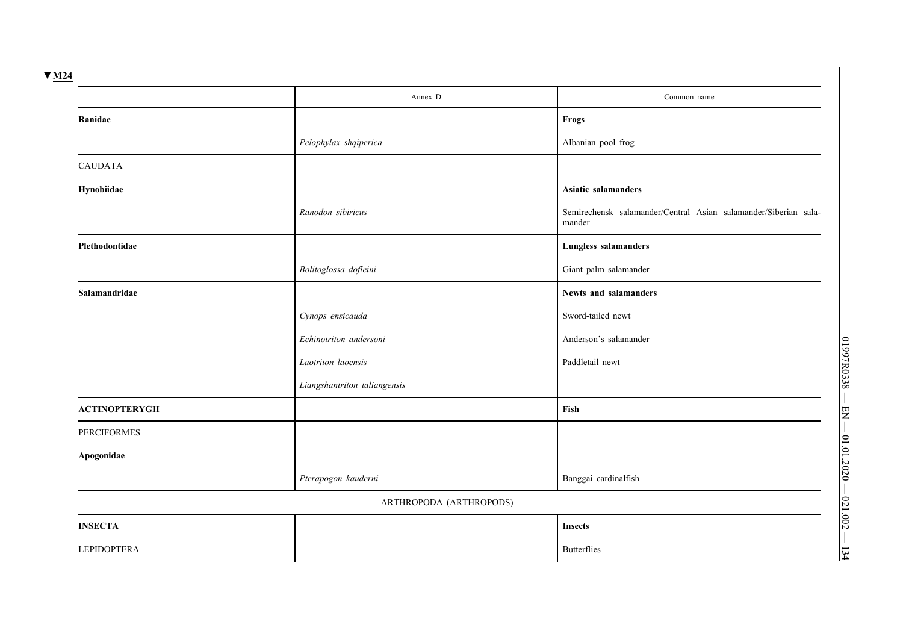▼M24

| | Annex D | Common name |
|---|---|---|
| **Ranidae** | | **Frogs** |
| | *Pelophylax shqiperica* | Albanian pool frog |
| CAUDATA | | |
| **Hynobiidae** | | **Asiatic salamanders** |
| | *Ranodon sibiricus* | Semirechensk salamander/Central Asian salamander/Siberian salamander |
| **Plethodontidae** | | **Lungless salamanders** |
| | *Bolitoglossa dofleini* | Giant palm salamander |
| **Salamandridae** | | **Newts and salamanders** |
| | *Cynops ensicauda* | Sword-tailed newt |
| | *Echinotriton andersoni* | Anderson's salamander |
| | *Laotriton laoensis* | Paddletail newt |
| | *Liangshantriton taliangensis* | |
| **ACTINOPTERYGII** | | **Fish** |
| PERCIFORMES | | |
| **Apogonidae** | | |
| | *Pterapogon kauderni* | Banggai cardinalfish |
| ARTHROPODA (ARTHROPODS) | | |
| **INSECTA** | | **Insects** |
| LEPIDOPTERA | | Butterflies |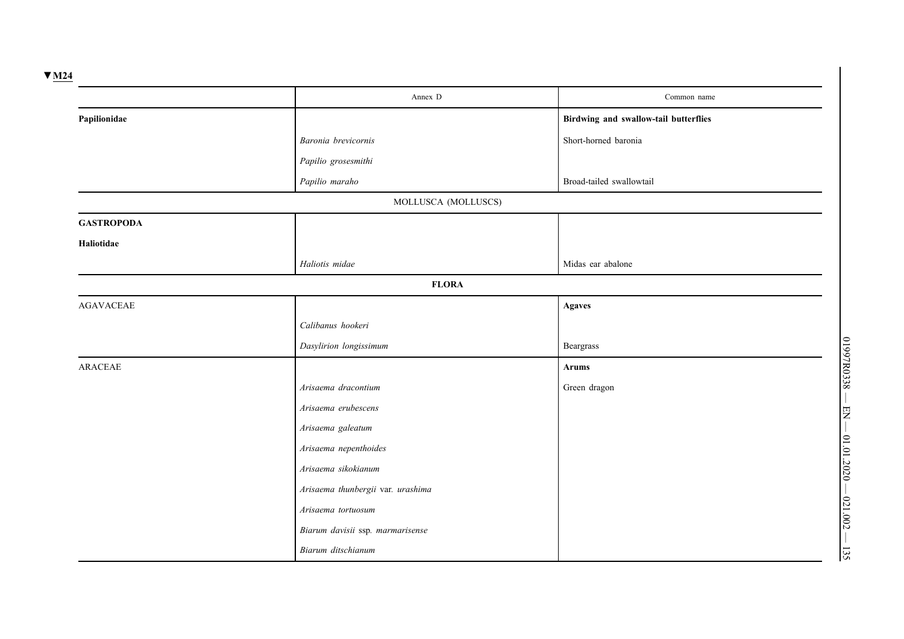▼M24

| | Annex D | Common name |
|---|---|---|
| **Papilionidae** | | **Birdwing and swallow-tail butterflies** |
| | *Baronia brevicornis* | Short-horned baronia |
| | *Papilio grosesmithi* | |
| | *Papilio maraho* | Broad-tailed swallowtail |
| | MOLLUSCA (MOLLUSCS) | |
| **GASTROPODA** | | |
| **Haliotidae** | | |
| | *Haliotis midae* | Midas ear abalone |
| | **FLORA** | |
| AGAVACEAE | | **Agaves** |
| | *Calibanus hookeri* | |
| | *Dasylirion longissimum* | Beargrass |
| ARACEAE | | **Arums** |
| | *Arisaema dracontium* | Green dragon |
| | *Arisaema erubescens* | |
| | *Arisaema galeatum* | |
| | *Arisaema nepenthoides* | |
| | *Arisaema sikokianum* | |
| | *Arisaema thunbergii* var. *urashima* | |
| | *Arisaema tortuosum* | |
| | *Biarum davisii* ssp. *marmarisense* | |
| | *Biarum ditschianum* | |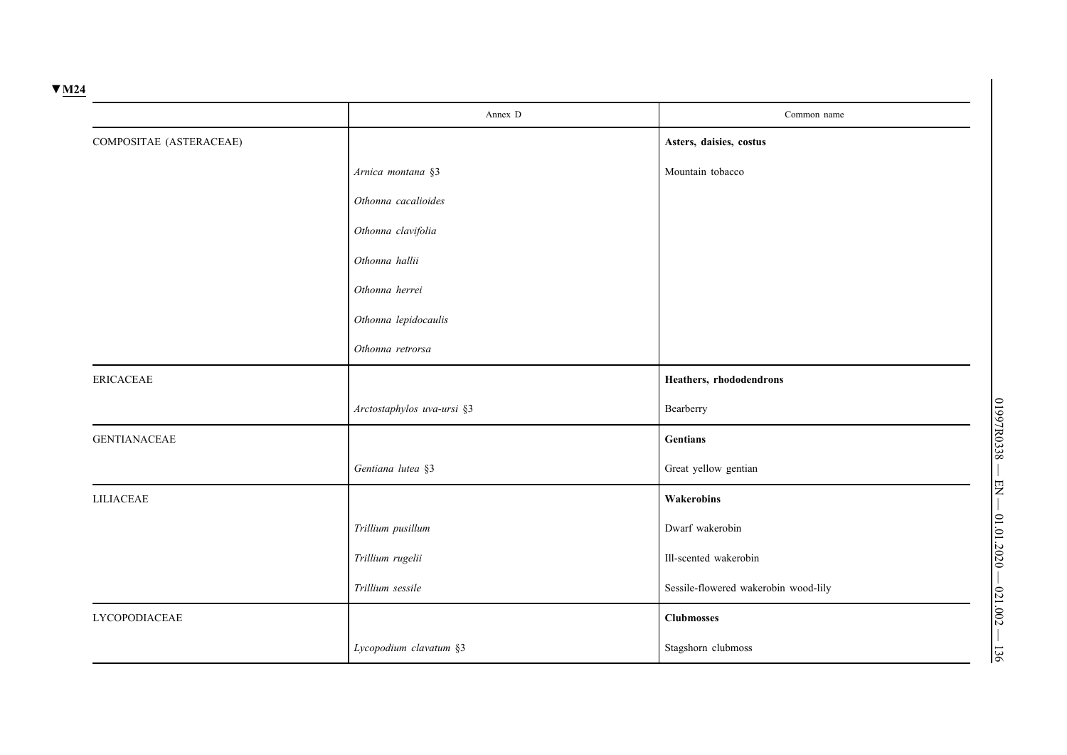▼M24

| | Annex D | Common name |
|---|---|---|
| COMPOSITAE (ASTERACEAE) | | **Asters, daisies, costus** |
| | *Arnica montana* §3 | Mountain tobacco |
| | *Othonna cacalioides* | |
| | *Othonna clavifolia* | |
| | *Othonna hallii* | |
| | *Othonna herrei* | |
| | *Othonna lepidocaulis* | |
| | *Othonna retrorsa* | |
| ERICACEAE | | **Heathers, rhododendrons** |
| | *Arctostaphylos uva-ursi* §3 | Bearberry |
| GENTIANACEAE | | **Gentians** |
| | *Gentiana lutea* §3 | Great yellow gentian |
| LILIACEAE | | **Wakerobins** |
| | *Trillium pusillum* | Dwarf wakerobin |
| | *Trillium rugelii* | Ill-scented wakerobin |
| | *Trillium sessile* | Sessile-flowered wakerobin wood-lily |
| LYCOPODIACEAE | | **Clubmosses** |
| | *Lycopodium clavatum* §3 | Stagshorn clubmoss |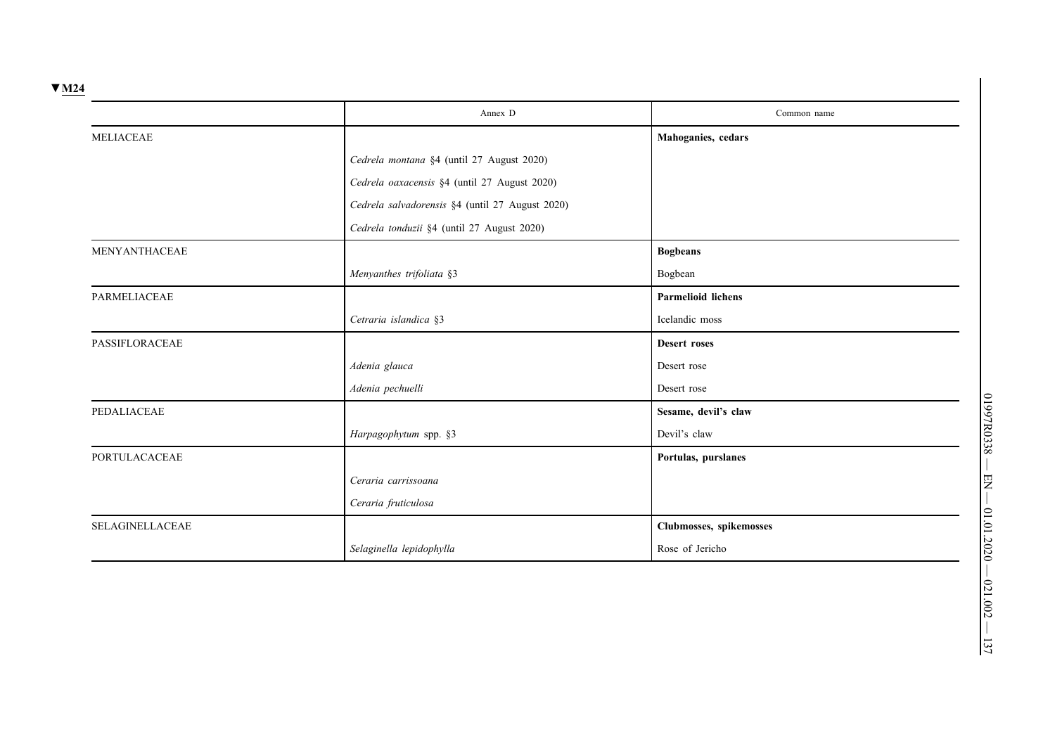▼M24

| | Annex D | Common name |
|---|---|---|
| MELIACEAE | | **Mahoganies, cedars** |
| | *Cedrela montana* §4 (until 27 August 2020) | |
| | *Cedrela oaxacensis* §4 (until 27 August 2020) | |
| | *Cedrela salvadorensis* §4 (until 27 August 2020) | |
| | *Cedrela tonduzii* §4 (until 27 August 2020) | |
| MENYANTHACEAE | | **Bogbeans** |
| | *Menyanthes trifoliata* §3 | Bogbean |
| PARMELIACEAE | | **Parmelioid lichens** |
| | *Cetraria islandica* §3 | Icelandic moss |
| PASSIFLORACEAE | | **Desert roses** |
| | *Adenia glauca* | Desert rose |
| | *Adenia pechuelli* | Desert rose |
| PEDALIACEAE | | **Sesame, devil's claw** |
| | *Harpagophytum* spp. §3 | Devil's claw |
| PORTULACACEAE | | **Portulas, purslanes** |
| | *Ceraria carrissoana* | |
| | *Ceraria fruticulosa* | |
| SELAGINELLACEAE | | **Clubmosses, spikemosses** |
| | *Selaginella lepidophylla* | Rose of Jericho |